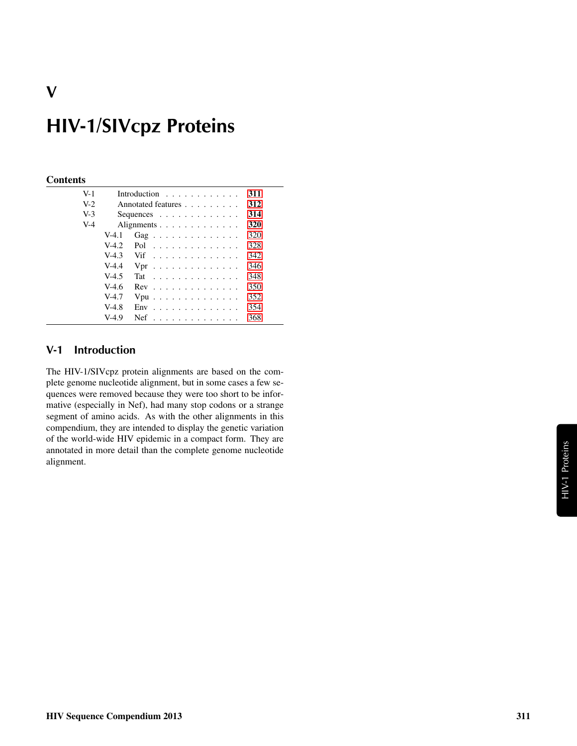# V

# HIV-1/SIVcpz Proteins

**Contents**

| | | | |
|---|---|---|---|
| V-1 | | Introduction | 311 |
| V-2 | | Annotated features | 312 |
| V-3 | | Sequences | 314 |
| V-4 | | Alignments | 320 |
| | V-4.1 | Gag | 320 |
| | V-4.2 | Pol | 328 |
| | V-4.3 | Vif | 342 |
| | V-4.4 | Vpr | 346 |
| | V-4.5 | Tat | 348 |
| | V-4.6 | Rev | 350 |
| | V-4.7 | Vpu | 352 |
| | V-4.8 | Env | 354 |
| | V-4.9 | Nef | 368 |

## V-1 Introduction

The HIV-1/SIVcpz protein alignments are based on the complete genome nucleotide alignment, but in some cases a few sequences were removed because they were too short to be informative (especially in Nef), had many stop codons or a strange segment of amino acids. As with the other alignments in this compendium, they are intended to display the genetic variation of the world-wide HIV epidemic in a compact form. They are annotated in more detail than the complete genome nucleotide alignment.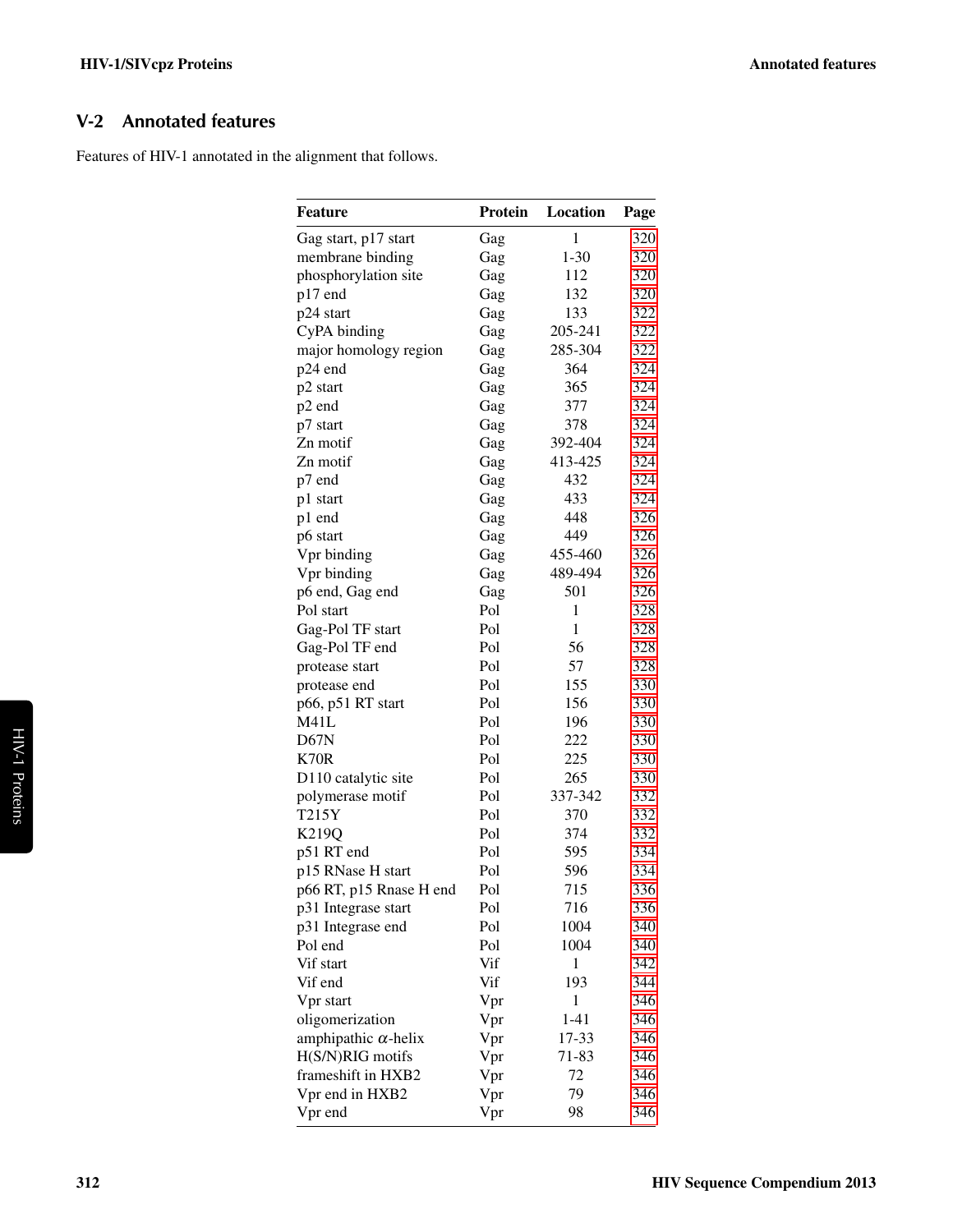## V-2 Annotated features

Features of HIV-1 annotated in the alignment that follows.

| Feature | Protein | Location | Page |
|---|---|---|---|
| Gag start, p17 start | Gag | 1 | 320 |
| membrane binding | Gag | 1-30 | 320 |
| phosphorylation site | Gag | 112 | 320 |
| p17 end | Gag | 132 | 320 |
| p24 start | Gag | 133 | 322 |
| CyPA binding | Gag | 205-241 | 322 |
| major homology region | Gag | 285-304 | 322 |
| p24 end | Gag | 364 | 324 |
| p2 start | Gag | 365 | 324 |
| p2 end | Gag | 377 | 324 |
| p7 start | Gag | 378 | 324 |
| Zn motif | Gag | 392-404 | 324 |
| Zn motif | Gag | 413-425 | 324 |
| p7 end | Gag | 432 | 324 |
| p1 start | Gag | 433 | 324 |
| p1 end | Gag | 448 | 326 |
| p6 start | Gag | 449 | 326 |
| Vpr binding | Gag | 455-460 | 326 |
| Vpr binding | Gag | 489-494 | 326 |
| p6 end, Gag end | Gag | 501 | 326 |
| Pol start | Pol | 1 | 328 |
| Gag-Pol TF start | Pol | 1 | 328 |
| Gag-Pol TF end | Pol | 56 | 328 |
| protease start | Pol | 57 | 328 |
| protease end | Pol | 155 | 330 |
| p66, p51 RT start | Pol | 156 | 330 |
| M41L | Pol | 196 | 330 |
| D67N | Pol | 222 | 330 |
| K70R | Pol | 225 | 330 |
| D110 catalytic site | Pol | 265 | 330 |
| polymerase motif | Pol | 337-342 | 332 |
| T215Y | Pol | 370 | 332 |
| K219Q | Pol | 374 | 332 |
| p51 RT end | Pol | 595 | 334 |
| p15 RNase H start | Pol | 596 | 334 |
| p66 RT, p15 Rnase H end | Pol | 715 | 336 |
| p31 Integrase start | Pol | 716 | 336 |
| p31 Integrase end | Pol | 1004 | 340 |
| Pol end | Pol | 1004 | 340 |
| Vif start | Vif | 1 | 342 |
| Vif end | Vif | 193 | 344 |
| Vpr start | Vpr | 1 | 346 |
| oligomerization | Vpr | 1-41 | 346 |
| amphipathic $\alpha$-helix | Vpr | 17-33 | 346 |
| H(S/N)RIG motifs | Vpr | 71-83 | 346 |
| frameshift in HXB2 | Vpr | 72 | 346 |
| Vpr end in HXB2 | Vpr | 79 | 346 |
| Vpr end | Vpr | 98 | 346 |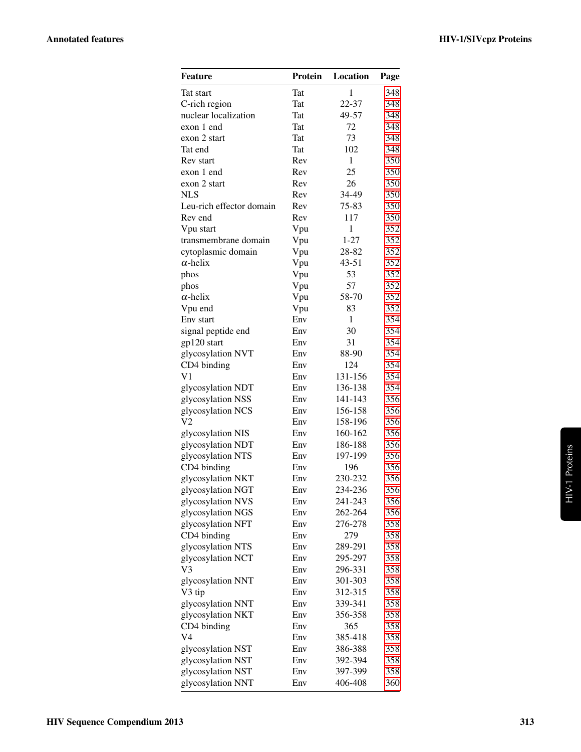| Feature | Protein | Location | Page |
|---|---|---|---|
| Tat start | Tat | 1 | 348 |
| C-rich region | Tat | 22-37 | 348 |
| nuclear localization | Tat | 49-57 | 348 |
| exon 1 end | Tat | 72 | 348 |
| exon 2 start | Tat | 73 | 348 |
| Tat end | Tat | 102 | 348 |
| Rev start | Rev | 1 | 350 |
| exon 1 end | Rev | 25 | 350 |
| exon 2 start | Rev | 26 | 350 |
| NLS | Rev | 34-49 | 350 |
| Leu-rich effector domain | Rev | 75-83 | 350 |
| Rev end | Rev | 117 | 350 |
| Vpu start | Vpu | 1 | 352 |
| transmembrane domain | Vpu | 1-27 | 352 |
| cytoplasmic domain | Vpu | 28-82 | 352 |
| $\alpha$-helix | Vpu | 43-51 | 352 |
| phos | Vpu | 53 | 352 |
| phos | Vpu | 57 | 352 |
| $\alpha$-helix | Vpu | 58-70 | 352 |
| Vpu end | Vpu | 83 | 352 |
| Env start | Env | 1 | 354 |
| signal peptide end | Env | 30 | 354 |
| gp120 start | Env | 31 | 354 |
| glycosylation NVT | Env | 88-90 | 354 |
| CD4 binding | Env | 124 | 354 |
| V1 | Env | 131-156 | 354 |
| glycosylation NDT | Env | 136-138 | 354 |
| glycosylation NSS | Env | 141-143 | 356 |
| glycosylation NCS | Env | 156-158 | 356 |
| V2 | Env | 158-196 | 356 |
| glycosylation NIS | Env | 160-162 | 356 |
| glycosylation NDT | Env | 186-188 | 356 |
| glycosylation NTS | Env | 197-199 | 356 |
| CD4 binding | Env | 196 | 356 |
| glycosylation NKT | Env | 230-232 | 356 |
| glycosylation NGT | Env | 234-236 | 356 |
| glycosylation NVS | Env | 241-243 | 356 |
| glycosylation NGS | Env | 262-264 | 356 |
| glycosylation NFT | Env | 276-278 | 358 |
| CD4 binding | Env | 279 | 358 |
| glycosylation NTS | Env | 289-291 | 358 |
| glycosylation NCT | Env | 295-297 | 358 |
| V3 | Env | 296-331 | 358 |
| glycosylation NNT | Env | 301-303 | 358 |
| V3 tip | Env | 312-315 | 358 |
| glycosylation NNT | Env | 339-341 | 358 |
| glycosylation NKT | Env | 356-358 | 358 |
| CD4 binding | Env | 365 | 358 |
| V4 | Env | 385-418 | 358 |
| glycosylation NST | Env | 386-388 | 358 |
| glycosylation NST | Env | 392-394 | 358 |
| glycosylation NST | Env | 397-399 | 358 |
| glycosylation NNT | Env | 406-408 | 360 |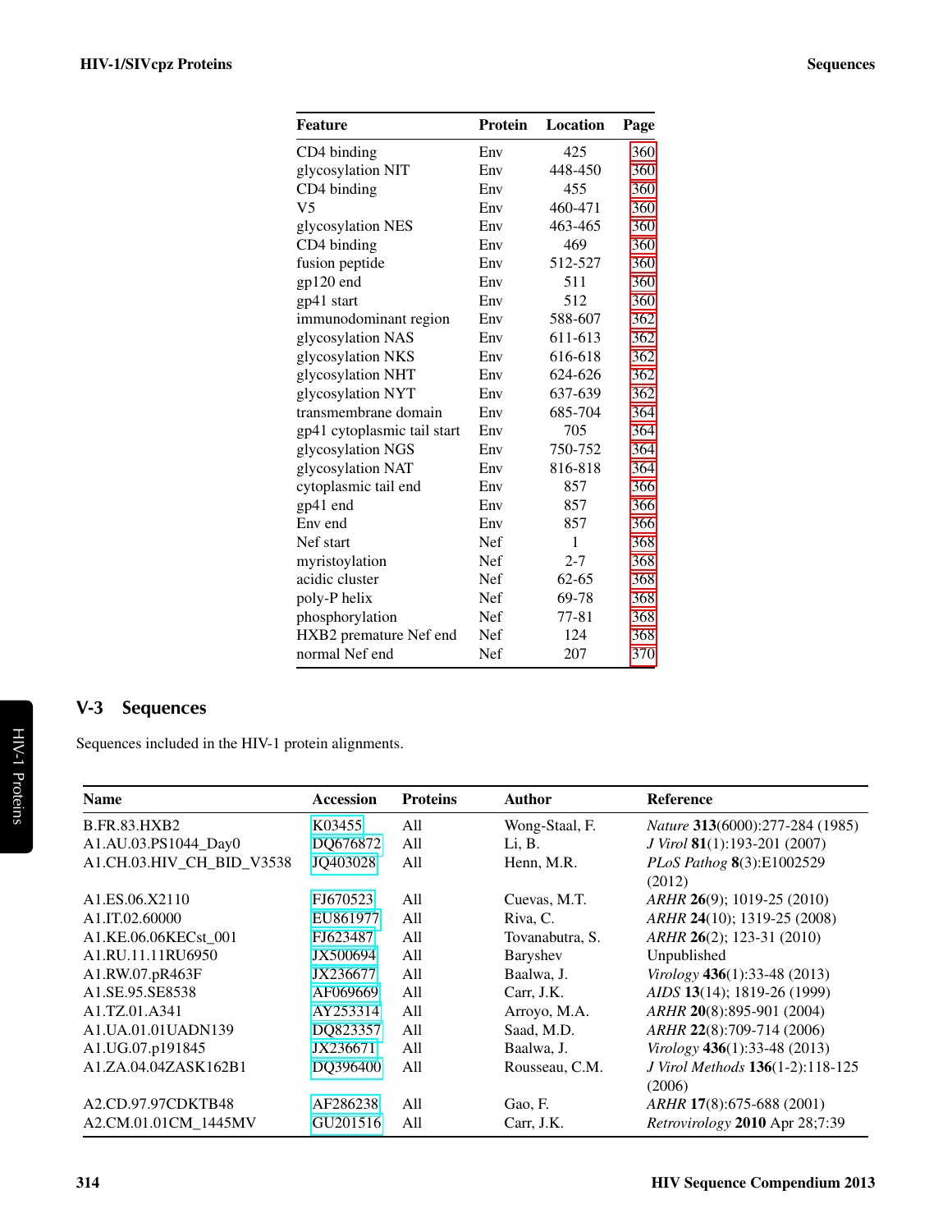| Feature | Protein | Location | Page |
|---|---|---|---|
| CD4 binding | Env | 425 | 360 |
| glycosylation NIT | Env | 448-450 | 360 |
| CD4 binding | Env | 455 | 360 |
| V5 | Env | 460-471 | 360 |
| glycosylation NES | Env | 463-465 | 360 |
| CD4 binding | Env | 469 | 360 |
| fusion peptide | Env | 512-527 | 360 |
| gp120 end | Env | 511 | 360 |
| gp41 start | Env | 512 | 360 |
| immunodominant region | Env | 588-607 | 362 |
| glycosylation NAS | Env | 611-613 | 362 |
| glycosylation NKS | Env | 616-618 | 362 |
| glycosylation NHT | Env | 624-626 | 362 |
| glycosylation NYT | Env | 637-639 | 362 |
| transmembrane domain | Env | 685-704 | 364 |
| gp41 cytoplasmic tail start | Env | 705 | 364 |
| glycosylation NGS | Env | 750-752 | 364 |
| glycosylation NAT | Env | 816-818 | 364 |
| cytoplasmic tail end | Env | 857 | 366 |
| gp41 end | Env | 857 | 366 |
| Env end | Env | 857 | 366 |
| Nef start | Nef | 1 | 368 |
| myristoylation | Nef | 2-7 | 368 |
| acidic cluster | Nef | 62-65 | 368 |
| poly-P helix | Nef | 69-78 | 368 |
| phosphorylation | Nef | 77-81 | 368 |
| HXB2 premature Nef end | Nef | 124 | 368 |
| normal Nef end | Nef | 207 | 370 |

## V-3 Sequences

Sequences included in the HIV-1 protein alignments.

| Name | Accession | Proteins | Author | Reference |
|---|---|---|---|---|
| B.FR.83.HXB2 | K03455 | All | Wong-Staal, F. | *Nature* **313**(6000):277-284 (1985) |
| A1.AU.03.PS1044_Day0 | DQ676872 | All | Li, B. | *J Virol* **81**(1):193-201 (2007) |
| A1.CH.03.HIV_CH_BID_V3538 | JQ403028 | All | Henn, M.R. | *PLoS Pathog* **8**(3):E1002529 (2012) |
| A1.ES.06.X2110 | FJ670523 | All | Cuevas, M.T. | *ARHR* **26**(9); 1019-25 (2010) |
| A1.IT.02.60000 | EU861977 | All | Riva, C. | *ARHR* **24**(10); 1319-25 (2008) |
| A1.KE.06.06KECst_001 | FJ623487 | All | Tovanabutra, S. | *ARHR* **26**(2); 123-31 (2010) |
| A1.RU.11.11RU6950 | JX500694 | All | Baryshev | Unpublished |
| A1.RW.07.pR463F | JX236677 | All | Baalwa, J. | *Virology* **436**(1):33-48 (2013) |
| A1.SE.95.SE8538 | AF069669 | All | Carr, J.K. | *AIDS* **13**(14); 1819-26 (1999) |
| A1.TZ.01.A341 | AY253314 | All | Arroyo, M.A. | *ARHR* **20**(8):895-901 (2004) |
| A1.UA.01.01UADN139 | DQ823357 | All | Saad, M.D. | *ARHR* **22**(8):709-714 (2006) |
| A1.UG.07.p191845 | JX236671 | All | Baalwa, J. | *Virology* **436**(1):33-48 (2013) |
| A1.ZA.04.04ZASK162B1 | DQ396400 | All | Rousseau, C.M. | *J Virol Methods* **136**(1-2):118-125 (2006) |
| A2.CD.97.97CDKTB48 | AF286238 | All | Gao, F. | *ARHR* **17**(8):675-688 (2001) |
| A2.CM.01.01CM_1445MV | GU201516 | All | Carr, J.K. | *Retrovirology* **2010** Apr 28;7:39 |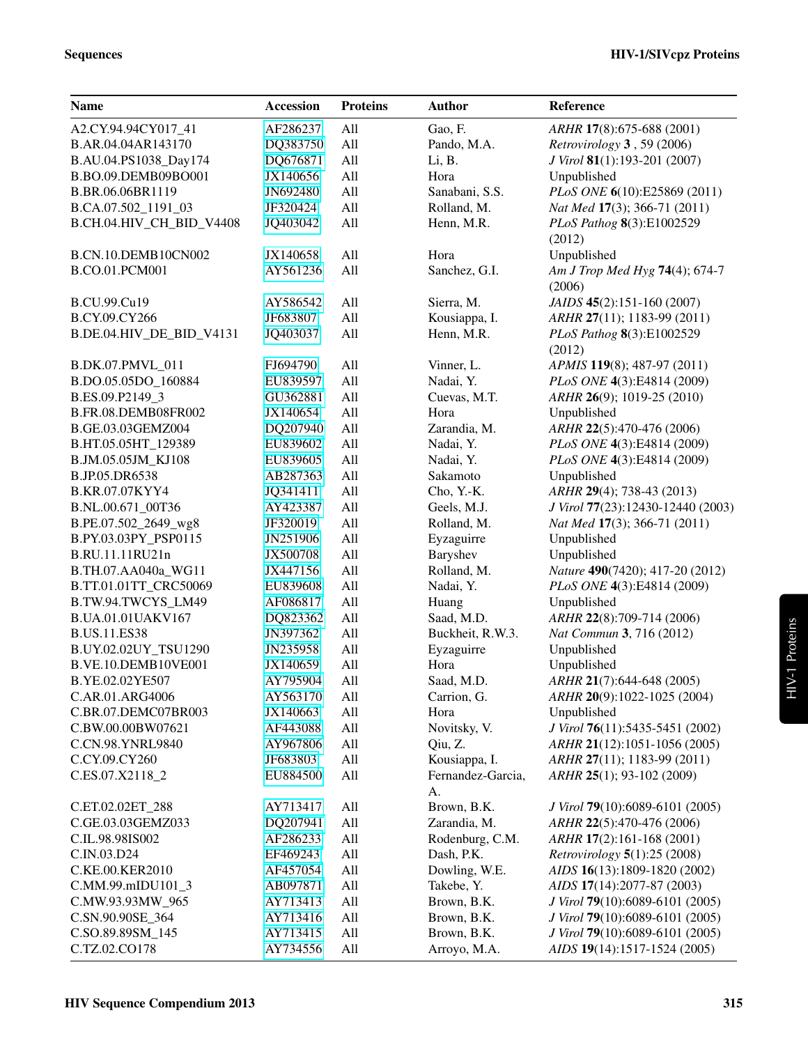| Name | Accession | Proteins | Author | Reference |
|---|---|---|---|---|
| A2.CY.94.94CY017_41 | AF286237 | All | Gao, F. | *ARHR* **17**(8):675-688 (2001) |
| B.AR.04.04AR143170 | DQ383750 | All | Pando, M.A. | *Retrovirology* **3** , 59 (2006) |
| B.AU.04.PS1038_Day174 | DQ676871 | All | Li, B. | *J Virol* **81**(1):193-201 (2007) |
| B.BO.09.DEMB09BO001 | JX140656 | All | Hora | Unpublished |
| B.BR.06.06BR1119 | JN692480 | All | Sanabani, S.S. | *PLoS ONE* **6**(10):E25869 (2011) |
| B.CA.07.502_1191_03 | JF320424 | All | Rolland, M. | *Nat Med* **17**(3); 366-71 (2011) |
| B.CH.04.HIV_CH_BID_V4408 | JQ403042 | All | Henn, M.R. | *PLoS Pathog* **8**(3):E1002529 (2012) |
| B.CN.10.DEMB10CN002 | JX140658 | All | Hora | Unpublished |
| B.CO.01.PCM001 | AY561236 | All | Sanchez, G.I. | *Am J Trop Med Hyg* **74**(4); 674-7 (2006) |
| B.CU.99.Cu19 | AY586542 | All | Sierra, M. | *JAIDS* **45**(2):151-160 (2007) |
| B.CY.09.CY266 | JF683807 | All | Kousiappa, I. | *ARHR* **27**(11); 1183-99 (2011) |
| B.DE.04.HIV_DE_BID_V4131 | JQ403037 | All | Henn, M.R. | *PLoS Pathog* **8**(3):E1002529 (2012) |
| B.DK.07.PMVL_011 | FJ694790 | All | Vinner, L. | *APMIS* **119**(8); 487-97 (2011) |
| B.DO.05.05DO_160884 | EU839597 | All | Nadai, Y. | *PLoS ONE* **4**(3):E4814 (2009) |
| B.ES.09.P2149_3 | GU362881 | All | Cuevas, M.T. | *ARHR* **26**(9); 1019-25 (2010) |
| B.FR.08.DEMB08FR002 | JX140654 | All | Hora | Unpublished |
| B.GE.03.03GEMZ004 | DQ207940 | All | Zarandia, M. | *ARHR* **22**(5):470-476 (2006) |
| B.HT.05.05HT_129389 | EU839602 | All | Nadai, Y. | *PLoS ONE* **4**(3):E4814 (2009) |
| B.JM.05.05JM_KJ108 | EU839605 | All | Nadai, Y. | *PLoS ONE* **4**(3):E4814 (2009) |
| B.JP.05.DR6538 | AB287363 | All | Sakamoto | Unpublished |
| B.KR.07.07KYY4 | JQ341411 | All | Cho, Y.-K. | *ARHR* **29**(4); 738-43 (2013) |
| B.NL.00.671_00T36 | AY423387 | All | Geels, M.J. | *J Virol* **77**(23):12430-12440 (2003) |
| B.PE.07.502_2649_wg8 | JF320019 | All | Rolland, M. | *Nat Med* **17**(3); 366-71 (2011) |
| B.PY.03.03PY_PSP0115 | JN251906 | All | Eyzaguirre | Unpublished |
| B.RU.11.11RU21n | JX500708 | All | Baryshev | Unpublished |
| B.TH.07.AA040a_WG11 | JX447156 | All | Rolland, M. | *Nature* **490**(7420); 417-20 (2012) |
| B.TT.01.01TT_CRC50069 | EU839608 | All | Nadai, Y. | *PLoS ONE* **4**(3):E4814 (2009) |
| B.TW.94.TWCYS_LM49 | AF086817 | All | Huang | Unpublished |
| B.UA.01.01UAKV167 | DQ823362 | All | Saad, M.D. | *ARHR* **22**(8):709-714 (2006) |
| B.US.11.ES38 | JN397362 | All | Buckheit, R.W.3. | *Nat Commun* **3**, 716 (2012) |
| B.UY.02.02UY_TSU1290 | JN235958 | All | Eyzaguirre | Unpublished |
| B.VE.10.DEMB10VE001 | JX140659 | All | Hora | Unpublished |
| B.YE.02.02YE507 | AY795904 | All | Saad, M.D. | *ARHR* **21**(7):644-648 (2005) |
| C.AR.01.ARG4006 | AY563170 | All | Carrion, G. | *ARHR* **20**(9):1022-1025 (2004) |
| C.BR.07.DEMC07BR003 | JX140663 | All | Hora | Unpublished |
| C.BW.00.00BW07621 | AF443088 | All | Novitsky, V. | *J Virol* **76**(11):5435-5451 (2002) |
| C.CN.98.YNRL9840 | AY967806 | All | Qiu, Z. | *ARHR* **21**(12):1051-1056 (2005) |
| C.CY.09.CY260 | JF683803 | All | Kousiappa, I. | *ARHR* **27**(11); 1183-99 (2011) |
| C.ES.07.X2118_2 | EU884500 | All | Fernandez-Garcia, A. | *ARHR* **25**(1); 93-102 (2009) |
| C.ET.02.02ET_288 | AY713417 | All | Brown, B.K. | *J Virol* **79**(10):6089-6101 (2005) |
| C.GE.03.03GEMZ033 | DQ207941 | All | Zarandia, M. | *ARHR* **22**(5):470-476 (2006) |
| C.IL.98.98IS002 | AF286233 | All | Rodenburg, C.M. | *ARHR* **17**(2):161-168 (2001) |
| C.IN.03.D24 | EF469243 | All | Dash, P.K. | *Retrovirology* **5**(1):25 (2008) |
| C.KE.00.KER2010 | AF457054 | All | Dowling, W.E. | *AIDS* **16**(13):1809-1820 (2002) |
| C.MM.99.mIDU101_3 | AB097871 | All | Takebe, Y. | *AIDS* **17**(14):2077-87 (2003) |
| C.MW.93.93MW_965 | AY713413 | All | Brown, B.K. | *J Virol* **79**(10):6089-6101 (2005) |
| C.SN.90.90SE_364 | AY713416 | All | Brown, B.K. | *J Virol* **79**(10):6089-6101 (2005) |
| C.SO.89.89SM_145 | AY713415 | All | Brown, B.K. | *J Virol* **79**(10):6089-6101 (2005) |
| C.TZ.02.CO178 | AY734556 | All | Arroyo, M.A. | *AIDS* **19**(14):1517-1524 (2005) |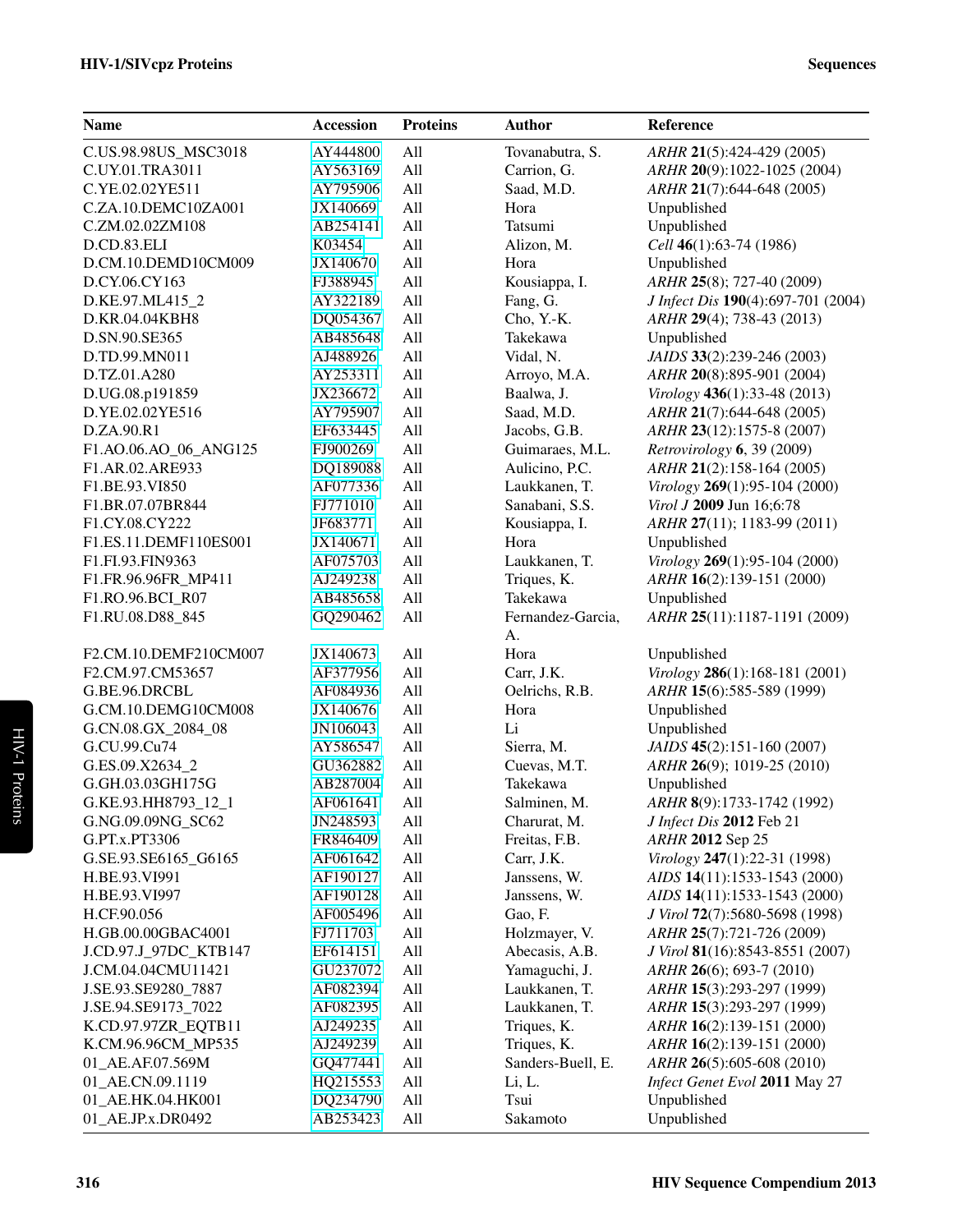| Name | Accession | Proteins | Author | Reference |
|---|---|---|---|---|
| C.US.98.98US_MSC3018 | AY444800 | All | Tovanabutra, S. | *ARHR* **21**(5):424-429 (2005) |
| C.UY.01.TRA3011 | AY563169 | All | Carrion, G. | *ARHR* **20**(9):1022-1025 (2004) |
| C.YE.02.02YE511 | AY795906 | All | Saad, M.D. | *ARHR* **21**(7):644-648 (2005) |
| C.ZA.10.DEMC10ZA001 | JX140669 | All | Hora | Unpublished |
| C.ZM.02.02ZM108 | AB254141 | All | Tatsumi | Unpublished |
| D.CD.83.ELI | K03454 | All | Alizon, M. | *Cell* **46**(1):63-74 (1986) |
| D.CM.10.DEMD10CM009 | JX140670 | All | Hora | Unpublished |
| D.CY.06.CY163 | FJ388945 | All | Kousiappa, I. | *ARHR* **25**(8); 727-40 (2009) |
| D.KE.97.ML415_2 | AY322189 | All | Fang, G. | *J Infect Dis* **190**(4):697-701 (2004) |
| D.KR.04.04KBH8 | DQ054367 | All | Cho, Y.-K. | *ARHR* **29**(4); 738-43 (2013) |
| D.SN.90.SE365 | AB485648 | All | Takekawa | Unpublished |
| D.TD.99.MN011 | AJ488926 | All | Vidal, N. | *JAIDS* **33**(2):239-246 (2003) |
| D.TZ.01.A280 | AY253311 | All | Arroyo, M.A. | *ARHR* **20**(8):895-901 (2004) |
| D.UG.08.p191859 | JX236672 | All | Baalwa, J. | *Virology* **436**(1):33-48 (2013) |
| D.YE.02.02YE516 | AY795907 | All | Saad, M.D. | *ARHR* **21**(7):644-648 (2005) |
| D.ZA.90.R1 | EF633445 | All | Jacobs, G.B. | *ARHR* **23**(12):1575-8 (2007) |
| F1.AO.06.AO_06_ANG125 | FJ900269 | All | Guimaraes, M.L. | *Retrovirology* **6**, 39 (2009) |
| F1.AR.02.ARE933 | DQ189088 | All | Aulicino, P.C. | *ARHR* **21**(2):158-164 (2005) |
| F1.BE.93.VI850 | AF077336 | All | Laukkanen, T. | *Virology* **269**(1):95-104 (2000) |
| F1.BR.07.07BR844 | FJ771010 | All | Sanabani, S.S. | *Virol J* **2009** Jun 16;6:78 |
| F1.CY.08.CY222 | JF683771 | All | Kousiappa, I. | *ARHR* **27**(11); 1183-99 (2011) |
| F1.ES.11.DEMF110ES001 | JX140671 | All | Hora | Unpublished |
| F1.FI.93.FIN9363 | AF075703 | All | Laukkanen, T. | *Virology* **269**(1):95-104 (2000) |
| F1.FR.96.96FR_MP411 | AJ249238 | All | Triques, K. | *ARHR* **16**(2):139-151 (2000) |
| F1.RO.96.BCI_R07 | AB485658 | All | Takekawa | Unpublished |
| F1.RU.08.D88_845 | GQ290462 | All | Fernandez-Garcia, A. | *ARHR* **25**(11):1187-1191 (2009) |
| F2.CM.10.DEMF210CM007 | JX140673 | All | Hora | Unpublished |
| F2.CM.97.CM53657 | AF377956 | All | Carr, J.K. | *Virology* **286**(1):168-181 (2001) |
| G.BE.96.DRCBL | AF084936 | All | Oelrichs, R.B. | *ARHR* **15**(6):585-589 (1999) |
| G.CM.10.DEMG10CM008 | JX140676 | All | Hora | Unpublished |
| G.CN.08.GX_2084_08 | JN106043 | All | Li | Unpublished |
| G.CU.99.Cu74 | AY586547 | All | Sierra, M. | *JAIDS* **45**(2):151-160 (2007) |
| G.ES.09.X2634_2 | GU362882 | All | Cuevas, M.T. | *ARHR* **26**(9); 1019-25 (2010) |
| G.GH.03.03GH175G | AB287004 | All | Takekawa | Unpublished |
| G.KE.93.HH8793_12_1 | AF061641 | All | Salminen, M. | *ARHR* **8**(9):1733-1742 (1992) |
| G.NG.09.09NG_SC62 | JN248593 | All | Charurat, M. | *J Infect Dis* **2012** Feb 21 |
| G.PT.x.PT3306 | FR846409 | All | Freitas, F.B. | *ARHR* **2012** Sep 25 |
| G.SE.93.SE6165_G6165 | AF061642 | All | Carr, J.K. | *Virology* **247**(1):22-31 (1998) |
| H.BE.93.VI991 | AF190127 | All | Janssens, W. | *AIDS* **14**(11):1533-1543 (2000) |
| H.BE.93.VI997 | AF190128 | All | Janssens, W. | *AIDS* **14**(11):1533-1543 (2000) |
| H.CF.90.056 | AF005496 | All | Gao, F. | *J Virol* **72**(7):5680-5698 (1998) |
| H.GB.00.00GBAC4001 | FJ711703 | All | Holzmayer, V. | *ARHR* **25**(7):721-726 (2009) |
| J.CD.97.J_97DC_KTB147 | EF614151 | All | Abecasis, A.B. | *J Virol* **81**(16):8543-8551 (2007) |
| J.CM.04.04CMU11421 | GU237072 | All | Yamaguchi, J. | *ARHR* **26**(6); 693-7 (2010) |
| J.SE.93.SE9280_7887 | AF082394 | All | Laukkanen, T. | *ARHR* **15**(3):293-297 (1999) |
| J.SE.94.SE9173_7022 | AF082395 | All | Laukkanen, T. | *ARHR* **15**(3):293-297 (1999) |
| K.CD.97.97ZR_EQTB11 | AJ249235 | All | Triques, K. | *ARHR* **16**(2):139-151 (2000) |
| K.CM.96.96CM_MP535 | AJ249239 | All | Triques, K. | *ARHR* **16**(2):139-151 (2000) |
| 01_AE.AF.07.569M | GQ477441 | All | Sanders-Buell, E. | *ARHR* **26**(5):605-608 (2010) |
| 01_AE.CN.09.1119 | HQ215553 | All | Li, L. | *Infect Genet Evol* **2011** May 27 |
| 01_AE.HK.04.HK001 | DQ234790 | All | Tsui | Unpublished |
| 01_AE.JP.x.DR0492 | AB253423 | All | Sakamoto | Unpublished |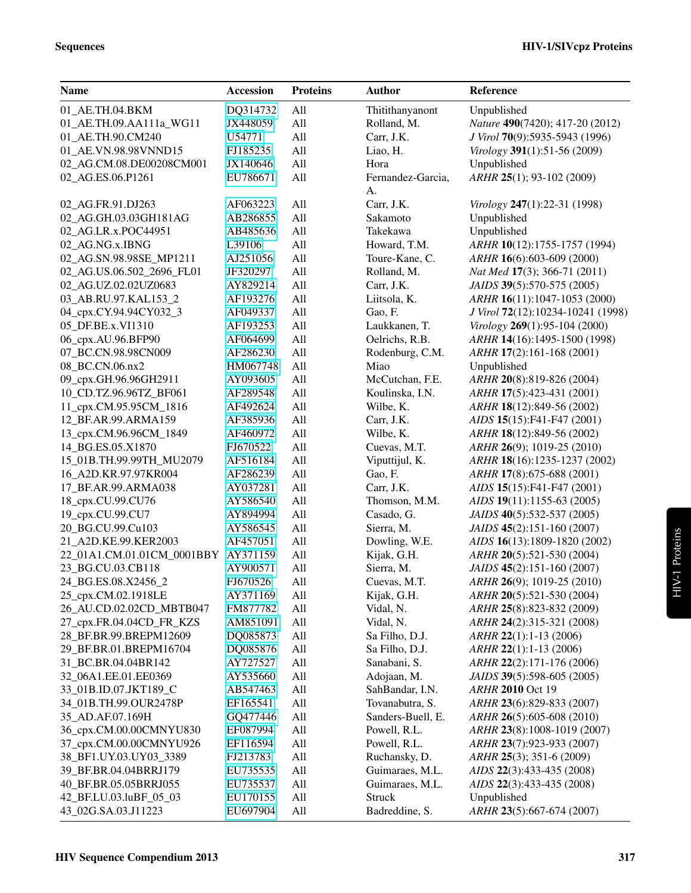| Name | Accession | Proteins | Author | Reference |
|---|---|---|---|---|
| 01_AE.TH.04.BKM | DQ314732 | All | Thitithanyanont | Unpublished |
| 01_AE.TH.09.AA111a_WG11 | JX448059 | All | Rolland, M. | *Nature* **490**(7420); 417-20 (2012) |
| 01_AE.TH.90.CM240 | U54771 | All | Carr, J.K. | *J Virol* **70**(9):5935-5943 (1996) |
| 01_AE.VN.98.98VNND15 | FJ185235 | All | Liao, H. | *Virology* **391**(1):51-56 (2009) |
| 02_AG.CM.08.DE00208CM001 | JX140646 | All | Hora | Unpublished |
| 02_AG.ES.06.P1261 | EU786671 | All | Fernandez-Garcia, A. | *ARHR* **25**(1); 93-102 (2009) |
| 02_AG.FR.91.DJ263 | AF063223 | All | Carr, J.K. | *Virology* **247**(1):22-31 (1998) |
| 02_AG.GH.03.03GH181AG | AB286855 | All | Sakamoto | Unpublished |
| 02_AG.LR.x.POC44951 | AB485636 | All | Takekawa | Unpublished |
| 02_AG.NG.x.IBNG | L39106 | All | Howard, T.M. | *ARHR* **10**(12):1755-1757 (1994) |
| 02_AG.SN.98.98SE_MP1211 | AJ251056 | All | Toure-Kane, C. | *ARHR* **16**(6):603-609 (2000) |
| 02_AG.US.06.502_2696_FL01 | JF320297 | All | Rolland, M. | *Nat Med* **17**(3); 366-71 (2011) |
| 02_AG.UZ.02.02UZ0683 | AY829214 | All | Carr, J.K. | *JAIDS* **39**(5):570-575 (2005) |
| 03_AB.RU.97.KAL153_2 | AF193276 | All | Liitsola, K. | *ARHR* **16**(11):1047-1053 (2000) |
| 04_cpx.CY.94.94CY032_3 | AF049337 | All | Gao, F. | *J Virol* **72**(12):10234-10241 (1998) |
| 05_DF.BE.x.VI1310 | AF193253 | All | Laukkanen, T. | *Virology* **269**(1):95-104 (2000) |
| 06_cpx.AU.96.BFP90 | AF064699 | All | Oelrichs, R.B. | *ARHR* **14**(16):1495-1500 (1998) |
| 07_BC.CN.98.98CN009 | AF286230 | All | Rodenburg, C.M. | *ARHR* **17**(2):161-168 (2001) |
| 08_BC.CN.06.nx2 | HM067748 | All | Miao | Unpublished |
| 09_cpx.GH.96.96GH2911 | AY093605 | All | McCutchan, F.E. | *ARHR* **20**(8):819-826 (2004) |
| 10_CD.TZ.96.96TZ_BF061 | AF289548 | All | Koulinska, I.N. | *ARHR* **17**(5):423-431 (2001) |
| 11_cpx.CM.95.95CM_1816 | AF492624 | All | Wilbe, K. | *ARHR* **18**(12):849-56 (2002) |
| 12_BF.AR.99.ARMA159 | AF385936 | All | Carr, J.K. | *AIDS* **15**(15):F41-F47 (2001) |
| 13_cpx.CM.96.96CM_1849 | AF460972 | All | Wilbe, K. | *ARHR* **18**(12):849-56 (2002) |
| 14_BG.ES.05.X1870 | FJ670522 | All | Cuevas, M.T. | *ARHR* **26**(9); 1019-25 (2010) |
| 15_01B.TH.99.99TH_MU2079 | AF516184 | All | Viputtijul, K. | *ARHR* **18**(16):1235-1237 (2002) |
| 16_A2D.KR.97.97KR004 | AF286239 | All | Gao, F. | *ARHR* **17**(8):675-688 (2001) |
| 17_BF.AR.99.ARMA038 | AY037281 | All | Carr, J.K. | *AIDS* **15**(15):F41-F47 (2001) |
| 18_cpx.CU.99.CU76 | AY586540 | All | Thomson, M.M. | *AIDS* **19**(11):1155-63 (2005) |
| 19_cpx.CU.99.CU7 | AY894994 | All | Casado, G. | *JAIDS* **40**(5):532-537 (2005) |
| 20_BG.CU.99.Cu103 | AY586545 | All | Sierra, M. | *JAIDS* **45**(2):151-160 (2007) |
| 21_A2D.KE.99.KER2003 | AF457051 | All | Dowling, W.E. | *AIDS* **16**(13):1809-1820 (2002) |
| 22_01A1.CM.01.01CM_0001BBY | AY371159 | All | Kijak, G.H. | *ARHR* **20**(5):521-530 (2004) |
| 23_BG.CU.03.CB118 | AY900571 | All | Sierra, M. | *JAIDS* **45**(2):151-160 (2007) |
| 24_BG.ES.08.X2456_2 | FJ670526 | All | Cuevas, M.T. | *ARHR* **26**(9); 1019-25 (2010) |
| 25_cpx.CM.02.1918LE | AY371169 | All | Kijak, G.H. | *ARHR* **20**(5):521-530 (2004) |
| 26_AU.CD.02.02CD_MBTB047 | FM877782 | All | Vidal, N. | *ARHR* **25**(8):823-832 (2009) |
| 27_cpx.FR.04.04CD_FR_KZS | AM851091 | All | Vidal, N. | *ARHR* **24**(2):315-321 (2008) |
| 28_BF.BR.99.BREPM12609 | DQ085873 | All | Sa Filho, D.J. | *ARHR* **22**(1):1-13 (2006) |
| 29_BF.BR.01.BREPM16704 | DQ085876 | All | Sa Filho, D.J. | *ARHR* **22**(1):1-13 (2006) |
| 31_BC.BR.04.04BR142 | AY727527 | All | Sanabani, S. | *ARHR* **22**(2):171-176 (2006) |
| 32_06A1.EE.01.EE0369 | AY535660 | All | Adojaan, M. | *JAIDS* **39**(5):598-605 (2005) |
| 33_01B.ID.07.JKT189_C | AB547463 | All | SahBandar, I.N. | *ARHR* **2010** Oct 19 |
| 34_01B.TH.99.OUR2478P | EF165541 | All | Tovanabutra, S. | *ARHR* **23**(6):829-833 (2007) |
| 35_AD.AF.07.169H | GQ477446 | All | Sanders-Buell, E. | *ARHR* **26**(5):605-608 (2010) |
| 36_cpx.CM.00.00CMNYU830 | EF087994 | All | Powell, R.L. | *ARHR* **23**(8):1008-1019 (2007) |
| 37_cpx.CM.00.00CMNYU926 | EF116594 | All | Powell, R.L. | *ARHR* **23**(7):923-933 (2007) |
| 38_BF1.UY.03.UY03_3389 | FJ213783 | All | Ruchansky, D. | *ARHR* **25**(3); 351-6 (2009) |
| 39_BF.BR.04.04BRRJ179 | EU735535 | All | Guimaraes, M.L. | *AIDS* **22**(3):433-435 (2008) |
| 40_BF.BR.05.05BRRJ055 | EU735537 | All | Guimaraes, M.L. | *AIDS* **22**(3):433-435 (2008) |
| 42_BF.LU.03.luBF_05_03 | EU170155 | All | Struck | Unpublished |
| 43_02G.SA.03.J11223 | EU697904 | All | Badreddine, S. | *ARHR* **23**(5):667-674 (2007) |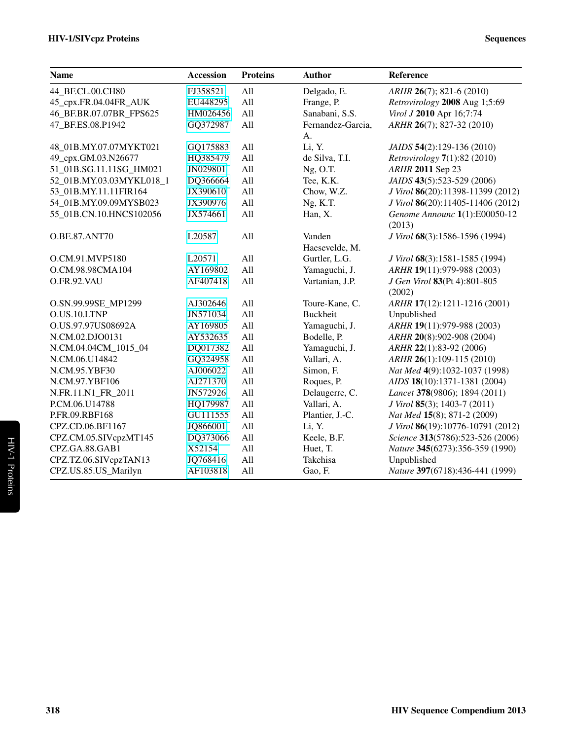| Name | Accession | Proteins | Author | Reference |
|---|---|---|---|---|
| 44_BF.CL.00.CH80 | FJ358521 | All | Delgado, E. | *ARHR* **26**(7); 821-6 (2010) |
| 45_cpx.FR.04.04FR_AUK | EU448295 | All | Frange, P. | *Retrovirology* **2008** Aug 1;5:69 |
| 46_BF.BR.07.07BR_FPS625 | HM026456 | All | Sanabani, S.S. | *Virol J* **2010** Apr 16;7:74 |
| 47_BF.ES.08.P1942 | GQ372987 | All | Fernandez-Garcia, A. | *ARHR* **26**(7); 827-32 (2010) |
| 48_01B.MY.07.07MYKT021 | GQ175883 | All | Li, Y. | *JAIDS* **54**(2):129-136 (2010) |
| 49_cpx.GM.03.N26677 | HQ385479 | All | de Silva, T.I. | *Retrovirology* **7**(1):82 (2010) |
| 51_01B.SG.11.11SG_HM021 | JN029801 | All | Ng, O.T. | *ARHR* **2011** Sep 23 |
| 52_01B.MY.03.03MYKL018_1 | DQ366664 | All | Tee, K.K. | *JAIDS* **43**(5):523-529 (2006) |
| 53_01B.MY.11.11FIR164 | JX390610 | All | Chow, W.Z. | *J Virol* **86**(20):11398-11399 (2012) |
| 54_01B.MY.09.09MYSB023 | JX390976 | All | Ng, K.T. | *J Virol* **86**(20):11405-11406 (2012) |
| 55_01B.CN.10.HNCS102056 | JX574661 | All | Han, X. | *Genome Announc* **1**(1):E00050-12 (2013) |
| O.BE.87.ANT70 | L20587 | All | Vanden Haesevelde, M. | *J Virol* **68**(3):1586-1596 (1994) |
| O.CM.91.MVP5180 | L20571 | All | Gurtler, L.G. | *J Virol* **68**(3):1581-1585 (1994) |
| O.CM.98.98CMA104 | AY169802 | All | Yamaguchi, J. | *ARHR* **19**(11):979-988 (2003) |
| O.FR.92.VAU | AF407418 | All | Vartanian, J.P. | *J Gen Virol* **83**(Pt 4):801-805 (2002) |
| O.SN.99.99SE_MP1299 | AJ302646 | All | Toure-Kane, C. | *ARHR* **17**(12):1211-1216 (2001) |
| O.US.10.LTNP | JN571034 | All | Buckheit | Unpublished |
| O.US.97.97US08692A | AY169805 | All | Yamaguchi, J. | *ARHR* **19**(11):979-988 (2003) |
| N.CM.02.DJO0131 | AY532635 | All | Bodelle, P. | *ARHR* **20**(8):902-908 (2004) |
| N.CM.04.04CM_1015_04 | DQ017382 | All | Yamaguchi, J. | *ARHR* **22**(1):83-92 (2006) |
| N.CM.06.U14842 | GQ324958 | All | Vallari, A. | *ARHR* **26**(1):109-115 (2010) |
| N.CM.95.YBF30 | AJ006022 | All | Simon, F. | *Nat Med* **4**(9):1032-1037 (1998) |
| N.CM.97.YBF106 | AJ271370 | All | Roques, P. | *AIDS* **18**(10):1371-1381 (2004) |
| N.FR.11.N1_FR_2011 | JN572926 | All | Delaugerre, C. | *Lancet* **378**(9806); 1894 (2011) |
| P.CM.06.U14788 | HQ179987 | All | Vallari, A. | *J Virol* **85**(3); 1403-7 (2011) |
| P.FR.09.RBF168 | GU111555 | All | Plantier, J.-C. | *Nat Med* **15**(8); 871-2 (2009) |
| CPZ.CD.06.BF1167 | JQ866001 | All | Li, Y. | *J Virol* **86**(19):10776-10791 (2012) |
| CPZ.CM.05.SIVcpzMT145 | DQ373066 | All | Keele, B.F. | *Science* **313**(5786):523-526 (2006) |
| CPZ.GA.88.GAB1 | X52154 | All | Huet, T. | *Nature* **345**(6273):356-359 (1990) |
| CPZ.TZ.06.SIVcpzTAN13 | JQ768416 | All | Takehisa | Unpublished |
| CPZ.US.85.US_Marilyn | AF103818 | All | Gao, F. | *Nature* **397**(6718):436-441 (1999) |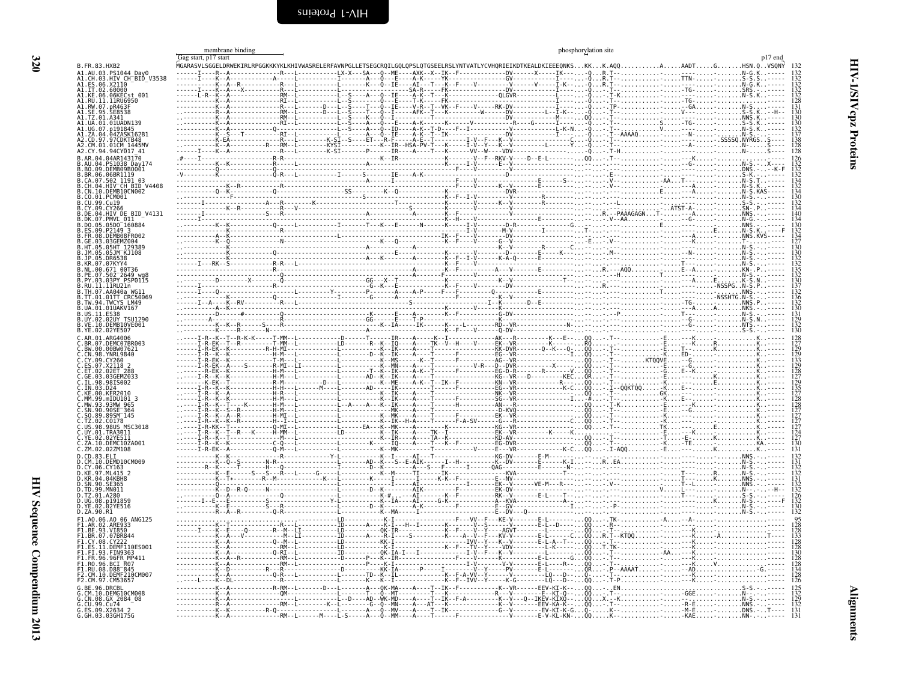# HIV-1/SIVcpz Proteins

membrane binding — phosphorylation site

Gag start, p17 start — p17 end

```
B.FR.83.HXB2              MGARASVLSGGELDRWEKIRLRPGGKKKYKLKHIVWASRELERFAVNPGLLETSEGCRQILGQLQPSLQTGSEELRSLYNTVATLYCVHQRIEIKDTKEALDKIEEEQNKS...KK...K.AQQ...........A.....AADT.....G.......HSN.Q..VSQNY  132
A1.AU.03.PS1044_Day0                 132
A1.CH.03.HIV_CH_BID_V3538            132
A1.ES.06.X2110                       132
A1.IT.02.60000                       132
A1.KE.06.06KECst_001                 132
A1.RU.11.11RU6950                    128
A1.RW.07.pR463F                      131
A1.SE.95.SE8538                      130
A1.TZ.01.A341                        130
A1.UA.01.01UADN139                   130
A1.UG.07.p191845                     132
A1.ZA.04.04ZASK162B1                 137
A2.CD.97.97CDKTB48                   138
A2.CM.01.01CM_1445MV                 128
A2.CY.94.94CY017_41                  128
B.AR.04.04AR143170                   126
B.AU.04.PS1038_Day174                132
B.BO.09.DEMB09BO001                  132
B.BR.06.06BR1119                     132
B.CA.07.502_1191_03                  134
B.CH.04.HIV_CH_BID_V4408             132
B.CN.10.DEMB10CN002                  134
B.CO.01.PCM001                       130
B.CU.99.Cu19                         132
B.CY.09.CY266                        134
B.DE.04.HIV_DE_BID_V4131             140
B.DK.07.PMVL_011                     134
B.DO.05.05DO_160884                  130
B.ES.09.P2149_3                      132
B.FR.08.DEMB08FR002                  134
B.GE.03.03GEMZ004                    127
B.HT.05.05HT_129389                  130
B.JM.05.05JM_KJ108                   130
B.JP.05.DR6538                       132
B.KR.07.07KYY4                       132
B.NL.00.671_00T36                    135
B.PE.07.502_2649_wg8                 132
B.PY.03.03PY_PSP0115                 130
B.RU.11.11RU21n                      132
B.TH.07.AA040a_WG11                  132
B.TT.01.01TT_CRC50069                136
B.TW.94.TWCYS_LM49                   132
B.UA.01.01UAKV167                    130
B.US.11.ES38                         131
B.UY.02.02UY_TSU1290                 129
B.VE.10.DEMB10VE001                  132
B.YE.02.02YE507                      130
C.AR.01.ARG4006                      128
C.BR.07.DEMC07BR003                  127
C.BW.00.00BW07621                    129
C.CN.98.YNRL9840                     129
C.CY.09.CY260                        133
C.ES.07.X2118_2                      129
C.ET.02.02ET_288                     128
C.GE.03.03GEMZ033                    127
C.IL.98.98IS002                      129
C.IN.03.D24                          135
C.KE.00.KER2010                      127
C.MM.99.mIDU101_3                    128
C.MW.93.93MW_965                     128
C.SN.90.90SE_364                     127
C.SO.89.89SM_145                     127
C.TZ.02.CO178                        127
C.US.98.98US_MSC3018                 127
C.UY.01.TRA3011                      124
C.YE.02.02YE511                      127
C.ZA.10.DEMC10ZA001                  130
C.ZM.02.02ZM108                      131
D.CD.83.ELI                          132
D.CM.10.DEMD10CM009                  131
D.CY.06.CY163                        132
D.KE.97.ML415_2                      132
D.KR.04.04KBH8                       131
D.SN.90.SE365                        132
D.TD.99.MN011                        132
D.TZ.01.A280                         126
D.UG.08.p191859                      132
D.YE.02.02YE516                      130
D.ZA.90.R1                           132
F1.AO.06.AO_06_ANG125                 95
F1.AR.02.ARE933                      128
F1.BE.93.VI850                       128
F1.BR.07.07BR844                     133
F1.CY.08.CY222                       128
F1.ES.11.DEMF110ES001                128
F1.FI.93.FIN9363                     130
F1.FR.96.96FR_MP411                  128
F1.RO.96.BCI_R07                     128
F1.RU.08.D88_845                     134
F2.CM.10.DEMF210CM007                128
F2.CM.97.CM53657                     126
G.BE.96.DRCBL                        125
G.CN.10.DEMG10CM008                  132
G.CN.08.GX_2084_08                   129
G.CU.99.Cu74                         132
G.ES.09.X2634_2                      131
G.GH.03.03GH175G                     131
```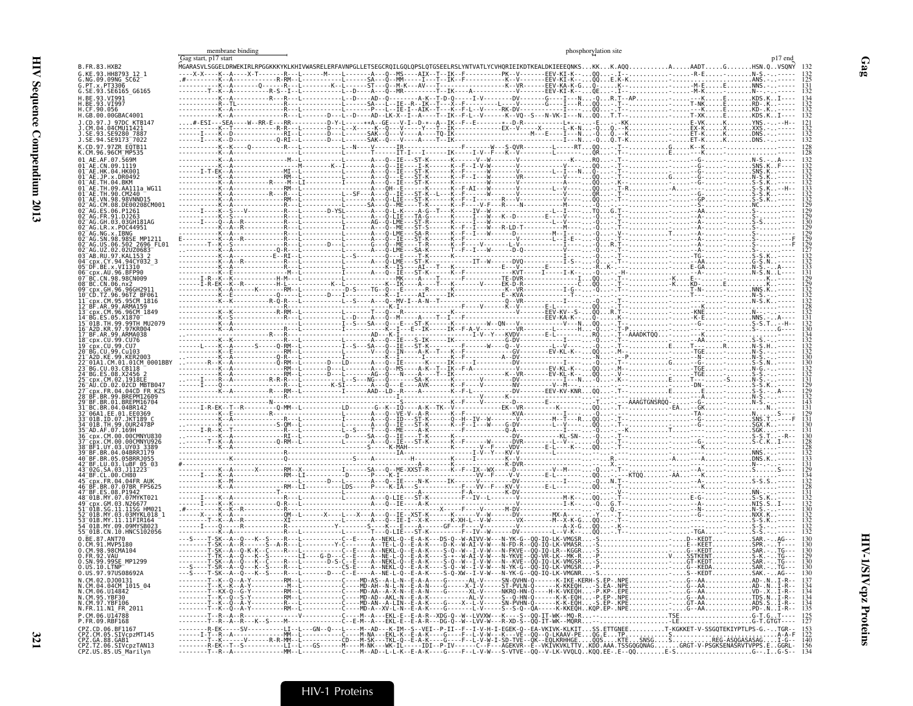```
                membrane binding                                                                              phosphorylation site
Gag start, p17 start                                                                                                                                                                              p17 end
B.FR.83.HXB2                 MGARASVLSGGELDRWEKIRLRPGGKKKYKLKHIVWASRELERFAVNPGLLETSEGCRQILGQLQPSLQTGSEELRSLYNTVATLYCVHQRIEIKDTKEALDKIEEEQNKS...KK...K.AQQ...........A.....AADT.....G.......HSN.Q..VSQNY  132
G.KE.93.HH8793_12_1          132
G.NG.09.09NG_SC62            125
G.PT.x.PT3306                131
G.SE.93.SE6165_G6165         132
H.BE.93.VI991                134
H.BE.93.VI997                132
H.CF.90.056                  132
H.GB.00.00GBAC4001           132
J.CD.97.J_97DC_KTB147        121
J.CM.04.04CMU11421           132
J.SE.93.SE9280_7887          132
J.SE.94.SE9173_7022          132
K.CD.97.97ZR_EQTB11          128
K.CM.96.96CM_MP535           128
01_AE.AF.07.569M             132
01_AE.CN.09.1119             130
01_AE.HK.04.HK001            132
01_AE.JP.x.DR0492            132
01_AE.TH.04.BKM              132
01_AE.TH.09.AA111a_WG11      133
01_AE.TH.90.CM240            132
01_AE.VN.98.98VNND15         132
02_AG.CM.08.DE00208CM001     129
02_AG.ES.06.P1261            129
02_AG.FR.91.DJ263            129
02_AG.GH.03.03GH181AG        130
02_AG.LR.x.POC44951          129
02_AG.NG.x.IBNG              129
02_AG.SN.98.98SE_MP1211      129
02_AG.US.06.502_2696_FL01    129
02_AG.UZ.02.02UZ0683         127
03_AB.RU.97.KAL153_2         132
04_cpx.CY.94.94CY032_3       132
05_DF.BE.x.VI1310            133
06_cpx.AU.96.BFP90           131
07_BC.CN.98.98CN009          129
08_BC.CN.06.nx2              129
09_cpx.GH.96.96GH2911        130
10_CD.TZ.96.96TZ_BF061       130
11_cpx.CM.95.95CM_1816       130
12_BF.AR.99.ARMA159          128
13_cpx.CM.96.96CM_1849       132
14_BG.ES.05.X1870            131
15_01B.TH.99.99TH_MU2079     132
16_A2D.KR.97.97KR004         130
17_BF.AR.99.ARMA038          134
18_cpx.CU.99.CU76            132
19_cpx.CU.99.CU7             132
20_BG.CU.99.Cu103            132
21_A2D.KE.99.KER2003         130
22_01A1.CM.01.01CM_0001BBY   130
23_BG.CU.03.CB118            132
24_BG.ES.08.X2456_2          132
25_cpx.CM.02.1918LE          131
26_AU.CD.02.02CD_MBTB047     129
27_cpx.FR.04.04CD_FR_KZS     132
28_BF.BR.99.BREPM12609       132
29_BF.BR.01.BREPM16704       143
31_BC.BR.04.04BR142          131
32_06A1.EE.01.EE0369         129
33_01B.ID.07.JKT189_C        131
34_01B.TH.99.OUR2478P        130
35_AD.AF.07.169H             131
36_cpx.CM.00.00CMNYU830      130
37_cpx.CM.00.00CMNYU926      128
38_BF1.UY.03.UY03_3389       128
39_BF.BR.04.04BRRJ179        132
40_BF.BR.05.05BRRJ055        133
42_BF.LU.03.luBF_05_03       131
43_02G.SA.03.J11223          129
44_BF.CL.00.CH80             134
45_cpx.FR.04.04FR_AUK        132
46_BF.BR.07.07BR_FPS625      128
47_BF.ES.08.P1942            131
48_01B.MY.07.07MYKT021       132
49_cpx.GM.03.N26677          132
51_01B.SG.11.11SG_HM021      130
52_01B.MY.03.03MYKL018_1     132
53_01B.MY.11.11FIR164        132
54_01B.MY.09.09MYSB023       132
55_01B.CN.10.HNCS102056      132
O.BE.87.ANT70                130
O.CM.91.MVP5180              130
O.CM.98.98CMA104             130
O.FR.92.VAU                  129
O.SN.99.99SE_MP1299          130
O.US.10.LTNP                 130
O.US.97.97US08692A           130
N.CM.02.DJO0131              137
N.CM.04.04CM_1015_04         134
N.CM.06.U14842               134
N.CM.95.YBF30                134
N.CM.97.YBF106               134
N.FR.11.N1_FR_2011           135
P.CM.06.U14788               125
P.FR.09.RBF168               127
CPZ.CD.06.BF1167             153
CPZ.CM.05.SIVcpzMT145        130
CPZ.GA.88.GAB1               140
CPZ.TZ.06.SIVcpzTAN13        156
CPZ.US.85.US_Marilyn         134
```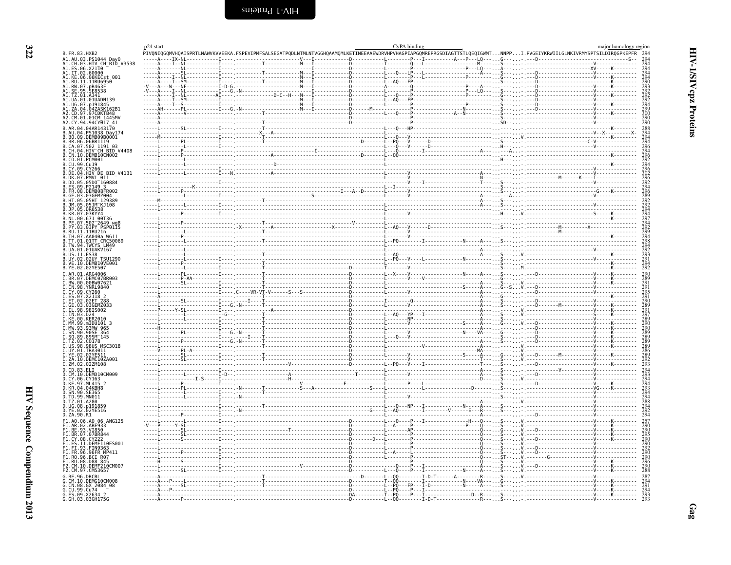```
                                  p24 start                                   CyPA binding                                                  major homology region
B.FR.83.HXB2                      PIVQNIQGQMVHQAISPRTLNAWVKVVEEKA.FSPEVIPMFSALSEGATPQDLNTMLNTVGGHQAAMQMLKETINEEAAEWDRVHPVHAGPIAPGQMREPRGSDIAGTTSTLQEQIGWMT...NNPP...I.PVGEIYKRWIILGLNKIVRMYSPTSILDIRQGPKEPFR  294
A1.AU.03.PS1044_Day0              294
A1.CH.03.HIV_CH_BID_V3538         294
A1.ES.06.X2110                    294
A1.IT.02.60000                    294
A1.KE.06.06KECst_001              294
A1.RU.11.11RU6950                 290
A1.RW.07.pR463F                   293
A1.SE.95.SE8538                   292
A1.TZ.01.A341                     292
A1.UA.01.01UADN139                292
A1.UG.07.p191845                  294
A1.ZA.04.04ZASK162B1              299
A2.CD.97.97CDKTB48                300
A2.CM.01.01CM_1445MV              290
A2.CY.94.94CY017_41               290
B.AR.04.04AR143170                288
B.AU.04.PS1038_Day174             294
B.BO.09.DEMB09BO001               294
B.BR.06.06BR1119                  294
B.CA.07.502_1191_03               296
B.CH.04.HIV_CH_BID_V4408          294
B.CN.10.DEMB10CN002               296
B.CO.01.PCM001                    292
B.CU.99.Cu19                      294
B.CY.09.CY266                     296
B.DE.04.HIV_DE_BID_V4131          302
B.DK.07.PMVL_011                  296
B.DO.05.05DO_160884               292
B.ES.09.P2149_3                   294
B.FR.08.DEMB08FR002               296
B.GE.03.03GEMZ004                 289
B.HT.05.05HT_129389               292
B.JM.05.05JM_KJ108                292
B.JP.05.DR6538                    294
B.KR.07.07KYY4                    294
B.NL.00.671_00T36                 297
B.PE.07.502_2649_wg8              294
B.PY.03.03PY_PSP0115              292
B.RU.11.11RU21n                   299
B.TH.07.AA040a_WG11               294
B.TT.01.01TT_CRC50069             298
B.TW.94.TWCYS_LM49                294
B.UA.01.01UAKV167                 292
B.US.11.ES38                      293
B.UY.02.02UY_TSU1290              291
B.VE.10.DEMB10VE001               294
B.YE.02.02YE507                   292
C.AR.01.ARG4006                   290
C.BR.07.DEMC07BR003               289
C.BW.00.00BW07621                 291
C.CN.98.YNRL9840                  291
C.CY.09.CY260                     295
C.ES.07.X2118_2                   291
C.ET.02.02ET_288                  290
C.GE.03.03GEMZ033                 289
C.IL.98.98IS002                   291
C.IN.03.D24                       297
C.KE.00.KER2010                   289
C.MM.99.mIDU101_3                 290
C.MW.93.93MW_965                  290
C.SN.90.90SE_364                  289
C.SO.89.89SM_145                  289
C.TZ.02.CO178                     289
C.US.98.98US_MSC3018              289
C.UY.01.TRA3011                   286
C.YE.02.02YE511                   289
C.ZA.10.DEMC10ZA001               292
C.ZM.02.02ZM108                   293
D.CD.83.ELI                       294
D.CM.10.DEMD10CM009               293
D.CY.06.CY163                     294
D.KE.97.ML415_2                   294
D.KR.04.04KBH8                    293
D.SN.90.SE365                     294
D.TD.99.MN011                     294
D.TZ.01.A280                      288
D.UG.08.p191859                   294
D.YE.02.02YE516                   292
D.ZA.90.R1                        294
F1.AO.06.AO_06_ANG125             257
F1.AR.02.ARE933                   290
F1.BE.93.VI850                    290
F1.BR.07.07BR844                  295
F1.CY.08.CY222                    290
F1.ES.11.DEMF110ES001             290
F1.FI.93.FIN9363                  292
F1.FR.96.96FR_MP411               290
F1.RO.96.BCI_R07                  290
F1.RU.08.D88_845                  296
F2.CM.10.DEMF210CM007             290
F2.CM.97.CM53657                  288
G.BE.96.DRCBL                     287
G.CM.10.DEMG10CM008               294
G.CN.08.GX_2084_08                291
G.CU.99.Cu74                      294
G.ES.09.X2634_2                   293
G.GH.03.03GH175G                  293
```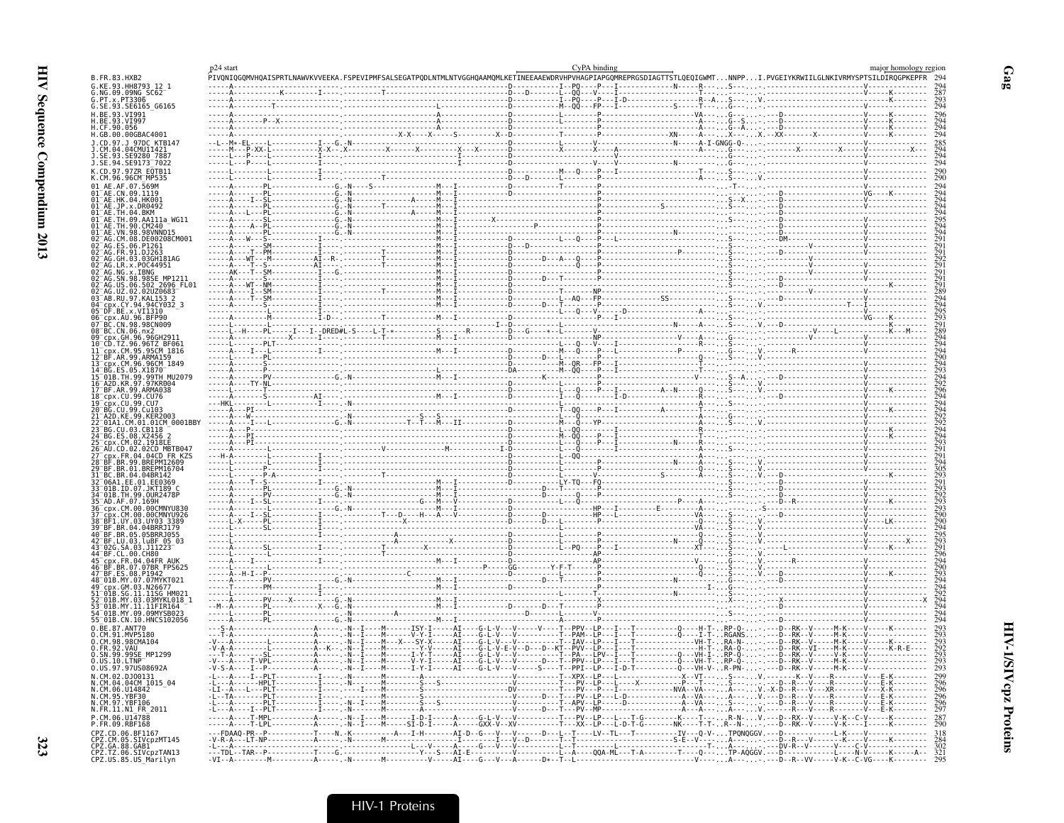```
                p24 start                                                                                              CyPA binding                                                              major homology region
B.FR.83.HXB2    PIVQNIQGQMVHQAISPRTLNAWVKVVEEKA.FSPEVIPMFSALSEGATPQDLNTMLNTVGGHQAAMQMLKETINEEAAEWDRVHPVHAGPIAPGQMREPRGSDIAGTTSTLQEQIGWMT...NNPP...I.PVGEIYKRWIILGLNKIVRMYSPTSILDIRQGPKEPFR  294
```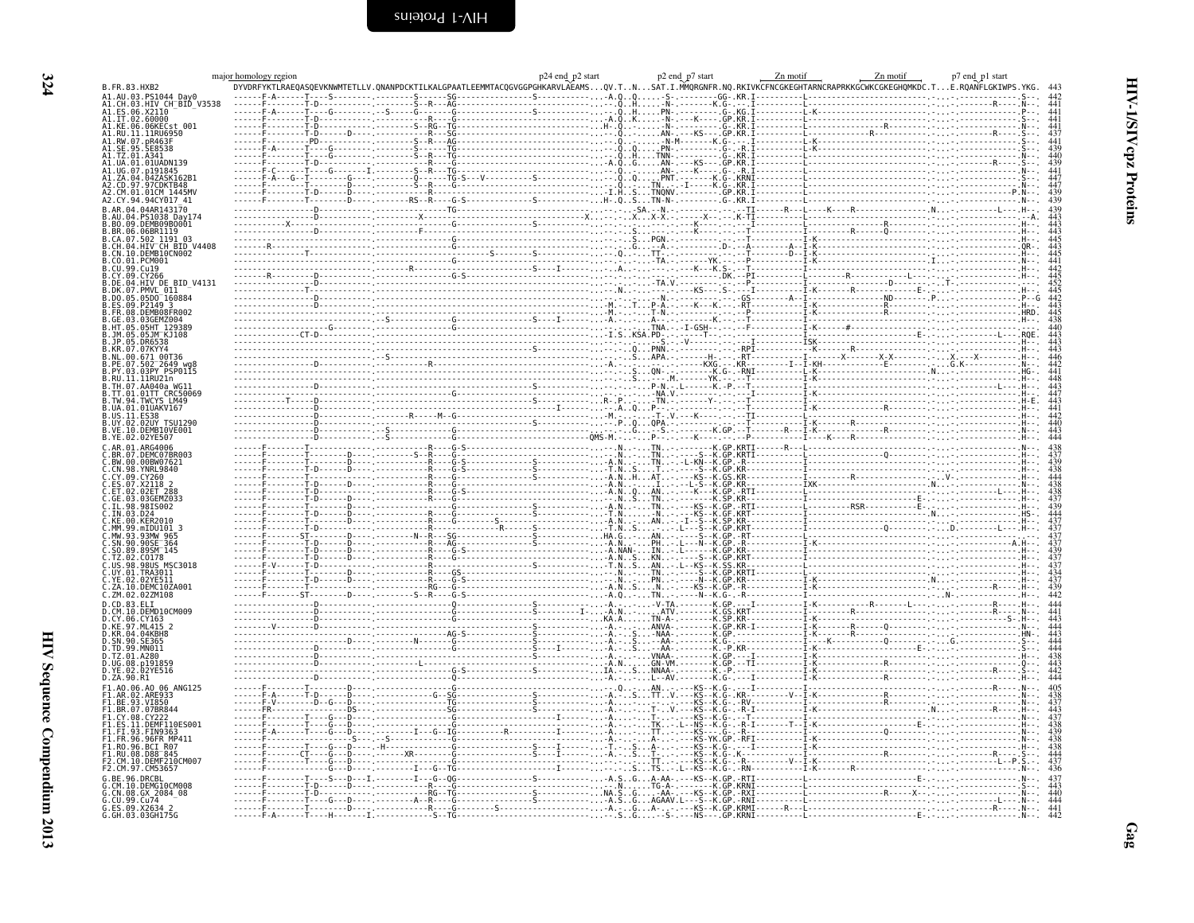Gag alignment (p24 end through p1 start). Annotated regions: major homology region; p24 end_p2 start; p2 end_p7 start; Zn motif; Zn motif; p7 end_p1 start.

Only the HXB2 reference sequence and the sequence names with their end positions are transcribed. The per-sequence alignment strings were too small to read reliably.

```
B.FR.83.HXB2                 DYVDRFYKTLRAEQASQEVKNWMTETLLV.QNANPDCKTILKALGPAATLEEMMTACQGVGGPGHKARVLAEAMS...QV.T..N...SAT.I.MMQRGNFR.NQ.RKIVKCFNCGKEGHTARNCRAPRKKGCWKCGKEGHQMKDC.T...E.RQANFLGKIWPS.YKG.  443
A1.AU.03.PS1044_Day0         442
A1.CH.03.HIV_CH_BID_V3538    441
A1.ES.06.X2110               441
A1.IT.02.60000               441
A1.KE.06.06KECst_001         441
A1.RU.11.11RU6950            437
A1.RW.07.pR463F              441
A1.SE.95.SE8538              439
A1.TZ.01.A341                440
A1.UA.01.01UADN139           439
A1.UG.07.p191845             441
A1.ZA.04.04ZASK162B1         447
A2.CD.97.97CDKTB48           447
A2.CM.01.01CM_1445MV         439
A2.CY.94.94CY017_41          439
B.AR.04.04AR143170           439
B.AU.04.PS1038_Day174        443
B.BO.09.DEMB09BO001          443
B.BR.06.06BR1119             443
B.CA.07.502_1191_03          445
B.CH.04.HIV_CH_BID_V4408     443
B.CN.10.DEMB10CN002          445
B.CO.01.PCM001               441
B.CU.99.Cu19                 442
B.CY.09.CY266                445
B.DE.04.HIV_DE_BID_V4131     452
B.DK.07.PMVL_011             445
B.DO.05.05DO_160884          442
B.ES.09.P2149_3              443
B.FR.08.DEMB08FR002          445
B.GE.03.03GEMZ004            438
B.HT.05.05HT_129389          440
B.JM.05.05JM_KJ108           443
B.JP.05.DR6538               443
B.KR.07.07KYY4               443
B.NL.00.671_00T36            446
B.PE.07.502_2649_wg8         442
B.PY.03.03PY_PSP0115         441
B.RU.11.11RU21n              448
B.TH.07.AA040a_WG11          443
B.TT.01.01TT_CRC50069        447
B.TW.94.TWCYS_LM49           443
B.UA.01.01UAKV167            441
B.US.11.ES38                 442
B.UY.02.02UY_TSU1290         440
B.VE.10.DEMB10VE001          443
B.YE.02.02YE507              444
C.AR.01.ARG4006              438
C.BR.07.DEMC07BR003          437
C.BW.00.00BW07621            439
C.CN.98.YNRL9840             436
C.CY.09.CY260                444
C.ES.07.X2118_2              438
C.ET.02.02ET_288             438
C.GE.03.03GEMZ033            437
C.IL.98.98IS002              439
C.IN.03.D24                  444
C.KE.00.KER2010              437
C.MM.99.mIDU101_3            437
C.MW.93.93MW_965             437
C.SN.90.90SE_364             437
C.SO.89.89SM_145             439
C.TZ.02.CO178                437
C.US.98.98US_MSC3018         437
C.UY.01.TRA3011              434
C.YE.02.02YE511              437
C.ZA.10.DEMC10ZA001          439
C.ZM.02.02ZM108              442
D.CD.83.ELI                  444
D.CM.10.DEMD10CM009          441
D.CY.06.CY163                443
D.KE.97.ML415_2              444
D.KR.04.04KBH8               443
D.SN.90.SE365                444
D.TD.99.MN011                444
D.TZ.01.A280                 438
D.UG.08.p191859              443
D.YE.02.02YE516              442
D.ZA.90.R1                   444
F1.AO.06.AO_06_ANG125        405
F1.AR.02.ARE933              438
F1.BE.93.VI850               437
F1.BR.07.07BR844             443
F1.CY.08.CY222               437
F1.ES.11.DEMF110ES001        438
F1.FI.93.FIN9363             439
F1.FR.96.96FR_MP411          438
F1.RO.96.BCI_R07             438
F1.RU.08.D88_845             444
F2.CM.10.DEMF210CM007        437
F2.CM.97.CM53657             436
G.BE.96.DRCBL                437
G.CM.10.DEMG10CM008          443
G.CN.08.GX_2084_08           440
G.CU.99.Cu74                 440
G.ES.09.X2634_2              441
G.GH.03.03GH175G             442
```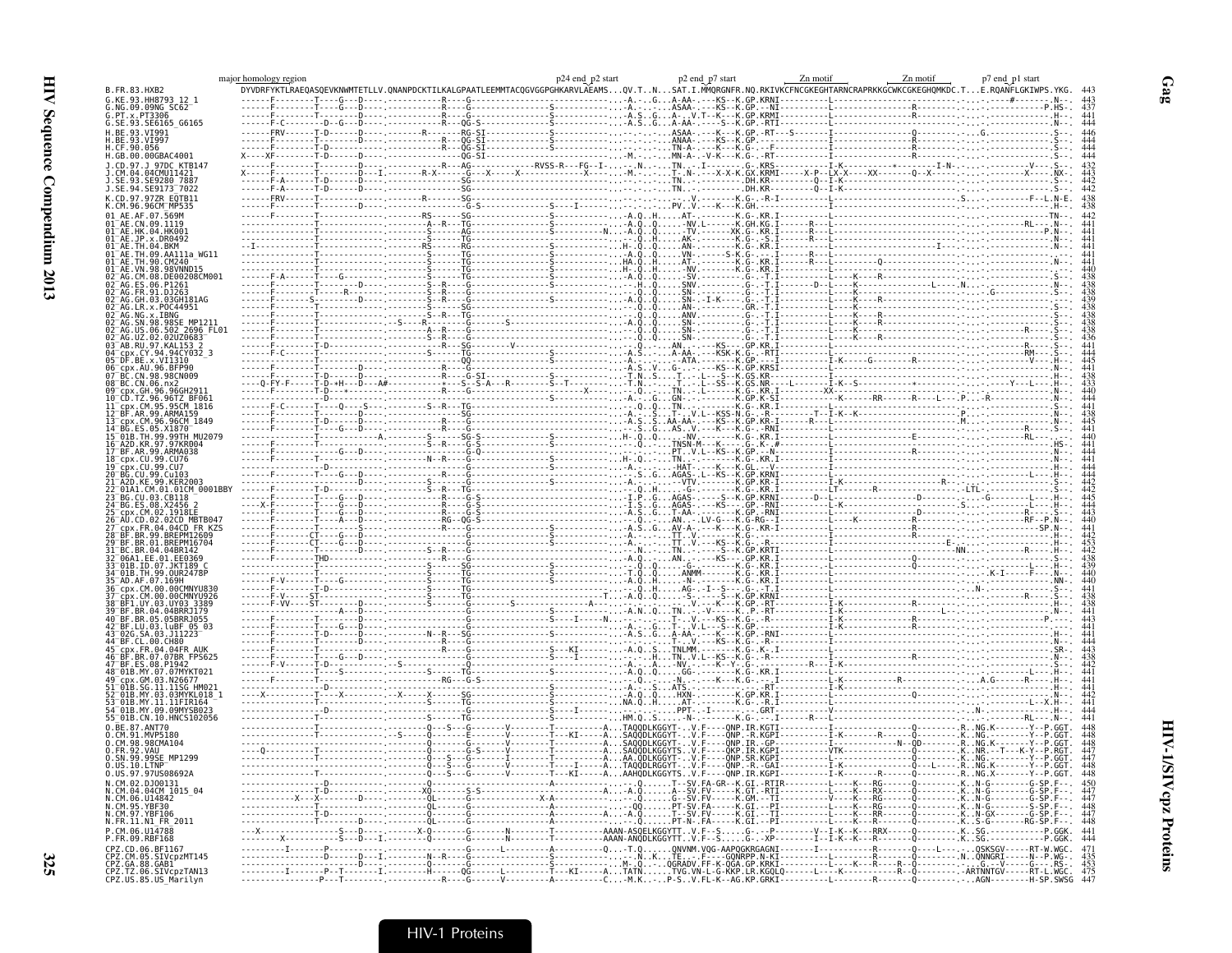```
                    major homology region                                                                    p24 end_p2 start    p2 end_p7 start      Zn motif          Zn motif          p7 end_p1 start
B.FR.83.HXB2                DYVDRFYKTLRAEQASQEVKNWMTETLLV.QNANPDCKTILKALGPAATLEEMMTACQGVGGPGHKARVLAEAMS...QV.T..N...SAT.I.MMQRGNFR.NQ.RKIVKCFNCGKEGHTARNCRAPRKKGCWKCGKEGHQMKDC.T...E.RQANFLGKIWPS.YKG.  443
G.KE.93.HH8793_12_1                                                                                                                                                                                443
G.NG.09.09NG_SC62                                                                                                                                                                                  437
G.PT.x.PT3306                                                                                                                                                                                      441
G.SE.93.SE6165_G6165                                                                                                                                                                               444
H.BE.93.VI991                                                                                                                                                                                      446
H.BE.93.VI997                                                                                                                                                                                      444
H.CF.90.056                                                                                                                                                                                        444
H.GB.00.00GBAC4001                                                                                                                                                                                 444
J.CD.97.J_97DC_KTB147                                                                                                                                                                              432
J.CM.04.04CMU11421                                                                                                                                                                                 443
J.SE.93.SE9280_7887                                                                                                                                                                                442
J.SE.94.SE9173_7022                                                                                                                                                                                442
K.CD.97.97ZR_EQTB11                                                                                                                                                                                438
K.CM.96.96CM_MP535                                                                                                                                                                                 438
01_AE.AF.07.569M                                                                                                                                                                                   442
01_AE.CN.09.1119                                                                                                                                                                                   441
01_AE.HK.04.HK001                                                                                                                                                                                  441
01_AE.JP.x.DR0492                                                                                                                                                                                  441
01_AE.TH.04.BKM                                                                                                                                                                                    441
01_AE.TH.09.AA111a_WG11                                                                                                                                                                            441
01_AE.TH.90.CM240                                                                                                                                                                                  441
01_AE.VN.98.98VNND15                                                                                                                                                                               440
02_AG.CM.08.DE00208CM001                                                                                                                                                                           438
02_AG.ES.06.P1261                                                                                                                                                                                  438
02_AG.FR.91.DJ263                                                                                                                                                                                  438
02_AG.GH.03.03GH181AG                                                                                                                                                                              439
02_AG.LR.x.POC44951                                                                                                                                                                                438
02_AG.NG.x.IBNG                                                                                                                                                                                    438
02_AG.SN.98.98SE_MP1211                                                                                                                                                                            438
02_AG.US.06.502_2696_FL01                                                                                                                                                                          438
02_AG.UZ.02.02UZ0683                                                                                                                                                                               436
03_AB.RU.97.KAL153_2                                                                                                                                                                               441
04_cpx.CY.94.94CY032_3                                                                                                                                                                             444
05_DF.BE.x.VI1310                                                                                                                                                                                  445
06_cpx.AU.96.BFP90                                                                                                                                                                                 441
07_BC.CN.98.98CN009                                                                                                                                                                                438
08_BC.CN.06.nx2                                                                                                                                                                                    433
09_cpx.GH.96.96GH2911                                                                                                                                                                              440
10_CD.TZ.96.96TZ_BF061                                                                                                                                                                             444
11_cpx.CM.95.95CM_1816                                                                                                                                                                             441
12_BF.AR.99.ARMA159                                                                                                                                                                                438
13_cpx.CM.96.96CM_1849                                                                                                                                                                             445
14_BG.ES.05.X1870                                                                                                                                                                                  441
15_01B.TH.99.99TH_MU2079                                                                                                                                                                           440
16_A2D.KR.97.97KR004                                                                                                                                                                               441
17_BF.AR.99.ARMA038                                                                                                                                                                                444
18_cpx.CU.99.CU76                                                                                                                                                                                  444
19_cpx.CU.99.CU7                                                                                                                                                                                   444
20_BG.CU.99.Cu103                                                                                                                                                                                  444
21_A2D.KE.99.KER2003                                                                                                                                                                               442
22_01A1.CM.01.01CM_0001BBY                                                                                                                                                                         442
23_BG.CU.03.CB118                                                                                                                                                                                  445
24_BG.ES.08.X2456_2                                                                                                                                                                                444
25_cpx.CM.02.1918LE                                                                                                                                                                                443
26_AU.CD.02.02CD_MBTB047                                                                                                                                                                           440
27_cpx.FR.04.04CD_FR_KZS                                                                                                                                                                           441
28_BF.BR.99.BREPM12609                                                                                                                                                                             442
29_BF.BR.01.BREPM16704                                                                                                                                                                             453
31_BC.BR.04.04BR142                                                                                                                                                                                442
32_06A1.EE.01.EE0369                                                                                                                                                                               438
33_01B.ID.07.JKT189_C                                                                                                                                                                              439
34_01B.TH.99.OUR2478P                                                                                                                                                                              440
35_AD.AF.07.169H                                                                                                                                                                                   440
36_cpx.CM.00.00CMNYU830                                                                                                                                                                            441
37_cpx.CM.00.00CMNYU926                                                                                                                                                                            438
38_BF1.UY.03.UY03_3389                                                                                                                                                                             438
39_BF.BR.04.04BRRJ179                                                                                                                                                                              441
40_BF.BR.05.05BRRJ055                                                                                                                                                                              443
42_BF.LU.03.luBF_05_03                                                                                                                                                                             441
43_02G.SA.03.J11223                                                                                                                                                                                441
44_BF.CL.00.CH80                                                                                                                                                                                   444
45_cpx.FR.04.04FR_AUK                                                                                                                                                                              443
46_BF.BR.07.07BR_FPS625                                                                                                                                                                            438
47_BF.ES.08.P1942                                                                                                                                                                                  442
48_01B.MY.07.07MYKT021                                                                                                                                                                             441
49_cpx.GM.03.N26677                                                                                                                                                                                441
51_01B.SG.11.11SG_HM021                                                                                                                                                                            441
52_01B.MY.03.03MYKL018_1                                                                                                                                                                           442
53_01B.MY.11.11FIR164                                                                                                                                                                              441
54_01B.MY.09.09MYSB023                                                                                                                                                                             444
55_01B.CN.10.HNCS102056                                                                                                                                                                            441
O.BE.87.ANT70                                                                                                                                                                                      448
O.CM.91.MVP5180                                                                                                                                                                                    448
O.CM.98.98CMA104                                                                                                                                                                                   448
O.FR.92.VAU                                                                                                                                                                                        447
O.SN.99.99SE_MP1299                                                                                                                                                                                447
O.US.10.LTNP                                                                                                                                                                                       448
O.US.97.97US08692A                                                                                                                                                                                 448
N.CM.02.DJO0131                                                                                                                                                                                    450
N.CM.04.04CM_1015_04                                                                                                                                                                               447
N.CM.06.U14842                                                                                                                                                                                     447
N.CM.95.YBF30                                                                                                                                                                                      448
N.CM.97.YBF106                                                                                                                                                                                     447
N.FR.11.N1_FR_2011                                                                                                                                                                                 448
P.CM.06.U14788                                                                                                                                                                                     441
P.FR.09.RBF168                                                                                                                                                                                     441
CPZ.CD.06.BF1167                                                                                                                                                                                   471
CPZ.CM.05.SIVcpzMT145                                                                                                                                                                              435
CPZ.GA.88.GAB1                                                                                                                                                                                     453
CPZ.TZ.06.SIVcpzTAN13                                                                                                                                                                              475
CPZ.US.85.US_Marilyn                                                                                                                                                                               447
```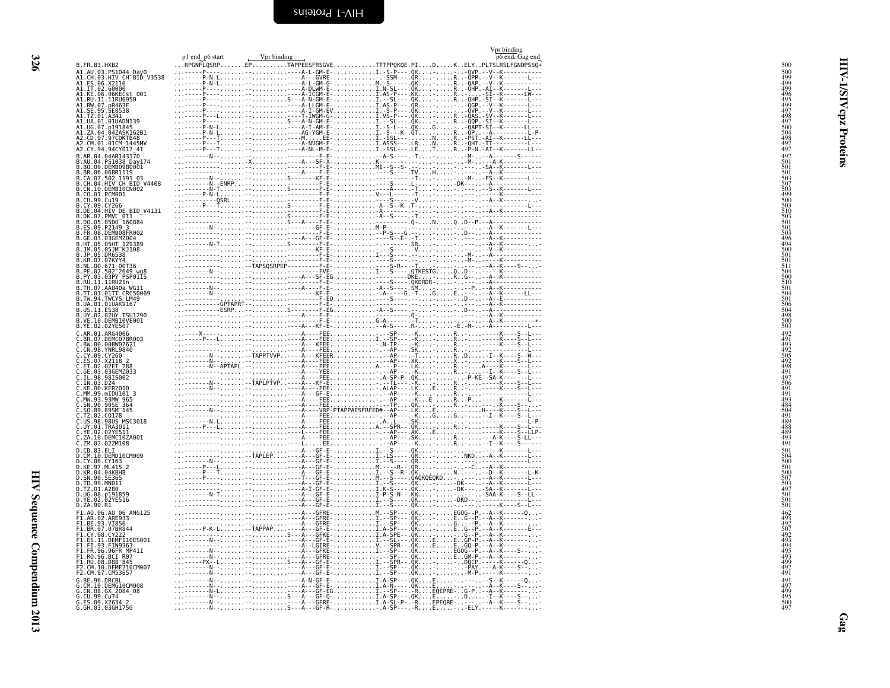# HIV-1/SIVcpz Proteins

## Gag

```
                               p1 end p6 start      Vpr binding                                              Vpr binding
                                                                                                          p6 end, Gag end
B.FR.83.HXB2                   ...RPGNFLQSRP.......EP..........TAPPEESFRSGVE...........TTTPPQKQE.PI....D.....K..ELY..PLTSLRSLFGNDPSSQ*    500
A1.AU.03.PS1044_Day0           ...-----P---.......-...........----A-L-GM-E-...........I.-S-P----.QK....-.....-..-QVP.--V--K----------    500
A1.CH.03.HIV_CH_BID_V3538      ...-----P-N-L......-...........----A---GVRE-...........-.-SSM----.QR....-.....R..-QPP.--V--K-------L---    499
A1.ES.06.X2110                 ...-----P-N-L......-...........----A-L-GM-G-...........M.-S-----.QK....-.....R..-QAP.--V--K----------    499
A1.IT.02.60000                 ...-----P---.......-...........----A-DLWM-E-...........I.N-SL----.QK....-.....R..-QHP.-AI--K-------L---    499
A1.KE.06.06KECst_001           ...-----P---.......-...........----A-ICGM-E-...........I.AS-P----.KK....-.....R..-.....-SI--K------LW---    496
A1.RU.11.11RU6950              ...-----P---.......-...........S---A-N-GM-E-...........I.--SL----.QK....-.....R..QHP.-SI--K-------L---    495
A1.RW.07.pR463F                ...-----P---.......-...........----A-LLGM-E-...........I.AS-P----.QR....-.....-..-QGP.--V--K-------L---    499
A1.SE.95.SE8538                ...-----P---.......-...........----A-I-GM-EV...........I.-S-P----.QK....-.....-..-QVP.--V--K-------L---    497
A1.TZ.01.A341                  ...-----P---L......-...........----T-IWGM-G-...........I.VS-P----.QK....-.....R..-QAS.-SV--K-------L---    498
A1.UA.01.01UADN139             ...-----P---.......-...........S---A-N-GM-E-...........I.--SL----.QK....-.....R..-QQP.-SI--K-------L---    497
A1.UG.07.p191845               ...-----P-N-L......-...........----A-I-AM-E-...........I.-S-L----.QK....G.....-..-QAPT-SI--K------LL---    500
A1.ZA.04.04ZASK162B1           ...-----P-N-L......-...........----AG-YGM-E-...........I.-S---K-.QT....-.....R..-QP...---A---------L-P-    504
A2.CD.97.97CDKTB48             ...-----P---T......-...........----M.....EE-...........I.-SSL----.-.....N.....R..-PST.-AI--K------LL---    498
A2.CM.01.01CM_1445MV           ...-----P---T......-...........----A-NVGM-E-...........I.ASSS----.LR....N.....R..-QHT.-TI--K-------L---    497
A2.CY.94.94CY017_41            ...-----P---T......-...........----A-NL-M-E-...........I.-SSL----.LE....T.....R..-P-N.-AI--K------LL---    497
B.AR.04.04AR143170             ...---------N--......-.........----------F-E-..........--A-S-----.-T.....-.....-..-M-.----A-------S-----    497
B.AU.04.PS1038_Day174          ...-----------.......X.........----A---SF-X-...........K---------.-.....-.....-..-M-.----A-K----------    501
B.BO.09.DEMB09BO001            ...-----------.......-.........----------F-E-..........MI--S--S--.-.....-.....-..-----.--SA--K-------L---    501
B.BR.06.06BR1119               ...-----------.......-.........----A-----F-E-..........-----S----.TV....H.....-..-----.----A--K----------    501
B.CA.07.502_1191_03            ...---------N--......-.........S-------KF-E-...........----------.-T.....-.....-..-M-.--FS--K-------L---    503
B.CH.04.HIV_CH_BID_V4408       ...---------N--ENRP...-........----------F-E-..........-----S----.L.....-.....-..DK---.----A----------    507
B.CN.10.DEMB10CN002            ...---------N-T.......-........S---------F-E-..........-----A----.-T.....-.....-..-----.----S--K-------L---    503
B.CO.01.PCM001                 ...---------P-N-L.....-........----------F-E-..........V---L-----.-T.....-.....-..-----.-------K----------    499
B.CU.99.Cu19                   ...-----------QSRL....-........----------F-E-..........-----S----.-V.....-.....-..-----.----A--K----------    500
B.CY.09.CY266                  ...---------P---T.....-........S---------F-E-..........-A--S--K-T-.-.....-.....-..-----.-------------L---    503
B.DE.04.HIV_DE_BID_V4131       ...-----------.......-.........----------F-E-..........-A--------.-.....-.....-..-----.----A--K----------    510
B.DK.07.PMVL_011               ...-----------.......-.........S---------F-E-..........-A--S-----.-T.....-.....-..-----.-------------------    503
B.DO.05.05DO_160884            ...-----------.......-.........S---A---F-E-............----------.Q-....N.....Q..D--P.--A-------------    501
B.ES.09.P2149_3                ...---------N--......-.........----------GF-E-.........M-P-------.-.....-.....-..-----.----A--K-------L---    501
B.FR.08.DEMB08FR002            ...-----------.......-.........----------F-E-..........--P-S--G.-.-.....-.....-..D----.----A--K----------    503
B.GE.03.03GEMZ004              ...-----------.......-.........----A-----GF-E-.........--S--E--T-.-.....-.....-..-----.----A--K----------    496
B.HT.05.05HT_129389            ...---------N-T.......-........S---------F-E-..........----------.SR....-.....-..-----.----A--K------...-    494
B.JM.05.05JM_KJ108             ...-----------.......-.........----------KF-E-.........-----S----.-V.....-.....-..-----.----V--K----------    500
B.JP.05.DR6538                 ...-----------.......-.........----------F-E-..........I.--S-----.-.....-.....-..-M-.----A-K----------    501
B.KR.07.07KYY4                 ...-----------.......-.........----------F-E-..........----------.-.....-.....-..-M-.-------K----------    501
B.NL.00.671_00T36              ...-----------.......-TAPSQSRPEP--------F-E-...........------S-R--.-T.....-.....-..-----.----A--K-----S--..-    511
B.PE.07.502_2649_wg8           ...---------N--......-.........----------FVE-..........I.--S-----.QTKESTG.....Q..D----.----A---------------    504
B.PY.03.03PY_PSP0115           ...-----------.......-.........----A---SF-EG...........----------.DKE...-.....R..G----.----A--K----------    500
B.RU.11.11RU21n                ...-----------.......-.........----------F-E-..........------S---.QKDRDR-.....-..-----.----A------------    510
B.TH.07.AA040a_WG11            ...---------N--......-.........----A-----F-E-..........-A--S-----.SM....-.....-..-----P.---A--K----------    501
B.TT.01.01TT_CRC50069          ...---------N--......-.........----------KF-E-.........-A-----G.-T.....G.....E..-----.----A--K------LL---    504
B.TW.94.TWCYS_LM49             ...-----------.......-.........----------F-EQ..........------S---.-.....-.....-..D----.----A--E----------    501
B.UA.01.01UAKV167              ...-----------GPTAPRT-.........----------F-E-..........----------.-.....-.....-..-----.----A--K----------    506
B.US.11.ES38                   ...-----------ESRP...-.........S---------F-EG..........-A--S-----.-.....-.....-..D----.----A--------------    504
B.UY.02.02UY_TSU1290           ...-----------.......-.........----A-----F-E-..........----------.Q-....-.....-..-----.----A--K----------    498
B.VE.10.DEMB10VE001            ...-----------.......-.........----------F-E-..........G-A-------.-T.....-.....-..-----.----A--K---------+-    500
B.YE.02.02YE507                ...-----------.......-.........----A---KF-E-...........-A-S-----.R-.....-.....E..M-.----A----------L---    503
C.AR.01.ARG4006                ...-----X-----.......-.........----A---FEE.............----SP----.K.....-.....R..------.----K-----S--L---    492
C.BR.07.DEMC07BR003            ...-----P---L.......-..........----A---FEE.............I.--SP----.K.....-.....R..------.----K-----S--L---    491
C.BW.00.00BW07621              ...-----------.......-.........----A---KFEE............-.N-TP----.K.....-.....R..------.----K-----S--L---    493
C.CN.98.YNRL9840               ...-----------.......-.........----A---FEE.............----AP----.SK....-.....R..------.----K-------S--L---    492
C.CY.09.CY260                  ...---------N--......-TAPPTVVP.----A---KFEER...........----AP----.T.....-.....R..D----I--K-----S--W---    505
C.ES.07.X2118_2                ...---------N--......-.........----A---FEE.............----AP----.XK....-.....X..------.----K-----S--L---    492
C.ET.02.02ET_288               ...---------N--APTAPL.-........----A---FEE.............A.---P----.LK....-.....R..------A----K-----S--L---    498
C.GE.03.03GEMZ033              ...-----------.......-.........----A---YEE.............----AP----.K.....-.....R..------I--K-----S--L---    491
C.IL.98.98IS002                ...-----------.......-.........----A---FEE.............-A-SP-P-.QK....-.....-..P-KE--SA-K----------L---    497
C.IN.03.D24                    ...---------N--......-TAPLPTVP.----A---KF-E............----TL----.K.....-.....R..------.----K-----S--L---    506
C.KE.00.KER2010                ...---------N--......-.........----A---FEE.............-ALAP----.LK....E.....R..------.----K-----S--L---    491
C.MM.99.mIDU101_3              ...---------N--......-.........----A---GF-E............----AP----.K.....-.....R..------.-------------L---    491
C.MW.93.93MW_965               ...-----------.......-.........----A---FEE.............----AP----.K....E.....R..P------.----K-------L---    493
C.SN.90.90SE_364               ...-----------.......-.........----A---FEE.............---TP----.QK....-.....R..------.----K-----S--L---    484
C.SO.89.89SM_145               ...---------N--......-.........----A---VRP-PTAPPAESFRFED#--AP----.LK....E.....-..------H---K-----S--L---    504
C.TZ.02.C0178                  ...-----------.......-.........----A---FEE.............----AP----.K.....G.....G..------I--K-----S--L---    491
C.US.98.98US_MSC3018           ...---------N-L.......-........----A---FEE.............A.-L----.SK....-.....-..------.----K------------L-P-    489
C.UY.01.TRA3011                ...-----P---L.......-..........----A---FEE.............A.---SPR--.QK....-.....R..------.----K-----S--L---    488
C.YE.02.02YE511                ...-----------.......-.........L---A---FEE.............----AP----.AK....E.....-..------.----K-----S--LLP-    489
C.ZA.10.DEMC10ZA001            ...-----------.......-.........----A---FEE.............----AP----.SK....-.....R..------A--K-----S-LL---    493
C.ZM.02.02ZM108                ...-----------.......-.........----L.....EE............----AP----.K.....-.....R..------I--K-----S-----    491
D.CD.83.ELI                    ...-----------.......-.........----A---GF-E-...........I.--S-----.QK....-.....-..------.----K-------L---    501
D.CM.10.DEMD10CM009            ...-----------.......-TAPLEP...----A---GF-E-...........I.-LS-----.QR....-.....-..NKD---A--K-------L---    504
D.CY.06.CY163                  ...---------N--......-.........----A---GF-E-...........I.--S-----.QR....-.....-..------.----K-------L---    500
D.KE.97.ML415_2                ...-----P---L.......-..........----A---GF-E-...........M.----R--.QR....-.....-..------C---A--K----------    501
D.KR.04.04KBH8                 ...-----P---T.......-..........----A---GF-E-...........I.--S-R--.QK....-.....N..------D--K-------L-K-    500
D.SN.90.SE365                  ...-----P---.......-...........----T---GF-E-...........M.--S-----.QAQKQEQKD...-..------A--K-------L---    507
D.TD.99.MN011                  ...-----------.......-.........----A---GF-E-...........I.--S-----.QK....-.....DK-----A--K----------    503
D.TZ.01.A280                   ...-----------.......-.........----A-I-GF-E-...........I.K-S-----.QK....-.....DK-----SA--K-------L---    497
D.UG.08.p191859                ...---------N-T.......-........----A---GF-E-...........I.P-S-N--.KK....-.....------SAA-K-----S--LL--    501
D.YE.02.02YE516                ...-----------.......-.........----A---GF-E-...........I.--S-----.QK....-.....DKD---.----K-------L---    501
D.ZA.90.R1                     ...-----------.......-.........----A---GF-E-...........I.--S-----.QK....-.....-..------.----K-------L---    501
F1.AO.06.AO_06_ANG125          ...-----------.......-.........----A---GFRE-...........M.--SP----.QK....-.....EGQG--P.--A--K------Q...-    462
F1.AR.02.ARE933                ...-----------.......-.........----A---GFRE-...........I.--SP----.QK....-.....E..G--P.--A--K----------...-    493
F1.BE.93.VI850                 ...-----------.......-.........----A---GFRE-...........I.--SP----.QK....-.....G..--P.--A--K----------...-    492
F1.BR.07.07BR844               ...---------P-K-L.....-TAPPAP..----A---GF-E-...........I.A-SP----.QK....-.....E..G--P.--A--K---------E---    507
F1.CY.08.CY222                 ...-----------.......-.........S---A---GFKE-...........I.A-SPE---.QK....-.....G..-P.--A--K----------...-    492
F1.ES.11.DEMF110ES001          ...---------N--......-.........----A---GF-E-...........I.--SL----.QK....E.....E..GP-P.--A--K----------...-    493
F1.FI.93.FIN9363               ...---------N--......-.........----A--LGIRE-...........V.--SPR---.QK....E.....E..GQ-P.--A--K----------...-    494
F1.FR.96.96FR_MP411            ...---------N--......-.........----A---GFKE-...........I.--SP----.QK....-.....EGQG--P.--A--K-----S--...-    495
F1.RO.96.BCI_R07               ...---------N--......-.........----A---GFRE-...........----SP----.QK....-.....E..GM-P.--A--K----------...-    493
F1.RU.08.D88_845               ...-----PX--L.......-...........S---A---GFRE-...........I.--SPR---.QK....-.....DQCP.-------K------Q...-    499
F2.CM.10.DEMF210CM007          ...---------N--......-.........----A---GF-E-...........I.--SP----.QK....-.....-..PAY.---A-K-----S--...-    492
F2.CM.97.CM53657               ...---------N--......-.........----A---GF-E-...........I.--SP----.QK....-.....-..M-P.--A--K----------...-    491
G.BE.96.DRCBL                  ...---------N--......-.........----A-N-GF-E-...........I.A-SP----.QK....E.....-..------S--K------Q...-    491
G.CM.10.DEMG10CM008            ...---------N--......-.........----A---GF-E-...........I.A-N-----.QK....E.....-..------A--K-----S--...-    497
G.CN.08.GX_2084_08             ...---------N-L.......-........----A---GF-EG...........I.--SP----.R....EQEPRE-..G-P.--A--K----------...-    499
G.CU.99.Cu74                   ...---------N--......-.........S---A---GF-Q-...........I.A-SP----.QK....E.....D..------I--K-----S--...-    495
G.ES.09.X2634_2                ...---------N--......-.........----A---GFRE-...........I.A-SL-P-.-R....EPEQRE-..------A--K-----S--...-    500
G.GH.03.03GH175G               ...---------N--......-.........S---A---GF-R-...........-A-SP----.R....E.....-..ELY.-----K----------...-    497
```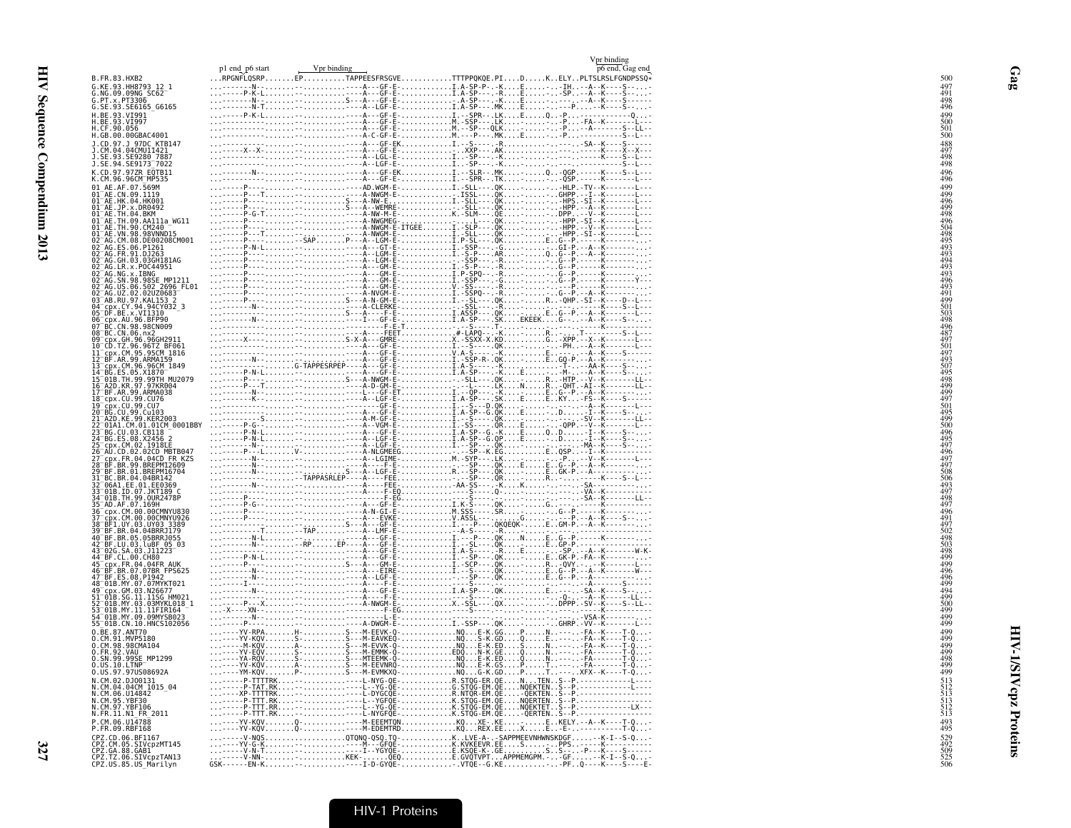```
                                                                                    Vpr binding
                        p1 end p6 start        Vpr binding                        p6 end, Gag end
B.FR.83.HXB2             ...RPGNFLQSRP.......EP.........TAPPEESFRSGVE...........TTTPPQKQE.PI....D.....K..ELY..PLTSLRSLFGNDPSSQ*  500
G.KE.93.HH8793_12_1      ...------N-.......-.........----A---GF-E-...........I.A-SP-P-.-K....E......-.-IH..--A--K----S--.--  497
G.NG.09.09NG_SC62        ...-----P-K-L.....-.........----A---GF-E-...........I.A-SP----R....E......-.-SP..--A--K----S--.--  491
G.PT.x.PT3306            ...------N-.......-.........S---A---GF-E-...........-.A-SP----K....E......-.-.---A--K----S--.--  498
G.SE.93.SE6165_G6165     ...------N-T......-.........----A---LGF-E-..........I.A-SP---MK....E......-.-P.---K----S--.--  496
H.BE.93.VI991            ...-----P-K-L.....-.........----A---GF-E-...........I.--SPR---LK....E.....Q.--P.................Q.--  499
H.BE.93.VI997            ...-----------.....-.........----A---GF-E-...........M.-SSP----LK....-......-.-P..--FA--K------L--  500
H.CF.90.056              ...-----------.....-.........----A---GF-E-...........M.--SP---QLK....-......-.-P..--A------S--LL-  501
H.GB.00.00GBAC4001       ...-----------.....-.........----A-C-GF-E-...........M.----P---MK....E......-.-P..............S--L--  500
J.CD.97.J_97DC_KTB147    ...-----------.....-.........----A---GF-EK...........I.--S------R.........-.-.----SA--K----S----  488
J.CM.04.04CMU11421       ...------X--X-.....-.........----A---GF-E-...........-.XXP----AK.........-.-.------------K----X--X--  497
J.SE.93.SE9280_7887      ...------------....-.........----A---LGL-E-..........I.--SP----K.........-.-.------------K----S--L--  498
J.SE.94.SE9173_7022      ...-----------.....-.........----A---LGF-E-..........I.--SP----K.........-.-.----------------S--L--  498
K.CD.97.97ZR_EQTB11      ...------N--.......-.........----A---GF-EK...........I.--SLR---MK.....-.....Q..-QGP.------K----S--L--  496
K.CM.96.96CM_MP535       ...-----------.....-.........----A---GF-E-...........I.--SPR---TK.....-.....-.-QSP.-------K----S--L--  496
01_AE.AF.07.569M         ...------P---......-.........---AD.WGM-E-...........I.-SLL----QK.....-......-.-HLP.-TV--K------L--  499
01_AE.CN.09.1119         ...------P---T.....-.........----A-NWGM-E-...........ISSL-----QK.....-......-.-GHPP.--I--K------L--  499
01_AE.HK.04.HK001        ...------P---......-.........S---A--NW-E-............I.-SLL---QK.....-......-.-HPS.-SI--K------L--  496
01_AE.JP.x.DR0492        ...------P---......-.........S---A--WEMRE-...........--SLL----QK.....-......-.-HPP.--A--K------L--  499
01_AE.TH.04.BKM          ...------P-G-T.....-.........----A-NW-M-E-...........K.-SLM----QE.....-......-.-DPP.--V--K------L--  498
01_AE.TH.09.AA111a_WG11  ...------P---......-.........----A-NWGMEG-...........-.--L----QK.....-......-.-HPP.-SI--K------L--  496
01_AE.TH.90.CM240        ...------P---......-.........----A-NWGM-E-ITGEE......I.-SLP----QK.....-......-.-HPP.--V--K------L--  504
01_AE.VN.98.98VNND15     ...------P---T.....-.........----A-NWGM-E-...........I.-SLL----QK.....-......-.-HPP.-SI--K------L--  498
02_AG.CM.08.DE00208CM001 ...------P---......-SAP......P---A--LGM-E-...........I.P-SL----QK.........E..G--P.------K--------  495
02_AG.ES.06.P1261        ...------P-N-L.....-.........----A---GT-E-...........I.-SSP----G..........-.-.GI-P.--A--K--------  493
02_AG.FR.91.DJ263        ...------P---......-.........----A--LGM-E-...........I.-S-P---AR.....-......Q..G--P.--A--K--------  493
02_AG.GH.03.03GH181AG    ...------P---......-.........----A--LGM-E-...........--SSP----R.....-......-.-G--P.------K--------  494
02_AG.LR.x.POC44951      ...------P---......-.........----A---GM-E-...........I.-S-P----R.....-......-.-G--P.------K--------  493
02_AG.NG.x.IBNG          ...------P---......-.........----A---GM-E-...........I.P-SPQ---R.....-......-.-G--P.------K--------  493
02_AG.SN.98.98SE_MP1211  ...------P---......-.........----A---GM-E-...........I.-SSP----G.....-......-.-G--P.------K------Y--  496
02_AG.US.06.502_2696_FL01 ...-----P---......-.........----A---GM-E-...........V.-SS-----R.....-......-.---P.------K--------  493
02_AG.UZ.02.02UZ0683     ...------P---......-.........----A-NVGM-E-...........I.-SSPQ---R.....-......-.-G--P.--A--K--------  491
03_AB.RU.97.KAL153_2     ...------P---......-.........S---A-N-GM-E-...........I.--SL----QK.....-......R..QHP.-SI--K----D--L--  499
04_cpx.CY.94.94CY032_3   ...------N--.......-.........----A-CLERKE-...........--SSL----R.....-......-.-.--------K----S--L--  501
05_DF.BE.x.VI1310        ...-----------.....-.........S---A----F-E-...........I.ASSP----QK.....-......E..G--P.--A--K----L--  503
06_cpx.AU.96.BFP90       ...------N--.......-.........----I---GF-E-...........I.A-SP----SK....EKEEK....G-----A--K----S--.--  498
07_BC.CN.98.98CN009      ...-----------.....-.........-------F-E-T...........--S-----T.........-.-.---------------------  496
08_BC.CN.06.nx2          ...-----------.....-.........----A---FEET...........#-LAPQ---K.........R......-T.------S--L--  487
09_cpx.GH.96.96GH2911    ...------X---......-.........S-X-A---GMRE-...........X.-SSXX-X.KD.........G..XPP.--X--K--------  497
10_CD.TZ.96.96TZ_BF061   ...-----------.....-.........----A---GF-E-...........I.--S-----QK.........-.-PH..--A--K------L--  501
11_cpx.CM.95.95CM_1816   ...-----------.....-.........----A---GF-E-...........V.A-S-----K.........E......--A--K----S--.--  497
12_BF.AR.99.ARMA159      ...------N---......-.........----A---GF-E-...........I.-SSP-R-.QK.........E..GQ-P.--A--K----S--.--  493
13_cpx.CM.96.96CM_1849   ...-----------.....-G-TAPPESRPEP---A---GF-E-...........I.A-S-----K.........-.-.---T.---AA-K----S--.--  507
14_BG.ES.05.X1870        ...------P-N-L.....-.........----A---GF-E-...........I.A-SP----K....E......-.-M.---A--K----S--.--  495
15_01B.TH.99.99TH_MU2079 ...-----------.....-.........S---A-NWGM-E-...........--SLL----QK.........R..-HTP.--V--K------L--  498
16_A2D.KR.97.97KR004     ...------P---T.....-.........----A-D-GM-E-...........--L-----LK....N.....R..-QHT.-AI--K------LL-  499
17_BF.AR.99.ARMA038      ...------N--.......-.........----L---GF-ET...........I.--QP----K.........E..G--P.--A--K--------  499
18_cpx.CU.99.CU76        ...------K--.......-.........----A--LGF-E-...........I.A-SP----SK.........E..KY..--FS--K----S--.--  497
19_cpx.CU.99.CU7         ...-----------.....-.........----------GF-E-...........I.--S---D.QK.........-.-.-------A--K------L--  501
20_BG.CU.99.Cu103        ...-----------.....-.........----A---GF-E-...........I.A-SP--G.QK....E......-.-D.....-I--K----S--.--  495
21_A2D.KE.99.KER2003     ...------S--.......-.........----A-M-GF-E-...........I.--S-----QK.........-.-.-----SV--K------LL-  499
22_01A1.CM.01.01CM_0001BBY ...-----P-G--......-.........----A--VGM-E-...........I.-SS----QR....E......-.-QPP.--V--K------L--  500
23_BG.CU.03.CB118        ...------P-N-L.....-.........----A---GF-E-...........I.A-SP--G.-K....E.....Q..D.....-I--K----S--.--  496
24_BG.ES.08.X2456_2      ...------P-N-L.....-.........----A--LGF-E-...........I.A-SP--G.QP....E......-.-D.....-I--K----S--.--  495
25_cpx.CM.02.1918LE      ...------N--.......-.........----A--LGF-E-...........I.--SP----QK.........-.-.---MA--K----S--.--  497
26_AU.CD.02.02CD_MBTB047 ...-----P---L......V-........----A-NLGMEEG...........---SP--K.EG.........E..QSP.---I--K--------  496
27_cpx.FR.04.04CD_FR_KZS ...------N--.......-.........----A--LGIME-...........M.-SYP----LK.........-.-.---P.----V--K--------  497
28_BF.BR.99.BREPM12609   ...------N--.......-.........----A----F-E-...........--SP-----QK....E......E..G--P.--A--K--------  497
29_BF.BR.01.BREPM16704   ...------N--.......-.........S---A--LGF-E-...........R.--SP----QK.........E..GK-P.--A--------------  508
31_BC.BR.04.04BR142      ...-----------.....-TAPPASRLEP---A----FEE-...........---SP----QR.........R......----K----S--L--  506
32_06A1.EE.01.EE0369     ...------N--.......-.........----A---FEE-............AA-SS---.-K....K......-.-.--SA----------------  493
33_01B.ID.07.JKT189_C    ...-----------.....-.........----A----F-EQ...........----S------Q-.........-.-.---VA--K--------  497
34_01B.TH.99.OUR2478P    ...------P---......-.........----A----F-EG...........----S------K.........-.-.---SA--K------LL-  498
35_AD.AF.07.169H         ...------P-G-......-.........----A---GF-E-...........I.K-S-----QK.........G......----K--------  497
36_cpx.CM.00.00CMNYU830  ...------P---......-.........----A-N-GI-E-...........M.SSS----SR.........-.-G--P.------K--------  496
37_cpx.CM.00.00CMNYU926  ...------P---......-.........----A---EVKE-...........V.ASSL---.----.G.....-.---P.--A--K----S--.--  491
38_BF1.UY.03.UY03_3389   ...-----------.....-.........S---A---GF-E-...........I.---P----QKQEQK-......E..GM-P.--A--K------.--  497
39_BF.BR.04.04BRRJ179    ...----------T.....-TAP......----A--LMF-E-...........-A-S-----R.........-.-.---------------------  502
40_BF.BR.05.05BRRJ055    ...------N--.......-.........----A---GF-E-...........I.---P----QK....N......E..G--P.------K--------  498
42_BF.LU.03.luBF_05_03   ...------N--.......-RP......EP---A---GF-E-...........I.--SL----QK.........E..GP-P.------K--------  503
43_02G.SA.03.J11223      ...-----------.....-.........----A---GF-E-...........I.A-S-----R....E......-.-SP..--A--K------W-K-  498
44_BF.CL.00.CH80         ...------P-N-L.....-.........----A---GF-E-...........I.--SP----QK.........E..GK-P.-FA--K--------  499
45_cpx.FR.04.04FR_AUK    ...------P---......-.........S---A---GM-E-...........I.-SCP----QK.........R..-QVY.--.--K------L--  497
46_BF.BR.07.07BR_FPS625  ...------N--.......-.........----A---EIRE-...........I.--S-----QK.........E..G--P.--A--K------W--  496
47_BF.ES.08.P1942        ...------N--.......-.........----A--LGF-E-...........---SP----QK.........E..G--P.--A------------  496
48_01B.MY.07.07MYKT021   ...------I---......-.........----A----F-E-...........----S-----K.........-.-.---------A------S----  499
49_cpx.GM.03.N26677      ...------N--.......-.........----A---GF-E-...........I.A-SP----QK.........E......-SA--K----S--.--  494
51_01B.SG.11.11SG_HM021  ...-----------.....-.........----A----F-E-...........----S-----K.........-.-Q.---A--K------LL--  499
52_01B.MY.03.03MYKL018_1 ...------P---X.....-.........----A-NWGM-E-...........X.-SSL----QX.........-.-DPPP.-SV--K----S--LL-  500
53_01B.MY.11.11FIR164    ...-X----XN-.......-.........------------F-EG...........-----S-----K.........-.-.---------K--------  499
54_01B.MY.09.09MYSB023   ...-----------.....-.........-------------L-E-...........-----S-----K.........-.-.-------VSA-K--------  499
55_01B.CN.10.HNCS102056  ...------P---......-.........----A-DWGM-E-...........I.-SSP----QK.........-.-GHRP.-VV--K------L--  499
O.BE.87.ANT70            ...------YV-RPA.......H-........S---M-EEVK-Q-...........NQ...E-K.GG....P.....N.......-FA--K----T-Q.--  499
O.CM.91.MVP5180          ...------YV-KQV.......S-........S---M-EAVKEQ-...........NQ...S-K.GD....Q.....N.......-FA--K----T-Q.--  499
O.CM.98.98CMA104         ...------M-KQV.......A-........S---M-EVVK-Q-...........NQ...E-K.ED....S.....N.......-FA--K----T-Q.--  499
O.FR.92.VAU              ...------YV-EQV.......S-........S---M-EMMK-Q-...........EDQ...N-K.GE....Q.....N.......-FA-------T-Q.--  499
O.SN.99.99SE_MP1299      ...------YA-RQV.......S-........S---MTEEMK-Q-...........NQ...E-K.ED....Q.....N.......-FA-------T-Q.--  498
O.US.10.LTNP             ...------YV-KQV.......A-........S---M-EEVNRQ-...........NQ...E-K.GS....P.....T.......-FA-------T-Q.--  499
O.US.97.97US08692A       ...------YM-KQV.......P-........S---M-EVMKXQ-...........NQ...G-K.GD....P.....T.......XFX--K----T-Q.--  499
N.CM.02.DJO0131          ...------P-TTTTRK....-..........----L-NYG-QE-...........R.STQG-ER.QE....N...TEN..S--P.-----------L----  513
N.CM.04.04CM_1015_04     ...------P-TAT.RK....-..........----L--YG-QE-...........G.STQG-EM.QE....NQEKTEN..S--P.-----------L----  512
N.CM.06.U14842           ...------XP-TTTTRK...-..........----L-DYGCQE-...........R.NTQR-EM.QE.....-QEKTEN..S--P.----------------  513
N.CM.95.YBF30            ...------P-TTT.RK....-..........----L--YGFQE-...........K.STQG-EM.QE....NQERTEN..S--P.----------------  513
N.CM.97.YBF106           ...------P-TTT.RR....-..........----L--YG-QE-...........K.STQG-EM.QE....NQEKTET..S--P.-----------LX--  512
N.FR.11.N1_FR_2011       ...------P-TTT.RK....-..........----L-NYGFQE-...........K.STQG-EM.QE.....-QERTEN..S--P.----------------  513
P.CM.06.U14788           ...------YV-KQV.......Q-........----M-EEEMTQN...........KQ....XE-.KE.........E....KELY.--A--K----T-Q.--  493
P.FR.09.RBF168           ...------YV-KQV.......Q-........----M-EDEMTRD...........KQ....REX.EE.....X......E....-E-----------T-Q.--  495
CPZ.CD.06.BF1167         ...------V-NQS.......-.........QTQNQ-QSQ.TQ-...........K..LVE-A-.-SAPPMEEVNHWNSKDGF.......-K-I--S-Q.--  529
CPZ.CM.05.SIVcpzMT145    ...------YV-G-K.......-.........----M---GFQE-...........K.KVKEEVR.EE.....S.......-.PPS.------K--------  492
CPZ.GA.88.GAB1           ...------V-N-T........-.........----I--YGYQE-...........E.KSQE-K-.GE.............S..S--.--P---K----S-----  509
CPZ.TZ.06.SIVcpzTAN13    ...------V-NN-.......-.........KEK-.......QEQ...........E.GVQTVPT..APPMEMGPM..-.-V--GF.-----X-I--S-Q.--  525
CPZ.US.85.US_Marilyn     GSK------EN-K.......-.........----I-D-GYQE-...........-.VTQE--G.KE.........-.--PF..Q----K----S----E-  506
```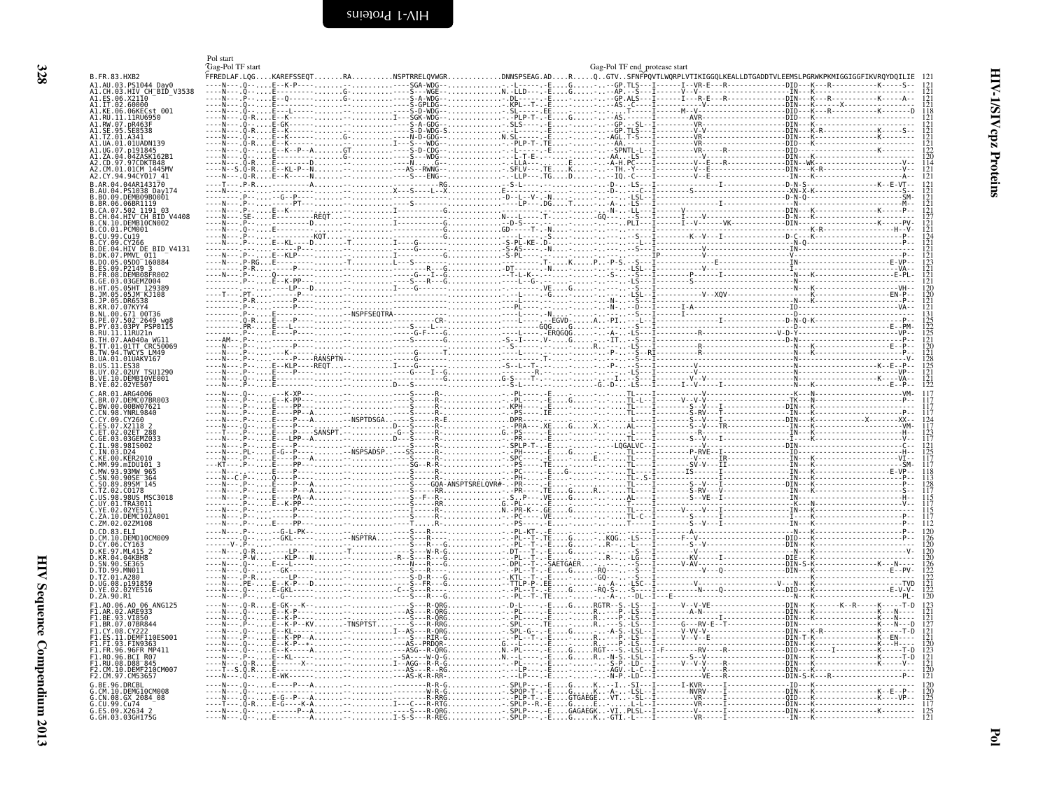# HIV-1/SIVcpz Proteins — Pol

```
                           Pol start
                           Gag-Pol TF start                                                                 Gag-Pol TF end_protease start
B.FR.83.HXB2               FFREDLAF.LQG....KAREFSSEQT.......RA..........NSPTRRELQVWGR............DNNSPSEAG.AD....R.....Q..GTV..SFNFPQVTLWQRPLVTIKIGGQLKEALLDTGADDTVLEEMSLPGRWKPKMIGGIGGFIKVRQYDQILIE 121
A1.AU.03.PS1044_Day0      121
A1.CH.03.HIV_CH_BID_V3538 121
A1.ES.06.X2110            121
A1.IT.02.60000            121
A1.KE.06.06KECst_001      121
A1.RU.11.11RU6950         118
A1.RW.07.pR463F           121
A1.SE.95.SE8538           121
A1.TZ.01.A341             121
A1.UA.01.01UADN139        121
A1.UG.07.p191845          122
A1.ZA.04.04ZASK162B1      120
A2.CD.97.97CDKTB48        114
A2.CM.01.01CM_1445MV      121
A2.CY.94.94CY017_41       121
B.AR.04.04AR143170        121
B.AU.04.PS1038_Day174     121
B.BO.09.DEMB09BO001       121
B.BR.06.06BR1119          121
B.CA.07.502_1191_03       121
B.CH.04.HIV_CH_BID_V4408  127
B.CN.10.DEMB10CN002       121
B.CO.01.PCM001            121
B.CU.99.Cu19              124
B.CY.09.CY266             121
B.DE.04.HIV_DE_BID_V4131  121
B.DK.07.PMVL_011          121
B.DO.05.05DO_160884       123
B.ES.09.P2149_3           121
B.FR.08.DEMB08FR002       121
B.GE.03.03GEMZ004         121
B.HT.05.05HT_129389       120
B.JM.05.05JM_KJ108        120
B.JP.05.DR6538            121
B.KR.07.07KYY4            121
B.NL.00.671_00T36         131
B.PE.07.502_2649_wg8      125
B.PY.03.03PY_PSP0115      122
B.RU.11.11RU21n           125
B.TH.07.AA040a_WG11       121
B.TT.01.01TT_CRC50069     120
B.TW.94.TWCYS_LM49        121
B.UA.01.01UAKV167         128
B.US.11.ES38              125
B.UY.02.02UY_TSU1290      121
B.VE.10.DEMB10VE001       121
B.YE.02.02YE507           122
C.AR.01.ARG4006           117
C.BR.07.DEMC07BR003       117
C.BW.00.00BW07621         117
C.CN.98.YNRL9840          117
C.CY.09.CY260             124
C.ES.07.X2118_2           117
C.ET.02.02ET_288          123
C.GE.03.03GEMZ033         117
C.IL.98.98IS002           117
C.IN.03.D24               125
C.KE.00.KER2010           117
C.MM.99.mIDU101_3         117
C.MW.93.93MW_965          118
C.SN.90.90SE_364          113
C.SO.89.89SM_145          128
C.TZ.02.C0178             117
C.US.98.98US_MSC3018      115
C.UY.01.TRA3011           117
C.YE.02.02YE511           115
C.ZA.10.DEMC10ZA001       117
C.ZM.02.02ZM108           112
D.CD.83.ELI               120
D.CM.10.DEMD10CM009       126
D.CY.06.CY163             121
D.KE.97.ML415_2           120
D.KR.04.04KBH8            121
D.SN.90.SE365             126
D.TD.99.MN011             122
D.TZ.01.A280              122
D.UG.08.p191859           120
D.YE.02.02YE516           121
D.ZA.90.R1                120
F1.AO.06.AO_06_ANG125     123
F1.AR.02.ARE933           121
F1.BE.93.VI850            121
F1.BR.07.07BR844          127
F1.CY.08.CY222            121
F1.ES.11.DEMF110ES001     121
F1.FI.93.FIN9363          120
F1.FR.96.96FR_MP411       123
F1.RO.96.BCI_R07          121
F1.RU.08.D88_845          121
F2.CM.10.DEMF210CM007     120
F2.CM.97.CM53657          121
G.BE.96.DRCBL             120
G.CM.10.DEMG10CM008       120
G.CN.08.GX_2084_08        125
G.CU.99.Cu74              117
G.ES.09.X2634_2           125
G.GH.03.03GH175G          121
```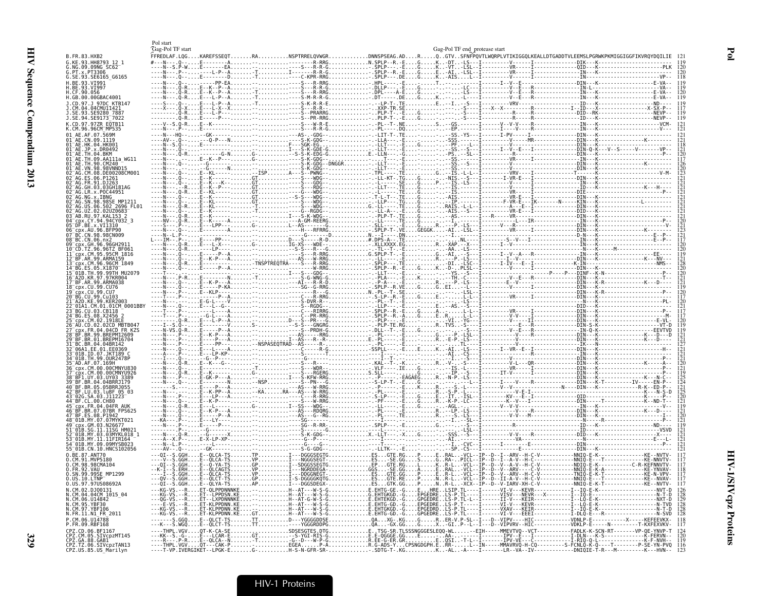```
                Pol start
                Gag-Pol TF start                                                    Gag-Pol TF end protease start
B.FR.83.HXB2                FFREDLAF.LQG....KAREFSSEQT.......RA..........NSPTRRELQVWGR.............DNNSPSEAG.AD....R.....Q..GTV..SFNFPQVTLWQRPLVTIKIGGQLKEALLDTGADDTVLEEMSLPGRWKPKMIGGIGGFIKVRQYDQILIE  121
G.KE.93.HH8793_12_1         119
G.NG.09.09NG_SC62           120
G.PT.x.PT3306               120
G.SE.93.SE6165_G6165        118
H.BE.93.VI991               119
H.BE.93.VI997               119
H.CF.90.056                 120
H.GB.00.00GBAC4001          119
J.CD.97.J_97DC_KTB147       119
J.CM.04.04CMU11421          117
J.SE.93.SE9280_7887         119
J.SE.94.SE9173_7022         119
K.CD.97.97ZR_EQTB11         121
K.CM.96.96CM_MP535          121
01_AE.AF.07.569M            121
01_AE.CN.09.1119            121
01_AE.HK.04.HK001           118
01_AE.JP.x.DR0492           121
01_AE.TH.04.BKM             120
01_AE.TH.09.AA111a_WG11     117
01_AE.TH.90.CM240           126
01_AE.VN.98.98VNND15        120
02_AG.CM.08.DE00208CM001    123
02_AG.ES.06.P1261           121
02_AG.FR.91.DJ263           121
02_AG.GH.03.03GH181AG       121
02_AG.LR.x.POC44951         121
02_AG.NG.x.IBNG             121
02_AG.SN.98.98SE_MP1211     121
02_AG.US.06.502_2696_FL01   121
02_AG.UZ.02.02UZ0683        121
03_AB.RU.97.KAL153_2        121
04_cpx.CY.94.94CY032_3      120
05_DF.BE.x.VI1310           121
06_cpx.AU.96.BFP90          123
07_BC.CN.98.98CN009         121
08_BC.CN.06.nx2             117
09_cpx.GH.96.96GH2911       120
10_CD.TZ.96.96TZ_BF061      120
11_cpx.CM.95.95CM_1816      119
12_BF.AR.99.ARMA159         121
13_cpx.CM.96.96CM_1849      128
14_BG.ES.05.X1870           120
15_01B.TH.99.99TH_MU2079    120
16_A2D.KR.97.97KR004        121
17_BF.AR.99.ARMA038         121
18_cpx.CU.99.CU76           119
19_cpx.CU.99.CU7            120
20_BG.CU.99.Cu103           117
21_A2D.KE.99.KER2003        120
22_01A1.CM.01.01CM_0001BBY  121
23_BG.CU.03.CB118           117
24_BG.ES.08.X2456_2         119
25_cpx.CM.02.1918LE         121
26_AU.CD.02.02CD_MBTB047    119
27_cpx.FR.04.04CD_FR_KZS    121
28_BF.BR.99.BREPM12609      121
29_BF.BR.01.BREPM16704      121
31_BC.BR.04.04BR142         127
32_06A1.EE.01.EE0369        121
33_01B.ID.07.JKT189_C       121
34_01B.TH.99.OUR2478P       121
35_AD.AF.07.169H            120
36_cpx.CM.00.00CMNYU830     121
37_cpx.CM.00.00CMNYU926     119
38_BF1.UY.03.UY03_3389      125
39_BF.BR.04.04BRRJ179       124
40_BF.BR.05.05BRRJ055       121
42_BF.LU.03.luBF_05_03      125
43_02G.SA.03.J11223         120
44_BF.CL.00.CH80            121
45_cpx.FR.04.04FR_AUK       119
46_BF.BR.07.07BR_FPS625     121
47_BF.ES.08.P1942           120
48_01B.MY.07.07MYKT021      121
49_cpx.GM.03.N26677         119
51_01B.SG.11.11SG_HM021     121
52_01B.MY.03.03MYKL018_1    121
53_01B.MY.11.11FIR164       121
54_01B.MY.09.09MYSB023      121
55_01B.CN.10.HNCS102056     121
O.BE.87.ANT70               117
O.CM.91.MVP5180             117
O.CM.98.98CMA104            117
O.FR.92.VAU                 118
O.SN.99.99SE_MP1299         117
O.US.10.LTNP                117
O.US.97.97US08692A          117
N.CM.02.DJO0131             126
N.CM.04.04CM_1015_04        128
N.CM.06.U14842              128
N.CM.95.YBF30               128
N.CM.97.YBF106              128
N.FR.11.N1_FR_2011          128
P.CM.06.U14788              118
P.FR.09.RBF168              118
CPZ.CD.06.BF1167            124
CPZ.CM.05.SIVcpzMT145       128
CPZ.GA.88.GAB1              119
CPZ.TZ.06.SIVcpzTAN13       116
CPZ.US.85.US_Marilyn        123
```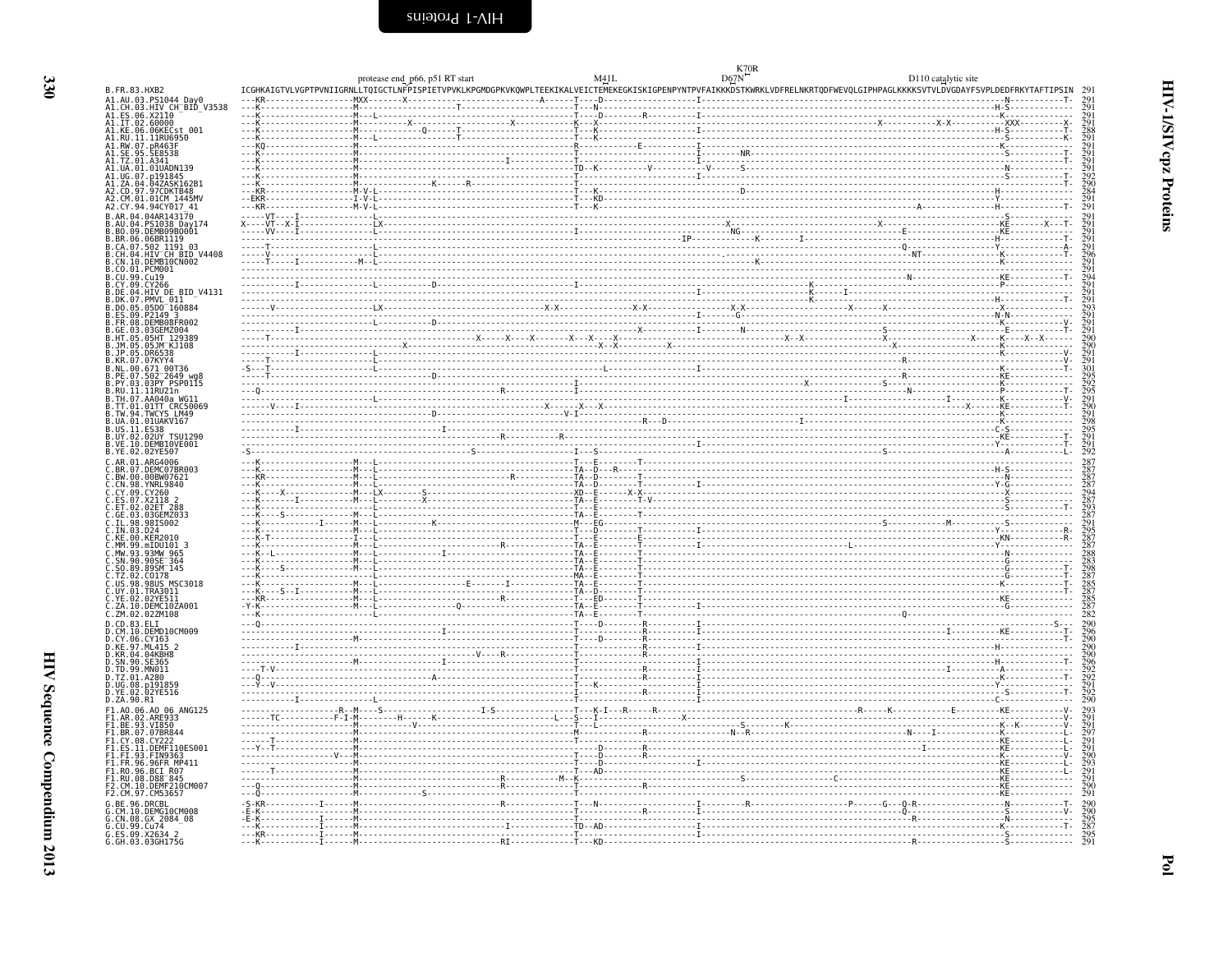# HIV-1/SIVcpz Proteins

## Pol

Annotations above the reference sequence: protease end_p66, p51 RT start; M41L; K70R; D67N; D110 catalytic site

```
B.FR.83.HXB2                ICGHKAIGTVLVGPTPVNIIGRNLLTQIGCTLNFPISPIETVPVKLKPGMDGPKVKQWPLTEEKIKALVEICTEMEKEGKISKIGPENPYNTPVFAIKKKDSTKWRKLVDFRELNKRTQDFWEVQLGIPHPAGLKKKKSVTVLDVGDAYFSVPLDEDFRKYTAFTIPSIN  291
A1.AU.03.PS1044_Day0        291
A1.CH.03.HIV_CH_BID_V3538   291
A1.ES.06.X2110              291
A1.IT.02.60000              291
A1.KE.06.06KECst_001        288
A1.RU.11.11RU6950           291
A1.RW.07.pR463F             291
A1.SE.95.SE8538             291
A1.TZ.01.A341               291
A1.UA.01.01UADN139          291
A1.UG.07.p191845            292
A1.ZA.04.04ZASK162B1        290
A2.CD.97.97CDKTB48          284
A2.CM.01.01CM_1445MV        291
A2.CY.94.94CY017_41         291
B.AR.04.04AR143170          291
B.AU.04.PS1038_Day174       291
B.BO.09.DEMB09BO001         291
B.BR.06.06BR1119            291
B.CA.07.502_1191_03         291
B.CH.04.HIV_CH_BID_V4408    296
B.CN.10.DEMB10CN002         291
B.CO.01.PCM001              291
B.CU.99.Cu19                294
B.CY.09.CY266               291
B.DE.04.HIV_DE_BID_V4131    291
B.DK.07.PMVL_011            291
B.DO.05.05DO_160884         293
B.ES.09.P2149_3             291
B.FR.08.DEMB08FR002         291
B.GE.03.03GEMZ004           291
B.HT.05.05HT_129389         290
B.JM.05.05JM_KJ108          290
B.JP.05.DR6538              291
B.KR.07.07KYY4              291
B.NL.00.671_00T36           301
B.PE.07.502_2649_wg8        295
B.PY.03.03PY_PSP0115        292
B.RU.11.11RU21n             295
B.TH.07.AA040a_WG11         291
B.TT.01.01TT_CRC50069       290
B.TW.94.TWCYS_LM49          291
B.UA.01.01UAKV167           298
B.US.11.ES38                295
B.UY.02.02UY_TSU1290        291
B.VE.10.DEMB10VE001         291
B.YE.02.02YE507             292
C.AR.01.ARG4006             287
C.BR.07.DEMC07BR003         287
C.BW.00.00BW07621           287
C.CN.98.YNRL9840            287
C.CY.09.CY260               294
C.ES.07.X2118_2             287
C.ET.02.02ET_288            293
C.GE.03.03GEMZ033           287
C.IL.98.98IS002             291
C.IN.03.D24                 295
C.KE.00.KER2010             287
C.MM.99.mIDU101_3           287
C.MW.93.93MW_965            288
C.SN.90.90SE_364            283
C.SO.89.89SM_145            298
C.TZ.02.CO178               287
C.US.98.98US_MSC3018        285
C.UY.01.TRA3011             287
C.YE.02.02YE511             285
C.ZA.10.DEMC10ZA001         287
C.ZM.02.02ZM108             282
D.CD.83.ELI                 290
D.CM.10.DEMD10CM009         296
D.CY.06.CY163               290
D.KE.97.ML415_2             290
D.KR.04.04KBH8              290
D.SN.90.SE365               296
D.TD.99.MN011               292
D.TZ.01.A280                292
D.UG.08.p191859             291
D.YE.02.02YE516             292
D.ZA.90.R1                  290
F1.AO.06.AO_06_ANG125       293
F1.AR.02.ARE933             291
F1.BE.93.VI850              291
F1.BR.07.07BR844            297
F1.CY.08.CY222              291
F1.ES.11.DEMF110ES001       291
F1.FI.93.FIN9363            290
F1.FR.96.96FR_MP411         293
F1.RO.96.BCI_R07            291
F1.RU.08.D88_845            291
F2.CM.10.DEMF210CM007       290
F2.CM.97.CM53657            291
G.BE.96.DRCBL               290
G.CM.10.DEMG10CM008         290
G.CN.08.GX_2084_08          295
G.CU.99.Cu74                287
G.ES.09.X2634_2             295
G.GH.03.03GH175G            291
```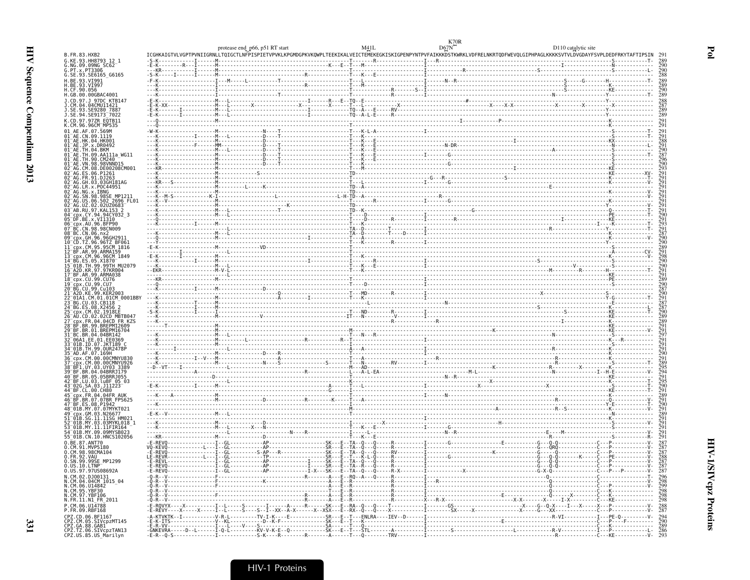# HIV-1/SIVcpz Proteins — Pol

Alignment annotations (above the reference sequence): protease end_p66, p51 RT start; M41L; D67N; K70R; D110 catalytic site

```
B.FR.83.HXB2   ICGHKAIGTVLVGPTPVNIIGRNLLTQIGCTLNFPISPIETVPVKLKPGMDGPKVKQWPLTEEKIKALVEICTEMEKEGKISKIGPENPYNTPVFAIKKKDSTKWRKLVDFRELNKRTQDFWEVQLGIPHPAGLKKKKSVTVLDVGDAYFSVPLDEDFRKYTAFTIPSIN   291
```

| Sequence | Length |
|---|---|
| B.FR.83.HXB2 | 291 |
| G.KE.93.HH8793_12_1 | 289 |
| G.NG.09.09NG_SC62 | 290 |
| G.PT.x.PT3306 | 290 |
| G.SE.93.SE6165_G6165 | 288 |
| H.BE.93.VI991 | 289 |
| H.BE.93.VI997 | 289 |
| H.CF.90.056 | 290 |
| H.GB.00.00GBAC4001 | 289 |
| J.CD.97.J_97DC_KTB147 | 288 |
| J.CM.04.04CMU11421 | 287 |
| J.SE.93.SE9280_7887 | 289 |
| J.SE.94.SE9173_7022 | 289 |
| K.CD.97.97ZR_EQTB11 | 291 |
| K.CM.96.96CM_MP535 | 291 |
| 01_AE.AF.07.569M | 291 |
| 01_AE.CN.09.1119 | 291 |
| 01_AE.HK.04.HK001 | 288 |
| 01_AE.JP.x.DR0492 | 291 |
| 01_AE.TH.04.BKM | 290 |
| 01_AE.TH.09.AA111a_WG11 | 287 |
| 01_AE.TH.90.CM240 | 296 |
| 01_AE.VN.98.98VNND15 | 290 |
| 02_AG.CM.08.DE00208CM001 | 293 |
| 02_AG.ES.06.P1261 | 291 |
| 02_AG.FR.91.DJ263 | 291 |
| 02_AG.GH.03.03GH181AG | 291 |
| 02_AG.LR.x.POC44951 | 291 |
| 02_AG.NG.x.IBNG | 291 |
| 02_AG.SN.98.98SE_MP1211 | 291 |
| 02_AG.US.06.502_2696_FL01 | 291 |
| 02_AG.UZ.02.02UZ0683 | 291 |
| 03_AB.RU.97.KAL153_2 | 291 |
| 04_cpx.CY.94.94CY032_3 | 290 |
| 05_DF.BE.x.VI1310 | 291 |
| 06_cpx.AU.96.BFP90 | 293 |
| 07_BC.CN.98.98CN009 | 291 |
| 08_BC.CN.06.nx2 | 287 |
| 09_cpx.GH.96.96GH2911 | 290 |
| 10_CD.TZ.96.96TZ_BF061 | 290 |
| 11_cpx.CM.95.95CM_1816 | 289 |
| 12_BF.AR.99.ARMA159 | 291 |
| 13_cpx.CM.96.96CM_1849 | 298 |
| 14_BG.ES.05.X1870 | 290 |
| 15_01B.TH.99.99TH_MU2079 | 291 |
| 16_A2D.KR.97.97KR004 | 291 |
| 17_BF.AR.99.ARMA038 | 291 |
| 18_cpx.CU.99.CU76 | 289 |
| 19_cpx.CU.99.CU7 | 290 |
| 20_BG.CU.99.Cu103 | 287 |
| 21_A2D.KE.99.KER2003 | 290 |
| 22_01A1.CM.01.01CM_0001BBY | 291 |
| 23_BG.CU.03.CB118 | 287 |
| 24_BG.ES.08.X2456_2 | 287 |
| 25_cpx.CM.02.1918EE | 290 |
| 26_AU.CD.02.02CD_MBTB047 | 289 |
| 27_cpx.FR.04.04CD_FR_KZS | 289 |
| 28_BF.BR.99.BREPM12609 | 291 |
| 29_BF.BR.01.BREPM16704 | 291 |
| 31_BC.BR.04.04BR142 | 297 |
| 32_06A1.EE.01.EE0369 | 291 |
| 33_01B.ID.07.JKT189_C | 291 |
| 34_01B.TH.99.OUR2478P | 291 |
| 35_AD.AF.07.169H | 290 |
| 36_cpx.CM.00.00CMNYU830 | 291 |
| 37_cpx.CM.00.00CMNYU926 | 289 |
| 38_BF1.UY.03.UY03_3389 | 295 |
| 39_BF.BR.04.04BRRJ179 | 294 |
| 40_BF.BR.05.05BRRJ055 | 291 |
| 42_BF.LU.03.luBF_05_03 | 295 |
| 43_02G.SA.03.J11223 | 290 |
| 44_BF.CL.00.CH80 | 291 |
| 45_cpx.FR.04.04FR_AUK | 289 |
| 46_BF.BR.07.07BR_FPS625 | 291 |
| 47_BF.ES.08.P1942 | 290 |
| 48_01B.MY.07.07MYKT021 | 291 |
| 49_cpx.GM.03.N26677 | 289 |
| 51_01B.SG.11.11SG_HM021 | 291 |
| 52_01B.MY.03.03MYKL018_1 | 291 |
| 53_01B.MY.11.11FIR164 | 291 |
| 54_01B.MY.09.09MYSB023 | 291 |
| 55_01B.CN.10.HNCS102056 | 291 |
| O.BE.87.ANT70 | 287 |
| O.CM.91.MVP5180 | 287 |
| O.CM.98.98CMA104 | 287 |
| O.FR.92.VAU | 288 |
| O.SN.99.99SE_MP1299 | 287 |
| O.US.10.LTNP | 287 |
| O.US.97.97US08692A | 287 |
| N.CM.02.DJO0131 | 296 |
| N.CM.04.04CM_1015_04 | 298 |
| N.CM.06.U14842 | 299 |
| N.CM.95.YBF30 | 298 |
| N.CM.97.YBF106 | 298 |
| N.FR.11.N1_FR_2011 | 298 |
| P.CM.06.U14788 | 288 |
| P.FR.09.RBF168 | 287 |
| CPZ.CD.06.BF1167 | 294 |
| CPZ.CM.05.SIVcpzMT145 | 290 |
| CPZ.GA.88.GAB1 | 289 |
| CPZ.TZ.06.SIVcpzTAN13 | 286 |
| CPZ.US.85.US_Marilyn | 293 |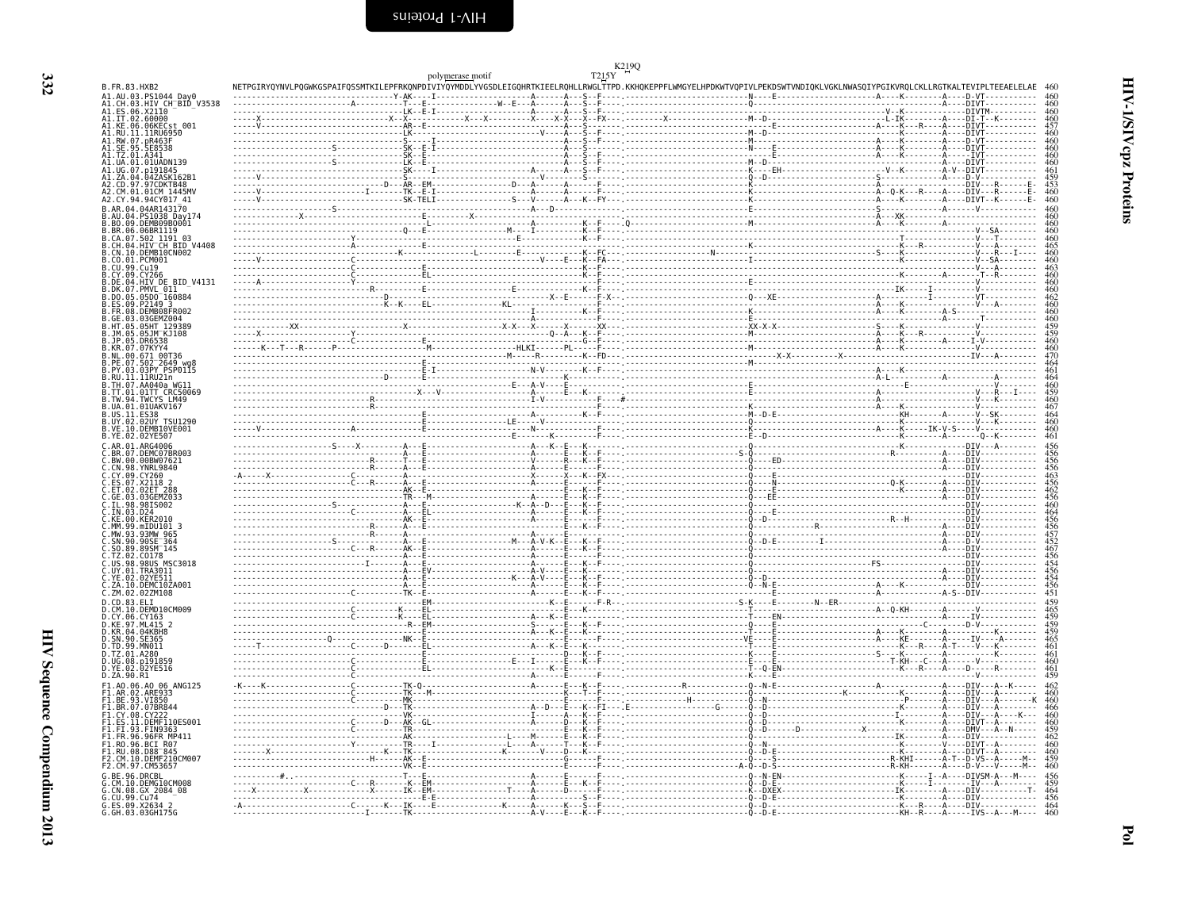polymerase motif

T215Y

K219Q

```
B.FR.83.HXB2                 NETPGIRYQYNVLPQGWKGSPAIFQSSMTKILEPFRKQNPDIVIYQYMDDLYVGSDLEIGQHRTKIEELRQHLLRWGLTTPD.KKHQKEPPFLWMGYELHPDKWTVQPIVLPEKDSWTVNDIQKLVGKLNWASQIYPGIKVRQLCKLLRGTKALTEVIPLTEEAELELAE 460
```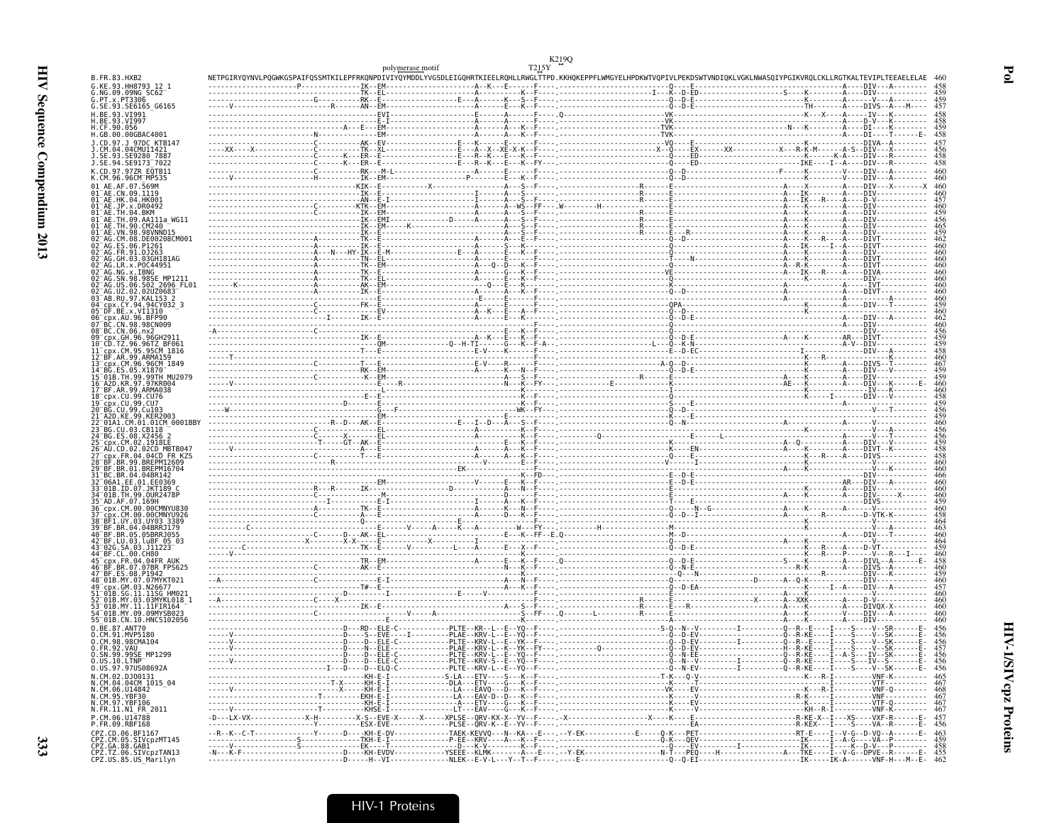```
                                                          polymerase motif                    K219Q
                                                                                             T215Y
B.FR.83.HXB2            NETPGIRYQYNVLPQGWKGSPAIFQSSMTKILEPFRKQNPDIVIYQYMDDLYVGSDLEIGQHRTKIEELRQHLLRWGLTTPD.KKHQKEPPFLWMGYELHPDKWTVQPIVLPEKDSWTVNDIQKLVGKLNWASQIYPGIKVRQLCKLLRGTKALTEVIPLTEEAELELAE  460
```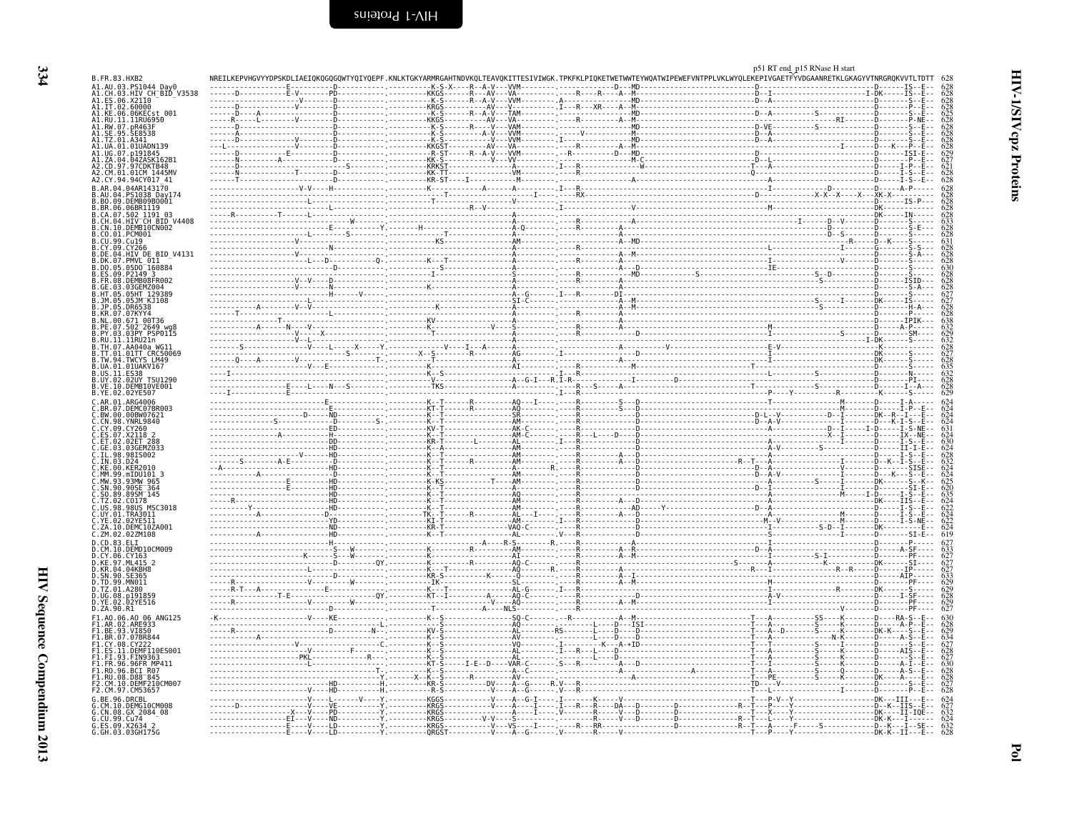# HIV-1/SIVcpz Proteins — Pol

p51 RT end_p15 RNase H start

```
B.FR.83.HXB2              NREILKEPVHGVYYDPSKDLIAEIQKQGQGQWTYQIYQEPF.KNLKTGKYARMRGAHTNDVKQLTEAVQKITTESIVIWGK.TPKFKLPIQKETWETWWTEYWQATWIPEWEFVNTPPLVKLWYQLEKEPIVGAETFYVDGAANRETKLGKAGYVTNRGRQKVVTLTDTT  628
A1.AU.03.PS1044_Day0      628
A1.CH.03.HIV_CH_BID_V3538 628
A1.ES.06.X2110            628
A1.IT.02.60000            628
A1.KE.06.06KECst_001      625
A1.RU.11.11RU6950         628
A1.RW.07.pR463F           628
A1.SE.95.SE8538           628
A1.TZ.01.A341             628
A1.UA.01.01UADN139        628
A1.UG.07.p191845          629
A1.ZA.04.04ZASK162B1      627
A2.CD.97.97CDKTB48        621
A2.CM.01.01CM_1445MV      628
A2.CY.94.94CY017_41       628
B.AR.04.04AR143170        628
B.AU.04.PS1038_Day174     628
B.BO.09.DEMB09BO001       628
B.BR.06.06BR1119          628
B.CA.07.502_1191_03       628
B.CH.04.HIV_CH_BID_V4408  633
B.CN.10.DEMB10CN002       628
B.CO.01.PCM001            628
B.CU.99.Cu19              631
B.CY.09.CY266             628
B.DE.04.HIV_DE_BID_V4131  628
B.DK.07.PMVL_011          628
B.DO.05.05DO_160884       630
B.ES.09.P2149_3           628
B.FR.08.DEMB08FR002       628
B.GE.03.03GEMZ004         628
B.HT.05.05HT_129389       627
B.JM.05.05JM_KJ108        627
B.JP.05.DR6538            628
B.KR.07.07KYY4            628
B.NL.00.671_00T36         638
B.PE.07.502_2649_wg8      632
B.PY.03.03PY_PSP0115      629
B.RU.11.11RU21n           632
B.TH.07.AA040a_WG11       628
B.TT.01.01TT_CRC50069     627
B.TW.94.TWCYS_LM49        628
B.UA.01.01UAKV167         635
B.US.11.ES38              632
B.UY.02.02UY_TSU1290      628
B.VE.10.DEMB10VE001       628
B.YE.02.02YE507           629
C.AR.01.ARG4006           624
C.BR.07.DEMC07BR003       624
C.BW.00.00BW07621         624
C.CN.98.YNRL9840          624
C.CY.09.CY260             631
C.ES.07.X2118_2           624
C.ET.02.02ET_288          630
C.GE.03.03GEMZ033         624
C.IL.98.98IS002           628
C.IN.03.D24               632
C.KE.00.KER2010           624
C.MM.99.mIDU101_3         624
C.MW.93.93MW_965          625
C.SN.90.90SE_364          620
C.SO.89.89SM_145          635
C.TZ.02.CO178             624
C.US.98.98US_MSC3018      622
C.UY.01.TRA3011           624
C.YE.02.02YE511           622
C.ZA.10.DEMC10ZA001       624
C.ZM.02.02ZM108           619
D.CD.83.ELI               627
D.CM.10.DEMD10CM009       633
D.CY.06.CY163             627
D.KE.97.ML415_2           627
D.KR.04.04KBH8            627
D.SN.90.SE365             633
D.TD.99.MN011             629
D.TZ.01.A280              629
D.UG.08.p191859           628
D.YE.02.02YE516           629
D.ZA.90.R1                627
F1.AO.06.AO_06_ANG125     630
F1.AR.02.ARE933           628
F1.BE.93.VI850            629
F1.BR.07.07BR844          634
F1.CY.08.CY222            627
F1.ES.11.DEMF110ES001     628
F1.FI.93.FIN9363          627
F1.FR.96.96FR_MP411       630
F1.RO.96.BCI_R07          628
F1.RU.08.D88_845          628
F2.CM.10.DEMF210CM007     627
F2.CM.97.CM53657          628
G.BE.96.DRCBL             624
G.CM.10.DEMG10CM008       627
G.CN.08.GX_2084_08        632
G.CU.99.Cu74              627
G.ES.09.X2634_2           632
G.GH.03.03GH175G          628
```

HIV Sequence Compendium 2013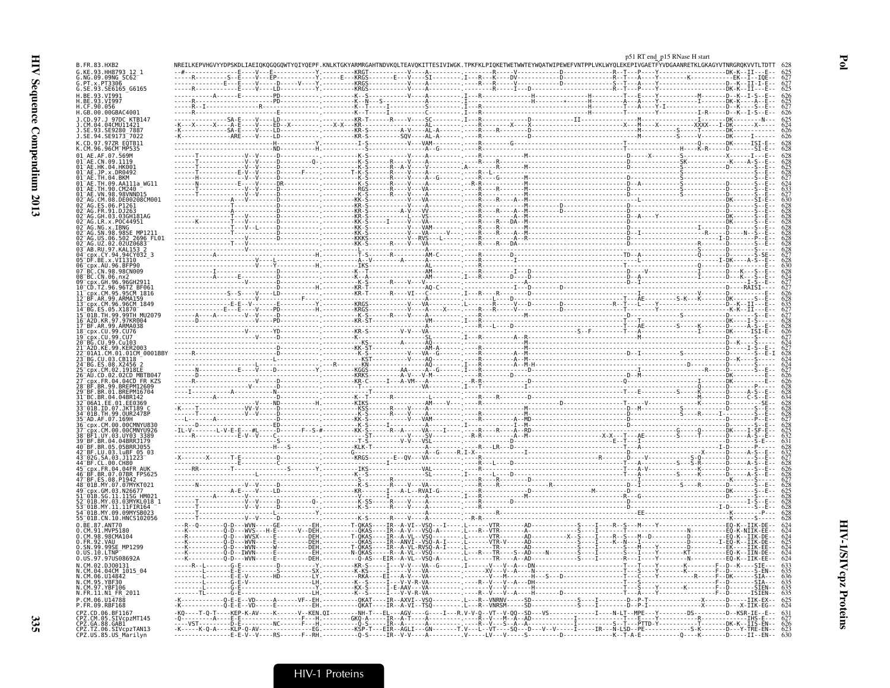```
                                                         p51 RT end  p15 RNase H start
B.FR.83.HXB2                NREILKEPVHGVYYDPSKDLIAEIQKQGQGQWTYQIYQEPF.KNLKTGKYARMRGAHTNDVKQLTEAVQKITTESIVIWGK.TPKFKLPIQKETWETWWTEYWQATWIPEWEFVNTPPLVKLWYQLEKEPIVGAETFYVDGAANRETKLGKAGYVTNRGRQKVVTLTDTT  628
G.KE.93.HH8793_12_1         625
G.NG.09.09NG_SC62           627
G.PT.x.PT3306               627
G.SE.93.SE6165_G6165        625
H.BE.93.VI991               626
H.BE.93.VI997               625
H.CF.90.056                 627
H.GB.00.00GBAC4001          626
J.CD.97.J_97DC_KTB147       625
J.CM.04.04CMU11421          624
J.SE.93.SE9280_7887         626
J.SE.94.SE9173_7022         625
K.CD.97.97ZR_EQTB11         628
K.CM.96.96CM_MP535          628
01_AE.AF.07.569M            628
01_AE.CN.09.1119            628
01_AE.HK.04.HK001           625
01_AE.JP.x.DR0492           628
01_AE.TH.04.BKM             627
01_AE.TH.09.AA111a_WG11     624
01_AE.TH.90.CM240           633
01_AE.VN.98.98VNND15        627
02_AG.CM.08.DE00208CM001    630
02_AG.ES.06.P1261           628
02_AG.FR.91.DJ263           628
02_AG.GH.03.03GH181AG       628
02_AG.LR.x.POC44951         628
02_AG.NG.x.IBNG             628
02_AG.SN.98.98SE_MP1211     628
02_AG.US.06.502_2696_FL01   628
02_AG.UZ.02.02UZ0683        628
03_AB.RU.97.KAL153_2        628
04_cpx.CY.94.94CY032_3      627
05_DF.BE.x.VI1310           628
06_cpx.AU.96.BFP90          630
07_BC.CN.98.98CN009         628
08_BC.CN.06.nx2             624
09_cpx.GH.96.96GH2911       628
10_CD.TZ.96.96TZ_BF061      627
11_cpx.CM.95.95CM_1816      626
12_BF.AR.99.ARMA159         628
13_cpx.CM.96.96CM_1849      635
14_BG.ES.05.X1870           627
15_01B.TH.99.99TH_MU2079    628
16_A2D.KR.97.97KR004        627
17_BF.AR.99.ARMA038         628
18_cpx.CU.99.CU76           626
19_cpx.CU.99.CU7            627
20_BG.CU.99.Cu103           624
21_A2D.KE.99.KER2003        627
22_01A1.CM.01.01CM_0001BBY  628
23_BG.CU.03.CB118           624
24_BG.ES.08.X2456_2         624
25_cpx.CM.02.1918LE         627
26_AU.CD.02.02CD_MBTB047    626
27_cpx.FR.04.04CD_FR_KZS    626
28_BF.BR.99.BREPM12609      628
29_BF.BR.01.BREPM16704      628
31_BC.BR.04.04BR142         634
32_06A1.EE.01.EE0369        628
33_01B.ID.07.JKT189_C       628
34_01B.TH.99.OUR2478P       628
35_AD.AF.07.169H            627
36_cpx.CM.00.00CMNYU830     628
37_cpx.CM.00.00CMNYU926     625
38_BF1.UY.03.UY03_3389      632
39_BF.BR.04.04BRRJ179       631
40_BF.BR.05.05BRRJ055       628
42_BF.LU.03.luBF_05_03      632
43_02G.SA.03.J11223         627
44_BF.CL.00.CH80            628
45_cpx.FR.04.04FR_AUK       628
46_BF.BR.07.07BR_FPS625     626
47_BF.ES.08.P1942           628
48_01B.MY.07.07MYKT021      628
49_cpx.GM.03.N26677         625
51_01B.SG.11.11SG_HM021     628
52_01B.MY.03.03MYKL018_1    628
53_01B.MY.11.11FIR164       628
54_01B.MY.09.09MYSB023      628
55_01B.CN.10.HNCS102056     628
O.BE.87.ANT70               624
O.CM.91.MVP5180             624
O.CM.98.98CMA104            624
O.FR.92.VAU                 625
O.SN.99.99SE_MP1299         624
O.US.10.LTNP                624
O.US.97.97US08692A          624
N.CM.02.DJO0131             633
N.CM.04.04CM_1015_04        635
N.CM.06.U14842              636
N.CM.95.YBF30               633
N.CM.97.YBF106              635
N.FR.11.N1_FR_2011          635
P.CM.06.U14788              625
P.FR.09.RBF168              624
CPZ.CD.06.BF1167            631
CPZ.CM.05.SIVcpzMT145       627
CPZ.GA.88.GAB1              626
CPZ.TZ.06.SIVcpzTAN13       623
CPZ.US.85.US_Marilyn        630
```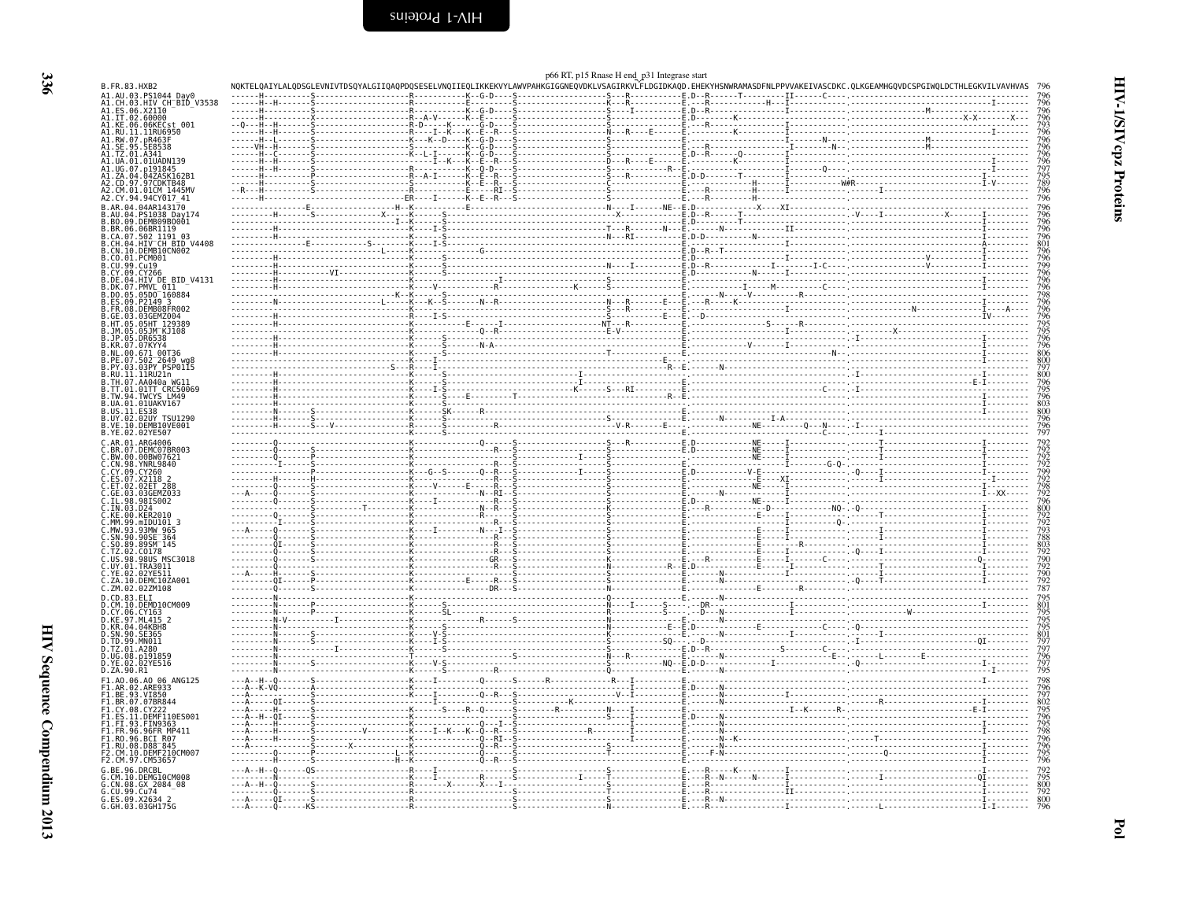p66 RT, p15 Rnase H end_p31 Integrase start

```
B.FR.83.HXB2                 NQKTELQAIYLALQDSGLEVNIVTDSQYALGIIQAQPDQSESELVNQIIEQLIKKEKVYLAWVPAHKGIGGNEQVDKLVSAGIRKVLFLDGIDKAQD.EHEKYHSNWRAMASDFNLPPVVAKEIVASCDKC.QLKGEAMHGQVDCSPGIWQLDCTHLEGKVILVAVHVAS 796
A1.AU.03.PS1044_Day0         796
A1.CH.03.HIV_CH_BID_V3538    796
A1.ES.06.X2110               796
A1.IT.02.60000               796
A1.KE.06.06KECst_001         793
A1.RU.11.11RU6950            796
A1.RW.07.pR463F              796
A1.SE.95.SE8538              796
A1.TZ.01.A341                796
A1.UA.01.01UADN139           796
A1.UG.07.p191845             797
A1.ZA.04.04ZASK162B1         797
A2.CD.97.97CDKTB48           789
A2.CM.01.01CM_1445MV         796
A2.CY.94.94CY017_41          796
B.AR.04.04AR143170           796
B.AU.04.PS1038_Day174        796
B.BO.09.DEMB09BO001          796
B.BR.06.06BR1119             796
B.CA.07.502_1191_03          796
B.CH.04.HIV_CH_BID_V4408     801
B.CN.10.DEMB10CN002          796
B.CO.01.PCM001               796
B.CU.99.Cu19                 799
B.CY.09.CY266                796
B.DE.04.HIV_DE_BID_V4131     796
B.DK.07.PMVL_011             796
B.DO.05.05DO_160884          798
B.ES.09.P2149_3              796
B.FR.08.DEMB08FR002          796
B.GE.03.03GEMZ004            796
B.HT.05.05HT_129389          795
B.JM.05.05JM_KJ108           795
B.JP.05.DR6538               796
B.KR.07.07KYY4               796
B.NL.00.671_00T36            806
B.PE.07.502_2649_wg8         800
B.PY.03.03PY_PSP0115         797
B.RU.11.11RU21n              800
B.TH.07.AA040a_WG11          796
B.TT.01.01TT_CRC50069        795
B.TW.94.TWCYS_LM49           796
B.UA.01.01UAKV167            803
B.US.11.ES38                 800
B.UY.02.02UY_TSU1290         796
B.VE.10.DEMB10VE001          796
B.YE.02.02YE507              797
C.AR.01.ARG4006              792
C.BR.07.DEMC07BR003          792
C.BW.00.00BW07621            792
C.CN.98.YNRL9840             792
C.CY.09.CY260                799
C.ES.07.X2118_2              792
C.ET.02.02ET_288             798
C.GE.03.03GEMZ033            792
C.IL.98.98IS002              796
C.IN.03.D24                  800
C.KE.00.KER2010              792
C.MM.99.mIDU101_3            792
C.MW.93.93MW_965             793
C.SN.90.90SE_364             788
C.SO.89.89SM_145             803
C.TZ.02.CO178                792
C.US.98.98US_MSC3018         790
C.UY.01.TRA3011              792
C.YE.02.02YE511              790
C.ZA.10.DEMC10ZA001          792
C.ZM.02.02ZM108              787
D.CD.83.ELI                  795
D.CM.10.DEMD10CM009          801
D.CY.06.CY163                795
D.KE.97.ML415_2              795
D.KR.04.04KBH8               795
D.SN.90.SE365                801
D.TD.99.MN011                797
D.TZ.01.A280                 797
D.UG.08.p191859              796
D.YE.02.02YE516              797
D.ZA.90.R1                   795
F1.AO.06.AO_06_ANG125        798
F1.AR.02.ARE933              796
F1.BE.93.VI850               797
F1.BR.07.07BR844             802
F1.CY.08.CY222               795
F1.ES.11.DEMF110ES001        796
F1.FI.93.FIN9363             795
F1.FR.96.96FR_MP411          798
F1.RO.96.BCI_R07             796
F1.RU.08.D88_845             796
F2.CM.10.DEMF210CM007        795
F2.CM.97.CM53657             796
G.BE.96.DRCBL                792
G.CM.10.DEMG10CM008          795
G.CN.08.GX_2084_08           800
G.CU.99.Cu74                 792
G.ES.09.X2634_2              800
G.GH.03.03GH175G             796
```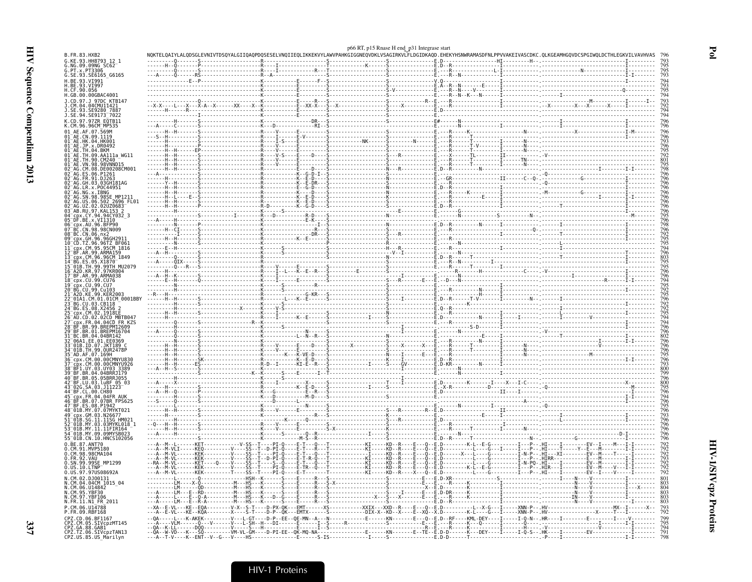p66 RT, p15 Rnase H end_p31 Integrase start

```
B.FR.83.HXB2                NQKTELQAIYLALQDSGLEVNIVTDSQYALGIIQAQPDQSESELVNQIIEQLIKKEKVYLAWVPAHKGIGGNEQVDKLVSAGIRKVLFLDGIDKAQD.EHEKYHSNWRAMASDFNLPPVVAKEIVASCDKC.QLKGEAMHGQVDCSPGIWQLDCTHLEGKVILVAVHVAS  796
```

| Sequence | Position |
|---|---|
| G.KE.93.HH8793_12_1 | 793 |
| G.NG.09.09NG_SC62 | 795 |
| G.PT.x.PT3306 | 795 |
| G.SE.93.SE6165_G6165 | 793 |
| H.BE.93.VI991 | 794 |
| H.BE.93.VI997 | 793 |
| H.CF.90.056 | 795 |
| H.GB.00.00GBAC4001 | 794 |
| J.CD.97.J_97DC_KTB147 | 793 |
| J.CM.04.04CMU11421 | 792 |
| J.SE.93.SE9280_7887 | 794 |
| J.SE.94.SE9173_7022 | 794 |
| K.CD.97.97ZR_EQTB11 | 796 |
| K.CM.96.96CM_MP535 | 796 |
| 01_AE.AF.07.569M | 796 |
| 01_AE.CN.09.1119 | 796 |
| 01_AE.HK.04.HK001 | 793 |
| 01_AE.JP.x.DR0492 | 796 |
| 01_AE.TH.04.BKM | 795 |
| 01_AE.TH.09.AA111a_WG11 | 792 |
| 01_AE.TH.90.CM240 | 801 |
| 01_AE.VN.98.98VNND15 | 795 |
| 02_AG.CM.08.DE00208CM001 | 798 |
| 02_AG.ES.06.P1261 | 796 |
| 02_AG.FR.91.DJ263 | 796 |
| 02_AG.GH.03.03GH181AG | 796 |
| 02_AG.LR.x.POC44951 | 796 |
| 02_AG.NG.x.IBNG | 796 |
| 02_AG.SN.98.98SE_MP1211 | 796 |
| 02_AG.US.06.502_2696_FL01 | 796 |
| 02_AG.UZ.02.02UZ0683 | 796 |
| 03_AB.RU.97.KAL153_2 | 796 |
| 04_cpx.CY.94.94CY032_3 | 795 |
| 05_DF.BE.x.VI1310 | 796 |
| 06_cpx.AU.96.BFP90 | 798 |
| 07_BC.CN.98.98CN009 | 796 |
| 08_BC.CN.06.nx2 | 792 |
| 09_cpx.GH.96.96GH2911 | 793 |
| 10_CD.TZ.96.96TZ_BF061 | 795 |
| 11_cpx.CM.95.95CM_1816 | 794 |
| 12_BF.AR.99.ARMA159 | 796 |
| 13_cpx.CM.96.96CM_1849 | 803 |
| 14_BG.ES.05.X1870 | 795 |
| 15_01B.TH.99.99TH_MU2079 | 795 |
| 16_A2D.KR.97.97KR004 | 796 |
| 17_BF.AR.99.ARMA038 | 796 |
| 18_cpx.CU.99.CU76 | 794 |
| 19_cpx.CU.99.CU7 | 795 |
| 20_BG.CU.99.Cu103 | 792 |
| 21_A2D.KE.99.KER2003 | 795 |
| 22_01A1.CM.01.01CM_0001BBY | 796 |
| 23_BG.CU.03.CB118 | 792 |
| 24_BG.ES.08.X2456_2 | 792 |
| 25_cpx.CM.02.1918LE | 795 |
| 26_AU.CD.02.02CD_MBTB047 | 794 |
| 27_cpx.FR.04.04CD_FR_KZS | 796 |
| 28_BF.BR.99.BREPM12609 | 796 |
| 29_BF.BR.01.BREPM16704 | 796 |
| 31_BC.BR.04.04BR142 | 802 |
| 32_06A1.EE.01.EE0369 | 796 |
| 33_01B.ID.07.JKT189_C | 796 |
| 34_01B.TH.99.OUR2478P | 796 |
| 35_AD.AF.07.169H | 795 |
| 36_cpx.CM.00.00CMNYU830 | 796 |
| 37_cpx.CM.00.00CMNYU926 | 793 |
| 38_BF1.UY.03.UY03_3389 | 800 |
| 39_BF.BR.04.04BRRJ179 | 799 |
| 40_BF.BR.05.05BRRJ055 | 796 |
| 42_BF.LU.03.luBF_05_03 | 800 |
| 43_02G.SA.03.J11223 | 795 |
| 44_BF.CL.00.CH80 | 796 |
| 45_cpx.FR.04.04FR_AUK | 794 |
| 46_BF.BR.07.07BR_FPS625 | 796 |
| 47_BF.ES.08.P1942 | 796 |
| 48_01B.MY.07.07MYKT021 | 795 |
| 49_cpx.GM.03.N26677 | 793 |
| 51_01B.SG.11.11SG_HM021 | 796 |
| 52_01B.MY.03.03MYKL018_1 | 796 |
| 53_01B.MY.11.11FIR164 | 796 |
| 54_01B.MY.09.09MYSB023 | 796 |
| 55_01B.CN.10.HNCS102056 | 796 |
| O.BE.87.ANT70 | 792 |
| O.CM.91.MVP5180 | 792 |
| O.CM.98.98CMA104 | 792 |
| O.FR.92.VAU | 793 |
| O.SN.99.99SE_MP1299 | 792 |
| O.US.10.LTNP | 792 |
| O.US.97.97US08692A | 792 |
| N.CM.02.DJO0131 | 801 |
| N.CM.04.04CM_1015_04 | 803 |
| N.CM.06.U14842 | 804 |
| N.CM.95.YBF30 | 803 |
| N.CM.97.YBF106 | 803 |
| N.FR.11.N1_FR_2011 | 803 |
| P.CM.06.U14788 | 793 |
| P.FR.09.RBF168 | 792 |
| CPZ.CD.06.BF1167 | 799 |
| CPZ.CM.05.SIVcpzMT145 | 795 |
| CPZ.GA.88.GAB1 | 794 |
| CPZ.TZ.06.SIVcpzTAN13 | 791 |
| CPZ.US.85.US_Marilyn | 798 |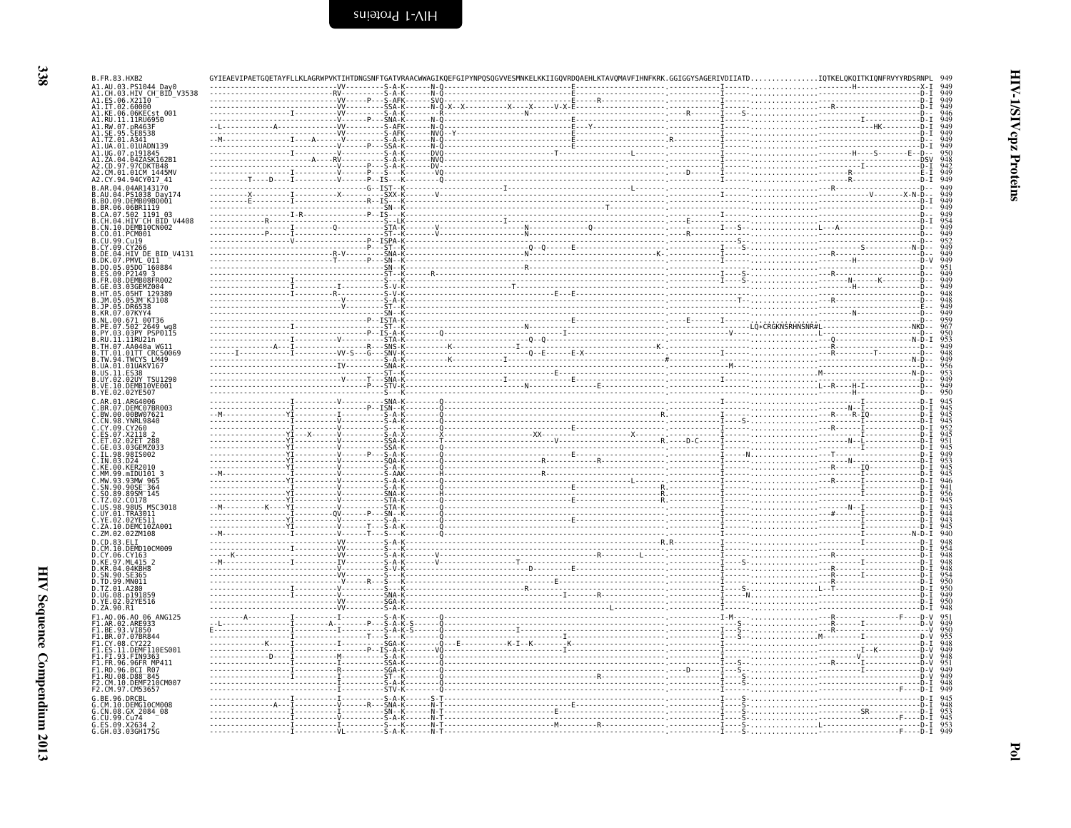```
B.FR.83.HXB2            GYIEAEVIPAETGQETAYFLLKLAGRWPVKTIHTDNGSNFTGATVRAACWWAGIKQEFGIPYNPQSQGVVESMNKELKKIIGQVRDQAEHLKTAVQMAVFIHNFKRK.GGIGGYSAGERIVDIIATD................IQTKELQKQITKIQNFRVYYRDSRNPL  949
A1.AU.03.PS1044_Day0                                                                                                                                                     949
A1.CH.03.HIV_CH_BID_V3538                                                                                                                                                949
A1.ES.06.X2110                                                                                                                                                           949
A1.IT.02.60000                                                                                                                                                           949
A1.KE.06.06KECst_001                                                                                                                                                     946
A1.RU.11.11RU6950                                                                                                                                                        949
A1.RW.07.pR463F                                                                                                                                                          949
A1.SE.95.SE8538                                                                                                                                                          949
A1.TZ.01.A341                                                                                                                                                            949
A1.UA.01.01UADN139                                                                                                                                                       949
A1.UG.07.p191845                                                                                                                                                         950
A1.ZA.04.04ZASK162B1                                                                                                                                                     948
A2.CD.97.97CDKTB48                                                                                                                                                       942
A2.CM.01.01CM_1445MV                                                                                                                                                     949
A2.CY.94.94CY017_41                                                                                                                                                      949
B.AR.04.04AR143170                                                                                                                                                       949
B.AU.04.PS1038_Day174                                                                                                                                                    949
B.BO.09.DEMB09BO001                                                                                                                                                      949
B.BR.06.06BR1119                                                                                                                                                         949
B.CA.07.502_1191_03                                                                                                                                                      949
B.CH.04.HIV_CH_BID_V4408                                                                                                                                                 954
B.CN.10.DEMB10CN002                                                                                                                                                      949
B.CO.01.PCM001                                                                                                                                                           949
B.CU.99.Cu19                                                                                                                                                             952
B.CY.09.CY266                                                                                                                                                            949
B.DE.04.HIV_DE_BID_V4131                                                                                                                                                 949
B.DK.07.PMVL_011                                                                                                                                                         949
B.DO.05.05DO_160884                                                                                                                                                      951
B.ES.09.P2149_3                                                                                                                                                          949
B.FR.08.DEMB08FR002                                                                                                                                                      949
B.GE.03.03GEMZ004                                                                                                                                                        949
B.HT.05.05HT_129389                                                                                                                                                      948
B.JM.05.05JM_KJ108                                                                                                                                                       948
B.JP.05.DR6538                                                                                                                                                           949
B.KR.07.07KYY4                                                                                                                                                           949
B.NL.00.671_00T36                                                                                                                                                        959
B.PE.07.502_2649_wg8                                                                                                                                                     967
B.PY.03.03PY_PSP0115                                                                                                                                                     950
B.RU.11.11RU21n                                                                                                                                                          953
B.TH.07.AA040a_WG11                                                                                                                                                      949
B.TT.01.01TT_CRC50069                                                                                                                                                    948
B.TW.94.TWCYS_LM49                                                                                                                                                       949
B.UA.01.01UAKV167                                                                                                                                                        956
B.US.11.ES38                                                                                                                                                             953
B.UY.02.02UY_TSU1290                                                                                                                                                     949
B.VE.10.DEMB10VE001                                                                                                                                                      949
B.YE.02.02YE507                                                                                                                                                          950
C.AR.01.ARG4006                                                                                                                                                          945
C.BR.07.DEMC07BR003                                                                                                                                                      945
C.BW.00.00BW07621                                                                                                                                                        945
C.CN.98.YNRL9840                                                                                                                                                         945
C.CY.09.CY260                                                                                                                                                            952
C.ES.07.X2118_2                                                                                                                                                          945
C.ET.02.02ET_288                                                                                                                                                         951
C.GE.03.03GEMZ033                                                                                                                                                        945
C.IL.98.98IS002                                                                                                                                                          949
C.IN.03.D24                                                                                                                                                              953
C.KE.00.KER2010                                                                                                                                                          945
C.MM.99.mIDU101_3                                                                                                                                                        945
C.MW.93.93MW_965                                                                                                                                                         946
C.SN.90.90SE_364                                                                                                                                                         941
C.SO.89.89SM_145                                                                                                                                                         956
C.TZ.02.CO178                                                                                                                                                            945
C.US.98.98US_MSC3018                                                                                                                                                     943
C.UY.01.TRA3011                                                                                                                                                          944
C.YE.02.02YE511                                                                                                                                                          943
C.ZA.10.DEMC10ZA001                                                                                                                                                      945
C.ZM.02.02ZM108                                                                                                                                                          940
D.CD.83.ELI                                                                                                                                                              948
D.CM.10.DEMD10CM009                                                                                                                                                      954
D.CY.06.CY163                                                                                                                                                            948
D.KE.97.ML415_2                                                                                                                                                          948
D.KR.04.04KBH8                                                                                                                                                           948
D.SN.90.SE365                                                                                                                                                            954
D.TD.99.MN011                                                                                                                                                            950
D.TZ.01.A280                                                                                                                                                             950
D.UG.08.p191859                                                                                                                                                          949
D.YE.02.02YE516                                                                                                                                                          950
D.ZA.90.R1                                                                                                                                                               948
F1.AO.06.AO_06_ANG125                                                                                                                                                    951
F1.AR.02.ARE933                                                                                                                                                          949
F1.BE.93.VI850                                                                                                                                                           950
F1.BR.07.07BR844                                                                                                                                                         955
F1.CY.08.CY222                                                                                                                                                           948
F1.ES.11.DEMF110ES001                                                                                                                                                    949
F1.FI.93.FIN9363                                                                                                                                                         948
F1.FR.96.96FR_MP411                                                                                                                                                      951
F1.RO.96.BCI_R07                                                                                                                                                         949
F1.RU.08.D88_845                                                                                                                                                         949
F2.CM.10.DEMF210CM007                                                                                                                                                    948
F2.CM.97.CM53657                                                                                                                                                         949
G.BE.96.DRCBL                                                                                                                                                            945
G.CM.10.DEMG10CM008                                                                                                                                                      948
G.CN.08.GX_2084_08                                                                                                                                                       953
G.CU.99.Cu74                                                                                                                                                             953
G.ES.09.X2634_2                                                                                                                                                          953
G.GH.03.03GH175G                                                                                                                                                         949
```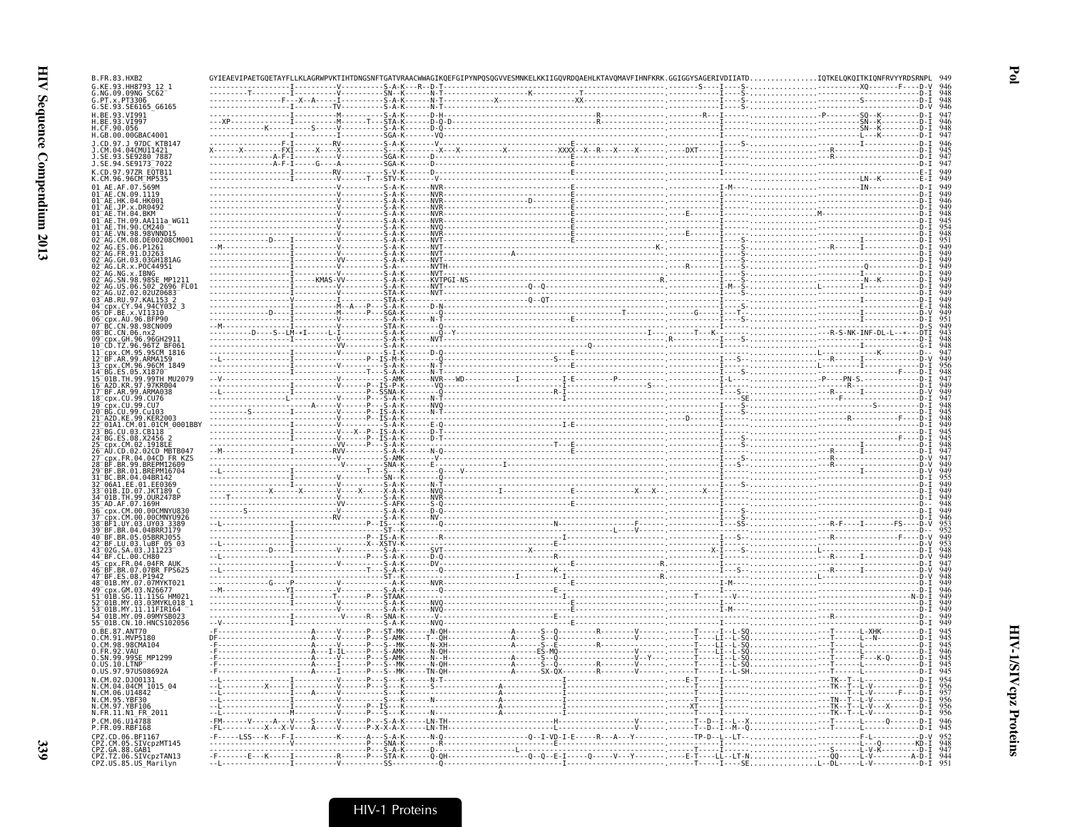# Pol

```
B.FR.83.HXB2                  GYIEAEVIPAETGQETAYFLLKLAGRWPVKTIHTDNGSNFTGATVRAACWWAGIKQEFGIPYNPQSQGVVESMNKELKKIIGQVRDQAEHLKTAVQMAVFIHNFKRK.GGIGGYSAGERIVDIIATD................IQTKELQKQITKIQNFRVYYRDSRNPL  949
G.KE.93.HH8793_12_1           946
G.NG.09.09NG_SC62             948
G.PT.x.PT3306                 948
G.SE.93.SE6165_G6165          946
H.BE.93.VI991                 947
H.BE.93.VI997                 945
H.CF.90.056                   948
H.GB.00.00GBAC4001            947
J.CD.97.J_97DC_KTB147         946
J.CM.04.04CMU11421            945
J.SE.93.SE9280_7887           947
J.SE.94.SE9173_7022           947
K.CD.97.97ZR_EQTB11           949
K.CM.96.96CM_MP535            949
01_AE.AF.07.569M              949
01_AE.CN.09.1119              949
01_AE.HK.04.HK001             946
01_AE.JP.x.DR0492             949
01_AE.TH.04.BKM               948
01_AE.TH.09.AA111a_WG11       945
01_AE.TH.90.CM240             954
01_AE.VN.98.98VNND15          948
02_AG.CM.08.DE00208CM001      951
02_AG.ES.06.P1261             949
02_AG.FR.91.DJ263             949
02_AG.GH.03.03GH181AG         949
02_AG.LR.x.POC44951           949
02_AG.NG.x.IBNG               949
02_AG.SN.98.98SE_MP1211       949
02_AG.US.06.502_2696_FL01     949
02_AG.UZ.02.02UZ0683          949
03_AB.RU.97.KAL153_2          949
04_cpx.CY.94.94CY032_3        948
05_DF.BE.x.VI1310             949
06_cpx.AU.96.BFP90            951
07_BC.CN.98.98CN009           949
08_BC.CN.06.nx2               943
09_cpx.GH.96.96GH2911         948
10_CD.TZ.96.96TZ_BF061        948
11_cpx.CM.95.95CM_1816        947
12_BF.AR.99.ARMA159           949
13_cpx.CM.96.96CM_1849        956
14_BG.ES.05.X1870             948
15_01B.TH.99.99TH_MU2079      947
16_A2D.KR.97.97KR004          949
17_BF.AR.99.ARMA038           949
18_cpx.CU.99.CU76             947
19_cpx.CU.99.CU7              948
20_BG.CU.99.Cu103             945
21_A2D.KE.99.KER2003          948
22_01A1.CM.01.01CM_0001BBY    949
23_BG.CU.03.CB118             945
24_BG.ES.08.X2456_2           945
25_cpx.CM.02.1918LE           948
26_AU.CD.02.02CD_MBTB047      947
27_cpx.FR.04.04CD_FR_KZS      947
28_BF.BR.99.BREPM12609        949
29_BF.BR.01.BREPM16704        949
31_BC.BR.04.04BR142           955
32_06A1.EE.01.EE0369          949
33_01B.ID.07.JKT189_C         949
34_01B.TH.99.OUR2478P         949
35_AD.AF.07.169H              948
36_cpx.CM.00.00CMNYU830       949
37_cpx.CM.00.00CMNYU926       946
38_BF1.UY.03.UY03_3389        953
39_BF.BR.04.04BRRJ179         952
40_BF.BR.05.05BRRJ055         949
42_BF.LU.03.luBF_05_03        953
43_02G.SA.03.J11223           948
44_BF.CL.00.CH80              949
45_cpx.FR.04.04FR_AUK         947
46_BF.BR.07.07BR_FPS625       949
47_BF.ES.08.P1942             948
48_01B.MY.07.07MYKT021        949
49_cpx.GM.03.N26677           946
51_01B.SG.11.11SG_HM021       949
52_01B.MY.03.03MYKL018_1      949
53_01B.MY.11.11FIR164         949
54_01B.MY.09.09MYSB023        949
55_01B.CN.10.HNCS102056       949
O.BE.87.ANT70                 945
O.CM.91.MVP5180               945
O.CM.98.98CMA104              945
O.FR.92.VAU                   946
O.SN.99.99SE_MP1299           945
O.US.10.LTNP                  945
O.US.97.97US08692A            945
N.CM.02.DJO0131               954
N.CM.04.04CM_1015_04          956
N.CM.06.U14842                957
N.CM.95.YBF30                 956
N.CM.97.YBF106                956
N.FR.11.N1_FR_2011            956
P.CM.06.U14788                946
P.FR.09.RBF168                945
CPZ.CD.06.BF1167              952
CPZ.CM.05.SIVcpzMT145         948
CPZ.GA.88.GAB1                947
CPZ.TZ.06.SIVcpzTAN13         944
CPZ.US.85.US_Marilyn          951
```

HIV-1/SIVcpz Proteins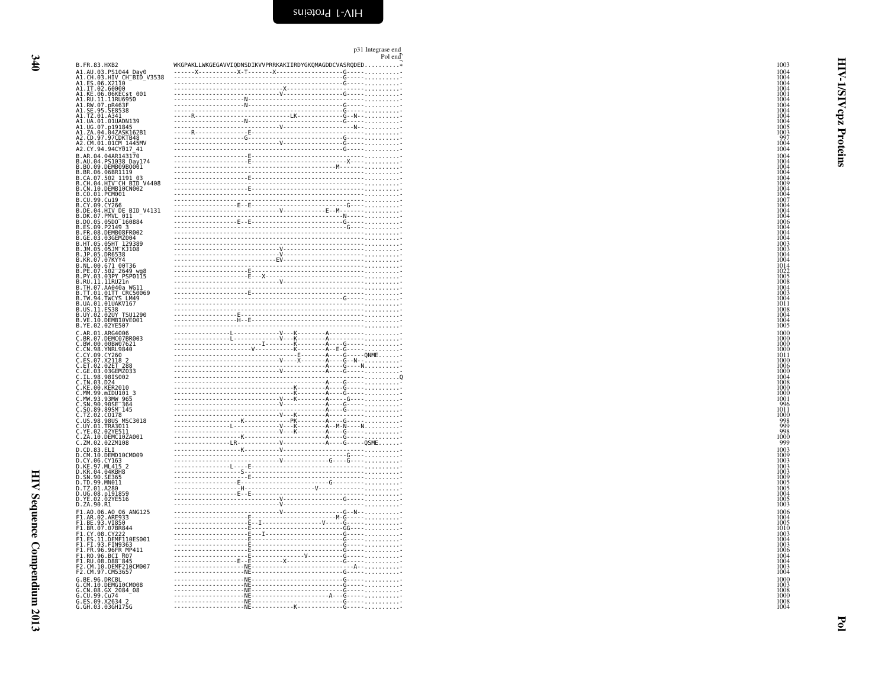p31 Integrase end
Pol end

```
B.FR.83.HXB2                WKGPAKLLWKGEGAVVIQDNSDIKVVPRRKAKIIRDYGKQMAGDDCVASRQDED..........*   1003
A1.AU.03.PS1044_Day0        ------X-----------X-T-------X-------------------G---------------.-  1004
A1.CH.03.HIV_CH_BID_V3538   ------------------------------------------------G---------------.-  1004
A1.ES.06.X2110              ------------------------------------------------G---------------.-  1004
A1.IT.02.60000              ---------------------------X------------------------------------.-  1004
A1.KE.06.06KECst_001        ----------------------------V-------------------G---------------.-  1001
A1.RU.11.11RU6950           -------------------N--------------------------------------------.-  1004
A1.RW.07.pR463F             -------------------N----------------------------G---------------.-  1004
A1.SE.95.SE8538             ------------------------------------------------G---------------.-  1004
A1.TZ.01.A341               -----R-------------------------------LK---------G--N------------.-  1004
A1.UA.01.01UADN139          -------------------N----------------------------G---------------.-  1004
A1.UG.07.p191845            ----------------------------V--------------------N--------------.-  1005
A1.ZA.04.04ZASK162B1        -----R--------------E-------------------------------------------.-  1003
A2.CD.97.97CDKTB48          -------------------G----------------------------G---------------.-   997
A2.CM.01.01CM_1445MV        ----------------------------V-------------------G---------------.-  1004
A2.CY.94.94CY017_41         ------------------------------------------------G---------------.-  1004
B.AR.04.04AR143170          --------------------E-------------------------------------------.-  1004
B.AU.04.PS1038_Day174       --------------------E-----------------------------X-------------.-  1004
B.BO.09.DEMB09BO001         ---------------------------------------------M------------------.-  1004
B.BR.06.06BR1119            ----------------------------------------------------------------.-  1004
B.CA.07.502_1191_03         --------------------E-------------------------------------------.-  1004
B.CH.04.HIV_CH_BID_V4408    ----------------------------------------------------------------.-  1009
B.CN.10.DEMB10CN002         --------------------E-------------------------------------------.-  1004
B.CO.01.PCM001              ----------------------------------------------------------------.-  1004
B.CU.99.Cu19                ----------------------------------------------------------------.-  1007
B.CY.09.CY266               -----------------E--E-------------------------------G-----------.-  1004
B.DE.04.HIV_DE_BID_V4131    ----------------------------V-------------E--M------------------.-  1004
B.DK.07.PMVL_011            ------------------------------------------------N---------------.-  1004
B.DO.05.05DO_160884         -----------------E--E---------------------------G---------------.-  1006
B.ES.09.P2149_3             ------------------------------------------------G---------------.-  1004
B.FR.08.DEMB08FR002         ----------------------------------------------------------------.-  1004
B.GE.03.03GEMZ004           ----------------------------------------------------------------.-  1004
B.HT.05.05HT_129389         ----------------------------------------------------------------.-  1003
B.JM.05.05JM_KJ108          ----------------------------V-----------------------------------.-  1003
B.JP.05.DR6538              ----------------------------V-----------------------------------.-  1004
B.KR.07.07KYY4              ---------------------------EV-----------------------------------.-  1004
B.NL.00.671_00T36           ----------------------------------------------------------------.-  1014
B.PE.07.502_2649_wg8        --------------------E-------------------------------------------.-  1022
B.PY.03.03PY_PSP0115        --------------------E---X---------------------------------------.-  1005
B.RU.11.11RU21n             ----------------------------V-----------------------------------.-  1008
B.TH.07.AA040a_WG11         ----------------------------------------------------------------.-  1004
B.TT.01.01TT_CRC50069       --------------------E-------------------------------------------.-  1003
B.TW.94.TWCYS_LM49          ------------------------------------------------G---------------.-  1004
B.UA.01.01UAKV167           ----------------------------------------------------------------.-  1011
B.US.11.ES38                ----------------------------------------------------------------.-  1008
B.UY.02.02UY_TSU1290        ------------------E---------------------------------------------.-  1004
B.VE.10.DEMB10VE001         -----------------H--E-------------------------------------------.-  1004
B.YE.02.02YE507             ----------------------------------------------------------------.-  1005
C.AR.01.ARG4006             ---------------L------------V---K--------A----------------------.-  1000
C.BR.07.DEMC07BR003         ---------------L------------V---K--------A----------------------.-  1000
C.BW.00.00BW07621           ---------------------I----------K--------A----G-----------------.-  1000
C.CN.98.YNRL9840            ---------------------V----------K--------A--E-G-----------------.-  1000
C.CY.09.CY260               ------------------------------E----------A----G-----QNME--------.-  1011
C.ES.07.X2118_2             ----------------------------V---X--------A----G--N--------------.-  1000
C.ET.02.02ET_288            -----------------------------------------A----G----N------------.-  1006
C.GE.03.03GEMZ033           ----------------------------V------------A----G-----------------.-  1000
C.IL.98.98IS002             ----------------------------------------------------------------.Q  1004
C.IN.03.D24                 -----------------------------------------A----G-----------------.-  1008
C.KE.00.KER2010             --------------------------------K--------A----G-----------------.-  1000
C.MM.99.mIDU101_3           --------------------------------K--------A----G-----------------.-  1000
C.MW.93.93MW_965            ----------------------------V---K--------A-----G----------------.-  1001
C.SN.90.90SE_364            ----------------------------V------------A----G-----------------.-   996
C.SO.89.89SM_145            -----------------------------------------A----G-----------------.-  1011
C.TZ.02.CO178               ----------------------------V---K--------A----------------------.-  1000
C.US.98.98US_MSC3018        -------------------K------------PK-------A----G-----------------.-   998
C.UY.01.TRA3011             ---------------L------------V---K--------A--M-N----N------------.-   999
C.YE.02.02YE511             ----------------------------V---K--------A----G-----------------.-   998
C.ZA.10.DEMC10ZA001         -------------------K---------------------A----G-----------------.-  1000
C.ZM.02.02ZM108             ---------------LR-----------V------------A----G-----QSME--------.-   999
D.CD.83.ELI                 -------------------K--------V-----------------------------------.-  1003
D.CM.10.DEMD10CM009         ------------------------------------------------G---------------.-  1009
D.CY.06.CY163               ----------------------------V-----------G----G------------------.-  1003
D.KE.97.ML415_2             ---------------L----E-------------------------------------------.-  1003
D.KR.04.04KBH8              -----------------S----------------------------------------------.-  1003
D.SN.90.SE365               --------------------E-------------------------------------------.-  1009
D.TD.99.MN011               -------------------E--------------------------G-----------------.-  1005
D.TZ.01.A280                -------------------H-------------------V------------------------.-  1005
D.UG.08.p191859             -----------------E--E-------------------------------------------.-  1004
D.YE.02.02YE516             ----------------------------V-------------------G---------------.-  1005
D.ZA.90.R1                  ----------------------------V-----------------------------------.-  1003
F1.AO.06.AO_06_ANG125       ----------------------------V-------------------G--N------------.-  1006
F1.AR.02.ARE933             --------------------E---------------------------M-G-------------.-  1004
F1.BE.93.VI850              --------------------E--I-------------------V----G---------------.-  1005
F1.BR.07.07BR844            --------------------E---------------------------GG--------------.-  1010
F1.CY.08.CY222              --------------------E---I-----------------------G---------------.-  1003
F1.ES.11.DEMF110ES001       --------------------E---------------------------G---------------.-  1004
F1.FI.93.FIN9363            --------------------E---------------------------G---------------.-  1003
F1.FR.96.96FR_MP411         --------------------E---------------------------G---------------.-  1006
F1.RO.96.BCI_R07            --------------------E---------------V-----------G---------------.-  1004
F1.RU.08.D88_845            -----------------E--E---------X-----------------G---------------.-  1004
F2.CM.10.DEMF210CM007       --------------------NE----------------------------------A-------.-  1003
F2.CM.97.CM53657            --------------------NE--------------------------G---------------.-  1004
G.BE.96.DRCBL               --------------------NE--------------------------G---------------.-  1000
G.CM.10.DEMG10CM008         --------------------NE--------------------------G---------------.-  1003
G.CN.08.GX_2084_08          --------------------NE--------------------------G---------------.-  1008
G.CU.99.Cu74                --------------------NE-----------------------A--G---------------.-  1000
G.ES.09.X2634_2             --------------------NE--------------------------G---------------.-  1008
G.GH.03.03GH175G            --------------------NE------------K-------------G---------------.-  1004
```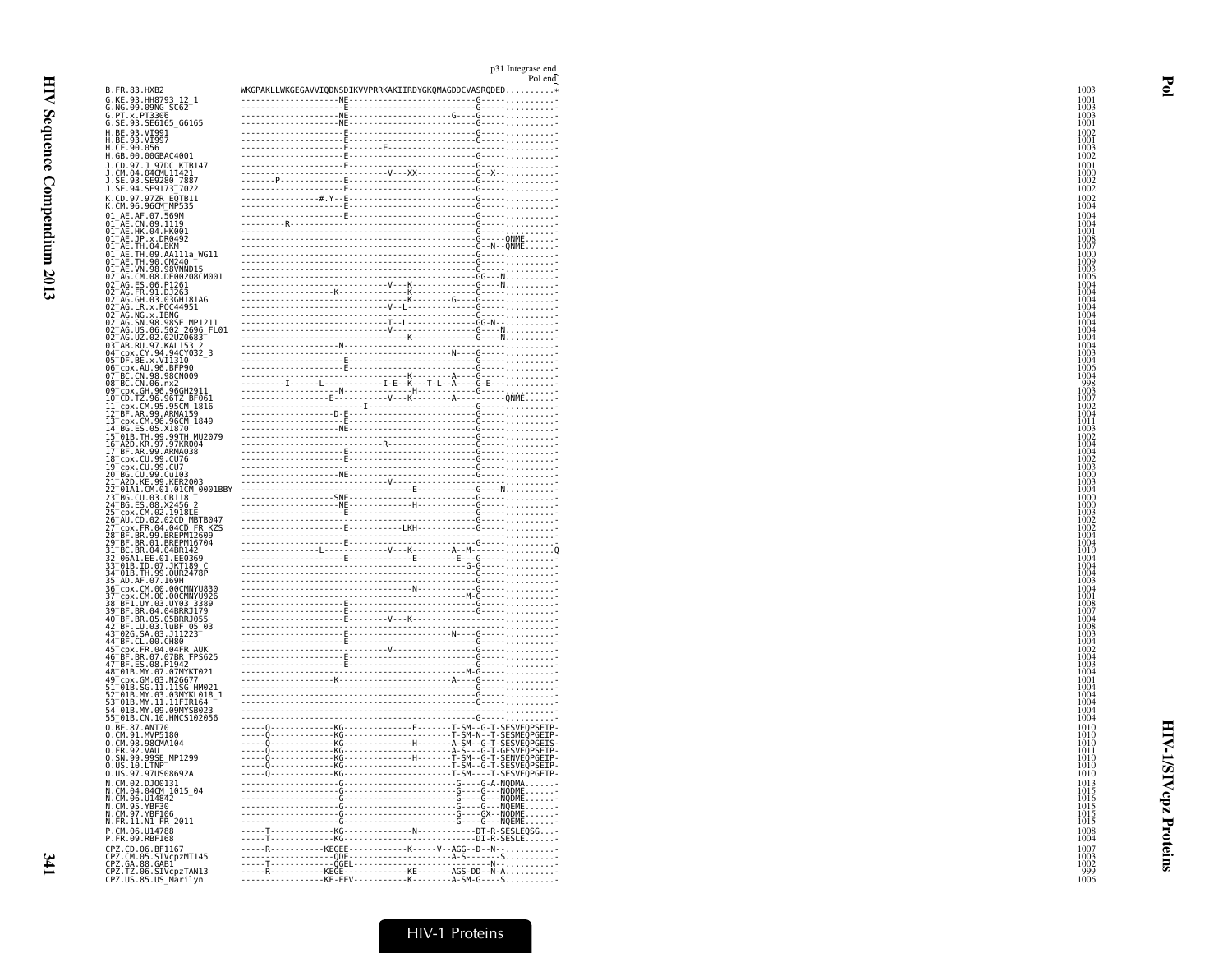p31 Integrase end
Pol end

```
B.FR.83.HXB2                WKGPAKLLWKGEGAVVIQDNSDIKVVPRRKAKIIRDYGKQMAGDDCVASRQDED.........*   1003
G.KE.93.HH8793_12_1         --------------------NE---------------------------G---------------   1001
G.NG.09.09NG_SC62           --------------------E----------------------------G---------------   1003
G.PT.x.PT3306               --------------------NE---------------------G-----G---------------   1003
G.SE.93.SE6165_G6165        --------------------NE---------------------------G---------------   1001
H.BE.93.VI991               --------------------E----------------------------G---------------   1002
H.BE.93.VI997               --------------------E----------------------------G---------------   1001
H.CF.90.056                 --------------------E---------E------------------G---------------   1003
H.GB.00.00GBAC4001          --------------------E----------------------------G---------------   1002
J.CD.97.J_97DC_KTB147       --------------------E----------------------------G---------------   1001
J.CM.04.04CMU11421          ------------------------------V---XX-------------G--X------------   1000
J.SE.93.SE9280_7887         -------P------------E----------------------------G---------------   1002
J.SE.94.SE9173_7022         --------------------E----------------------------G---------------   1002
K.CD.97.97ZR_EQTB11         ---------------#.Y--E----------------------------G---------------   1002
K.CM.96.96CM_MP535          --------------------E----------------------------G---------------   1004
01_AE.AF.07.569M            --------------------E----------------------------G---------------   1004
01_AE.CN.09.1119            ---------R---------------------------------------G---------------   1004
01_AE.HK.04.HK001           -------------------------------------------------G---------------   1001
01_AE.JP.x.DR0492           -------------------------------------------------G----QNME-------   1008
01_AE.TH.04.BKM             -------------------------------------------------G--N--QNME------   1007
01_AE.TH.09.AA111a_WG11     -------------------------------------------------G---------------   1000
01_AE.TH.90.CM240           -------------------------------------------------G---------------   1009
01_AE.VN.98.98VNND15        -------------------------------------------------G---------------   1003
02_AG.CM.08.DE00208CM001    -------------------------------------------------GG---N----------   1006
02_AG.ES.06.P1261           ------------------------------V---K--------------G----N----------   1004
02_AG.FR.91.DJ263           -----------------K----------------K--------------G---------------   1004
02_AG.GH.03.03GH181AG       ----------------------------------K-------G------G---------------   1004
02_AG.LR.x.POC44951         ------------------------------V--L---------------G---------------   1004
02_AG.NG.x.IBNG             -------------------------------------------------G---------------   1004
02_AG.SN.98.98SE_MP1211     ------------------------------T--L---------------GG-N------------   1004
02_AG.US.06.502_2696_FL01   ------------------------------V------------------G----N----------   1004
02_AG.UZ.02.02UZ0683        ----------------------------------K--------------G----N----------   1004
03_AB.RU.97.KAL153_2        -------------------N-----------------------------G---------------   1004
04_cpx.CY.94.94CY032_3      ------------------------------------------N------G---------------   1003
05_DF.BE.x.VI1310           --------------------E----------------------------G---------------   1004
06_cpx.AU.96.BFP90          --------------------E----------------------------G---------------   1006
07_BC.CN.98.98CN009         ----------------------------------K-------A------G---------------   1004
08_BC.CN.06.nx2             ---------I------L-----------I-E--K---T-L--A------G-E-------------    998
09_cpx.GH.96.96GH2911       -------------------N-----------------H-----------G---------------   1003
10_CD.TZ.96.96TZ_BF061      ------------------E-----------V---K-------A-----------QNME-------   1007
11_cpx.CM.95.95CM_1816      ---------------------------I---------------------G---------------   1002
12_BF.AR.99.ARMA159         --------------------D-E--------------------------G---------------   1004
13_cpx.CM.96.96CM_1849      --------------------E----------------------------G---------------   1011
14_BG.ES.05.X1870           --------------------NE---------------------------G---------------   1003
15_01B.TH.99.99TH_MU2079    -------------------------------------------------G---------------   1002
16_A2D.KR.97.97KR004        ----------------------------R--------------------G---------------   1004
17_BF.AR.99.ARMA038         --------------------E----------------------------G---------------   1004
18_cpx.CU.99.CU76           --------------------E----------------------------G---------------   1002
19_cpx.CU.99.CU7            -------------------------------------------------G---------------   1003
20_BG.CU.99.Cu103           --------------------NE---------------------------G---------------   1000
21_A2D.KE.99.KER2003        ------------------------------V------------------G---------------   1003
22_01A1.CM.01.01CM_0001BBY  -----------------------------------E-------------G----N----------   1004
23_BG.CU.03.CB118           -------------------SNE---------------------------G---------------   1000
24_BG.ES.08.X2456_2         --------------------NE---------------H-----------G---------------   1000
25_cpx.CM.02.1918LE         --------------------E----------------------------G---------------   1003
26_AU.CD.02.02CD_MBTB047    -------------------------------------------------G---------------   1002
27_cpx.FR.04.04CD_FR_KZS    --------------------E--------------LKH-----------G---------------   1002
28_BF.BR.99.BREPM12609      -------------------------------------------------G---------------   1004
29_BF.BR.01.BREPM16704      --------------------E----------------------------G---------------   1004
31_BC.BR.04.04BR142         ----------------L-------------V---K-------A--M-------------------Q  1010
32_06A1.EE.01.EE0369        --------------------E-------------E---------E----G---------------   1004
33_01B.ID.07.JKT189_C       ------------------------------------------------G-G--------------   1004
34_01B.TH.99.OUR2478P       -------------------------------------------------G---------------   1004
35_AD.AF.07.169H            -------------------------------------------------G---------------   1003
36_cpx.CM.00.00CMNYU830     ----------------------------------N--------------G---------------   1004
37_cpx.CM.00.00CMNYU926     ------------------------------------------------M-G--------------   1001
38_BF1.UY.03.UY03_3389      --------------------E----------------------------G---------------   1008
39_BF.BR.04.04BRRJ179       --------------------E----------------------------G---------------   1007
40_BF.BR.05.05BRRJ055       --------------------E---------V---K--------------G---------------   1004
42_BF.LU.03.luBF_05_03      --------------------E----------------------------G---------------   1008
43_02G.SA.03.J11223         --------------------E---------------------N------G---------------   1003
44_BF.CL.00.CH80            --------------------E----------------------------G---------------   1004
45_cpx.FR.04.04FR_AUK       ------------------------------V------------------G---------------   1002
46_BF.BR.07.07BR_FPS625     --------------------E----------------------------G---------------   1004
47_BF.ES.08.P1942           --------------------E----------------------------G---------------   1003
48_01B.MY.07.07MYKT021      ------------------------------------------------M-G--------------   1004
49_cpx.GM.03.N26677         -----------------K------------------------A------G---------------   1001
51_01B.SG.11.11SG_HM021     -------------------------------------------------G---------------   1004
52_01B.MY.03.03MYKL018_1    -------------------------------------------------G---------------   1004
53_01B.MY.11.11FIR164       -------------------------------------------------G---------------   1004
54_01B.MY.09.09MYSB023      -----------------------------------------------------------------   1004
55_01B.CN.10.HNCS102056     -------------------------------------------------G---------------   1004
O.BE.87.ANT70               -----Q-------------KG---------------E--------T-SM--G-T-SESVEQPSEIP-  1010
O.CM.91.MVP5180             -----Q-------------KG------------------------T-SM-N--T-SESMEQPGEIP-  1010
O.CM.98.98CMA104            -----Q-------------KG---------------H--------A-SM--G-T-SESVEQPGEIS-  1010
O.FR.92.VAU                 -----Q-------------KG------------------------A-S---G-T-GESVEQPSEIP-  1011
O.SN.99.99SE_MP1299         -----Q-------------KG---------------H--------T-SM--G-T-SENVEQPGEIP-  1010
O.US.10.LTNP                -----Q-------------KG------------------------T-SM--G-T-SESVEQPSEIP-  1010
O.US.97.97US08692A          -----Q-------------KG------------------------T-SM----T-SESVEQPGEIP-  1010
N.CM.02.DJO0131             --------------------G----------------------------G-----G-A-NQDMA-----  1013
N.CM.04.04CM_1015_04        --------------------G----------------------------G-----G---NQDME-----  1015
N.CM.06.U14842              --------------------G----------------------------G-----G---NQDME-----  1016
N.CM.95.YBF30               --------------------G----------------------------G-----G---NQEME-----  1015
N.CM.97.YBF106              --------------------G----------------------------G-----GX--NQDME-----  1015
N.FR.11.N1_FR_2011          --------------------G----------------------------G-----G---NQEME-----  1015
P.CM.06.U14788              -----T-------------KG-------------N---------------DT-R-SESLEQSG---  1008
P.FR.09.RBF168              -----T-------------KG-----------------------------DI-R-SESLE-------  1004
CPZ.CD.06.BF1167            -----R-------------KEGEE-------------K------V--AGG--D--N-----------  1007
CPZ.CM.05.SIVcpzMT145       -------------------QDE---------------------------A-S-------S-------  1003
CPZ.GA.88.GAB1              -----T-------------QGEL--------------------------------N-----------  1002
CPZ.TZ.06.SIVcpzTAN13       -----R-------------KEGE--------------KE---------AGS-DD--N-A--------   999
CPZ.US.85.US_Marilyn        -----R-------------KE-EEV------------K----------A-SM-G-----S-------  1006
```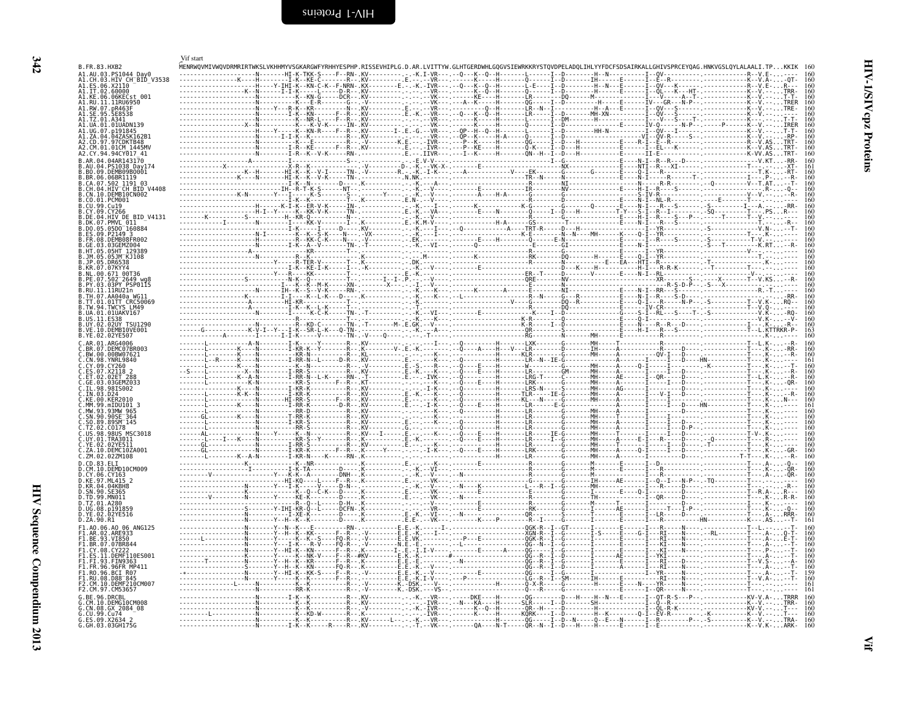# HIV-1/SIVcpz Proteins — Vif

Vif start

```
B.FR.83.HXB2                MENRWQVMIVWQVDRMRIRTWKSLVKHHMYVSGKARGWFYRHHYESPHP.RISSEVHIPLG.D.AR.LVITTYW.GLHTGERDWHLGQGVSIEWRKKRYSTQVDPELADQLIHLYYFDCFSDSAIRKALLGHIVSPRCEYQAG.HNKVGSLQYLALAALI.TP...KKIK  160
```

Sequences aligned against B.FR.83.HXB2 (alignment residues not legible at this resolution):

```
A1.AU.03.PS1044_Day0          160
A1.CH.03.HIV_CH_BID_V3538     160
A1.ES.06.X2110                160
A1.IT.02.60000                160
A1.KE.06.06KECst_001          160
A1.RU.11.11RU6950             160
A1.RW.07.pR463F               160
A1.SE.95.SE8538               160
A1.TZ.01.A341                 160
A1.UA.01.01UADN139            160
A1.UG.07.p191845              160
A1.ZA.04.04ZASK162B1          160
A2.CD.97.97CDKTB48            160
A2.CM.01.01CM_1445MV          160
A2.CY.94.94CY017_41           160
B.AR.04.04AR143170            160
B.AU.04.PS1038_Day174         161
B.BO.09.DEMB09BO001           160
B.BR.06.06BR1119              160
B.CA.07.502_1191_03           160
B.CH.04.HIV_CH_BID_V4408      160
B.CN.10.DEMB10CN002           160
B.CO.01.PCM001                160
B.CU.99.Cu19                  160
B.CY.09.CY266                 160
B.DE.04.HIV_DE_BID_V4131      160
B.DK.07.PMVL_011              160
B.DO.05.05DO_160884           160
B.ES.09.P2149_3               160
B.FR.08.DEMB08FR002           160
B.GE.03.03GEMZ004             160
B.HT.05.05HT_129389           160
B.JM.05.05JM_KJ108            160
B.JP.05.DR6538                160
B.KR.07.07KYY4                160
B.NL.00.671_00T36             160
B.PE.07.502_2649_wg8          160
B.PY.03.03PY_PSP0115          160
B.RU.11.11RU21n               160
B.TH.07.AA040a_WG11           160
B.TT.01.01TT_CRC50069         160
B.TW.94.TWCYS_LM49            160
B.UA.01.01UAKV167             160
B.US.11.ES38                  160
B.UY.02.02UY_TSU1290          160
B.VE.10.DEMB10VE001           163
B.YE.02.02YE507               160
C.AR.01.ARG4006               160
C.BR.07.DEMC07BR003           160
C.BW.00.00BW07621             160
C.CN.98.YNRL9840              161
C.CY.09.CY260                 160
C.ES.07.X2118_2               160
C.ET.02.02ET_288              160
C.GE.03.03GEMZ033             160
C.IL.98.98IS002               160
C.IN.03.D24                   160
C.KE.00.KER2010               160
C.MM.99.mIDU101_3             161
C.MW.93.93MW_965              160
C.SN.90.90SE_364              160
C.SO.89.89SM_145              160
C.TZ.02.CO178                 160
C.US.98.98US_MSC3018          160
C.UY.01.TRA3011               160
C.YE.02.02YE511               160
C.ZA.10.DEMC10ZA001           160
C.ZM.02.02ZM108               160
D.CD.83.ELI                   160
D.CM.10.DEMD10CM009           160
D.CY.06.CY163                 160
D.KE.97.ML415_2               160
D.KR.04.04KBH8                160
D.SN.90.SE365                 160
D.TD.99.MN011                 160
D.TZ.01.A280                  160
D.UG.08.p191859               160
D.YE.02.02YE516               160
D.ZA.90.R1                    161
F1.AO.06.AO_06_ANG125         160
F1.AR.02.ARE933               160
F1.BE.93.VI850                160
F1.BR.07.07BR844              160
F1.CY.08.CY222                160
F1.ES.11.DEMF110ES001         160
F1.FI.93.FIN9363              160
F1.FR.96.96FR_MP411           160
F1.RO.96.BCI_R07              159
F1.RU.08.D88_845              160
F2.CM.10.DEMF210CM007         161
F2.CM.97.CM53657              161
G.BE.96.DRCBL                 160
G.CM.10.DEMG10CM008           160
G.CN.08.GX_2084_08            160
G.CU.99.Cu74                  160
G.ES.09.X2634_2               160
G.GH.03.03GH175G              160
```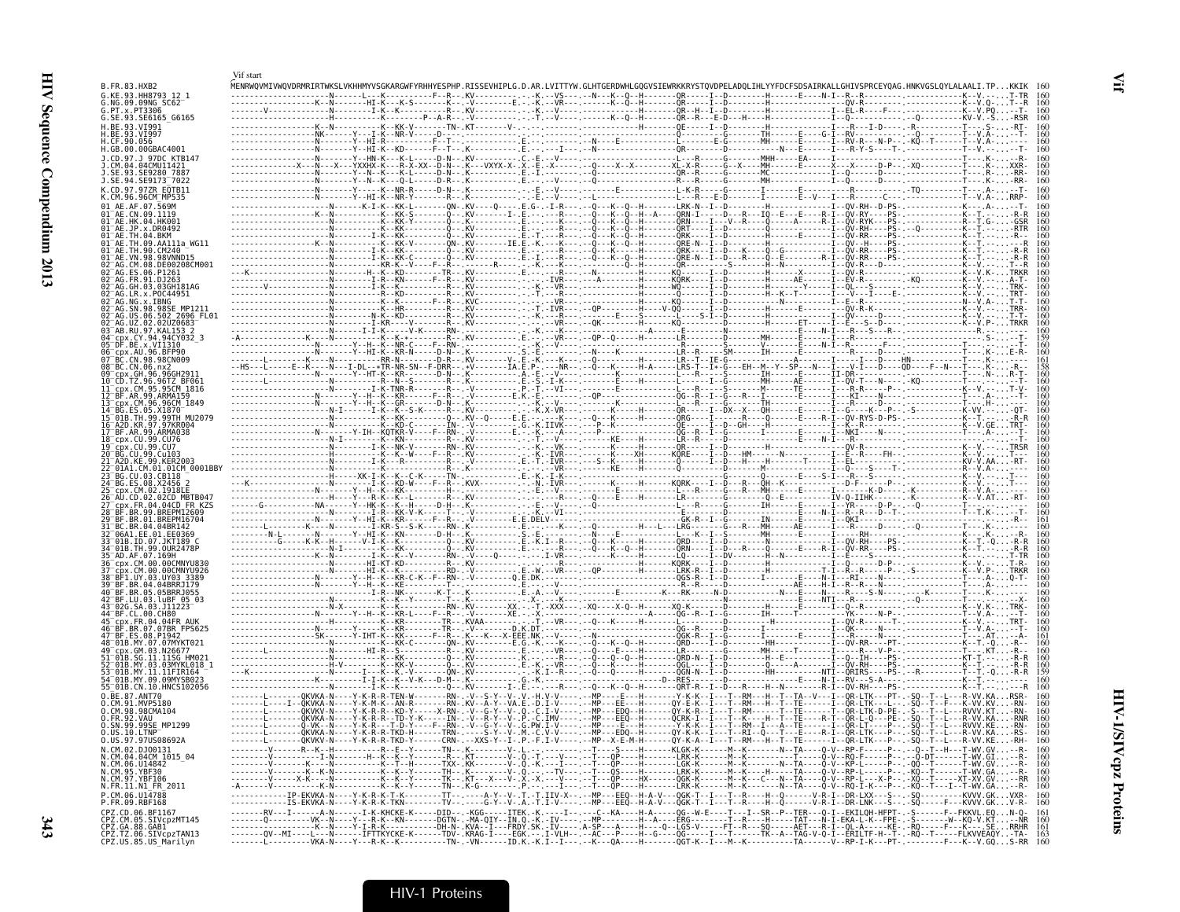# Vif

Vif start

```
B.FR.83.HXB2              MENRWQVMIVWQVDRMRIRTWKSLVKHHMYVSGKARGWFYRHHYESPHP.RISSEVHIPLG.D.AR.LVITTYW.GLHTGERDWHLGQGVSIEWRKKRYSTQVDPELADQLIHLYYFDCFSDSAIRKALLGHIVSPRCEYQAG.HNKVGSLQYLALAALI.TP...KKIK 160
G.KE.93.HH8793_12_1       160
G.NG.09.09NG_SC62         160
G.PT.x.PT3306             160
G.SE.93.SE6165_G6165      160
H.BE.93.VI991             160
H.BE.93.VI997             160
H.CF.90.056               160
H.GB.00.00GBAC4001        160
J.CD.97.J_97DC_KTB147     160
J.CM.04.04CMU11421        160
J.SE.93.SE9280_7887       160
J.SE.94.SE9173_7022       160
K.CD.97.97ZR_EQTB11       160
K.CM.96.96CM_MP535        159
01_AE.AF.07.569M          160
01_AE.CN.09.1119          160
01_AE.HK.04.HK001         160
01_AE.JP.x.DR0492         160
01_AE.TH.04.BKM           160
01_AE.TH.09.AA111a_WG11   160
01_AE.TH.90.CM240         160
01_AE.VN.98.98VNND15      160
02_AG.CM.08.DE00208CM001  160
02_AG.ES.06.P1261         160
02_AG.FR.91.DJ263         160
02_AG.GH.03.03GH181AG     160
02_AG.LR.x.POC44951       160
02_AG.NG.x.IBNG           160
02_AG.SN.98.98SE_MP1211   160
02_AG.US.06.502_2696_FL01 160
02_AG.UZ.02.02UZ0683      160
03_AB.RU.97.KAL153_2      160
04_cpx.CY.94.94CY032_3    159
05_DF.BE.x.VI1310         160
06_cpx.AU.96.BFP90        160
07_BC.CN.98.98CN009       161
08_BC.CN.06.nx2           158
09_cpx.GH.96.96GH2911     160
10_CD.TZ.96.96TZ_BF061    160
11_cpx.CM.95.95CM_1816    160
12_BF.AR.99.ARMA159       160
13_cpx.CM.96.96CM_1849    160
14_BG.ES.05.X1870         160
15_01B.TH.99.99TH_MU2079  160
16_A2D.KR.97.97KR004      160
17_BF.AR.99.ARMA038       160
18_cpx.CU.99.CU76         160
19_cpx.CU.99.CU7          160
20_BG.CU.99.Cu103         160
21_A2D.KE.99.KER2003      160
22_01A1.CM.01.01CM_0001BBY 160
23_BG.CU.03.CB118         160
24_BG.ES.08.X2456_2       160
25_cpx.CM.02.1918LE       160
26_AU.CD.02.02CD_MBTB047  160
27_cpx.FR.04.04CD_FR_KZS  160
28_BF.BR.99.BREPM12609    160
29_BF.BR.01.BREPM16704    161
31_BC.BR.04.04BR142       160
32_06A1.EE.01.EE0369      160
33_01B.ID.07.JKT189_C     160
34_01B.TH.99.OUR2478P     160
35_AD.AF.07.169H          160
36_cpx.CM.00.00CMNYU830   160
37_cpx.CM.00.00CMNYU926   160
38_BF1.UY.03.UY03_3389    160
39_BF.BR.04.04BRRJ179     160
40_BF.BR.05.05BRRJ055     160
42_BF.LU.03.luBF_05_03    160
43_02G.SA.03.J11223       160
44_BF.CL.00.CH80          160
45_cpx.FR.04.04FR_AUK     160
46_BF.BR.07.07BR_FPS625   160
47_BF.ES.08.P1942         161
48_01B.MY.07.07MYKT021    160
49_cpx.GM.03.N26677       160
51_01B.SG.11.11SG_HM021   160
52_01B.MY.03.03MYKL018_1  160
53_01B.MY.11.11FIR164     159
54_01B.MY.09.09MYSB023    160
55_01B.CN.10.HNCS102056   160
O.BE.87.ANT70             160
O.CM.91.MVP5180           160
O.CM.98.98CMA104          160
O.FR.92.VAU               160
O.SN.99.99SE_MP1299       160
O.US.10.LTNP              160
O.US.97.97US08692A        160
N.CM.02.DJO0131           160
N.CM.04.04CM_1015_04      160
N.CM.06.U14842            160
N.CM.95.YBF30             160
N.CM.97.YBF106            160
N.FR.11.N1_FR_2011        160
P.CM.06.U14788            160
P.FR.09.RBF168            160
CPZ.CD.06.BF1167          161
CPZ.CM.05.SIVcpzMT145     160
CPZ.GA.88.GAB1            161
CPZ.TZ.06.SIVcpzTAN13     163
CPZ.US.85.US_Marilyn      160
```

HIV-1/SIVcpz Proteins

HIV-1 Proteins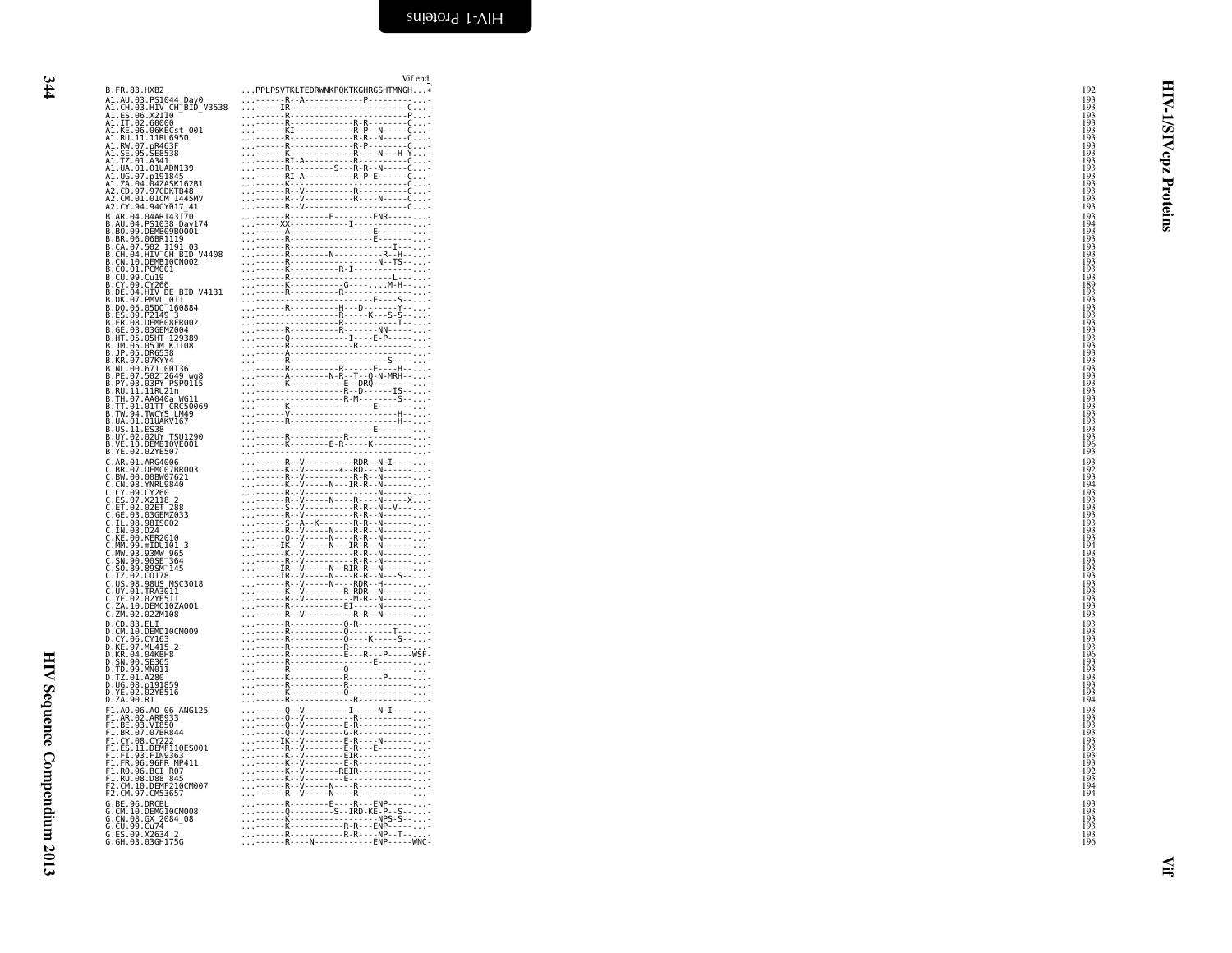Vif end

```
B.FR.83.HXB2                 ...PPLPSVTKLTEDRWNKPQKTKGHRGSHTMNGH...*   192
A1.AU.03.PS1044_Day0         ...------R--A------------P-----------...-  193
A1.CH.03.HIV_CH_BID_V3538    ...-----IR------------------------C...-  193
A1.ES.06.X2110               ...------R------------------------P...-  193
A1.IT.02.60000               ...------R------------R-R---------C...-  193
A1.KE.06.06KECst_001         ...------KI-----------R-P--N------C...-  193
A1.RU.11.11RU6950            ...------R------------R-R--N------C...-  193
A1.RW.07.pR463F              ...------R------------R-P---------C...-  193
A1.SE.95.SE8538              ...------K------------R-----N---H-Y...-  193
A1.TZ.01.A341                ...------RI-A---------R-----------C...-  193
A1.UA.01.01UADN139           ...------R---------S---R-R--N-----C...-  193
A1.UG.07.p191845             ...------RI-A----------R-P-E------C...-  193
A1.ZA.04.04ZASK162B1         ...------K------------------------C...-  193
A2.CD.97.97CDKTB48           ...------R--V----------R----------C...-  193
A2.CM.01.01CM_1445MV         ...------R--V----------R-----N----C...-  193
A2.CY.94.94CY017_41          ...------R--V---------------------C...-  193
B.AR.04.04AR143170           ...------R--------E--------ENR-------...-  193
B.AU.04.PS1038_Day174        ...-----XX------------I-----------...-  194
B.BO.09.DEMB09BO001          ...------A-----------------E------...-  193
B.BR.06.06BR1119             ...------R-----------------E------...-  193
B.CA.07.502_1191_03          ...------R---------------------I--...-  193
B.CH.04.HIV_CH_BID_V4408     ...------R--------N----------R--H-...-  193
B.CN.10.DEMB10CN002          ...------R-------------------N--TS-...-  193
B.CO.01.PCM001               ...------K----------R-I-----------...-  193
B.CU.99.Cu19                 ...------R---------------------L--...-  193
B.CY.09.CY266                ...------K-------------G-------.M-H-...-  189
B.DE.04.HIV_DE_BID_V4131     ...------R----------R-------------...-  193
B.DK.07.PMVL_011             ...-------------------------E----S-...-  193
B.DO.05.05DO_160884          ...------R----------H---D-------Y--...-  193
B.ES.09.P2149_3              ...-----------------R-----K---S-S-...-  193
B.FR.08.DEMB08FR002          ...-----------------R-----------T--...-  193
B.GE.03.03GEMZ004            ...------R----------R-------NN-----...-  193
B.HT.05.05HT_129389          ...------Q------------I----E-P-----...-  193
B.JM.05.05JM_KJ108           ...------R--------------R---------...-  193
B.JP.05.DR6538               ...------A------------------------...-  193
B.KR.07.07KYY4               ...------R-----------------------S-...-  193
B.NL.00.671_00T36            ...------R----------R-------E----H-...-  193
B.PE.07.502_2649_wg8         ...------A--------N-R--T--Q-N-MRH-...-  193
B.PY.03.03PY_PSP0115         ...------K-----------E--DRQ-------...-  193
B.RU.11.11RU21n              ...-----------------R---D------IS-...-  193
B.TH.07.AA040a_WG11          ...-----------------R-M-----------S-...-  193
B.TT.01.01TT_CRC50069        ...------K------------------E------...-  193
B.TW.94.TWCYS_LM49           ...------V-----------------------H-...-  193
B.UA.01.01UAKV167            ...------R-----------------------H-...-  193
B.US.11.ES38                 ...-------------------------E------...-  193
B.UY.02.02UY_TSU1290         ...------R-------------R----------...-  193
B.VE.10.DEMB10VE001          ...------K--------E-R-----K-------...-  196
B.YE.02.02YE507              ...-------------------------------...-  193
C.AR.01.ARG4006              ...------R--V----------RDR--N-I---...-  193
C.BR.07.DEMC07BR003          ...------K--V--------*-RD---N-----...-  192
C.BW.00.00BW07621            ...------R--V----------R-R--N-----...-  193
C.CN.98.YNRL9840             ...------K--V-----N---IR-R--N-----...-  194
C.CY.09.CY260                ...------R--V---------------N-----...-  193
C.ES.07.X2118_2              ...------R--V-----N----R-----N-----X...-  193
C.ET.02.02ET_288             ...------S--V----------R-R--N--V---...-  193
C.GE.03.03GEMZ033            ...------R--V----------R-R--N-----...-  193
C.IL.98.98IS002              ...------S--A--K-------R-R--N-----...-  193
C.IN.03.D24                  ...------R--V-----N----R-R--N-----...-  193
C.KE.00.KER2010              ...------Q--V-----N----R-R--N-----...-  193
C.MM.99.mIDU101_3            ...-----IK--V-----N---IR-R--N-----...-  194
C.MW.93.93MW_965             ...------K--V----------R-R--N-----...-  193
C.SN.90.90SE_364             ...------R--V----------R-R--N-----...-  193
C.SO.89.89SM_145             ...-----IR--V-----N--RIR-R--N-----...-  193
C.TZ.02.CO178                ...-----IR--V-----N----R-R--N---S-...-  193
C.US.98.98US_MSC3018         ...------R--V-----N---RDR--H------...-  193
C.UY.01.TRA3011              ...------K--V---------R-RDR--N-----...-  193
C.YE.02.02YE511              ...------R--V-----------M-R--N-----...-  193
C.ZA.10.DEMC10ZA001          ...------R-----------EI-----N-----...-  193
C.ZM.02.02ZM108              ...------R--V----------R-R--N-----...-  193
D.CD.83.ELI                  ...------R-----------Q-R----------...-  193
D.CM.10.DEMD10CM009          ...------R-----------Q--------T---...-  193
D.CY.06.CY163                ...------R-----------Q-----K-----S-...-  193
D.KE.97.ML415_2              ...------R-----------R------------...-  193
D.KR.04.04KBH8               ...------R-----------E---R---P-----WSF-  196
D.SN.90.SE365                ...------R-----------------E------...-  193
D.TD.99.MN011                ...------R-----------Q------------...-  193
D.TZ.01.A280                 ...------K-----------R---------P--...-  193
D.UG.08.p191859              ...------R-----------R------------...-  193
D.YE.02.02YE516              ...------K-----------Q------------...-  193
D.ZA.90.R1                   ...------R-----------------R------...-  194
F1.AO.06.AO_06_ANG125        ...------Q--V----------I-----N-I---...-  193
F1.AR.02.ARE933              ...------Q--V-----------R---------...-  193
F1.BE.93.VI850               ...------Q--V---------E-R---------...-  193
F1.BR.07.07BR844             ...------Q--V---------G-R---------...-  193
F1.CY.08.CY222               ...-----IK--V---------E-R----N-----...-  193
F1.ES.11.DEMF110ES001        ...------R--V---------E-R---E------...-  193
F1.FI.93.FIN9363             ...------K--V---------EIR---------...-  193
F1.FR.96.96FR_MP411          ...------K--V---------E-R---------...-  193
F1.RO.96.BCI_R07             ...------K--V--------REIR---------...-  192
F1.RU.08.D88_845             ...------K--V---------E-----------...-  193
F2.CM.10.DEMF210CM007        ...------R--V-----N----R----------...-  194
F2.CM.97.CM53657             ...------R--V-----N----R----------...-  194
G.BE.96.DRCBL                ...------R--------E----R---ENP-----...-  193
G.CM.10.DEMG10CM008          ...------Q---------S--IRD-KE-P--S--...-  193
G.CN.08.GX_2084_08           ...------K--------------------NPS-S-...-  193
G.CU.99.Cu74                 ...------K-------------R-R---ENP---...-  193
G.ES.09.X2634_2              ...------R-------------R-R---NP--T-...-  193
G.GH.03.03GH175G             ...------R----N-------------ENP-----WNC-  196
```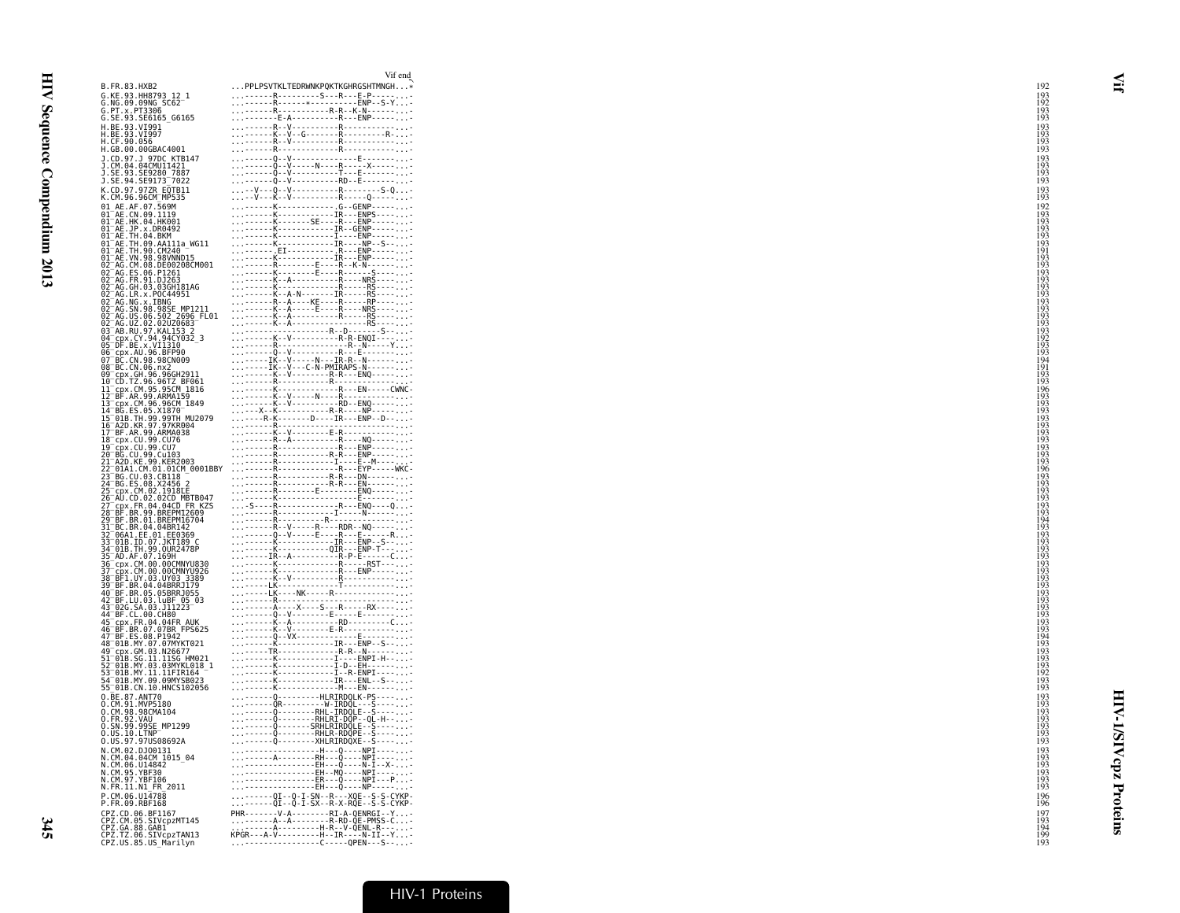```
                                    Vif end
B.FR.83.HXB2                   ...PPLPSVTKLTEDRWNKPQKTKGHRGSHTMNGH...*    192
G.KE.93.HH8793_12_1            ...-------R---------S---R---E-P-------...-   193
G.NG.09.09NG_SC62              ...-------R------+----------ENP--S-Y...-   192
G.PT.x.PT3306                  ...-------R-----------R-R--K-N-------...-   193
G.SE.93.SE6165_G6165           ...--------E-A---------R---ENP-------...-   193
H.BE.93.VI991                  ...-------R--V----------R------------...-   193
H.BE.93.VI997                  ...-------K--V--G-------R----------R-...-   193
H.CF.90.056                    ...-------R--V----------R------------...-   193
H.GB.00.00GBAC4001             ...-------R-------------R------------...-   193
J.CD.97.J_97DC_KTB147          ...-------Q--V-------------E---------...-   193
J.CM.04.04CMU11421             ...-------Q--V-----N----R-----X------...-   193
J.SE.93.SE9280_7887            ...-------Q--V----------T---E--------...-   193
J.SE.94.SE9173_7022            ...-------Q--V----------RD--E--------...-   193
K.CD.97.97ZR_EQTB11            ...--V---Q--V----------R---------S-Q...-   193
K.CM.96.96CM_MP535             ...--V---K--V----------R-------Q-----...-   193
01_AE.AF.07.569M               ...-------K-------------.G--GENP-----...-   192
01_AE.CN.09.1119               ...-------K-------------IR---ENPS----...-   193
01_AE.HK.04.HK001              ...-------K---------SE---R---ENP-----...-   193
01_AE.JP.x.DR0492              ...-------K-------------IR--GENP-----...-   193
01_AE.TH.04.BKM                ...-------K-------------I----ENP-----...-   193
01_AE.TH.09.AA111a_WG11        ...-------K-------------IR----NP--S--...-   193
01_AE.TH.90.CM240              ...-------.EI-----------.R---ENP-----...-   191
01_AE.VN.98.98VNND15           ...-------K-------------IR---ENP-----...-   193
02_AG.CM.08.DE00208CM001       ...-------R---------E----R--K-N------...-   193
02_AG.ES.06.P1261              ...-------K---------E----R------S----...-   193
02_AG.FR.91.DJ263              ...-------K--A----------R----NRS-----...-   193
02_AG.GH.03.03GH181AG          ...-------K-------------R-----RS-----...-   193
02_AG.LR.x.POC44951            ...-------K--A-N--------IR----RS-----...-   193
02_AG.NG.x.IBNG                ...-------R--A----KE----R-----RP-----...-   193
02_AG.SN.98.98SE_MP1211        ...-------K--A------E----R----NRS----...-   193
02_AG.US.06.502_2696_FL01      ...-------K--A----------R-----RS-----...-   193
02_AG.UZ.02.02UZ0683           ...-------K--A----------------RS-----...-   193
03_AB.RU.97.KAL153_2           ...-------------------R--D--------S--...-   193
04_cpx.CY.94.94CY032_3         ...-------K--V----------R-R-ENQI-----...-   192
05_DF.BE.x.VI1310              ...-------R--------------R--N------Y-...-   193
06_cpx.AU.96.BFP90             ...-------Q--V----------R----E-------...-   193
07_BC.CN.98.98CN009            ...------IK--V-----N---IR-R--N-------...-   194
08_BC.CN.06.nx2                ...------IK--V---C-N-PMIRAPS-N-------...-   191
09_cpx.GH.96.96GH2911          ...-------K--V--------R-R---ENQ------...-   193
10_CD.TZ.96.96TZ_BF061         ...-------R-------------R------------...-   193
11_cpx.CM.95.95CM_1816         ...-------K--------------R---EN-----CWNC-   196
12_BF.AR.99.ARMA159            ...-------K--V-----N----R------------...-   193
13_cpx.CM.96.96CM_1849         ...-------K--V----------RD--ENQ------...-   193
14_BG.ES.05.X1870              ...----X--K-----------R-R----NP------...-   193
15_01B.TH.99.99TH_MU2079       ...-----R-K---------D----IR---ENP--D-...-   193
16_A2D.KR.97.97KR004           ...-------R--------------------------...-   193
17_BF.AR.99.ARMA038            ...-------K--V----------E-R----------...-   193
18_cpx.CU.99.CU76              ...-------R--A-----------R----NQ-----...-   193
19_cpx.CU.99.CU7               ...-------R--------------R---ENP-----...-   193
20_BG.CU.99.Cu103              ...-------R-----------R-R---ENP------...-   193
21_A2D.KE.99.KER2003           ...-------R-------------I----E--M----...-   193
22_01A1.CM.01.01CM_0001BBY     ...-------R--------------R---EYP-----WKC-   196
23_BG.CU.03.CB118              ...-------R-----------R-R---DN-------...-   193
24_BG.ES.08.X2456_2            ...-------R-----------R-R---EN-------...-   193
25_cpx.CM.02.1918LE            ...-------R---------E---------ENQ----...-   193
26_AU.CD.02.02CD_MBTB047       ...-------K-------------------E------...-   193
27_cpx.FR.04.04CD_FR_KZS       ...-S-----R--------------R---ENQ----Q...-   193
28_BF.BR.99.BREPM12609         ...-------R-------------I-----N------...-   193
29_BF.BR.01.BREPM16704         ...-------R-----------R--------------...-   194
31_BC.BR.04.04BR142            ...-------R--V-----R----RDR--NQ------...-   193
32_06A1.EE.01.EE0369           ...-------Q--V-----E----R----E------R...-   193
33_01B.ID.07.JKT189_C          ...-------K-------------IR---ENP--S--...-   193
34_01B.TH.99.OUR2478P          ...-------K-------------QIR---ENP-T--...-   193
35_AD.AF.07.169H               ...------IR--A----------R-P-E------C-...-   193
36_cpx.CM.00.00CMNYU830        ...-------K--------------R------RST--...-   193
37_cpx.CM.00.00CMNYU926        ...-------K--------------R---ENP-----...-   193
38_BF1.UY.03.UY03_3389         ...-------K--V----------R------------...-   193
39_BF.BR.04.04BRRJ179          ...------LK--------------T-----------...-   193
40_BF.BR.05.05BRRJ055          ...------LK-----NK------R------------...-   193
42_BF.LU.03.luBF_05_03         ...-------R--------------------------...-   193
43_02G.SA.03.J11223            ...-------A-----X-----S---R-----RX---...-   193
44_BF.CL.00.CH80               ...-------Q--V----------E-----E------...-   193
45_cpx.FR.04.04FR_AUK          ...-------K--A----------RD---------C-...-   193
46_BF.BR.07.07BR_FPS625        ...-------K--V----------E-R----------...-   193
47_BF.ES.08.P1942              ...-------Q--VX---------------E------...-   194
48_01B.MY.07.07MYKT021         ...-------K-------------IR---ENP--S--...-   193
49_cpx.GM.03.N26677            ...------TR--------------R-R--N------...-   193
51_01B.SG.11.11SG_HM021        ...-------K-------------I----ENPI-H--...-   193
52_01B.MY.03.03MYKL018_1       ...-------K-------------I-D--EH------...-   193
53_01B.MY.11.11FIR164          ...-------K-------------I--R-ENPI----...-   192
54_01B.MY.09.09MYSB023         ...-------K-------------IR---ENL--S--...-   193
55_01B.CN.10.HNCS102056        ...-------K-------------M---EN-------...-   193
O.BE.87.ANT70                  ...-------Q---------HLRIRDQLK-PS-----...-   193
O.CM.91.MVP5180                ...-------QR---------W-IRDQL---S-----...-   193
O.CM.98.98CMA104               ...-------Q--------RHL-IRDQLE--S-----...-   193
O.FR.92.VAU                    ...-------Q--------RHLRI-DQP--QL-H---...-   193
O.SN.99.99SE_MP1299            ...-------Q--------SRHLRIRDQLE--S----...-   193
O.US.10.LTNP                   ...-------Q--------RHLR-IRDQPE--S----...-   193
O.US.97.97US08692A             ...-------Q--------XHLRIRDQXE--S-----...-   193
N.CM.02.DJO0131                ...------------------H---Q----NPI----...-   193
N.CM.04.04CM_1015_04           ...-------A-----------RH---Q----NPI--...-   193
N.CM.06.U14842                 ...------------------EH---Q----N-I--X-...-   193
N.CM.95.YBF30                  ...------------------EH--MQ----NPI---...-   193
N.CM.97.YBF106                 ...------------------ER---Q----NPI---P...-   193
N.FR.11.N1_FR_2011             ...------------------EH---Q----NP-----...-   193
P.CM.06.U14788                 ...-------QI--Q-I-SN--R---XQE--S-S-CYKP-   196
P.FR.09.RBF168                 ...-------QI--Q-I-SX--R-X-RQE--S-S-CYKP-   196
CPZ.CD.06.BF1167               PHR-------V-A--------RI-A-QENRGI--Y...-   197
CPZ.CM.05.SIVcpzMT145          ...-------A--A--------R-RD-QE-PMSS-C...-   193
CPZ.GA.88.GAB1                 ...-------A---------H-R--V-QENL-R----...-   194
CPZ.TZ.06.SIVcpzTAN13          KPGR---A-V----------H--IR----N-II--Y...-   199
CPZ.US.85.US_Marilyn           ...------------------C------QPEN---S-...-   193
```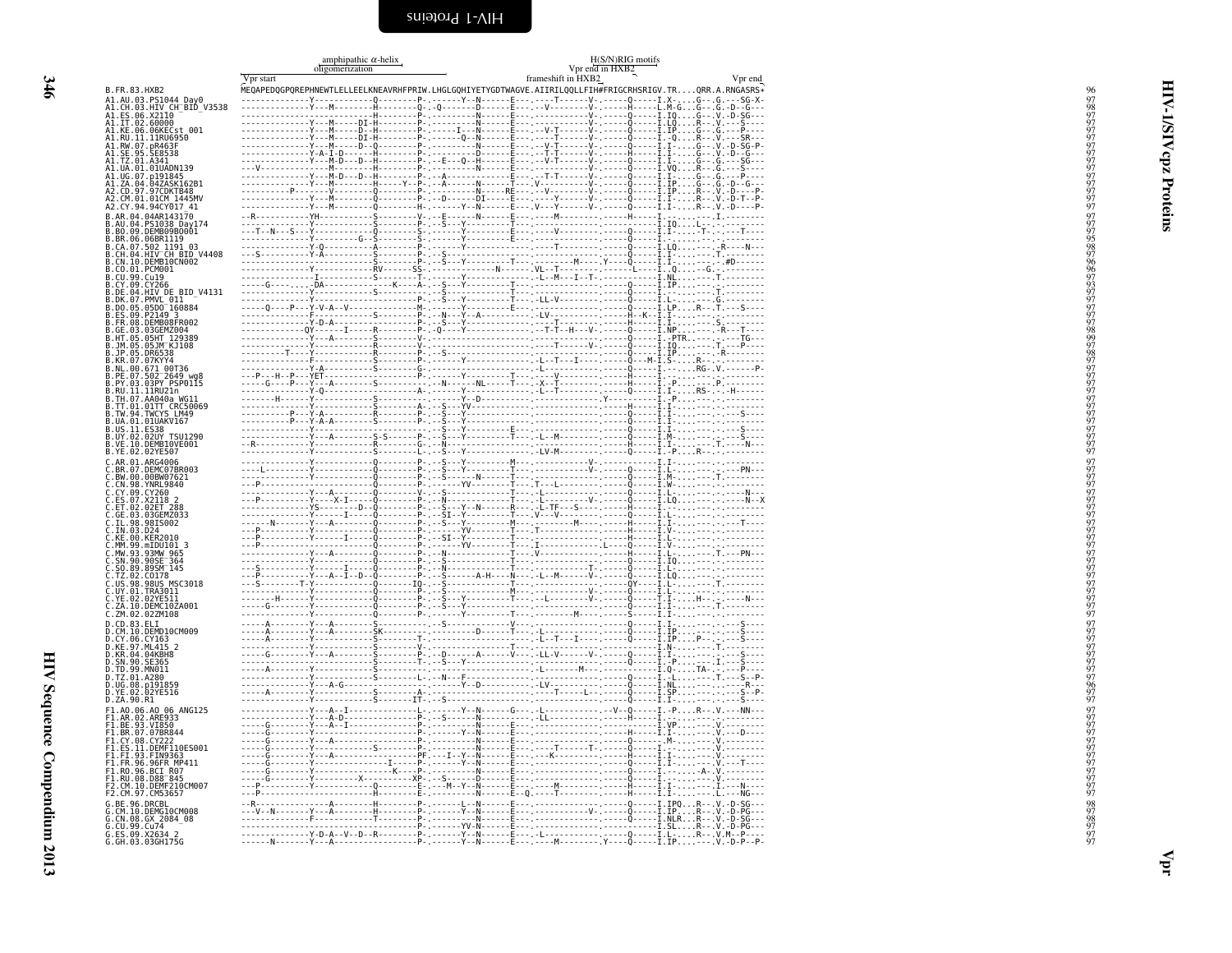# Vpr

```
                    amphipathic α-helix                                              H(S/N)RIG motifs
                    oligomerization                                        Vpr end in HXB2
Vpr start                                                       frameshift in HXB2                       Vpr end
B.FR.83.HXB2              MEQAPEDQGPQREPHNEWTLELLEELKNEAVRHFPRIW.LHGLGQHIYETYGDTWAGVE.AIIRILQQLLFIH#FRIGCRHSRIGV.TR....QRR.A.RNGASRS*  96
A1.AU.03.PS1044_Day0      --------------Y------------Q--------P-.-------Y--N------E---.----T------V-.-----Q-----I.X-...G--.G.---SG-X-  97
A1.CH.03.HIV_CH_BID_V3538 --------------Y---M--------H--------Q-.-Q-------D------E---.--V---------V-.-----H-----L.M-G...G--.G.-D--G---  98
A1.ES.06.X2110            --------------Y------------H--------P-.---------N------E---.------------V-.-----Q-----I.IQ...G--.V.-D-SG---  97
A1.IT.02.60000            --------------Y---M-----DI--H--------P-.---------N------E---.------------V-.-----Q-----I.LQ...R--.V.--S----  97
A1.KE.06.06KECst_001      --------------Y---M-----D--H--------P-.-----I---N------E---.--V-T-------V-.-----Q-----I.IP...G--.G.----P---  97
A1.RU.11.11RU6950         --------------Y---M-----DI--H--------P-.-------Q--N-----E---.--T--------V-.-----Q-----I.-Q...R--.V.----SR--  97
A1.RW.07.pR463F           --------------Y---M-----D--Q--------P-.---------N------E---.--V-T-------V-.-----Q-----I.I-...G--.V.-D-SG-P-  97
A1.SE.95.SE8538           --------------Y-A-I-D------H--------P-.---------D------E---.--T-T-------V-.-----H-----I.I-...G--.V.-D--G---  97
A1.TZ.01.A341             --------------Y---M-D---D--H--------P-.--E--Q--H------E---.--V-T-------V-.-----Q-----I.I-...G--.G.----SG--  97
A1.UA.01.01UADN139        ---V----------Y------------H--------P-.---------N------E---.------------V-.-----Q-----I.VQ...R--.G.---S----  97
A1.UG.07.p191845          --------------Y---M-D---D--H--------P-.--A------------E---.--T-T-------V-.-----Q-----I.I-...G--.G.----P---  97
A1.ZA.04.04ZASK162B1      --------------Y---M------------Y--P-.--A------N------E---.------------V-.-----Q-----I.IP...G--.G.-D--G---  97
A2.CD.97.97CDKTB48        ----------P--------V-------Q--------P-.--------N-----RE---.--V--------V-.-----Q-----I.IP...R--.V.-D----P-  97
A2.CM.01.01CM_1445MV      --------------Y---M--------Q--------P-.--D------DI-----E---.----Y-------V-.-----Q-----I.I-...R--.V.-D-T--P-  97
A2.CY.94.94CY017_41       --------------Y---M--------Q--------H-.---------N------E---.--V--Y------V-.-----Q-----I.I-...R--.V.-D----P-  97
B.AR.04.04AR143170        --R-----------YH-----------S--------V-.-E-------N------E---.------M----------H-----I.-...-..I.--------  97
B.AU.04.PS1038_Day174     --------------Y------------S--------P-.-S---Y---------T---.-------------.-----Q-----I.IQ...L..-.--------  97
B.BO.09.DEMB09BO001       ---T--N---S---Y------------Q--------S-.-------Y-------E---.----V--------.-----Q-----I.I-...-T-.-.---T---  97
B.BR.06.06BR1119          --------------Y---------G--S--------S-.-------Y-------E---.-------------.-----Q-----I.-...-..-.--------  95
B.CA.07.502_1191_03       --------------Y-Q----------A--------P-.-------Y-------T---.----T--------.-----Q-----I.LQ...-..-R----N---  98
B.CH.04.HIV_CH_BID_V4408  ---S----------Y-A----------S--------P-.-S--------------T---.-------------.-----Q-----I.I-...-..T.--------  97
B.CN.10.DEMB10CN002       --------------Y------------S--------P-.-S---Y-------T---.--------M----Y---Q-----I.I-...-..-.#D-------  96
B.CO.01.PCM001            --------------Y------------RV------SS-.------------N------.VL--T--------.-----L-----I..Q...--G.--------  96
B.CU.99.Cu19              --------------I------------S--------T-.-------Y-----------.-L--M---I--T-.-----------I.NL...-..T.--------  97
B.CY.09.CY266             -----G--------DA----------K---A---S---Y-------T---.-------------.-----Q-----I.IP...-..-.--------  93
B.DE.04.HIV_DE_BID_V4131  --------------Y------------S--------L-.-S---Y---------T---.-------------.-----Q-----I.I-...-..T.--------  97
B.DK.07.PMVL_011          --------------Y------------S--------P-.-S---Y---------T---.-LL-V--------.-----Q-----I.L-...-..G.--------  97
B.DO.05.05DO_160884       ------Q----P--Y-V-A--V-----------M-.------Y-------E---.-------------.-----Q-----I.LP...R-..T.---S----  97
B.ES.09.P2149_3           --------------F------------S--------P-.-N---Y--A-------------.-LV----------.-----H--K--I.I-...-..-.--------  97
B.FR.08.DEMB08FR002       --------------Y-D-A--------S--------P-.-S---Y---------T---.-------------.-----H-----I.I-...-..S.--------  97
B.GE.03.03GEMZ004         -------------QY-----I-----R--------P-.-Q----Y----------.-T-T--H--V-.-----Q-----I.NP...-..-R---T---  98
B.HT.05.05HT_129389       --------------Y---A--------S--------V-.-------------------.-------------.-----Q-----I.-PTR...-..-.---TG---  99
B.JM.05.05JM_KJ108        --------------Y------------R--------P-.-------------------.-------T----V-.-----Q-----I.IQ...-..T.---P----  97
B.JP.05.DR6538            ---------T----Y------------R--------P-.-S-----------------.-------------.-----Q-----I.IP...-..-R-------  98
B.KR.07.07KYY4            --------------F------------S--------P-.-------Y-----------.-L--T--I-----.-----Q---M-I.S-...R-..-.--------  98
B.NL.00.671_00T36         --------------Y-A----------S--------G-.-------------------.-L-----------.-----Q-----I......RG-.V.-------P-  97
B.PE.07.502_2649_wg8      -----P---H--P--YET---------S--------P-.-------Y-------T---.--V----------.-----Q-----I.I-...-..-.--------  97
B.PY.03.03PY_PSP0115      -----G----P---Y---A--------S--------P-.-N------NL------T---.-X--T-------.-----H-----I.-P...-..P.--------  97
B.RU.11.11RU21n           --------------Y-Q----------A--------P-.-------Y---------T---.-L--T-------.-----Q-----I.I-...RS-.-.-H------  97
B.TH.07.AA040a_WG11       -------H------Y------------S--------P-.-------Y--D--------.-------------Y-----------I.-P...-..-.--------  97
B.TT.01.01TT_CRC50069     --------------Y------------S--------A-.-S---YV------------.-------------.-----H-----I.I-...-..-.--------  97
B.TW.94.TWCYS_LM49        ---------P----Y-A----------R--------P-.-S---Y-------------.-------------.-----Q-----I.I-...-..-.---S----  97
B.UA.01.01UAKV167         ---------P----Y-A-A--------S--------P-.-S---Y-------------.-------------.-----Q-----I.I-...-..-.--------  97
B.US.11.ES38              --------------Y------------S--------P-.-S---Y-------E---.-------------.-----Q-----I.I-...-..-.---S----  97
B.UY.02.02UY_TSU1290      --------------Y---A--------S-S------P-.-S---Y---------T---.-L--M--------.-----Q-----I.M-...-..-.--------  97
B.VE.10.DEMB10VE001       --R-----------Y------------R--------G-.-N-----------------.-------------.-----H-----I.I-...-..T.----N---  97
B.YE.02.02YE507           --------------Y------------S--------L-.-S---Y-------------.-LV-M--------.-----Q-----I.-P...R-..-.--------  97
C.AR.01.ARG4006           --------------Y------------Q--------P-.-S---Y---------M---.----------V-.-----------I.I-...-..-.--------  97
C.BR.07.DEMC07BR003       ----L---------Y------------Q--------P-.-S---Y---------T---.----------V-.-----Q-----I.L-...-..-.---PN---  97
C.BW.00.00BW07621         --------------Y------------Q--------P-.-S-----N-------T---.-------------.-----Q-----I.M-...-..T.--------  97
C.CN.98.YNRL9840          ---P----------Y------------Q--------P-.-------YV--------T---.T--L-------.-----Q-----I.W-...-..-.--------  97
C.CY.09.CY260             --------------Y---A--------Q--------V-.-S-----------------.-L-----------.-----Q-----I.L-...-..-.---N----  97
C.ES.07.X2118_2           ---P----------Y---X-I------Q--------P-.-N---------------T---.-L-------V-.-----Q-----I.LQ...-..-.---N--X  97
C.ET.02.02ET_288          -------------YS-----D--Q--------P-.-S---Y--N-----R---.-L-TF---S-----.-----H-----I.-...-..-.--------  97
C.GE.03.03GEMZ033         --------------Y-----I------Q--------P-.-SI--Y-------T---.-V--V---------.-----Q-----I.L-...-..-.--------  97
C.IL.98.98IS002           ------N-------Y---A--------Q--------P-.-S---Y---------M---.-------M-----.-----H-----I.I-...-..-.---T----  97
C.IN.03.D24               ---P----------Y------------Q--------P-.-------YV--------T---.T----------.-----H-----I.V-...-..-.--------  97
C.KE.00.KER2010           ---P----------Y-----I------Q--------P-.-SI--Y---------T---.-------------.-----H-----I.L-...-..-.--------  97
C.MM.99.mIDU101_3         ---P----------Y------------Q--------P-.-------YV--------T---.I----------L-----Q-----I.V-...-..-.--------  97
C.MW.93.93MW_965          --------------Y---A--------Q--------P-.-N---------------T---.V----------.-----H-----I.L-...-..T.---PN---  97
C.SN.90.90SE_364          --------------Y------------Q--------P-.-S---------------T---.-------------.-----Q-----I.IQ...-..-.--------  97
C.SO.89.89SM_145          ---S----------Y-----I------Q--------P-.-N---------------T---.-------T---.-----Q-----I.L-...-..-.--------  97
C.TZ.02.C0178             ---P----------Y---A--I--D--Q--------P-.-S------A-H----N---.-L--M------V-.-----Q-----I.LQ...-..-.--------  97
C.US.98.98US_MSC3018      ---S---------T-Y-----------Q--------IQ-.-S---------------T---.-------------.-----QY----I.L-...-..T.--------  97
C.UY.01.TRA3011           --------------Y------------Q--------P-.-S---------------M---.----------V-.-----Q-----I.L-...-..-.--------  97
C.YE.02.02YE511           -------H------Y------------Q--------P-.-S---Y---------T---.-L-------V-.-----Q-----I.I-...H-..-.----N---  97
C.ZA.10.DEMC10ZA001       -----G--------Y------------Q--------P-.-S---Y-------------.-------------.-----Q-----I.I-...-..T.--------  97
C.ZM.02.02ZM108           --------------Y------------Q--------P-.-------Y---------T---.-------M-----.-----S-----I.I-...-..-.--------  97
D.CD.83.ELI               -----A--------Y---A--------S--------.-S----------------V---.-------------.-----Q-----I.I-...-..-.---S----  97
D.CM.10.DEMD10CM009       -----A--------Y---A--------SK--------.-------D-------T---.-L------------.-----Q-----I.IP...-..-.---S----  97
D.CY.06.CY163             -----A--------Y------------S--------T-.-------------------.-L--T--I-----.-----Q-----I.IP...P-..-.---S----  97
D.KE.97.ML415_2           --------------Y------------S--------V-.---------------T---.-------------.-----Q-----I.N-...-..T.--------  97
D.KR.04.04KBH8            -----G--------Y---A--------S--------P-.-D-------A-------V---.-LL-V--------V-.-----Q-----I.I-...-..-.---S----  97
D.SN.90.SE365             --------------Y------------S--------T-.-S---Y-------------.-------------.-----Q-----I.-P...-..I.---S----  97
D.TD.99.MN011             -----A--------Y------------S--------.---------------------.-L-----M-----.-----Q-----I.Q-...TA-.-.---P----  97
D.TZ.01.A280              --------------Y------------S--------L-.-N---F---------------.-------------.-----Q-----I.-L...-..T.---S--P-  97
D.UG.08.p191859           --------------Y---A-G------S--------.-------Y--D--------------.-LV----------.-----Q-----I.NL...-..-.------R--  96
D.YE.02.02YE516           -----A--------Y------------S--------A-.-------------------.-------L-----.-----Q-----I.SP...-..-.-----S--P-  97
D.ZA.90.R1                --------------Y------------S--------IT-.-S----------------.-------------.-----Q-----I.I-...-..-.---S----  97
F1.AO.06.AO_06_ANG125     --------------Y---A--I-----------L-.-------Y--N-----G---.-L-----------V--Q-----I.-P...R-..V.---NN---  97
F1.AR.02.ARE933           --------------Y---A-D------------P-.-S-----N-------E---.-LL-----------.-----H-----I.-...-..-.--------  97
F1.BE.93.VI850            -----G--------Y---A--I-----------P-.---------N-------E---.-------------.-----------I.VP...-..V.--------  97
F1.BR.07.07BR844          -----G--------Y------------------P-.-------Y--N-------E---.-------------.-----H-----I.I-...-..V.---D----  97
F1.CY.08.CY222            -----G--------Y---A--------------P-.---------N-------E---.-------------.-----Q-----.M-...-..V.--------  97
F1.ES.11.DEMF110ES001     -----G--------Y------------S--------P-.---------N-------E---.---T------T-.-----Q-----I.-...-..V.--------  97
F1.FI.93.FIN9363          -----G--------Y---A--------------PF-.---I--Y--N-------E---.---K---------.-----H-----I.I-...-..V.--------  97
F1.FR.96.96FR_MP411       -----G--------Y-------------I-----P-.-------Y--N-------E---.-------------.-----Q-----I.I-...-..V.---T----  97
F1.RO.96.BCI_R07          -----G--------Y------------K---P-.---------N-------E---.-------------.-----Q-----I.-...-..-A-.V.--------  97
F1.RU.08.D88_845          -----G--------Y----------X--------XP-.-S-------D-------E---.-------------.-----Q-----I.-...-..V.--------  97
F2.CM.10.DEMF210CM007     ---P----------Y------------Q--------E-.--M--Y--N-------E---.----M--------.-----H-----I.I-...-..I.---N----  97
F2.CM.97.CM53657          ---P----------Y------------H--------E-.-------------------E--Q.----T--------.-----H-----I.I-...-..L.---NG---  97
G.BE.96.DRCBL             --R-----------A------------H--------P-.-------L--N-------E---.-------------.-----Q-----I.IPQ...R-..V.-D-SG---  98
G.CM.10.DEMG10CM008       ---V--N-------Y---A--------H--------P-.-------Y--N-------E---.----------V-.-----Q-----I.IP...R-..V.-D-PG---  97
G.CN.08.GX_2084_08        --------------F------------T--------P-.---------N-------E---.-------------.-----Q-----I.NLR...R-..V.-D-SG---  98
G.CU.99.Cu74              -------------------------------P-.-------YV--N-------E---.-------------.-----------I.SL...R-..V.-D-PG---  97
G.ES.09.X2634_2           --------------Y-D-A--V--D--R--------P-.-------Y--N-------E---.-L-----------.-----Q-----I.L-...R-..V.M--P---  97
G.GH.03.03GH175G          ------N-------Y---A--------H--------P-.-------Y--N-------E---.----M--------Y----Q-----I.IP...-..V.-D-P--P-  97
```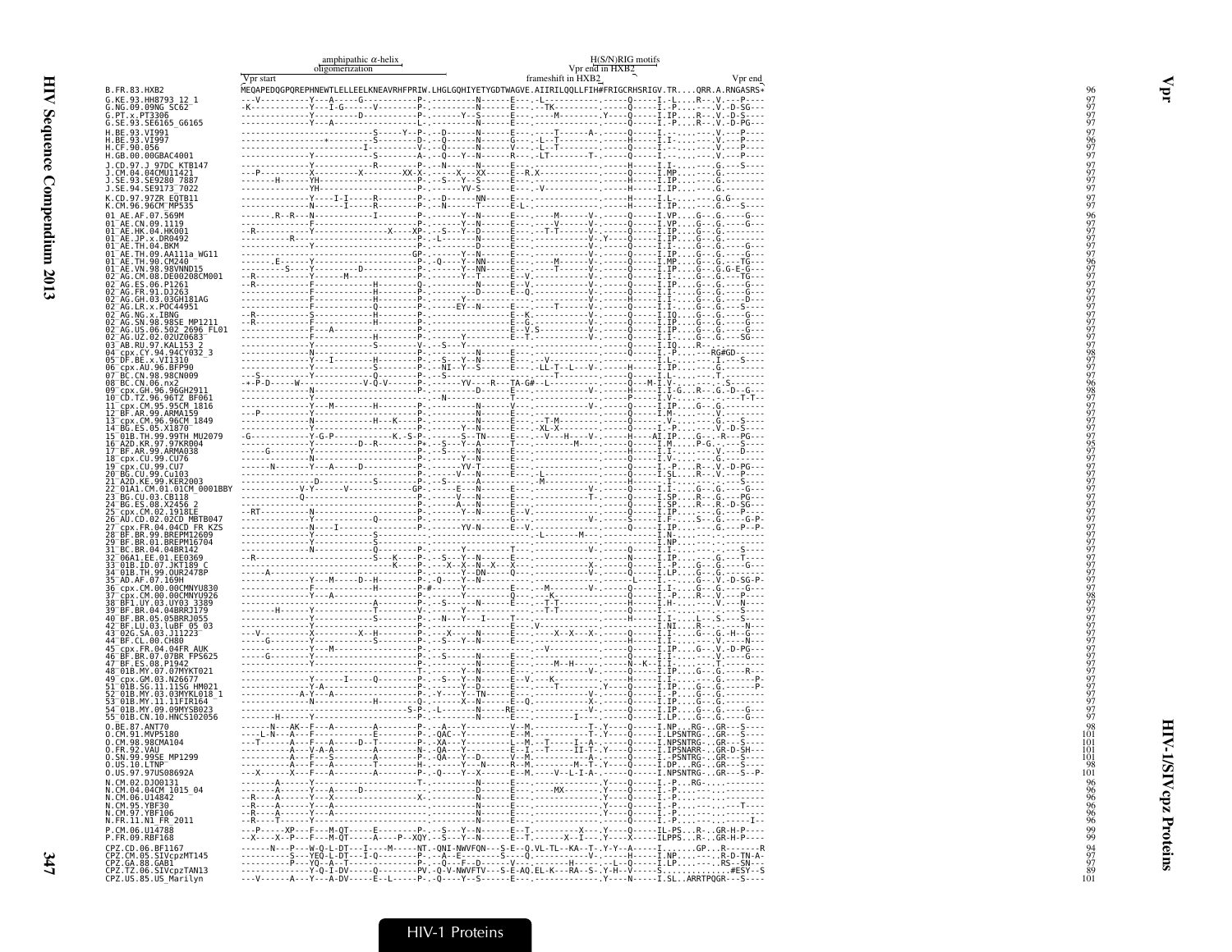## Vpr

| | |
|---|---|
| Vpr start | amphipathic α-helix / oligomerization |
| frameshift in HXB2 | Vpr end in HXB2 |
| H(S/N)RIG motifs | Vpr end |

The per-sequence alignment strings (dashes, dots and substituted residues) for each variant sequence below the HXB2 reference are too small to read reliably and are not transcribed. Only the reference sequence, the sequence names and the sequence lengths are given.

```
B.FR.83.HXB2   MEQAPEDQGPQREPHNEWTLELLEELKNEAVRHFPRIW.LHGLGQHIYETYGDTWAGVE.AIIRILQQLLFIH#FRIGCRHSRIGV.TR....QRR.A.RNGASRS*   96
```

| Sequence | Length |
|---|---|
| B.FR.83.HXB2 | 96 |
| G.KE.93.HH8793_12_1 | 97 |
| G.NG.09.09NG_SC62 | 97 |
| G.PT.x.PT3306 | 97 |
| G.SE.93.SE6165_G6165 | 97 |
| H.BE.93.VI991 | 97 |
| H.BE.93.VI997 | 96 |
| H.CF.90.056 | 97 |
| H.GB.00.00GBAC4001 | 97 |
| J.CD.97.J_97DC_KTB147 | 97 |
| J.CM.04.04CMU11421 | 97 |
| J.SE.93.SE9280_7887 | 97 |
| J.SE.94.SE9173_7022 | 97 |
| K.CD.97.97ZR_EQTB11 | 97 |
| K.CM.96.96CM_MP535 | 97 |
| 01_AE.AF.07.569M | 96 |
| 01_AE.CN.09.1119 | 97 |
| 01_AE.HK.04.HK001 | 97 |
| 01_AE.JP.x.DR0492 | 97 |
| 01_AE.TH.04.BKM | 97 |
| 01_AE.TH.09.AA111a_WG11 | 97 |
| 01_AE.TH.90.CM240 | 96 |
| 01_AE.VN.98.98VNND15 | 97 |
| 02_AG.CM.08.DE00208CM001 | 97 |
| 02_AG.ES.06.P1261 | 97 |
| 02_AG.FR.91.DJ263 | 97 |
| 02_AG.GH.03.03GH181AG | 97 |
| 02_AG.LR.x.POC44951 | 97 |
| 02_AG.NG.x.IBNG | 97 |
| 02_AG.SN.98.98SE_MP1211 | 97 |
| 02_AG.US.06.502_2696_FL01 | 97 |
| 02_AG.UZ.02.02UZ0683 | 97 |
| 03_AB.RU.97.KAL153_2 | 97 |
| 04_cpx.CY.94.94CY032_3 | 98 |
| 05_DF.BE.x.VI1310 | 97 |
| 06_cpx.AU.96.BFP90 | 97 |
| 07_BC.CN.98.98CN009 | 97 |
| 08_BC.CN.06.nx2 | 96 |
| 09_cpx.GH.96.96GH2911 | 98 |
| 10_CD.TZ.96.96TZ_BF061 | 97 |
| 11_cpx.CM.95.95CM_1816 | 97 |
| 12_BF.AR.99.ARMA159 | 97 |
| 13_cpx.CM.96.96CM_1849 | 97 |
| 14_BG.ES.05.X1870 | 97 |
| 15_01B.TH.99.99TH_MU2079 | 97 |
| 16_A2D.KR.97.97KR004 | 95 |
| 17_BF.AR.99.ARMA038 | 97 |
| 18_cpx.CU.99.CU76 | 97 |
| 19_cpx.CU.99.CU7 | 97 |
| 20_BG.CU.99.Cu103 | 97 |
| 21_A2D.KE.99.KER2003 | 97 |
| 22_01A1.CM.01.01CM_0001BBY | 97 |
| 23_BG.CU.03.CB118 | 97 |
| 24_BG.ES.08.X2456_2 | 97 |
| 25_cpx.CM.02.1918LE | 97 |
| 26_AU.CD.02.02CD_MBTB047 | 97 |
| 27_cpx.FR.04.04CD_FR_KZS | 97 |
| 28_BF.BR.99.BREPM12609 | 97 |
| 29_BF.BR.01.BREPM16704 | 97 |
| 31_BC.BR.04.04BR142 | 97 |
| 32_06A1.EE.01.EE0369 | 97 |
| 33_01B.ID.07.JKT189_C | 97 |
| 34_01B.TH.99.OUR2478P | 97 |
| 35_AD.AF.07.169H | 97 |
| 36_cpx.CM.00.00CMNYU830 | 97 |
| 37_cpx.CM.00.00CMNYU926 | 98 |
| 38_BF1.UY.03.UY03_3389 | 97 |
| 39_BF.BR.04.04BRRJ179 | 97 |
| 40_BF.BR.05.05BRRJ055 | 97 |
| 42_BF.LU.03.luBF_05_03 | 97 |
| 43_02G.SA.03.J11223 | 97 |
| 44_BF.CL.00.CH80 | 97 |
| 45_cpx.FR.04.04FR_AUK | 97 |
| 46_BF.BR.07.07BR_FPS625 | 97 |
| 47_BF.ES.08.P1942 | 97 |
| 48_01B.MY.07.07MYKT021 | 97 |
| 49_cpx.GM.03.N26677 | 97 |
| 51_01B.SG.11.11SG_HM021 | 97 |
| 52_01B.MY.03.03MYKL018_1 | 97 |
| 53_01B.MY.11.11FIR164 | 97 |
| 54_01B.MY.09.09MYSB023 | 97 |
| 55_01B.CN.10.HNCS102056 | 97 |
| O.BE.87.ANT70 | 98 |
| O.CM.91.MVP5180 | 101 |
| O.CM.98.98CMA104 | 101 |
| O.FR.92.VAU | 101 |
| O.SN.99.99SE_MP1299 | 101 |
| O.US.10.LTNP | 98 |
| O.US.97.97US08692A | 101 |
| N.CM.02.DJO0131 | 96 |
| N.CM.04.04CM_1015_04 | 96 |
| N.CM.06.U14842 | 96 |
| N.CM.95.YBF30 | 96 |
| N.CM.97.YBF106 | 96 |
| N.FR.11.N1_FR_2011 | 96 |
| P.CM.06.U14788 | 99 |
| P.FR.09.RBF168 | 99 |
| CPZ.CD.06.BF1167 | 94 |
| CPZ.CM.05.SIVcpzMT145 | 97 |
| CPZ.GA.88.GAB1 | 97 |
| CPZ.TZ.06.SIVcpzTAN13 | 89 |
| CPZ.US.85.US_Marilyn | 101 |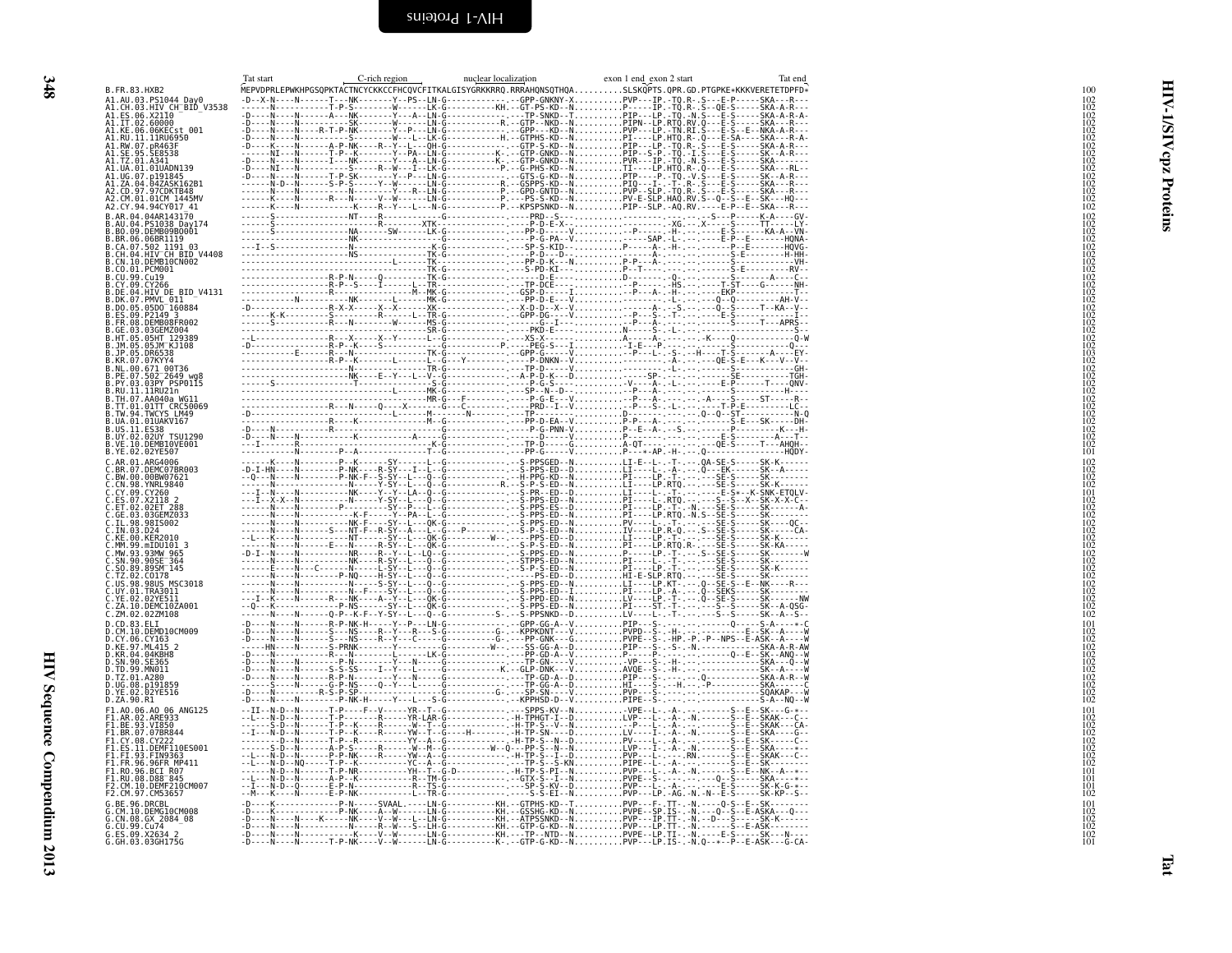```
                Tat start        C-rich region          nuclear localization          exon 1 end exon 2 start          Tat end
B.FR.83.HXB2                      MEPVDPRLEPWKHPGSQPKTACTNCYCKKCCFHCQVCFITKALGISYGRKKRRQ.RRRAHQNSQTHQA..........SLSKQPTS.QPR.GD.PTGPKE*KKKVERETETDPFD*   100
A1.AU.03.PS1044_Day0              -D--X-N----N------T---NK--------Y--PS--LN-G-----------.--GPP-GNKNY-X..........PVP---IP.-TQ.R-.S---E-P-----SKA---R---   102
A1.CH.03.HIV_CH_BID_V3538         ------N----N--------T-P-S-------W-------LK-G-----------KH.--GT-PS-KD--N..........P-----IP.-TQ.R-.S--QE-S-----SKA-A-R---   102
A1.ES.06.X2110                    -D----N----N--------A---NK-------Y---A--LN-G-----------.---TP-SNKD--T..........PIP---LP.-TQ.-N.S---E-S-----SKA-A-R-A-   102
A1.IT.02.60000                    -D----N----N--------------SK-------W----LN-G-----------R.--GTP--NKD--N..........PIPN--LP.RTQ.RV.Q---E-S-----SKA---R---   102
A1.KE.06.06KECst_001              -D----N----N----R-T-P-NK-------Y--P-----LN-G-----------.--GPP---KD--N..........PVP---LP.-TN.RI.S---E-S--E--NKA-A-R---   102
A1.RU.11.11RU6950                 -D----N----N----------S-------W---L--LK-G-----------.--GTPHS-KD--N..........PI----LP.HTQ.R-.Q---E-SA----SKA---R-A-   102
A1.RW.07.pR463F                   -D----K----N--------A-P-NK----R--Y--L---QH-G-----------.--GTP-S-KD--N..........PIP---LP.-TQ.R-.S---E-S-----SKA-A-R---   102
A1.SE.95.SE8538                   ------NI---N--------T-P--K-------Y--PA--LN-G-----------K.--GTP-GNKD--N..........PIP--S-P.-TQ.-I.S---E-S-----SK--A-R---   102
A1.TZ.01.A341                     -D----N----N--------I---NK-------Y---A--LN-G-----------K.--GTP-GNKD--N..........PVR---IP.-TQ.-N.S---E-S-----SKA-------   102
A1.UA.01.01UADN139                -D----NI---N----------S-----R--W---I--LK-G-----------P.--G-PHS-KD--N..........TI----LP.HTQ.R-.Q---E-S-----SKA---RL--   102
A1.UG.07.p191845                  -D----N----N--------T-P-SK-------Y--P---LN-G-----------.--GTS-G-KD--N..........PTP----P.-TQ.-V.S---E-S-----SK--A-R---   102
A1.ZA.04.04ZASK162B1              ------N-D--N--------S-P-S-----Y--W------LN-G-----------R.--GSPPS-KD--N..........PIQ---I-.--T-.R-.S---E-S-----SKA---R---   102
A2.CD.97.97CDKTB48                ------N----N-----------N-------Y---R-LN-G-----------P.--GPD-GNTD--N..........PVP--SLP.-TQ.R-.S---E-S-----SKA-A-R---   102
A2.CM.01.01CM_1445MV              ------K----N--------R---N-----V--W------LN-G-----------P.---PS-S-KD--N..........PV-E-SLP.HAQ.RV.S--Q--S--E--SK---HQ---   102
A2.CY.94.94CY017_41               ------K----N--------------R--Y---L---N-G-----------P.--KPSPSNKD--N..........PIP--SLP.-AQ.RV.-----E-P--E--SKA---R---   102
B.AR.04.04AR143170                ------S----------------NT----R--------------G-----------.----PRD--S-...................-.--.--S---P-----K-A----GV-   102
B.AU.04.PS1038_Day174             ------S-----------------------R---------XTK------------.----P-D-E-X-....................-XG.--.X-----S-----TT-----LY-   102
B.BO.09.DEMB09BO001               ------S-----------------NA-------SW-----LK-G-----------.---PP-D------...................-H-.--.-----E-S-------KA-A--VN-   102
B.BR.06.06BR1119                  ------------------------NK--------------------------------.-----P-G-PA--V..........--SAP.-L-.--.-----E-P--E-------HQNA-   102
B.CA.07.502_1191_03               ---I--S---------------------------------K-G-----------.---SP-S-KID---..........P-----A-.-H-.--.-------P--E-------HQVG-   102
B.CH.04.HIV_CH_BID_V4408          ------------------------NS--------------TK-G-----------.-----P-D---D-...................-A-.--.-----S-E---------H-HH-   102
B.CN.10.DEMB10CN002               ----------------------------------L-----TK-----------.---PP-D-K--N..........P-P---A-.--.--.-----S-----------VH-   102
B.CO.01.PCM001                    ----------------------------------------TK-G-----------.---S-PD-KI-...........P--T----.--.--.-----S-E---------RV--   102
B.CU.99.Cu19                      ------------------R-P-N-----Q-----------TK-G-----------.-----D-E-...............D-----.-Q-.--.-----S------A----C-   102
B.CY.09.CY266                     ------------------R-P--S---I--------L--TR-----------.---TP-DCE-.................--P----.-HS.--.-----T-ST---G------NH-   102
B.DE.04.HIV_DE_BID_V4131          ------------------R--------------------M--MK-G-----------.---GSP-D----I...........--P---A-.-H-.--.-----EKP-----------T--   102
B.DK.07.PMVL_011                  --------N-------------NK-----L---------MK-G-----------.---PP-D-E---V...................-L-.--.---Q--Q-----------AH-V--   102
B.DO.05.05DO_160884               -D----------------R-X-X----X-X---------TK-G-----------.--X-D-D--X-V..........--A---S.-Q-.--.---Q--S-----T--KA--V--   102
B.ES.09.P2149_3                   ------K-K---------S----------R------L--TR-G-----------.--GPP-DG----V..........--P---S-.-T-.--.-----E-S-----------I--   102
B.FR.08.DEMB08FR002               ------S-----------R---N---------W------MS-G-----------.-----G--I-...............P---A-.--.--.-----S-----T---APRS-   102
B.GE.03.03GEMZ004                 --------------------------------------SR-G-----------.-----PKD-E-...........N-----S-.-L-.--.-----------------S--   102
B.HT.05.05HT_129389               --L---------------R---X-----X--Y-------L--G-----------.---XS-X-...................A-----A-.--.--.-K----Q-----------Q-W   102
B.JM.05.05JM_KJ108                -D----------------R-P--K----S------------G-----------P.---PEG-S---I..........-I-E---P-.--.--.-----S-----------Q---   102
B.JP.05.DR6538                    -----------E------R---N--------------TK-G-----------.--GPP-G----V..........--P---L-.-S-.-H---T-S-------A-----EY-   103
B.KR.07.07KYY4                    ------------------R-P--K--------L-------L--G---Y-------.-----P-DNKN--V...................-A-.--.---QE-S-E---K---V--V--   102
B.NL.00.671_00T36                 ------------------N-----------------TR-G-----------.---TP-D----V...................-L-.--.-----S-------------GH-   102
B.PE.07.502_2649_wg8              ------------------------NK----E--Y---L--V--G-----------.--A-D-D-K--D..........-----SP-.--.--.----------SE-------TGH-   102
B.PY.03.03PY_PSP0115              ------S---------------T-----------------S-G-----------.-----P-G-S-...........-V-----A-.-L-.--.-----E-P-----T----QNV-   102
B.RU.11.11RU21n                   ------------------------L------------MK-G-----------.---SP--N--D-...............-P-----A-.--.--.-----S-----------H---   102
B.TH.07.AA040a_WG11               --------------------------------------MR-G---F---------.-----P-G-E---V..........--P---A-.--.--.---A---S-----ST-----R--   102
B.TT.01.01TT_CRC50069             ------------------R---N-----Q---X--------G---C---------.---PRD--I--V..........--P---S-.-L-.--.-----T-P-E-----------LC--   102
B.TW.94.TWCYS_LM49                -D--------------------------L----M--------G----N-------.---TP-----V..........D-----.--.--.--.-Q--Q---ST-----------N-Q   102
B.UA.01.01UAKV167                 ------------------R---K-------------M--TK-G-----------.---PP-D-EA--V..........P-P---A-.--.--.-----S-E---SK-------DH-   102
B.US.11.ES38                      -D----N-----------R-------------------------G-----------.-----P-G-PNN-V..........P--E-A-.--S-.--.-------P------K---H-   102
B.UY.02.02UY_TSU1290              -D----N----N--------------K----------A--------------------.-----D-----V..........--.--.--.--.-----E-S--------A---T--   102
B.VE.10.DEMB10VE001               ---I------R-------------------------K-G-----------.---TP-D-----G..........A-QT-----.--.--.---QE-S-----T---AHQH--   102
B.YE.02.02YE507                   ----------N--------P--A--------------T--G-----------.---PP-G-----V..........P----*-AP.-H-.--.-Q-----------------HQDY-   101
C.AR.01.ARG4006                   ------K----N--------P--K-------SY------L--G-----------.-S-PPSGED--N..........LI-E--L-.-T-.--.QA-SE-S-----SK-K-------   102
C.BR.07.DEMC07BR003               -D-I-HN-----------P-NK-----R-SY---I--L--G-----------.-S-PPS-ED--D..........LI----L-.-A-.-Q--EK-----SK--A-------   102
C.BW.00.00BW07621                 --Q---N----N--------P-NK-F--S-SY--L---Q--G-----------.--H-PPG-KD--N..........PI----LP.-T-.--.-SE-S-----SK--------   102
C.CN.98.YNRL9840                  ------N----N--------------N-----Y-SY--L---Q--G-----------R.--S-P-S-ED--N..........LI----LP.RTQ.--.-SE-S-----SK-K-------   102
C.CY.09.CY260                     ---I--N----N--------------NK---Y--Y--LA--Q--G-----------.-S-PR--ED--D..........LI----L-.-T-.--.-----E-S*--K-SNK-ETQLV-   101
C.ES.07.X2118_2                   ---I--X-X--N--------------N----Y-SY--L---Q--G-----------.-S-PPS-ED--N..........PI----L-.RTQ.--.-----S--S--X--SK-X-X-C--   102
C.ET.02.02ET_288                  ------N----N--------P----------SY--P---L--G-----------.-S-PPS-ES--D..........PI----LP.-T-.-N.--SE-S-----SK-------A-   102
C.GE.03.03GEMZ033                 ------N----N-------------K-F----Y--PA--L--G-----------.-S-PPS-ED--N..........PI----LP.RTQ.-N.S-SE-S-----SK--------   102
C.IL.98.98IS002                   ------N----N-----------NK-F---SY--L---QK-G-----------.-S-PPS-ED--N..........PV----L-.-T-.--.-SE-S-----SK-----QC--   102
C.IN.03.D24                       ------N----N-------S---NT-F--R-SY--A---L--G----P-------.-S-P-S-ED--N..........IV----LP.R-Q.--.S--SE-S-----SK-----CA-   102
C.KE.00.KER2010                   --L---K----N--------NT-------SY--L---QK-G-----W-----.---PPS-ED--D..........LI----LP.-T-.--.-SE-S-----SK-K-------   102
C.MM.99.mIDU101_3                 ------N----N-----E---N-----R-SY--L---QK-G-----------.-S-P-S-ED--N..........PI----LP.RTQ.R-.--SE-S-----SK-KA------   102
C.MW.93.93MW_965                  -D-I--N----N--------NR-----R--Y--L---LQ--G-----------.-S-PPS-ED--N..........P-----LP.-T-.--.S--SE-S-----SK--------W   102
C.SN.90.90SE_364                  ------N----N-------------NK----R-SY--L---Q--G-----------.-STPPS-ED--N..........PI----L-.-T-.--.-SE-S-----SK--------   102
C.SO.89.89SM_145                  ------E----N---C-------N------L-SY--L---Q--G-----------.-S-P-S-ED--N..........PI----LP.-T-.--.-SE-S-----SK-K-------   102
C.TZ.02.C0178                     ------N----N--------P-NQ-----H-SY--L---Q--G-----------.-----PS-ED--D..........HI-E-SLP.RTQ.--.-SE-S-----SK--------   102
C.US.98.98US_MSC3018              ------N----N-----------N-------SY--L---Q--G-----------.-S-PPS-ED--N..........LI----LP.KT-.--.Q--SE-S--E--NK----R----   102
C.UY.01.TRA3011                   ------N----N-----------N--F----SY--L---Q--G-----------.-S-PPS-ED--I..........PI----LP.-A-.--.Q--SEKS-----SK--------   102
C.YE.02.02YE511                   ---I--K----N-----R---NK-----A--Y--L---QK-G-----------.-S-PPD-ED--N..........LV----LP.-T-.--.Q--SE-S-----SK-------NW   102
C.ZA.10.DEMC10ZA001               --Q---K----N--------P-NK-------SY--L---QK-G-----------.-S-PPS-ED-NS..........PI----ST.-T-.--.-----S-S-----SK--A-QSG-   102
C.ZM.02.02ZM108                   ------N----N--------Q-P--K-F--Y-SY--L---Q--G-----------S-.--S-PPSNKD--D..........LV----L-.-T-.--.-----S--S-----SK--A--S--   102
D.CD.83.ELI                       -D----N----N-------R-P-NK-H-----Y--P---LN-G-----------.--GPP-GG-A--V..........PIP---S-.--.--.-------Q-------S-A----*-C   101
D.CM.10.DEMD10CM009               -D----N----N-------S---NS-----R--Y---R--S-G-----------G-.--KPPKDNT--V..........PVPD---S-.-H-.--.-----------E--SK---A----W   102
D.CY.06.CY163                     -D----N----N-------S---NS-----R--Y---C-----G-----------G-.---PP-GNK---G..........PVPE--S-.-HP.-P.-P--NPS--E-ASK---A----W   102
D.KE.97.ML415_2                   ------HN----N-------S-PRNK------Y------------G-----------W-.--SS-GG-A-D..........PIP---S-.-S-.-N.-------------SKA-A-R-AW   102
D.KR.04.04KBH8                    -D----N----N--------R--N------------LK-G-----------.---PP-GD-A--V.............P-----P-.--.--.--.------Q--E--SK--ANQ--W   102
D.SN.90.SE365                     -D----N----N--------P-N--------Y---N-----G-----------.---TP-GN----V..........-VP---S-.-H-.--.-----------SKA-----Q--W   102
D.TD.99.MN011                     -D----N----N-------S-S-SS----I--Y---L-----G-----------K.--GLP-DNK---V..........AVQE--S-.-H-.--.-----------SK---A----W   102
D.TZ.01.A280                      -D----N----N--------R-P-N--------Y---N-----G-----------.---TP-GN-A-D..........PIP---S-.--.--.-Q-------------SKA-A-R--W   102
D.UG.08.p191859                   ------S----N--------G-P-NS-----Q--Y---L-----G-----------.---TP-GG-A-D..........HI----S-.--H.--.-P-----------SKA-------C   102
D.YE.02.02YE516                   -D----N--------R-S-P-SP--------------G-----------G-.--SP-SN---V..........PVP---S-.--.--.--.---------------SQAKAP---W   102
D.ZA.90.R1                        -D----N----N-------P-NK-H-------Y---L---S-G-----------.--KPPHSD-D-V..........PIPE--S-.--.--.--.---------------S-A--NQ--W   102
F1.AO.06.AO_06_ANG125             --II--N-D--N--------T-P-----F--V---YR--T--G-----------.---SPPS-KV--N..........-VPE--L-.-A-.--.-----S--E--SK---G-*--   101
F1.AR.02.ARE933                   --L---N-D--N--------T-P---------R---YR-LAR-G-----------.-H-TPHGT-I--D..........LVP---L-.-A-.-N.------S--E--SKAK---C--   102
F1.BE.93.VI850                    -------S-D--N--------T-P--K-----R---W--T--G-----------.-H-TP-S--V--N..........--P---L-.-A-.--.------S--E--SKAK---CA-   102
F1.BR.07.07BR844                  --I---N-D--N--------T-P--K-----R---YW--T--G-----H-----.-H-TP-SN---D..........LV----I-.-A-.-N.------S--E--SKA---G--   102
F1.CY.08.CY222                    --------D--N--------T-P--R----------YY--A--G-----------.-H-TP-S--N--D..........PV----L-.-A-.--.------S--E--SK-----C--   102
F1.ES.11.DEMF110ES001             -------S-D--N--------A-P-S------R---W--M--G-----------W--Q---PP-S--N--N..........LVP---I-.-A-.-N.------S--E--SKA----*--   102
F1.FI.93.FIN9363                  --L---N-D--N--------P-P-NK-----R---YW--A--G-----------.-H-TP-S--I--D..........PVP---L-.-----.RN.------S--E--SKAK---C--   102
F1.FR.96.96FR_MP411               --L---N-D--NQ------T-P--K------------YC--A--G-----------.---TP-S--S-KN..........PIPE--L-.-A-.--.------S--E--SK--------   102
F1.RO.96.BCI_R07                  -------N-D--N--------T-P-NR----------YH--T--G-D-----------.-H-TP-S-PI--N..........PVP---L-.-A-.-N.------S--E--NK--A--*--   101
F1.RU.08.D88_845                  --L---N-D--N--------A-P--K----------R--TM-G-----------.--GTX-S--I--N..........PVPE--S-.--.--.-----Q--S-----SKA----*--   101
F2.CM.10.DEMF210CM007             --I---N-D--Q--------E-P-N-----------R--TS-G-----------.---SP-S-KV--D..........PVP---L-.-A-.--.------E-S-----SK-K-G-*--   101
F2.CM.97.CM53657                  --M---K----N--------E-P-NK----------L--TR-G-----------.-----S-S-EI--N..........PVP---LP.-AG.-N.-N--E-S-----SK-KP--S--   102
G.BE.96.DRCBL                     -D----K-----------------P-N-----SVAAL------LN-G-----------KH.--GTPHS-KD--T..........PVP---F-.TT-.-N.----Q-S--E--SK--------   101
G.CM.10.DEMG10CM008               -D----K----------------P-NK-----A--W-------LN-G-----------KH.--GSSHG-KD--N..........PVPE--SP.IS-.-N.---Q--S--E-ASKA---Q---   102
G.CN.08.GX_2084_08                -D----N----N----K-----NK-----V--W---L--LN-G-----------KH.--ATPSSNKD--N..........PVP---IP.TT-.-N.--D---S-----SK-K-------   102
G.CU.99.Cu74                      -D----N----N---------------R--W---S--LN-G-----------KH.--GTP-G-KD--N..........PVP---LP.TT-.-N.-----S--E-ASK--------   102
G.ES.09.X2634_2                   -D----N----N----------------K-----V--W-------LN-G-----------KH.---TP--NTD--N..........PVPE--LP.TI-.-N.-----E-S-----SK---N----   102
G.GH.03.03GH175G                  -D----N----N--------T-P-NK-----V--W-------LN-G-----------K-.--GTP-G-KD--N..........PVP---LP.IS-.-N.Q--*--P--E-ASK---G-CA-   101
```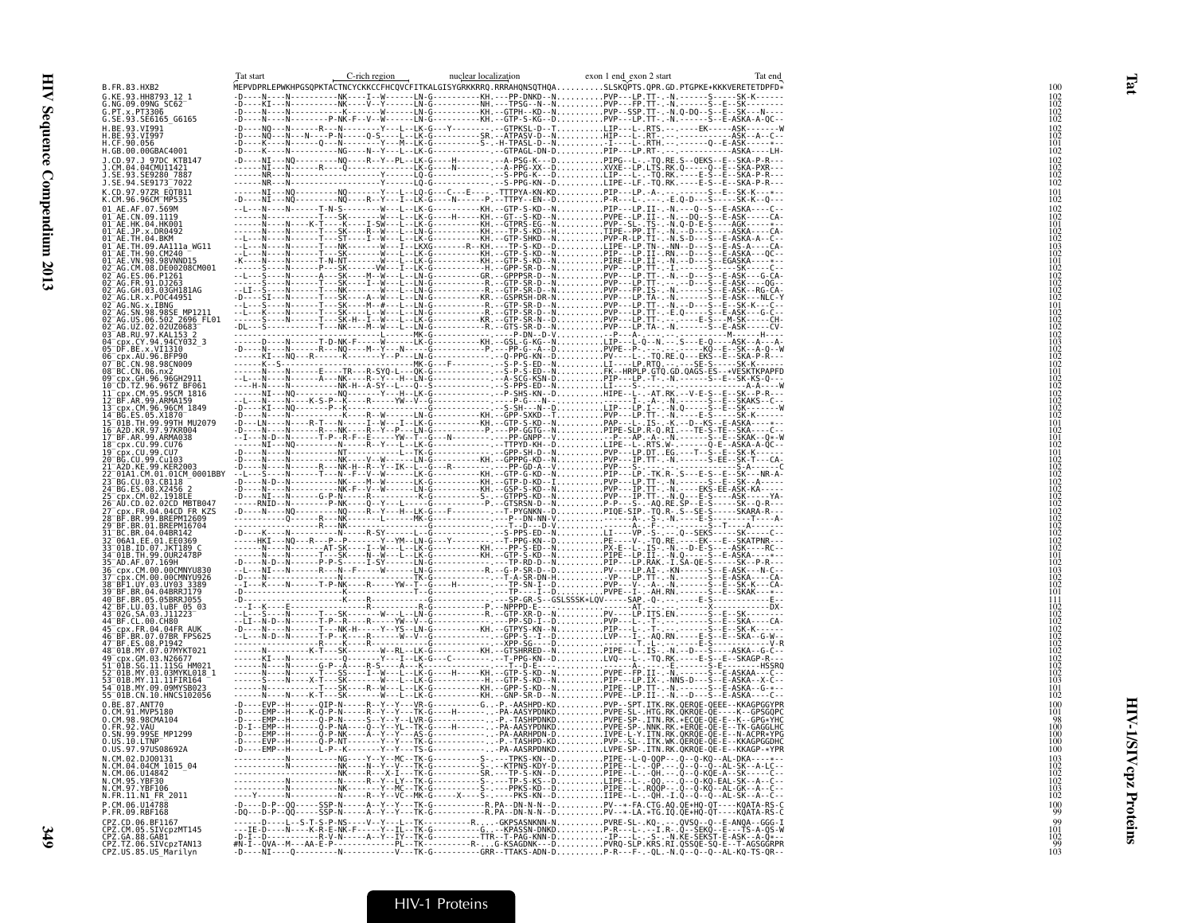```
                     Tat start        C-rich region        nuclear localization        exon 1 end exon 2 start                Tat end
B.FR.83.HXB2         MEPVDPRLEPWKHPGSQPKTACTNCYCKKCCFHCQVCFITKALGISYGRKKRRQ.RRRAHQNSQTHQA..........SLSKQPTS.QPR.GD.PTGPKE*KKKVERETETDPFD*  100
G.KE.93.HH8793_12_1  -D----N----N----------NK----I--W-------LN-G----------KH.---PP-DNKD--N..........PVP---LP.TT-..-N.-------S-----SK-K------  102
G.NG.09.09NG_SC62    -D----KI---N----------NK----V--Y-------LN-G----------KH.---TPSG--N--N..........PVP---FP.TT-..-N.-------S--E--SK--------  102
G.PT.x.PT3306        -D----N----N----------K--------W-------LN-G----------KH.--GTPH--KD--N..........PVP--SSP.TT-..-N.Q-DQ--S--E--SK----N----  102
G.SE.93.SE6165_G6165 -D----N----N--------P-NK-F--V-W--------LN-G----------KH.--GTP-S-KG--D..........PVP---LP.TT-..-N.------S--E-ASKA-A-QC--  102
H.BE.93.VI991        -D----NQ---N------R---N--------Y----L--LK-G-----Y----------.--GTPKSL-D--T..........LIP---L-.RTS.--.-----EK-----ASK--------W  102
H.BE.93.VI997        -D----NQ---N---N----P-N------Q-S----L--LK-G----------SR.--ATPASV-D--N..........HIP---L-.RT-..--------------ASK--A--C--  102
H.CF.90.056          -D----K----N-------Q---N--------Y---M--LK-G----------S-.-H-TPASL-D--N..........-I----L-.RTH.--.----------Q--E-ASK----*---  101
H.GB.00.00GBAC4001   -D----K----N----------NG----N--Y----L--LK-G----------------.--GTPAGL-DN-D..........PIP---LP.RT-..--------------ASKA-----LH-  102
J.CD.97.J_97DC_KTB147 -D----NI---NQ----------NQ-----R--Y--PL--LK-G-----H--------.--A-PSG-K--D..........PIPG--L-.-TQ.RE.S--QEKS--E--SKA-P-R---  102
J.CM.04.04CMU11421   ------NI---N-------R------Q---------------LQ-G------N---------.--A-PPG-XX--D..........XVXE--LP.LTS.RK.Q-----Q--E--SKA-PXR---  102
J.SE.93.SE9280_7887  ------NR---N------------------Y--------LQ-G--------------.--S-PPG-K--D..........LIP---L-.-TQ.RK.----E-S--E--SKA-P-R---  102
J.SE.94.SE9173_7022  ------NR---N------------------Y--------LQ-G--------------.--S-PPG-KN--D..........LIPE--LF.-TQ.RK.----E-S--E--SKA-P-R---  102
K.CD.97.97ZR_EQTB11  ------NI---NQ---------NQ-----Y---L--LQ-G---C---E-----.TTTPYA-KN-KD..........PIP---LP.-A-.----------S--E--SK-K---*---  101
K.CM.96.96CM_MP535   -D----NI---NQ---------NQ------R--Y----I--LK-G------N-----P.--TTPY--EN--D..........P-R---L-.----.-E.Q-D--S-----SK-K--Q---  101
01_AE.AF.07.569M     --L---N----N------T-N-S----------W---L--LN-G----------KH.--GTP-S-KD--N..........PVP---LP.II-..-N.---Q--S--E-ASKA----C--  102
01_AE.CN.09.1119     ------N----------T---SK------W---L--LK-G-----H------KH.--GT--S-KD--N..........PVPE--LP.II-..-N.--DQ--S--E-ASK-----CA-  102
01_AE.HK.04.HK001    ------N----N----K-T----K-----I-SW---L--LK-G----------KH.--GTPRS-EG--N..........PVP--SL-.TS-..-N.Q-D-E-S-----AGK-----*--  101
01_AE.JP.x.DR0492    ------N----N------T--SK-----R--W---L--LN-G----------KH.---TP-S-KD--H..........TIPE--PP.IT-..-N.--D--S----ASKA----CA-  102
01_AE.TH.04.BKM      --L---N----N------T--ST----I--W---L--LK-G----------KH.--GTP-SHKD--N..........PVP-R-LP.TI-..-N.S-D--S--E-ASKA-A--C--  102
01_AE.TH.09.AA111a_WG11 --L---N----N------T--NK--------W---I--LKXG---------R--KH.---TP-S-KD--N..........LIPE--LP.TN-..-NN--D--S--E-AS-A----CA-  103
01_AE.TH.90.CM240    --L---N----N------T--SK--------W---L--LK-G----------KH.--GTP-S-KD--N..........PIP---LP.II-.RN.--D--S--E-ASKA----QC-  102
01_AE.VN.98.98VNND15 -K----N----N------T-N-NT--------W---L--LN-G----------KH.--GTP-S-KD--N..........PIRE--LP.II-..-N.--D--S--EGASKA-----*--  101
02_AG.CM.08.DE00208CM001 ------N----N------P---SK--------VW---I--LK-G----------H.--GPP-SR-D--N..........PVP---LP.TT-..-I.-------S-----SK-------C-  102
02_AG.ES.06.P1261    --L---S----N------A---SK------M--W---L--LN-G----------GR.--GPPPSR-D--N..........PVP---LP.TT-..-N.--D--S--E-ASK---G-CA-  102
02_AG.FR.91.DJ263    ------S----N------T---SK----I--W---L--LN-G----------R.--GTP-SR-D--N..........PVP---LP.TT-..-.--D--S--E-ASK-----QG-  102
02_AG.GH.03.03GH181AG --LI--S----N------T---NK--------W---L--LN-G----------KH.--GTP-SR-D--N..........PVP---LP.IS-..-N.------S--E-ASK--RG-CA-  102
02_AG.LR.x.POC44951  -D----SI---N------T---SK-----A--W---L--LN-G----------KR.--GSPRSH-DR-N..........PVP---LP.TA-..-N.------S--E-ASK---NLC-Y  102
02_AG.NG.x.IBNG      --L---S----N------T---SK-----M--#---L--LN-G----------R.--GTP-SR-D--N..........PVP---LP.TT-..-N.--D--S--E--SK-K---C--  101
02_AG.SN.98.98SE_MP1211 --L---K----N------T---SK-----L--W---L--LN-G----------R.--GTP-SR-D--N..........PVP---LP.TT-..-E.Q----S--E-ASK----G-C--  102
02_AG.US.06.502_2696_FL01 ------S----N------T---SK-H---I--W---L--LN-G----------KR.--GTP-SR-D--N..........PVP---LP.TT-..--.-----E-S----M-SK-----CH-  102
02_AG.UZ.02.02UZ0683 -DL---S----N------T---NK-----M--W---L--LN-G----------R.--GTS-SR-D--N..........PVP---LP.TA-..-N.------S--E-ASK------CV-  102
03_AB.RU.97.KAL153_2 ---------------------------------------MK-G------------------.--P-DN--D-V..........--P---A-.-------------------M-----H----  102
04_cpx.CY.94.94CY032_3 ------D----N------T-D-NK-F-----W-----L--LK-G----------KH.-GSL-G-KG--N..........LIP---L-Q--N.--.S---E-Q---ASK--A---A-  103
05_DF.BE.x.VI1310    -D----N----N------R---NQ-----M--Y---N---G-------------P.---PP-G--A--D..........PVPE--P-.----.--------KQ--E--SK--A-Q--W  102
06_cpx.AU.96.BFP90   ------KI---NQ---R--------K-------Y---P---LN-G------------.--Q-PPG-KN--D..........PV----L-.-TQ.RE.Q--EKS--E--SKA-P-R---  102
07_BC.CN.98.98CN009  ------K--S--------------------------MK-G-----F---------.--S-P-S-ED--N..........LI----LP.RTQ.--.---SE-S-----SK-K------  102
08_BC.CN.06.nx2      ------N----N-------E----TR---R-SYQ-L---QK-G--------------.--S-P-S-ED--N..........FK--HRPLP.GTQ.GD.QAGS-ES--*VESKTKPAPFD  101
09_cpx.GH.96.96GH2911 --L---N----N-------A---NK-----R--Y---H--LN-G----------.-A-SCG-KSN-D..........PIP---LP.-T-..-N.------S--E--SK-KS-Q---  102
10_CD.TZ.96.96TZ_BF061 ----H-N----N----------NK-H---A-SY---L---Q--S------------.--S-PPS-ED--N..........LI----S-.----.-----------------A-A----W  102
11_cpx.CM.95.95CM_1816 ------NI---NQ---------NQ-----Y---H--LK-G----------------.--P-SHS-KN--D..........HIPE--L-.-AT.RK.--V-E-S--E--SK--P-R---  102
12_BF.AR.99.ARMA159  --L---N----N---K-S-P---K-----R-----YW--V--G--------------.--P-G---N-..........------I-.-A-.-N.------S--E--SKAKS--C--  102
13_cpx.CM.96.96CM_1849 -D----KI---NQ---------P--K--------------------------------.--S-SH---N--D..........LIP---LP.I-.-N.Q----S--E--SK--------W  102
14_BG.ES.05.X1870    -D----N----N------------------K------R--W-------LN-G----------KH.--GPP-SXKD--T..........PVP---LP.TT-..-N.-----E-S-----SK-K------  102
15_01B.TH.99.99TH_MU2079 -D----N----N----R-T----N-----I--W---I--LK-G----------KH.--GTP-S-KD--N..........PAP---L-.IS-..-K.--D--KS--E-ASKA----*--  102
16_A2D.KR.97.97KR004 -D----N----N-------NK-----R--Y--PL--LN-G----------P.---PP-GGTG--N..........PIPE-SLP.R-Q.RI.---TE-S-TE--SKA----C--  102
17_BF.AR.99.ARMA038  --I---N-D--N------T-P--R-F--E------YW--T--G---N-----------.---PP-GNPP--V..........--P---AP.-A-..-N.------S--E--SKAK--Q*-W  101
18_cpx.CU.99.CU76    ------NI---NQ---------N------R--Y---H--LK-G--------------.--TTPYD-KN--D..........LIPE--L-.RTS.W-.------Q-E--ASKA-A-QC--  102
19_cpx.CU.99.CU7     -D----N----N----------NT------------L---TK-G-------------.--GPP-SH-D--N..........PVP---LP.DT-..EG.----T--S--E--SK-K------  101
20_BG.CU.99.Cu103    -D----N----N----------NK-----V--W-------LN-G----------KH.--GPPPG-KD--N..........PVP---IP.TT-..-N.-------S-EE--SK-T---CA-  102
21_A2D.KE.99.KER2003 -D----N----N------R---NK-H--R--Y---H--LN-G-------------.--PP-GQ-A--V..........PVP---S-.--------------------S-A-------C  102
22_01A1.CM.01.01CM_0001BBY --L---S----N------T---N--F--V-W-------LN-G----------KH.--GTP-G-KD--N..........PIP---LP.-TK.R-.S---E-S--E--SK---NR-A-  102
23_BG.CU.03.CB118    -D----N-D--N----------NK-----M--W-------LK-G-------------.--GTP-D-KD--I..........PVP---LP.TT-..-N.-------S--E--SK--A-----  102
24_BG.ES.08.X2456_2  -D----N----N----------NK-F---V--W-------LN-G----------KH.--GSP-S-KD--N..........PVP---IP.TT-..-N.-----EKS-EE-ASK-KA-----  102
25_cpx.CM.02.1918LE  -D----NI---N-------G-P-N-------R---------K-G--------------.--GTPPS-KD--N..........PVP---IP.TT-..-N.Q---E-S-----ASK-----YA-  102
26_AU.CD.02.02CD_MBTB047 -----RNID--N-------P-NK----Q--Y---L---Q-G-------------P.--GTSRSN-D--N..........P-P---S-.-AQ.RE.SP--E-S-----SK--Q-R---  102
27_cpx.FR.04.04CD_FR_KZS -D----N----NQ-------NQ-----R--Y---H--LK-G----F---------.--T-PYGNKN--D..........PIQE-SIP.-TQ.R-.S--SE-S-----SKARA-R---  102
28_BF.BR.99.BREPM12609 ------------Q------R---NK-----L------MK-G-----------------.---P--DN-NN-V..........-------A-.-S--N-----E-S-------T----A-  102
29_BF.BR.01.BREPM16704 -------------------R---NK-------------------G------------------.--T--D---D-V..........---------A-.-F-.--.--.-S--T-----A------  102
31_BC.BR.04.04BR142  -D----K----N------------------R-SY-----L--G-------------.--S-PPS-ED--N..........LI----VP.-S-..-Q--SEKS-----SK-----C--  102
32_06A1.EE.01.EE0369 -----HKI---NQ---R---P--P-------Y--YM--LN-G---Y-----------.--T-PPG-KN--D..........PE----V-.-TQ.RE.----EK---E-SKATPNR---  102
33_01B.ID.07.JKT189_C ------N----N-------AT-SK-----I--W---L--LK-G----------KH.---PP-S-ED--N..........PX-E--L-.IS-..-N.--D-E-S-----ASK-----RC-  101
34_01B.TH.99.OUR2478P ------N----N------T---SK-----N--W---L--LK-G----------KH.--GTP-S-KD--N..........PIPE--LP.II-..-N.Q----S--E-ASKA----*--  102
35_AD.AF.07.169H     -D----N-D--N------P-P-S------I-SY-------LN-G-------------.---TP-RD-D--N..........PIP---LP.RAK.-I.SA-QE-S-----SK--P-R---  101
36_cpx.CM.00.00CMNYU830 --L---NI---N------R---N--F-------W-------LN-G--------------R.--G-P-SR-D--D..........PV----LP.AI-..-KN-----S--E-ASK--N-C--  103
37_cpx.CM.00.00CMNYU926 -D----N----N----------SK-----R-------SNN---TK-G-----------.--T-A-SR-DN-H..........--VP---LP.TT-..-N.------S--E-ASKA----CA-  102
38_BF1.UY.03.UY03_3389 --I---K----N------T-P-NK-----R-----YW--T--G-----H-----------.--TP-SN-I--D..........PVP---V-.-A-.-N.------S--E--SK-K---CA-  102
39_BF.BR.04.04BRRJ179 -D----------------------K------------R--------T--G-------------.---TP-----I--D..........PVPE--I-.-AH.RN.-------S--E--SKAK---*--  101
40_BF.BR.05.05BRRJ055 -D-------------------------K--------R------------------------.--SP-GR-S--GSLSSSK+LQV-----SAP.-Q-.--.-------E-S--------------E--  111
42_BF.LU.03.luBF_05_03 ---I--K----E-----------------------R--------R-G-----------P.--NPPPD-E---..........-------AT.--.--.----------X-----------DX-  102
43_02G.SA.03.J11223  --L---S----N------T---SK--------W---L--LN-G-------------R.--GTP-XR-D--N..........PV----LP.ITS.EN.-------S--E--SK----CA-  102
44_BF.CL.00.CH80     --LI--N-D--N------T-P--R-------R-----YW--V--G-------------.---PP-SD-I--D..........PVP---L-.--T-.--.-----S--E--SKA-----CA-  102
45_cpx.FR.04.04FR_AUK -D----N----N------T---NK-H---Y---YS--LN-G----------KH.--GTPYS-KN--N..........PIP---L-.--T-..-N.------S--E--SK-K------  102
46_BF.BR.07.07BR_FPS625 --L---N-D--N------T-P--K-----R-------W--V--G-------------.--GPP-S--I--D..........LVP---I-.-AQ.RN.-----E-S--E--SKA--G-W--  102
47_BF.ES.08.P1942    ----------------------R------------------------X-------------.--XPP-SG---D..........---------T-.-L-.--.---------E-S--------------V-R  102
48_01B.MY.07.07MYKT021 ------N-------K-T---SK--------W--RL--LK-G----------KH.--GTSHRRED--N..........PIPE--L-.IS-..-N.--D--S----ASKA--G-C--  102
49_cpx.GM.03.N26677  ------KI---N----------Q--------Y---I--LK-G----C-----------.---T-PPG-KN--D..........LVQ---L-.--TQ.RK.-----E-S--E--SKAGP-R---  102
51_01B.SG.11.11SG_HM021 -D----N-----N------G-P-A-----R-S-------A--K-------------.---T--D-E-----..........----------A-.--.-----E-------S-E-----HSSRQ  102
52_01B.MY.03.03MYKL018_1 ------N----N------T---SS----I--W---L--LK-G-----H-----KH.--GTP-S-KD--N..........PVPE--FP.II-..-N.------S--E-ASKAA---C--  102
53_01B.MY.11.11FIR164 ------S----N----X-T---SK--------W---L--LK-G----------H.--GTP-S-KD--N..........PIP---LP.IX-..-NNS-D--S--E-ASKA--X-C--  103
54_01B.MY.09.09MYSB023 ------N----N------T---SK-----R--W---L--LK-G----------KH.--GPP-S-KD--N..........PIPE--LP.TT-..-N.------S--E-ASKA--G-*--  101
55_01B.CN.10.HNCS102056 ------N----N-K-T-----SK--------W---L--LK-G----------KH.--GNP-SR-D--N..........PVPE--LP.II-..-N.--D--S--E-ASKA----C--  102
O.BE.87.ANT70        -D----EVP--H-------QIP-N-----R--Y--Y--VR-G-----------G..-P.-AASHPD-KD..........PVP-SPT.ITK.RK.QERQE-QEEE--KKAGPGGYPR  100
O.CM.91.MVP5180      -D----EMP--H----K-P-N-------R--Y---Y---TK-G-----H-------.-PA-AASYPDNKD..........PVPE-SL-.HTG.RK.QKRQE-QE----K--GPSGQPC  101
O.CM.98.98CMA104     -D----EMP--H-------Q-P-N------S--Y--Y--LVR-G-----------.-P.-TASHPDNKD..........PVPE-SP-.ITN.RK.*ECQE-QE-E--K--GPG*YHC  98
O.FR.92.VAU          -D-I--EMP--H-------Q-P-NA-----Q--Y--YL--TK-G-----H-------.-PA-AASYPDNKD..........PVPE-SP-.NNK.RK.*ERQE-QE-E--TK-GAGGLHC  100
O.SN.99.99SE_MP1299  -D----EMP--H-------Q-P-NK-----A--Y--Y--AS-G-----------.-PA-AARHPDN-D..........IVPE-L-Y.ITN.RK.QKRQE-QE-E--N-ACPR*YPG  100
O.US.10.LTNP         -D----EVP--H-------Q-P-NT-----Y--Y--Y--TK-G-----------.-P.-TASHPD-KD..........PVP--SL-.ITK.WK.QERQE-QE-E--KKAGPGGDHC  100
O.US.97.97US08692A   -D----EMP--H-------L-P--K-------Y---Y---TS-G-----------.-PA-AASRPDNKD..........LVPE-SP-.ITN.RK.QKRQE-QE-E--KKAGP-*YPR  100
N.CM.02.DJO0131      ----------N----------NG-----Y--Y--MC--TK-G----------S.---TPKS-KN--D..........PIPE--L-Q-QQP.--Q--Q-KQ--AL-DKA-----*--  103
N.CM.04.04CM_1015_04 ----------------------NK-----N--Y--V---TK-G----------S.---KTPNS-KDY-D..........PIPE--L-.-QP.--.--Q--Q--Q--AL-SK--A-LC--  102
N.CM.06.U14842       ----------------------NK-----R---X-I---TK-G----------SR.---TP-S-KN--D..........PIPE--L-.-QH.--.-Q--Q-KQE-A--SK-----C--  102
N.CM.95.YBF30        ----------N----------N-----R--Y--LY--TK-G----------S.---TP-S-KS--D..........LIPE--L-.-QQ.--.-Q--Q-KQ-EAL-SK--A--C--  102
N.CM.97.YBF106       ----------N----------NK-----V---MC--TK-G----------S-.---PPKS-KD--D..........PIPE--L-.RQQP-.-Q--Q-KQ--AL-GK--A--C--  103
N.FR.11.N1_FR_2011   ----Y------N----------N-----R--Y--VC--MK-G-----X-----S-.----PKS-KN--D..........IIPE--L-.-QH.-I.Q--Q--Q--AL-SK--A--C--  102
P.CM.06.U14788       -D----D-P--QQ------SSP-N-----A--Y--Y---TK-G------------R.PA--DN-N-N--D..........PV---*-FA.CTG.AQ.QE+HQ-QT-----KQATA-RS-C  100
P.FR.09.RBF168       -DQ---D-P--QQ------SSP-N-----A--Y--Y---TK-G------------R.PA--DN-N-N--D..........PV---*-LA.*TG.IQ.QE+HQ-QT-----KQATA-RS-C  99
CPZ.CD.06.BF1167     ------D-----L--S-T-S-P-NS----V--Y---L--TK-----------R...-GKPSASNKNN-N..........PVRE-SL-.KQ-..-.QVSQ--Q--E-ANQA--GGG-I  99
CPZ.CM.05.SIVcpzMT145 ---IE-D-----N----K-R-E-NK-F-----Y--IL--TK-G----------G..-KPASSN-DNKD..........P-R---L-.--.I-R.-Q--SEKQ--E---TS-A-QS-W  101
CPZ.GA.88.GAB1       -D-I--D-----------R-V-N-----A--Y--IY--TK-G----------TTR--T-PAG-KNN-D..........--IP---L-.-S-..-N.KE-SEKST-E-ASK--A-Q*--  102
CPZ.TZ.06.SIVcpzTAN13 #N-I--QVA--M---AA-E-P-N----------Y---TK-G------------.--G-KSAGDNK---D..........PVRQ-SLP.KRS.RI.QSSQE-SQ-E--T-AGSGGRPR  99
CPZ.US.85.US_Marilyn -D----NI----Q---------N----------V---TK-G----------GRR--TTAKS-ADN-D..........P-R---F-.-QL.-N.Q--Q--Q--AL-KQ-TS-QR--  103
```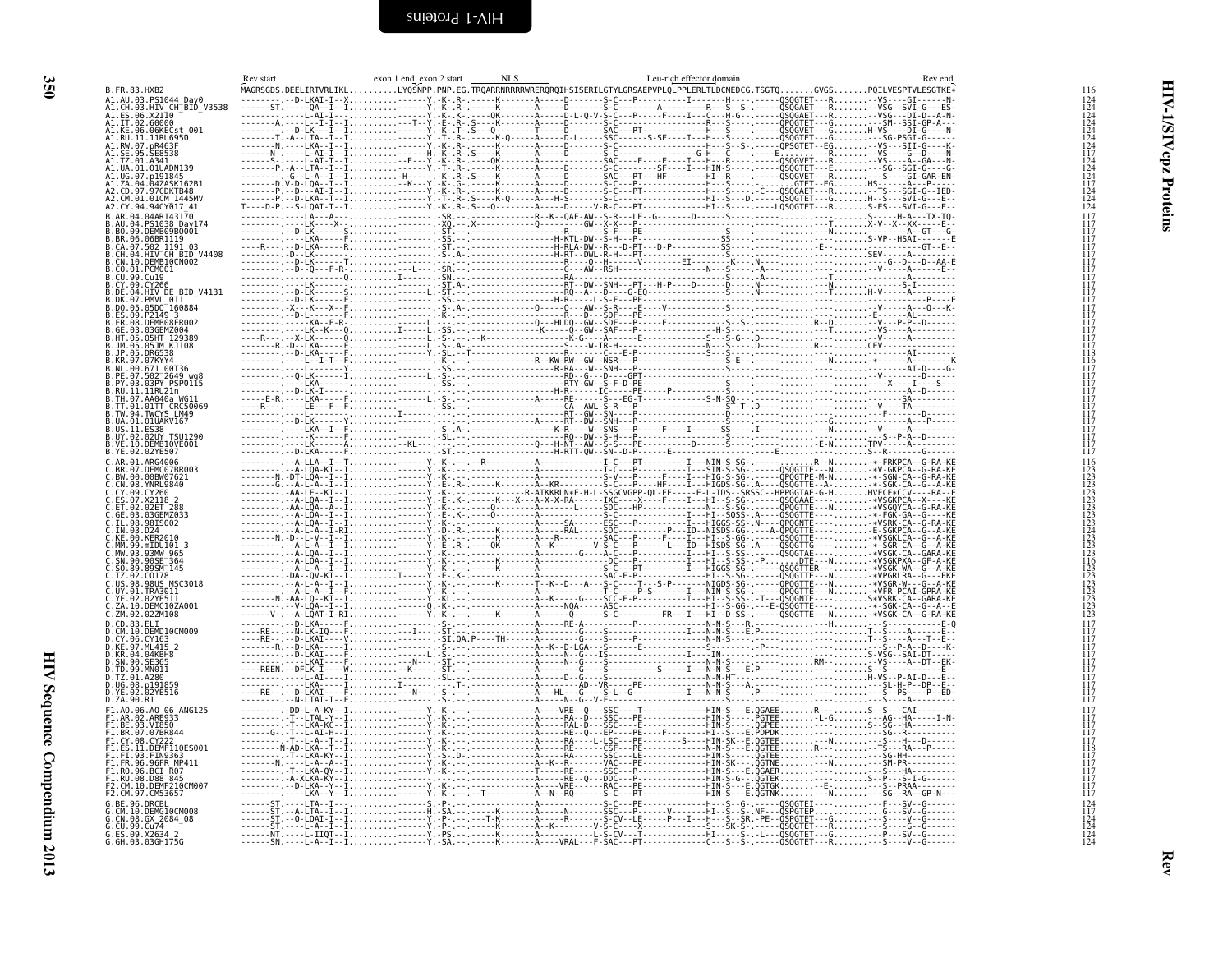HIV-1 Proteins

HIV-1/SIVcpz Proteins

Rev

```
              Rev start                   exon 1 end exon 2 start     NLS                              Leu-rich effector domain                                        Rev end
B.FR.83.HXB2                   MAGRSGDS.DEELIRTVRLIKL..........LYQSNPP.PNP.EG.TRQARRNRRRRWRERQRQIHSISERILGTYLGRSAEPVPLQLPPLERLTLDCNEDCG.TSGTQ.......GVGS.......PQILVESPTVLESGTKE*   116
A1.AU.03.PS1044_Day0           ---------.--D-LKAI-I--X..........------Y.-K-.R-------K--------A-------D-------S-C---P----------I-------H----.------QSQGTET---R.......--VS----GI------N-   124
A1.CH.03.HIV_CH_BID_V3538      ------ST.------QA--I--I..........------Y.-K-.R-------K--------A-------D-------S-C--------A--------R---S--S-.------QSQGAET---R.......--VSG--SVI-G---ES-   124
A1.ES.06.X2110                 ---------.------L-AI-I--.........------Y.-K-.K-------K--------A-------D-L-Q-V-S-C----P-----F----I---C---H-G-.------QSQGTET---A.......--VSG----DI-D--A-N-   124
A1.IT.02.60000                 -------A-.----L---I-I--I..........----T-Y.-E-.R-.S----K--------A-------D-------Q-S----------R---S----.------QPQGTET---G.......--SM--SSI-GP-A---   124
A1.KE.06.06KECst_001           ---------.--D-LK---I--I..........------Y.-K-.T-.S---Q---------T-------D-------SAC---PT---------H---S----.------QSQGVET---G.......H-VS----DI-G-----N-   124
A1.RU.11.11RU6950              ---------T-.-A--LTA--I--I..........------Y.-T-.R-------K-Q------A-------D-L-----SSC-----S-SF----I---H---S----.------QSQGTET---R.......--SG-PSGI-G------   124
A1.RW.07.pR463F                ---------N-.------LKA--I--I..........------Y.-K-.R-------K--------A-------D-------S-C---------------H---S----.------QSQGTET---R.......--VS---SII-G---K-   124
A1.SE.95.SE8538                ---------.------L-AI-I--I..........------Y.-K-.R-.S----K--------A-------D-------S-C---------------H---S--S-.------QPSGTET--EG.......--VS---SII-G---K-   124
A1.TZ.01.A341                  -------N-.------L-AI-T--I..........------H.-K-.R-.S---------A-------D-------S-C-------------G-H---C------E-------R.......--VS----G--D---N-   117
A1.UA.01.01UADN139             -------S-.-----L-AI-T--I..........-E----Y.-K-.R-------QK--------A-------D-------SAC----E---F----I---H---N----.------QSQGVET---R.......--VS----A--GA---N-   124
A1.UG.07.p191845               -------P.-A--LTA--I--I..........------Y.-T-.R-------K--------A-------D-------S-C------SF-----I---HIN-S----.------QSQGTET---E.......--SG--SGI-G----G-   124
A1.ZA.04.04ZASK162B1           -----G-.-L-A--I--I..........-H-------K-.R-.S-----K--------A-------D-------SAC---PT---HF--------HI--R----.------QSQGVET---R.......---S----GI-GAR-EN-   124
A2.CD.97.97CDKTB48             -----D-V-D-LQA--I--I..........-K-----Y.-K-.G-------K--------A-------D-------S-C---PT---------H---S----.------GTET--EG.......HS------A---P-----   117
A2.CM.01.01CM_1445MV           -------P.--D---AI-I--I..........------Y.-K-.R-------K--------A-------D-------S-C---PT-----------H---S---.-C---QSQGAET---R.......--TS---SGI-G--IED-   124
A2.CY.94.94CY017_41            -------P.--D-LKA--T--I..........------Y.-T-.R-.S-----K-Q------A----H-S-------S-C--------------HI--S---D.------QSQGTET---G.......H--S---SVI-G---E--   124
                               T----D-P.---S-LQAI-T--I..........------Y.-K-.R-.S----Q---------A------------V-R-C---PT---------HI--S----.------LQSQGTET---R.......S-ES---SVI-G---E--   124
B.AR.04.04AR143170             ---------.--LA---A---.........------SR.---------R--K--QAF-AW--S-R---LE--G-------D------S-----------.......S-----H-A---TX-TQ-   117
B.AU.04.PS1038_Day174          ---------.-----LK----X--.........------XQ.--.X-----------RQ---------GW--X-X---P---------------------T.......X-V--X--XX-----E--   117
B.BO.09.DEMB09BO001            ---------.--D-LK------S.........------ST.------------------------------S-F---PE---------------------------N.......------A--GT---G-   117
B.BR.06.06BR1119               ---------.--LKA-----F..........------SS.------------------H-KTL-DW--S-H---P--------------SS-------------------.......S-VP--HSAI------E   117
B.CA.07.502_1191_03            ----R---.--D-LKA-----R.........------ST.------------------H-RLA-DW--R---D-PT----D-P----------SS-----------E-.......-------------GT--E--   117
B.CH.04.HIV_CH_BID_V4408       ---------.-D--LK---------.........------S-.A-------------------H-RT-DWL-R-H---PT---------------------------.......SEV-----A--------   117
B.CN.10.DEMB10CN002            ---------.-D-LK------T.........------S-.----------------------R----Q--H---------V------EI-------K---N----.......------G--D---A-AA-E   117
B.CO.01.PCM001                 ---------.--D--Q---F-R-.........--L---SR.-------------------------G---AW--RSH-------------------N---S----.A----.......--V-----A------E--   117
B.CU.99.Cu19                   ---------.--------------Q.........I------SN.------------------------------------------------S------A------.......--------A--------   117
B.CY.09.CY266                  ---------.------------S..........------ST.A-------------------RT--DW--SNH---PT---H-P----D------D----N-----.......-------S-I--------   117
B.DE.04.HIV_DE_BID_V4131       ---------.--D-LK------S.........L.-ST.-------------------RQ--A---D----G-EQ-----------------S-----N-------T.......H-V-----A--------   117
B.DK.07.PMVL_011               ---------.--D-LK------F.........------SS.-----------------H-R-----L-S-F---PE-----------------------------.......-------------P----E   117
B.DO.05.05DO_160884            ---------.-X---K---X--F.........------S-.A-----------------Q------AW--S-R---E------V-------------S-------.......--V-----A---Q--K-   117
B.ES.09.P2149_3                ---------.--D-L------F..........------K-.------------------R----D---SDF---PE--------------------------------.......--E------AL-------   117
B.FR.08.DEMB08FR002            ---------.----KA--F-R.........L.---------------------------Q---HLDQ--GW--SDF---P-----F------------S--S-------R--D.......--V--P-P--D------   117
B.GE.03.03GEMZ004              ---------.-----LK--K---Q.........I------S-------------K------Q--GW--SAF---P--------------H-S--------------T.......--VS-----A--------   117
B.HT.05.05HT_129389            ----R---.-X-LX------Q.........L.-S-.---K--------------K-G---A----------E------------S---S-G--D--------------.......--V-----A--------   117
B.JM.05.05JM_KJ108             -------R.-D--LKA------F.........L.-S-.A-------------------S----W-IR-H---------------N---S-------D------R--.......CEV-------------   117
B.JP.05.DR6538                 ---------.--D-LKA------F.........L.-SL.--T------------------R-------C----E-P-----------S-----S-----------.......----------AI--------   117
B.KR.07.07KYY4                 ---------.-------L--I-T--F.........------K-.------------R--KW-RW--GW--NSR---P-------------S-E---.---------N.......-+------A-------K   118
B.NL.00.671_00T36              ---------.--------------Y.........------SS.---------------R-RA---W--SNH---P------------------------------.......--------AI-D---G-   116
B.PE.07.502_2649_wg8           ---------.--Q-LK------F.........L.-S-.---------------------RD--G--D-----GPT------------------------------.......--V----------------   117
B.PY.03.03PY_PSP0115           ---------.------LKA-----..........------SS.---------------RTY-GW--S-F-D-PE-------------------------------.......---X----I----S---   117
B.RU.11.11RU21n                ---------.--D-LK-I--......------------.-------------------H-R-----IC----PE------------P---S------------------.......-----A--D------   117
B.TH.07.AA040a_WG11            -----E-R.------LKA------F.........L.-S-.---------------A------RE-------S---EG-T-----------S-N-SQ-------------.......------SA------   117
B.TT.01.01TT_CRC50069          ----R---.-------LE---F--F.........------SS.---------------------CA--AWL-S-R---P----------------ST-T-.D---------.......--V----TA------   117
B.TW.94.TWCYS_LM49             ---------.-------LK------.........I------------------------------RT--GW--SN---P----------------------------.......--F-----D------   117
B.UA.01.01UAKV167              ---------.--D-LK-------Y.........------------------------A------RT--DW--SNH---P--------------------G------.......-------A---P----   117
B.US.11.ES38                   ---------.------LKA--I--F.........------S-.A-------------K-R---W--SNS---P-----F---I-----SS-----I------------.......--V-----A--------   117
B.UY.02.02UY_TSU1290           ---------.------LK-----S.........------SL.---------------RQ--DW--S-H---P-----------------S--------------.......----S--P-A--D------   117
B.VE.10.DEMB10VE001            ---------.------LK------A.........-KL---.-----------------Q---H-NT--AW--S-S---PE-----------D------S---------E-N.......TPV-----A--------   117
B.YE.02.02YE507                ---------.--D-LKA-----F.........------ST.-----------------H-RTT-QW--SN--D-P------E-----------------E-------.......S--R-------G-----   117
C.AR.01.ARG4006                ---------.--A-LLA--I--T..........------Y.-K-.--R-------A------------I-C---PT----------I---NIN-S-SG-.--------R--N.......-+-FRKPCA---G-RA-KE   116
C.BR.07.DEMC07BR003            ---------.--A-LKA--I--I..........------Y.-K-.---------K--------A------------T-C---P----------I---SIN-S-SG-.------QSQGTTE---N.......+V-GKPCA--G-RA-KE   123
C.BW.00.00BW07621              -------N.-DT-LQA--I--I..........------Y.-K-.---------------------------------S-V---P-----F----I---HIG-S-SG-.------QPQGTPE-M-N.......-+-SGN-CA--G-RA-KE   123
C.CN.98.YNRL9840               --------G.--A-L-A--I--I..........------Y.-E-.R-------K--------A--KR--------S-C---P-----HF-----I---HIGDS-SG-.A----QSQGTTE--A-.......-+-SGK-CA--G--A-KE   123
C.CY.09.CY260                  ---------.-AA-LE--KI--...........------Y.-K-.----------------R-ATKKRLN+F-H-L-SSGCVGPP-QL-FF-----E-L-IDS--SRSSC--HPPGGTAE-G-H.......HVFCE+CCV----RA--E   123
C.ES.07.X2118_2                ---------.--A-LQA--I--I..........------Y.-E-.K-------K---X--A-X-X-RA-------IXC----X----F----I---HI--S-SG-.------QSQGAAE---------.......+VSGKPCA--X----KE   123
C.ET.02.02ET_288               ---------.-AA-LQA--A--I..........------Y.-K-.---------Q---------A-------I-----SDC---HP-----------N---S-SG-.------QPQGTTE---N.......-+VSGQYCA--G-RA-KE   123
C.GE.03.03GEMZ033              ---------.--A-LQA--I--I..........------Y.-E-.K-------Q--------A------------S-C---------------I---HI--SQSS-.A----QSQGTTE-------.......+-FGK-GA--G-RA-KE   123
C.IL.98.98IS002                ---------.--A-LQA--I--I..........------Y.-K-.---------------------------SA------ESC---P-----------I---HIGGS-SS-.N----QPQGNTE----.......-+VSRK-CA--G-RA-KE   123
C.IN.03.D24                    ---------.--A-L-A--I-RI..........------Y.-D-.R-------K--------A-------RAL------SDC---------P---ID--NISDS-GG-.---A-QPQGTTE------.......-E-SGKPCA--G--A-KE   124
C.KE.00.KER2010                ---------.-N.-D---L-V--I..........------Y.-K-.---------K--------A---R--------SAC---P-----F-----I---HI--S-GG-.------QSQGTTE------.......+VSGKLCA--G--A-KE   123
C.MM.99.mIDU101_3              ---------.--A-L-A--I--I..........------Y.-E-.R-------QK--------A--K---------V-S-C---P---------L---ID-HISDS-SG-.A----QSQGTTG------.......-+-SGR-CA--G--A-KE   123
C.MW.93.93MW_965               ---------.--A-LQA--I--I..........------Y.-K-.-----------------------G----A-C---P-----------I---HI--S-SS-.------QSQGTAE------.......-+VSGK-CA--GARA-KE   123
C.SN.90.90SE_364               ---------.--A-LQA--I--F..........------Y.-K-.---------K--------A-------------DC---P-----------I---HI--S-SS-.-P-------DTE--N.......-+VSGKPXA--GF-A-KE   116
C.SO.89.89SM_145               ---------.--A-L-A--I--I..........------Y.-K-.---------K--------A------------S-C---PT---------I---HIGGS-SG-.------QSQGTTER---.......-+VSGK-WA--G--A-KE   123
C.TZ.02.C0178                  ---------.-DA--QV-KI--I..........I------Y.-E-.K-------------------------SAC-E-P-------------HI--S-SG-.------QSQGTTE---N.......-+VPGRLRA--G---EKE   123
C.US.98.98US_MSC3018           ---------.--A-L-A--I--I..........------Y.-K-.---------K--------T--K--D---A---S-C----T---S-P-------NIGDS-SG-.------QPQGTTE---N.......-+VSGR-W---G--A-KE   123
C.UY.01.TRA3011                ---------.--A-L-A--I--F..........------Y.-K-.-----------------------------T-C----P-S-------I---NIN-S-SG-.------QPQGTTE---N.......-+VFR-PCAI-GPRA-KE   123
C.YE.02.02YE511                -------N.-AA-LQ--KI--I..........------Y.-KL.---------------A--K-------SCC-E-P-----------I---HI--S-SG-.-T---QSQGNTE----.......S+VSRK-CA--GARA-KE   123
C.ZA.10.DEMC10ZA001            ---------.-V--LQA-KI--I..........------Q.-K-.---------K--------NQA-------ASC----------------I---HI--S-SG-.---E-QSQGTTE---.......-+-SGK-CA--G--A--E   123
C.ZM.02.02ZM108                ------V-.--A-LQAT-I-RI..........------Y.-K-.---------K--------A-------Q-------S-C---------FR---I---HI--D-SS-.------QSQGTTE---N.......-+VSGK-CA--G-RA-KE   123
D.CD.83.ELI                    ---------.--D-LKA-----F..........-------.-------------------------RE-A------------P-------------N-N-S----R.----------H.......----S----------E-Q   117
D.CM.10.DEMD10CM009            ----RE--.--N-LK-IQ---F..........-I----ST.---------------------A---------S---------P-------------N-N-S---E.P-.-------------.......--T--S-----A---E--   117
D.CY.06.CY163                  ----RE--.--D-LKAI----V..........------SI.QA.P----TH----------A------G-------S---------P----------N-N-S---------------------.......--T--S-----A---T--E--   117
D.KE.97.ML415_2                -------R.--D-LKA------I..........------S-.-----------------A--K--D-LGA---S---------E-------------S------------P------------.......--S--P-A--D----K-   117
D.KR.04.04KBH8                 ---------.--D-LKAI-----..........------L.-S-.-----------------N--------IS----------------------I---IN----------------------.......S-VSG--SAI-DT-----   117
D.SN.90.SE365                  ---------.------LKAI---F..........--N---.-ST.-------------------N---G------S-------------------N-N-S------------------RM-.......--VS----A--DT--EK-   117
D.TD.99.MN011                  ----REEN.--DFLK-I----W..........--K---.-ST.-------------------G-------S---------------S-----I---N-N-S---E.P---------------.......S--S---------E--   117
D.TZ.01.A280                   ---------.--AI--I------..........-------.-SL.------------------D-----S------------------------N-N-HT------------------------.......H-VS--P-AI-D---E-   117
D.UG.08.p191859                ---------.------LKA-----I..........I------.---T----------------A-------AD--VR--------PE---------------N-N-S---A.------------.......---SL-H-P--DP--E--   117
D.YE.02.02YE516                ----RE--.--D-LKAI----F..........--N---.-S-.------------------------HL----S--L--G------------I---N-N-S---E.P----------------.......---S---PS----P--ED-   117
D.ZA.90.R1                     ---------.--N-LTAI-I--F..........-------.--S-.-V-F-------------------------------------------------------------------.......---S-----A---------   117
F1.AO.06.AO_06_ANG125          ---------.-DD-L-A-KY--I..........------Y.-K-.------------------A----VRE--Q---SSC----T-------------HIN-S---E.QGAEE.......R---.......S--S---CAI-------   117
F1.AR.02.ARE933                ---------.-T--LTAL-Y--I..........------Y.-K-.------------------A----RA--D---SSC---PE-------------HIN-S-----.PGTEE.......-L-G.......---AG--HA-----I-N-   117
F1.BE.93.VI850                 ---------.-T--LKA-KC--I..........------Y.-K-.------------------A----RAL-D---SSC-----E------------HIN-S-----.QGPEE.......-----.......S--SG--HA---------   117
F1.BR.07.07BR844               -----G-.-T--L-A-AI-H--I..........------Y.-K-.------------------A----RE--Q---EP----PE---F-------HI--S---E.PDPDK.......----.......---SG--R---------   117
F1.CY.08.CY222                 --------.-T--L-A--T--I..........------Y.-K-.------------------A----RE----L-LSC---PE-------S-----HIN-SK--E.QGTEE.......--N.......---S---H---D------   117
F1.ES.11.DEMF110ES001          -------N-AD-LKA--T--I..........------Y.-K-.------------------A----RE------CSF---PE-------------N-N-S---E.QGTEE.......R---.......--TS---RA---P-----   118
F1.FI.93.FIN9363               ---------.-T--LKA-KY--I..........------Y.-S-.D-------------------RA------SSC---LE-------------HIN-S-----.QGTEE.......----.......---SG-HH---------   117
F1.FR.96.96FR_MP411            --------N.-----L-A--A--I..........------Y.-K-.---------------A--K--R-------VAC---PE-------------HIN-SK----.QGTNE.......--N.......---SM-PR---------   117
F1.RO.96.BCI_R07               ---------.-T--LKA-QY--I..........------Y.-K-.------------------T-------RE-----SSC---P----------------HIN-S---E.QGAER.......----.......---S---HA---------   117
F1.RU.08.D88_845               ---------.-A-XLKA-KY--I..........------Y.-K-.------------------A----RE--Q---DDC---P--------------HIN-S-G---QGTEK.......----.......S--P---S-I-G-----   117
F2.CM.10.DEMF210CM007          ---------.--D-LKA--Y--I..........------Y.-K-.---------------A----VRE-----RAC---PE-------------HIN-S---E.QGTGK.......--E-.......---S--PRAA--------   117
F2.CM.97.CM53657               ---------.------LKA--Y--I..........------Y.-K-.--.-T--------A--N--RQ------DW--S-C---PT------------HIN-S---E.QGTNK.......----N.......---SG--RA--GP-N---   117
G.BE.96.DRCBL                  ------ST.------LTA--I--..........------S-.P-.----------------------------S-C---PE---------------H---S--G-.------QSQGTEI-------.......--F---SV--G-------   124
G.CM.10.DEMG10CM008            ------ST.--A-LTA--I--I..........------H.-SA.----------------N--------SSC---P------V----------HI--S--S-.NF---QSPGTEP------.......G---SV--GA-------   117
G.CN.08.GX_2084_08             ------ST.---Q-LQAI-I--I..........------Y.-P-.----T-K------A-----R----------S-CV--LE------P---I---H---S--SR.PE---QSPGTET---G.......---S----V--G------   124
G.CU.99.Cu74                   ------ST.------LA--I--I..........------Y.-P-.----------------A--K-----------V-S-C----X-----------S---SK-S-.------QSQGTET---R.......---S----G--G------   124
G.ES.09.X2634_2                ------NT.------L-IIQT--I..........------Y.-PS.---------------------------L-S-CV---T------------HI----S-.L---QSQGTET---G.......---P---SV--G------   124
G.GH.03.03GH175G               ------SN.------L-A--I--I..........------Y.-SA.---------------A----VRAL---F-SAC---PT-----------------HI---S--S-.------QSQGTET---R.......---S----V--G------   124
```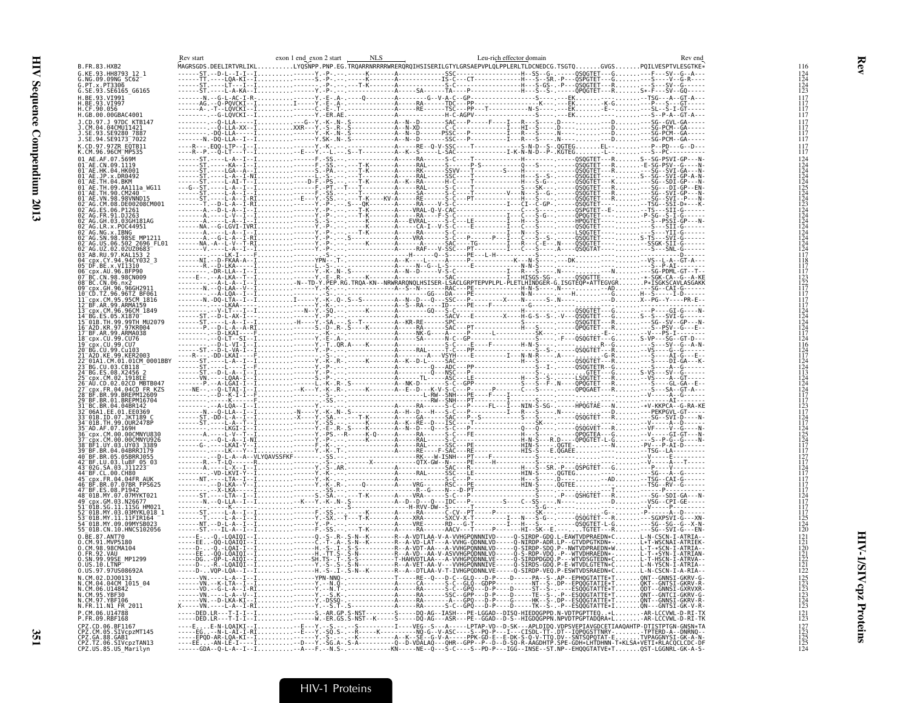```
                         Rev start                        exon 1 end exon 2 start     NLS                                   Leu-rich effector domain                                      Rev end
B.FR.83.HXB2             MAGRSGDS.DEELIRTVRLIKL..........LYQSNPP.PNP.EG.TRQARRNRRRRWRERQRQIHSISERILGTYLGRSAEPVPLQLPPLERLTLDCNEDCG.TSGTQ.......GVGS.......PQILVESPTVLESGTKE*   116
G.KE.93.HH8793_12_1      ------ST.--D-L--I-I-I.........------Y.-P.-.------K--------A-----------SSC-----------------H--SS--G.------QSQGTET---G.......---F---SV--G--A---   124
G.NG.09.09NG_SC62        ------TT.------LQA-KI--I.........------S.-P.-.------K--------A-----------IS-C---CT-----------H---S--SR.-P---QSPGTET---G.......---S----V--G-R----   124
G.PT.x.PT3306            ------ST.------LT---I--I.........------Y.-P.-.----T-K--------A-----------S-C--------------H---S-GS-.-P---QSQGTET---R.......---S---SV--G------   124
G.SE.93.SE6165_G6165     ------ST.-----L-A-KA--I.........------Y.-P.-.------K--------A---------SA--------TA---P-------------P---S--S-.-----QPQGTET---R.......S+-F---SV--GQ----   123
H.BE.93.VI991            -------N.---G-L-AC-I-R-.........------Y.-E-.A-.------Q--------A----------G--V-A-C--GP--------------S-----.----EK.......----------TSG---A--GT-A---   117
H.BE.93.VI997            ------AG.--Q-PQVCKI--I.........I------Y.-E-.A-.-------------A----RA------TDC---PP-------------K----.----EK.......-K-G.......---P---S--GT------   117
H.CF.90.056              ------A---T---LQVCKI--I.........------C.-E-.T-.------K--------A----RE------TSC---PP--T--------N-S-----.----EK.......-E--.......---SL--S-I-GT-----   117
H.GB.00.00GBAC4001       ------.----G-LQVCKI--I.........------Y.-ER.AE.---------------A----------H-C-AGPV--------------S-----.----EK.......----------S--P-A--GT-A---   117
J.CD.97.J_97DC_KTB147    -------.---Q-LLA-----I.........---G-.Y.-K-.N-.S----------A--N--D-------SAC---P-----F---I--R--S-----.D---........---D.......---SG--GVL-GA-----   117
J.CM.04.04CMU11421       -------.---Q-LLA-XX--I.........XXR---Y.-S-.R-.S----------A--N-XD-------C-C----------------I---HI--S-----.D---........---D.......---SG-PCM--GA-----   117
J.SE.93.SE9280_7887      -------.---Q-LLA-----I.........------Y.-K-.N-.S----------A--N--D-----PSSC---P------------I---R---S-----.N---........---D.......---SG-PCM--GA-----   117
J.SE.94.SE9173_7022      -------N.--DQ-LLA--I--I.........------Y.SK-.N-.S----------A--N--D-------SSC---P------------I---R---S-----.N---........---D.......---SG-PCM--GA-----   117
K.CD.97.97ZR_EQTB11      -----R---.EQQ-LTP--I--I.........------Y.-K.-.-.------K--------A-----RE--Q-V-SSC----T-----------S-N-D--S-.QGTEG........EL-.......---P--PD---G--D---   117
K.CM.96.96CM_MP535       -----R--P.--Q-LT---I--I.........--E---Y.-.-L-.S--T----------A--K--S-----L-SAC---T----------I-K-N-D--P-.KGTEG........-L-.......---S--PC---------   117
01_AE.AF.07.569M         ------ST.----L-A--I--I.........------F.-SS.-.-----------A-----RA-------S-C----T--------------H---------------QSQGTET---R.......S--SG-PSVI-GP---N-   124
01_AE.CN.09.1119         ------ST.------KA--I--I.........------F.-SS.-.----T-K--------A-----RAL------S-----P-S-------------Q---S-----.-----QSQGTET---R.......-E-SG-PSV--G---N-   124
01_AE.HK.04.HK001        ------ST.------LGA--A--I.........------S.-PA.-.----T-K--------A-----RK------SSVV---T--------S----H---------------QSQGTET---R.......---SG--SVI-GA---N-   124
01_AE.JP.x.DR0492        ------ST.-----L-A--I-NI.........------L.-S-.-.----T----------A-----RAL------SSC----------------H---------------QSQGIET---G.......---SG--SVI-GP-A-N-   124
01_AE.TH.04.BKM          ------ST.-----L-AI-T--I.........-----D-F.-PS.-.----T-K--------A--K--RA------H-C----T--------------H---S-G-.-----QSQGTET---K.......---SG--SDI-GP---N-   124
01_AE.TH.09.AA111a_WG11  ---G--ST.------L-A--I--I.........------F.-PT.-T---T----------A-----RAL------S-C----T--------------S---SK--.-----QSQGTET---R.......---SG---DI-GP--EN-   125
01_AE.TH.90.CM240        ------ST.-----L-A--I--I.........------F.-SS.-.-----T----------A-----RA-------S-C----T-----------V---N---S--G.-----QSQGTET---R.......---SG--SVI-GP---N-   124
01_AE.VN.98.98VNND15     ------ST.-----L-A--I-RI.........-E---Y.-SS.-.----T-K---KV-A--------RE-------S-C----PT------------H---S-----.-----QSQGTET---R.......---SG--SVI--P---N-   124
02_AG.CM.08.DE00208CM001 -------T.---D-L-A--I-RI.........------Y.-P.-.--S---QK-------A-----RA------V-S-C--------------I---CI--C-GP-.-----QSQGTET---........---TSG--SSI-D+---K-   123
02_AG.ES.06.P1261        -------A.---D-L-AV--I--I.........------Y.-P.-.---------T-K-------A-----VRAL-Q-V-CAC-------------------------QSPGTET--E-........---TS---SII-G------   124
02_AG.FR.91.DJ263        -------A.------L-V--I--I.........------Y.-P.-.---------T-K-------A-----RA----F-S-C----------------I---C---S-G---.--QPQGTET---........---P-SG--S-I-G-----   124
02_AG.GH.03.03GH181AG    -------A.------L-A--I--I.........------S.-S.-.--------K-------A-----EVRAL-----S-C----LE-----------I---H---S---.-----HPQGTET---........-------PSSI-GP---N-   124
02_AG.LR.x.POC44951      ------NA.---G-LGVI-IVRI.........------Y.-P.-.-------------A-----CA-I--V-S-C----E-----------I---C---S---.-----QSQGTET---........---P---SII-G------   124
02_AG.NG.x.IBNG          -------A.-----L-A--I--I.........------Y.-P.-.----T-K--------A-----RA-------S-C----------------I---N---S-----.-----LSQGTET---........-----S---YII-G-----   124
02_AG.SN.98.98SE_MP1211  -------A.---G-L-A--I-RI.........------Y.-P.-.S---------K--------A-----VRA-------S-C----P------P---I---C---S--S-.-----QSQGTET---G........S.TS---SVI-G-----   124
02_AG.US.06.502_2696_FL01 ------NA.-A---L-V--I-RI.........------Y.-P.-.---------K--------A---------SAC----TG---------I---R---C-E-.N---QSQGTET---R........---SSGK-SII-G------   124
02_AG.UZ.02.02UZ0683     -------V.-----L-A--I--I.........------Y.-P.-.-------------A-----RAF---V-SSC--PT---------I---C---S-----.A---QSQGTAT---........-----S---SNL-G------   124
03_AB.RU.97.KAL153_2     -------.---L-K-I-----F.........------Y.-K.-.--------------A-----------H-----Q--S--------PE---L-H--------S-----.-------------------........---------------------   117
04_cpx.CY.94.94CY032_3   ------NI.--D-FKAA-A--I.........------YPN--.T-.----------A--K-----L-S-C--------K------N-S-----.DK--........-------------VS--L-A--GT-A---   118
05_DF.BE.x.VI1310        ------R.--D-LKA-----I.........------L.-S-.-.------------------A-----N--G--L-S-C-------E-------------N-N-S---.---------........---------S--P-AI--------   117
06_cpx.AU.96.BFP90       -------.--DR-LLA--I--I.........------Y.-K-.N-.S----------A-----VD-------V-S-C-----------------------N-S-----.-------------N........-----SG-PDML-GT--T-   117
07_BC.CN.98.98CN009      -----E---.---A-LKA--T--I.........------Y.-E.-R.-------K---------A---------SAC--------------I---HISGS-SG-.------QSQGTTE--------........+-SGK-CA--G--A-KE   123
08_BC.CN.06.nx2          -------.--A-L-A--I--I.........-N--TD-Y.PEP.RG.TRQA-KN--NRWRARQNQLHSISER-LSACLGRPTEPVPLPL-PLETLHINDGER-G.ISGTEQP*ATTEGVGR.......P+ISGKSCAVLASGAKK   122
09_cpx.GH.96.96GH2911    -------N.--Q-LAA--V--I.........------Y.-K.-.---------------A--S--N------RAC----PE-----------H-N-S-----.N---------AD.......---SG--CAI-G-------   117
10_CD.TZ.96.96TZ_BF061   -------.--A-LQA-I--I.........------Y.-P.-.------------------------GG---DA---PE------------N-N-----.----H........-G.......H--S-----I-D-------   117
11_cpx.CM.95.95CM_1816   -------N.-DQ-LTA--I--I.........I------Y.-K.-Q.-S--S---------A--N--D---Q---SSC---P--------X-----N-----S-.N---.........---D.......X--PG--Y----PR-E--   117
12_BF.AR.99.ARMA159      -------.---L-KAA-----I.........------Y.-K.-.-.-------------A--S--RA---ID---------PE-----F---------G-----.------.........---------------------------   117
13_cpx.CM.96.96CM_1849   -------.--V-LT---I--I.........---N--Y.-SQ.-.-------K------A--------GQ---S-C--------------H---------------QSQGTET---........-----P---GI-G-----N-   124
14_BG.ES.05.X1870        ------ST.--D-L-AX-I--I.........------Y.-P.-.------------------------SACV---E------X----H-G-S--S-.-V---QSQGTET---G.......S--S---SVI-G------   124
15_01B.TH.99.99TH_MU2079 ------ST.-----L-A--I--I.........-H-----Y.-SA.-.--S---K-------A-----KR-RE------SPC--------------H---S-----.-----QSQGTET---R.......---SG--SV--GP---N-   124
16_A2D.KR.97.97KR004     -------P.--D-L-A--A-RI.........------S.-D.-R.-S-----K-------A-----RA------SAC---PT--------------H---S-----.-----QPQGTET---R.......---S--PSV--G---E--   124
17_BF.AR.99.ARMA038      -------.--D-LKAT-----I.........------Y.-K.-.---------------A-----NK-G----A---P------L-----------SK-----.--------------E-........-V---PS-I---------   117
18_cpx.CU.99.CU76        -------.--D-LT--SI--I.........------Y.-E.A.-.-------------SA------N-C--GP----------------E-------F---QSQGTET---G.......S-VP---SG--GT-D---   124
19_cpx.CU.99.CU7         -------.--D-L-VI-I--I.........------Y.-T.QR.A----K------------S-C-----E----F---------H-N-S-----.-----------R--G.......---S---SV--G--A-N-   116
20_BG.CU.99.Cu103        ------ST.--D-L-VA-I--I.........------Y.-P.-.----------------RAL-----T-C---PP---------------S--S-.-----QSQGTET---R.......--VS---G--G-------   124
21_A2D.KE.99.KER2003     -----R---.-DD-LKAI-----I.........------Y.-K.-.-------------A------VSYH-----E------------I---N-N-R-----.-A-----------G-R.......---S----AI-G---E-   117
22_01A1.CM.01.01CM_0001BBY ----ST.----L-A--I--I.........------Y.-K.-R.------K--------A--K--D-L----SAC-----------------H---S-----.-----QSQGTET---R.......---SG---DI-GA---K-   124
23_BG.CU.03.CB118        ------ST.------L---I--F.........------Y.-P.-.-------------A---------Q---ADC---PP--------------S--I-.-----QSQGTETR--G.......--S----A--G-------   124
24_BG.ES.08.X2456_2      ------ST.--D-L-A--I--I.........------Y.-P.-.-------------A---------Q---NSC---PP-----------------------.---GTET--G.......S-VS---SV--G-------   113
25_cpx.CM.02.1918LE      ------VN.------LQAA-I--I.........------Y.-P.-.-------------A------TL-----ASC---LE--------------H---S--S-.-----LSQGTET---R.......---VS----A--GT-----   124
26_AU.CD.02.02CD_MBTB047 -------P.--A-LGAI-I--I.........------L.-K.-R.-S----------A--NK-D------S-C--GPP------------------S--F-.N---QPQGTET---R.......---SG--GL-GA--E--   124
27_cpx.FR.04.04CD_FR_KZS ----NE-.--Q-LTAI-I--I.........---K----Y.-K.-R.-------------A--E--D-----K-V-S-C--------P-----------C---S-----.-----QPQGAET---R.......---S---SA--GT-A---   124
28_BF.BR.99.BREPM12609   -------.--D--K-I-I--F.........------Y.-P.-.---------------------L-RW--SNH---PE-----F---I--------------------........------V---A--G------   117
29_BF.BR.01.BREPM16704   -------.--K-----I--F.........------SS.-.------------------------RW--SNH---PT------------------------------........----------AI---------   117
31_BC.BR.04.04BR142      -------.--A-LQA--I--I.........------Y.-P.-.-------------A--------RA-----S-C---P-------FL---I---NIN-S-SG-.------HPQGTAE---N.......+V-KKPCA--G-RA-KE   123
32_06A1.EE.01.EE0369     -------N.--Q-LLA--I--I.........-N----Y.-K.-N.-S----------A--H--D---H---S-C---P------------I---R---S-----.N----------D........---PEKPGVL-GT-----   117
33_01B.ID.07.JKT189_C    ------ST.-DD-L-A--I--I.........-X----Y.-SA.-.----T-K--------A-----GA------SAC---P--S------------S--S-----.-----QSQGTET---R.......---SG--SVI-D-----N-   124
34_01B.TH.99.OUR2478P    ------ST.----L-A--I--I.........------Y.-SS.-.-----------------RK------S-C----T-----------------SK-----.------------------........---A-D---------   117
35_AD.AF.07.169H         -------.-----LKGI-I--I.........------Y.-E.-R.-S------K-------A--N--D---Q---S-C--P----------------Q---Q-----.-----QSQGVET---R.......--VF---V--G---N-   124
36_cpx.CM.00.00CMNYU830  -------A.-----L-V--T--I.........------Y.-PS.--R------K-Q-------A------RA------S-C---FE-----------------------QPQGTEA---G.......--V-----GI-GT---N-   125
37_cpx.CM.00.00CMNYU926  -------.--Q-L-A--I-NI.........------Y.-P.-.-------------A-----RAL------S-C-------------H-N-S---.R.D---QPQGTET-L-G.......L-S--P-G--G----N-   124
38_BF1.UY.03.UY03_3389   ------G-.------LKAI-Y--I.........------F.-K.-.-------------A-----RAL------SSC---PE--------------HIN-S-----.QGTE-........----N.......-PV---P-AI-D------   117
39_BF.BR.04.04BRRJ179    -------.------LK---Y--I.........------Y.-K.-T.-------------A-----RE---F-SAC-RE-------------HIS-S---E.QGAEE..............---TSG--LA----------   117
40_BF.BR.05.05BRRJ055    -------.----D-L-A--A-VLYQAVSSFKF.........-----SS.--.--------------RK----W-ISNH---PT---F-----------------------........---V---A--E---------   117
42_BF.LU.03.luBF_05_03   -------R.--T-LQ-------R.........------S.-.-.---------X----------QTX-GW--N-----PE-----H-------S---------------........---V-----A---T------   117
43_02G.SA.03.J11223      -------A.-----L-X--I--I.........------Y.-S-.AR.---------------A-----------SAC--R-----------H---S--SR.-P---QSPGTET---G.......---P-----V-------   124
44_BF.CL.00.CH80         -------.--VD-LKVI-Y--I.........------Y.-K.-.-------------A-----RAL------SSC---LE-------------HIN-S-----.QGTEG........---SG---A--G------   117
45_cpx.FR.04.04FR_AUK    ------NT.------LTA--I--I.........------Y.-K.-.-------------A------------S-C---P-------------H---S---.D---........-AD.......--TSG--CAI-G------   117
46_BF.BR.07.07BR_FPS625  -------.--D-LKA--Y--I.........------Y.-K.-R.------Q--------A-----VRG----RSC---PE-------------HIN-S-----.QGTEE........---T.......---TSG--RV--G------   117
47_BF.ES.08.P1942        -------.--X-LKAI---I.........------S.-SS.--.--------------R-G-----N--D-PT--------------------------------........----------P------------   117
48_01B.MY.07.07MYKT021   ------ST.------LTA--I--I.........------S.-SA.-.----T-K--------A------VRA------S-C---P------------------S---.-P---QSHGTET---R.......---SG--SDI-GA---N-   124
49_cpx.GM.03.N26677      -------N.--Q-LLA--I--I.........---K---Y.-K.-N.-S----------A--D--D---Q---IDC---P----------S-----C--SS-----.N---------D........--VSG--CPI-GE------   117
51_01B.SG.11.11SG_HM021  -------.-----L-----I--I.........-----K-----S---------------------H-RVV-DW--S----T---------------S-G--.------------........--V--P--------------   117
52_01B.MY.03.03MYKL018_1 ------ST.------L-A--I--I.........------F.-SS.-.------------------------------C-CV--PT-------------SK-----.-------------G--........-P-----A--G--A----   117
53_01B.MY.11.11FIR164    ------ST.------L-A--I--I.........------Y.-SX.-T---T-K--------A-----XRA------SXCV-X-T---------I---N---S-G-.-----QSQGTET---R.......---SGXPSVI-GP---XN-   125
54_01B.MY.09.09MYSB023   -------NT.--D-LA--I--I.........------Y.-S-.-.-------------A-----VRE------RD---G-T---------I---H---S-----.-----QSQGTET-L-G.......---SG--SG--G--X-N-   124
55_01B.CN.10.HNCS102056  ------ST.----IL-A--I--I.........------F.-SS.-.----T-K--------A-----AACV---T------P-------HI---SK--E.------TGTET---R.......---SG--SVI-GP---EN-   120
O.BE.87.ANT70            -----E--.-Q.-LQAIQI--I.........------Q.-S-.R.-S-N--K------R--A-VDTLAA-V-A-VVHGPQNNNIVD-----Q-SIRDP-GDQ.L-EAWTVDPRAEDN+C.......L-N-CSCN-I-ATRIA--   121
O.CM.91.MVP5180          -----EE..-QQ-LQAIQT--I.........--C.-T-.A.-S-N--K-------R--A-VD-LAT--A-VVHG-QDNNLVD-----Q-RIRDP-ADR.LP--GTVDPGTKDN+-.......L+T-WSCNAI-ATRIEK--   121
O.CM.98.98CMA104         ------D-.-Q.-LQAI-T--I.........------H.-S.-I.S-S-----------R--A-VDT-AA---A-VVHGPQNNNVD-----Q-SIRDP-SDQ.P--NWTVDPRAEDN+C.......L-T-*SCN-I-ATRIA--   120
O.FR.92.VAU              -----EE..-QQ-LQAIQI--I.........------H.-TT.S-.S-N----------R--A-VD--AA-V-ASVVHGPQDNNLVD-----Q-S-RDP-VDQ.-P--WTVDHRAEDN+-.......L-T-+SYN-I-ATRIAN-   122
O.SN.99.99SE_MP1299      -----DG..-QP-L-AIQI--I.........------SH.TS-.T-.S-S---------T-HAHVDTLAA---A-VVHGPQDNNLVE-----Q-SIRDPGDQ.P---WTVDSGTEDN+C.......L-T-HSCN-I-ATRVA--   121
O.US.10.LTNP             -----D-.-R-.LQAIQI--I.........------Y.-S-.S-.S-N----------R--A-VET-AA-V--VVHGPQNNNIVE-----Q-SIRDS-GDQ.P-E-WTVDLGTTEDN+C.......L-N-YSCN-I-ATRIA--   121
O.US.97.97US08692A       -----D-.-VQP-LQA--I--I.........------H.-S-.I.-S-N--K------R--A-DTLAA-V-T-IVHGPQDNNLVE-----Q-SIRDP-VEQ.P-ESWTVDSRAEDN+C.......L-N-CSCN-I-A-RIA--   122
N.CM.02.DJO0131          ------VN.-----L-A--I--I.........------YPN-NNQ.-.-------------T------RE--Q--D-C--GLQ---D-P-----D-----PA--S-.AP--EPHQGTATTE+T.......QNT--GNNSI-GKRV-G-   125
N.CM.04.04CM_1015_04     ------VN.---K-LTA--I--I.........------Y.--N.Q.-.------------------CA------S-C--GLQ--GDPP-----------NT--S-.DP--EPQQGTATIE+T.......QKT--GNTSI-GKRV-R-   123
N.CM.06.U14842           ------VD.---G-L-A--I-RI.........------Y.--N.T.-.------------------RA------S-C--GPQ---D-P-----D-----ST--S-.-----ESQQGTATTE+T.......QDT--GNNSI-GXRVXR-   123
N.CM.95.YBF30            ------VN.------L-A--V--I.........------Y.--S.K-.-----------------RA------SSC--GPP---D-P-----D-----TE--S-.-P--ESQQGTATTE+T.......QNT--GNTCI-GKRV-G-   123
N.CM.97.YBF106           ------VN.--D-LKA-KI--I.........------Y.-DSSQ.-.-------------------A------GPQ---D-P----G-----HK--S-.DP--ESQQGTATTE+T.......QNT--GNNSI-GKRV-R-   124
N.FR.11.N1_FR_2011       X-----VN.-----L-A--I-RI.........------Y.--S.T-.-S--------------------S-C--GPQ---D-P-----D-----TK--S-.-P--ESQQGTATTE+I.......QN---GNTSI-GK-V-R-   123
P.CM.06.U14788           -----DED.LR---T-I-I--I.........------S.-AR.GP.S-NST--------S-----DQ-AG--IASH---PE-LGGAD--DISQ-HIEDQGPPD.N-VDTPGPTTEQ..+L.......-AR-LCCVWL-D-RI-TX   121
P.FR.09.RBF168           -----DED.LR---T-I-I--I.........------W.-ER.GS.S-NST-K--------S-----DQ-AG---ASR---PE--GGAD--D-S--HIGDQGPPN.NPVDTPGPTADQRA+L.......-AR-LCCVWL-D-RI-TX   121
CPZ.CD.06.BF1167         -----E...E-N-LQAIKI--I.........--E---Y.--S.-.--S------------I----VEG--S---A-----LPTAP-VD--D-SK---APLDIDQ.VDPSVEPIAVGDCETIAAQAHTP-DTISTPTGN-GNSN+TA   127
CPZ.CM.05.SIVcpzMT145    -----EG...-N-LAI-I-RI.........--E---Y.-SQ.S-.--R------K---------NQ-G--V-ASC----S--PQ-P---I---CISDL-TT-.DT--IQPQGSTTNRY-........-TPTERD-A--DNRNQ--   123
CPZ.GA.88.GAB1           -----EPQD-AR-LQA-KI--I.........------Y.-S-.-.-S-----------K---------A--K--SE--G-V-A-----PPK-GD-E--E-DK-S-Q-V-TTQ.DV--SNTSQPQTAT-E........TVPAGGNYSI-GK-A-N-   125
CPZ.TZ.06.SIVcpzTAN13    -----EE...-AN-LE-I--I.........--E---Y.-SG.A-.S-A-----------Q--D-VDALAQ---QHR--GPP--P--D--D-SQ-R-AAGDHTP.SPE-GDH+LHTDHNN-T+KLSA+VETI+RLACQCLCDC-DF   125
CPZ.US.85.US_Marilyn     -----GDA--Q-L-A--I--I.........--A---F.--N.S-.-S--------------KN----NE--Q---S-C----S--PD-P---IGG--INSE--ST.NP--EHQQGTATVE+T.......QST-LGGNRL-GK-A-S-   124
```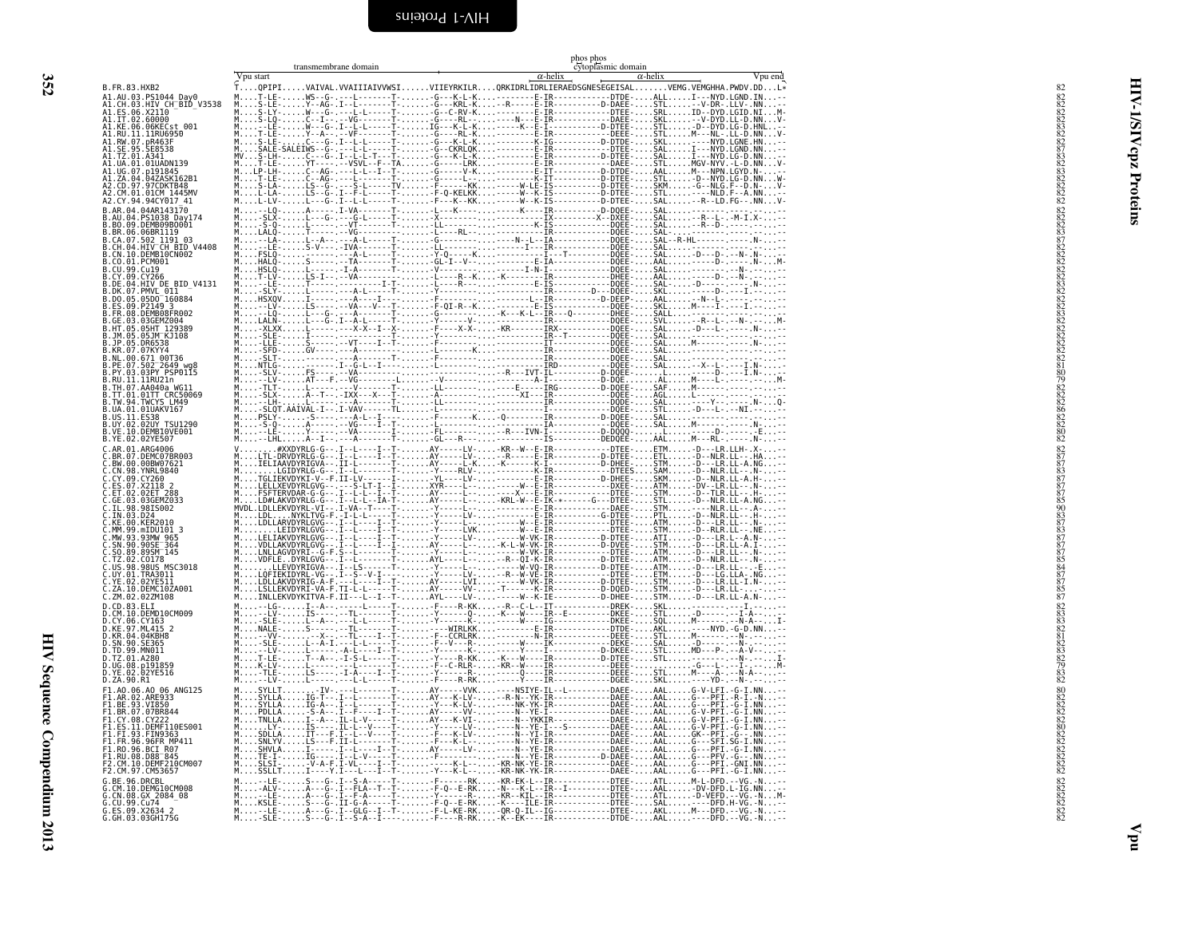```
                                  transmembrane domain                                phos phos
                                                                                   cytoplasmic domain
                           Vpu start                                            α-helix              α-helix        Vpu end
B.FR.83.HXB2               T....QPIPI.....VAIVAL.VVAIIIAIVVWSI......VIIEYRKILR....QRKIDRLIDRLIERAEDSGNESEGEISAL.......VEMG.VEMGHHA.PWDV.DD...L*   82
A1.AU.03.PS1044_Day0       M....T-LE-.....WS--G-.---L------T-.......-G---K-L-K....-------E-IR-----------DTDE-.....ALL.....I---NYD.LGND.IN...-   82
A1.CH.03.HIV_CH_BID_V3538  M....S-LE-.....Y--AG-.I--L------T-.......-G---KRL-K....-R-----E-IR----------D-DAEE-.....STL.....--V-DR-.LLV-.NN...-   82
A1.ES.06.X2110             M....S-LY-.....W--G-.---L------T-.......-G--C-RV-K....-------E-IR-----------DTEE-.....SRL.....ID--DYD.LGID.NI...M-   82
A1.IT.02.60000             M....S-LQ-.....C--I-.---VG-----T-.......-G----RL--....-----N--E-IR-----------DAEE-.....SKL.....--V-DYD.LL-D.NN...V-   82
A1.KE.06.06KECst_001       M....--LE-.....W---G-.I--L-L----T-.......IG---K-L-K....----K--E-I-----------D-DTEE-.....STL.....-D--DYD.LG-D.HNL..-   83
A1.RU.11.11RU6950          M....T-LE-.....Y--A-.---VF-----T-.......-G----RL-K....-------E-IR-----------DEEE-.....STL.....M---NL-.LL-D.NN...V-   82
A1.RW.07.pR463F            M....S-LE-.....C---G-.I--L-L----T-.......-G---K-L-K....-------K-IG----------D-DTEE-.....SKL.....-------NYD.LGNE.HN...-   82
A1.SE.95.SE8538            M....SALE-SALEIWS--G-.---L-L----T-.......-G--CKRLQK....-------E-IR-----------DTEE-.....SAL.....I---NYD.LGND.NN...-   87
A1.TZ.01.A341              MV...S-LH-.....C---G-.I--L-T----T-.......-G---K-LK-....-------E-IR-----------D-DTEE-.....SAL.....I---NYD.LG-D.NN...-   83
A1.UA.01.01UADN139         M....T-LE-.....YT----.--VSVL--F--TA.......-G----LRK-....-------E-IR-----------DAEE-.....STL.....MGV-NYV.-L-D.NN...V-   82
A1.UG.07.p191845           M....LP-LH-.....C--AG-.---L-L--I--T-.......-G-----V-K....-------E-IT----------D-DTDE-.....AAL.....M---NPN.LGYD.N-...-   83
A1.ZA.04.04ZASK162B1       M....T-LE-.....C--AG-.---L-L----T-.......-G----L---....-------E-IR-----------D-DTEE-.....STL.....-D--NYD.LG-D.NN...W-   82
A2.CD.97.97CDKTB48         M....S-LA-.....LS--G-.---L-----TV.......-F-----KK-....-----W-LE-IS----------D-DTEE-.....SKM.....-G--NLG.F--D.N-...V-   82
A2.CM.01.01CM_1445MV       M....L-LA-.....LS--G-.I--F-L----T-.......-F-Q-KELKK....-----W--K-IS----------D-DTEE-.....STL.....-----NLD.F--A.NN...-   82
A2.CY.94.94CY017_41        M....L-LV-.....L---G-.I--L------T-.......-F---K--KK....-----W--K-IS----------D-DTEE-.....SAL.....--R--LD.FG--.NN...V-   82
B.AR.04.04AR143170         M....--LQ-.....A----I-VA------T-.......-L---K-----....-----K----IR----------D-DQEE-.....SAL.....-------.----.--...-   82
B.AU.04.PS1038_Day174      M....-SLX-.....L---G-.---G-L----T-.......-X--------....-----------IX---------X--DXEE-.....SAL.....--R--L-.-M-I.X-...-   82
B.BO.09.DEMB09BO001        M....-S-Q-.....L-----.--VT------T-.......-LL-------....-----------K-IS-----------DQEE-.....SAL.....--R--D-.----.--...-   82
B.BR.06.06BR1119           M....LALQ-.....T-----.--VG------T-.......-L----RL--....-----------IR-----------DQEE-.....SAL.....-------.----.--...-   83
B.CA.07.502_1191_03        M....--LA-.....L--A--.---A-L----T-.......-G--------....---N--L--IA-----------DQEE-.....SAL--R-HL.------.----.N-...-   87
B.CH.04.HIV_CH_BID_V4408   M....--LE-.....S-V---.-IVA------T-.......-LL-------....------I---IR-----------DQEE-.....SAL.....-------.----.--...-   82
B.CN.10.DEMB10CN002        M....FSLQ-.....------.--A-L-----T-.......-Y-Q----K-....------I--T-----------DQEE-.....SAL.....-D--D--.-N-.N...-   82
B.CO.01.PCM001             M....HALQ-.....S-----.--TA------T-.......-GL-I--V--....--------E-IA-----------DQEE-.....AAL.....-----D-.----.N-...M-   82
B.CU.99.Cu19               M....HSLQ-.....L-----.-I-A------T-.......-V--------....-------I-N-I-----------DQEE-.....SAL.....-------.-N--.--...-   82
B.CY.09.CY266              M....T-LV-.....LS-I--.--VA------T-.......-L---R--K-....-K---------IR-----------DHEE-.....AAL.....------D.--N-.--...-   82
B.DE.04.HIV_DE_BID_V4131   M....--LE-.....T-----.--------I-T-.......-L----R---....--------E-IS-----------DQEE-.....SAL.....-D-----.----.N-...-   83
B.DK.07.PMVL_011           M....-SLY-.....L-----.---A-L----T-.......-Y--------....-----------IR------D---DQEE-.....SKL.....---D--I.-N--.--...-   82
B.DO.05.05DO_160884        M....HSXQV-....I-----.---A----I--.......-F--------....--------L--IR----------D-DEEP-.....AAL.....--N--L-.----.--...-   82
B.ES.09.P2149_3            M....--LV-.....LS----.--VA---V--T-.......-F-QI-R--K....--------E-IS-----------DQEE-.....SKL.....M----I-.---I.--...-   82
B.FR.08.DEMB08FR002        M....--LQ-.....L---G-.---A-L----T-.......-G--------....---K-L--IR-----Q-------DHEE-.....SALL....-------.----.--...-   83
B.GE.03.03GEMZ004          M....LALN-.....L---G-.I--A-L----T-.......-Y------V-....-----------IR-----------DQEE-.....SVL.....--R--L-.-N--.--...M-   82
B.HT.05.05HT_129389        M....-XLXX-....L-----.---X-X--I--X.......-F----X-X-....-KR-------IRX-----------DQEE-.....SAL.....-D--L-.-----.N-...-   82
B.JM.05.05JM_KJ108         M....-SLE-.....I-----.---------I-T-.......-Y--------....-----------IR--T--------DQEE-.....SAL.....-------.----.--...-   82
B.JP.05.DR6538             M....-LLE-.....S-----.--VT---I--T-.......-Y--------....-----------IT-----------DQEE-.....SAL.....M------.----.N-...-   82
B.KR.07.07KYY4             M....-SFD-.....GV----.---A------T-.......-L-----K--....-----------IR-----------DQEE-.....SAL.....-------.----.--...-   82
B.NL.00.671_00T36          M....-SLT-.....------.---A------T-.......-F--------....-----------IR-----------DQEE-.....SAL.....-------.----.--...-   82
B.PE.07.502_2649_wg8       M....NTLG-.....I--G-L-.I--------T-.......-L--------....-----------IRD----------DQEE-.....SAL.....--X--L-.-I-N.--...-   81
B.PY.03.03PY_PSP0115       M....-SLV-.....FS----.--VA------T-.......-L--------....-----R---IVT-IL-------D-DQEE-.....L.......-----D-.--I-N.--...-   80
B.RU.11.11RU21n            M....--LV-.....AT---F-.-VG------L-.......--V-------....---------A-I-----------D-DQE-.....AL.....M----L-.-----.--...M-   79
B.TH.07.AA040a_WG11        M....-TLT-.....L-----.---V------T-.......-LL-------....-----E---IRG----------D-DQEE-.....SAF.....M------.----.--...-   82
B.TT.01.01TT_CRC50069      M....-SLX-.....A--T--.-IXX---X---T-.......-A--------....-----XI---IR----------DQEE-.....AGL.....L------.----.--...-   82
B.TW.94.TWCYS_LM49         M....--LH-.....L-----.---A--I----T-.......-LL-------....-----------IR-----------DQDE-.....SAL.....----Y-.-----.N-...Q-   82
B.UA.01.01UAKV167          M....-SLQT.AAIVAL-I--.I-VAV-----TL.......-L--------....-----------I-----------DQEE-.....SAL.....-D--L-.--NI.--...-   86
B.US.11.ES38               M....PSLY-.....S-----.---A-L--I--.......-F-------K-...-Q--------IR----------D-DQEE-.....SAL.....-------.----.--...-   82
B.UY.02.02UY_TSU1290       M....-S-Q-.....A-----.--VG------T-.......-L--------....-----------IA-----------DQEE-.....SAL.....M------.----.N-...-   82
B.VE.10.DEMB10VE001        M....--LE-.....Y-----.--VA------I-.......-FL-------....---R---IVN-I-----------D-DQQQ-.....L.......------D-.-----.E-...-   80
B.YE.02.02YE507            M....--LHL.....A--I--.---A------T-.......-GL--R----....-----------IS----------DEDQEE-.....AAL.....M---RL-.-----.N-...-   82
C.AR.01.ARG4006            V....#XXDYRLG-G-.I--L-----I--T-.......AY-----LV-....-KR--W--E-IR-----------DTEE-.....ETM.....-D---LR.LLH-.X-...-   82
C.BR.07.DEMC07BR003        M....LTL-DRVDYRLG-G-.E-I----I-T-.......AY-----LV-....-K-----E-IR-----------D-DTEE-.....ETL.....-D--NLR.LL--.HA...-   87
C.BW.00.00BW07621          M....IELIAAVDYRIGVA--.II-L-----T-.......AY-----L-K....-K------K-I-----------D-DHEE-.....STM.....-D---LR.LL-A.NG...-   87
C.CN.98.YNRL9840           M.........LGIDYRLG-G-.I--L------T-.......-Y----RLV-....-----------K-IR-----------DTEES.....SAM.....-D--NLR.LL--.N-...-   83
C.CY.09.CY260              M....TGLIEKVDYKI-V--F.II-LV-----T-.......-YL----LV-....-------E-IR----------D-DHEE-.....SKM.....-D--NLR.LL-A.H-...-   87
C.ES.07.X2118_2            M....LELLXEVDYRLGVG--.---S-LT-I--I.......XYR----L--....------W--E-IR-----------DXEE-.....ATM.....-DV--LR.LL--.N-...-   82
C.ET.02.02ET_288           M....FSFTERVDAR-G-G--.I--L-L--I-T-.......AY-----L--....-----X---E-IR-----------DTEE-.....STM.....-D--TLR.LL--.H-...-   87
C.GE.03.03GEMZ033          M....LD#LAKVDYRLG-G--.I--L-L--IA-T-.......AY-----L--....-KRL-W--E-IK-*--------G---DTEE-.....STL.....-D--NLR.LL-A.NG...-   85
C.IL.98.98IS002            MVDL.LDLLEKVDYRL-VI--.I-VA--T---T-.......-Y-----L--....--------E-IR-----------DAEE-.....STM.....----NLR.LL--.A-...-   90
C.IN.03.D24                M....LDL....NYKLTVG-F.-I-L-L----T-.......-Y-----LV-....-------E-IR----------G-DTEE-.....PTL.....-D--NLR.LL--.H-...-   83
C.KE.00.KER2010            M....LDLLARVDYRLGVG--.I--L-----I-T-.......-Y-----LV-....-------E-IR-----------DTEE-.....ATM.....-D---LR.LL--.N-...-   87
C.MM.99.mIDU101_3          M.........LEIDYRLGVG--.I--L-----I-T-.......-Y-----LVK....-----W--E-IR-----------DTEE-.....STM.....-D--RLR.LL--.NE...-   83
C.MW.93.93MW_965           M....LELIAKVDYRLGVG--.I--L-----I-T-.......-Y-----LV-....-------W-VK-IR----------D-DTEE-.....ATI.....-D---LR.L--A.N-...-   87
C.SN.90.90SE_364           M....VDLLAKVDYRLGVG--.I--L-----I-T-.......AY-----LV-....-K-L-W-VK-IR----------D-DVEE-.....STM.....-D---LR.LL-A.I-...-   87
C.SO.89.89SM_145           M....LNLLAGVDYRI--G-F.S--L------T-.......-Y-----L--....------W-VK-IR-----------DTEE-.....ATM.....-D---LR.LL--.N-...-   87
C.TZ.02.CO178              M....VDFLE..DYRLGVG--.I--L-----I-T-.......AYL----LV-....--R--QI-K-IR----------D-DTEE-.....ATM.....-D--NLR.LL--.N-...-   85
C.US.98.98US_MSC3018       M.....LLEVDYRIGVA---.--LS-----I-T-.......-Y-----LV-....-----W-VQ-IR----------D-DTEE-.....ATM.....-D---LR.LL--.-E...-   84
C.UY.01.TRA3011            M....LQFIEKIDYRL-VG--.I--S--V-I--.......-Y-----LV-....--R--W-VE-IR-----------DTEE-.....ETM.....-D---LG.LLA-.NG...-   87
C.YE.02.02YE511            M....LDLLAKVDYRIG-A-F.-I-L-----I-T-.......AY-----LVI....-----W-VK-IR----------D-DTEE-.....STM.....-D---LR.LL-I.N-...-   87
C.ZA.10.DEMC10ZA001        M....LSLLEKVDYRI-VA-F.TI-L-----I-T-.......AY-----VV-....-T-----K-IR----------D-DQED-.....STM.....-D---LR.LL--.--...-   85
C.ZM.02.02ZM108            M....INLLEKVDYKITVA-F.II---L--I-T-.......AYL----LV-....-----W--K-IE----------D-DHEE-.....STM.....-D---LR.LL-A.N-...-   87
D.CD.83.ELI                M....--LG-.....I--A--.---L-----T-.......-F----R-KK....--R--C-L--IT-----------DREK-.....SKL.....-------.--I-.--...-   83
D.CM.10.DEMD10CM009        M....--LV-.....IS----.---L-----T-.......-Y-----Q--....-K---W--IR--E---------DKEE-.....STL.....-------.I-A-.--...-   83
D.CY.06.CY163              M....-SLE-.....L--A--.---L-----T-.......-Y-----K---....----W---IG-----------DKEE-.....SQL.....M-------.-N-A-.--...I-   83
D.KE.97.ML415_2            M....NALE-.....S-----.--TL-----T-.......-------WIRLKK....--------E-IR-----------DTDE-.....AKL.....----NYD.-G-D.NN...-   82
D.KR.04.04KBH8             M....--VV-.....-X----.-TL------T-.......-F--CCRLRK....----------N-IR-----------DEEE-.....STL.....M------.-N--.--...-   81
D.SN.90.SE365              M....-SLE-.....L--A-I.---L-----T-.......-F--V---R-....------W---IR-----------DEKE-.....SAL.....-D------.-N--.--...-   82
D.TD.99.MN011              M....--LV-.....L-----.---A-L---I--T-.......-Y------K--....------Y---I-----------D-DKEE-.....STL.....MD---P-.--A-V-.--...-   83
D.TZ.01.A280               M....T-LE-.....T--A--.-I-S-L----T-.......-Y----R-KK....-K---W---IR----------D-DTEE-.....STL.....-------.-N--.--...I-   82
D.UG.08.p191859            M....K-LV-.....L-----.---L------T-.......-F--C-RLR-....-KR--W---IR-----------DEEE-.....-------.-G--L-.--I-.--...M-   79
D.YE.02.02YE516            M....-TLE-.....LS----.-I-A----I--T-.......-Y-------R--....------Q---IR-----------DEEE-.....STL.....M----A-.--N-A-.--...-   83
D.ZA.90.R1                 M....--LV-.....L-----.---L------T-.......-F----R-RK....-------W---IR-----------DGEE-.....SKL.....----YD-.--N-.--...-   82
F1.AO.06.AO_06_ANG125      M....SYLLT.....-IV-.---L-----T-.......AY-----VVK....---NSIYE-IL--L---------DAEE-.....AAL.....G-V-LFI.-G-I.NN...-   80
F1.AR.02.ARE933            M....SYLLA.....IG-T--.I--L-----T-.......AY---K-LV-....-R-N--YK-IR-----------DAEE-.....AAL.....G---PFI.-R-I.-N...-   82
F1.BE.93.VI850             M....SYLLA.....IG-A--.I--L-----T-.......-Y---K-LV-....-----NK-YK-IR-----------DAEE-.....AAL.....G---PFI.-G-I.NN...-   82
F1.BR.07.07BR844           M....PDLLA.....-S-A--.I--F-----T-.......AY-----VV-....-----N--YE-I-----------DAEE-.....AAL.....G-V-PFI.-G-I.NN...-   82
F1.CY.08.CY222             M....TNLLA.....I--A--.IL-L-V----T-.......AY---K-VI-....----N-YKKIR-----------DAEE-.....AAL.....G-V-PFI.-G-I.NN...-   82
F1.ES.11.DEMF110ES001      M.....LY-.....IS----.IL-L--V----T-.......-Y-----LV-....-----N--YE-I----S--------DAEE-.....AAL.....G-V-PFI.-G-I.NN...-   80
F1.FI.93.FIN9363           M....SDLLA.....IT---F.I--L--V---T-.......-F---K-LV-....-----N--YI-IR-----------DAEE-.....AAL.....GK--PFI.-G--.NN...-   82
F1.FR.96.96FR_MP411        M....SNLYV.....LS---F.IL-L-----T-.......-F---K-L--....-----N--YE-IR-----------DAEE-.....AAL.....G---SFI.SG-I.NN...-   82
F1.RO.96.BCI_R07           M....SHVLA.....I-----.I--L-----I--T-.......AY-----LV-....-----N--YE-IR-----------DAEE-.....AAL.....G---PFI.-G-I.NN...-   82
F1.RU.08.D88_845           M....TE-I-.....IG----.I--L-V----T-.......-F--------....-----N--YE-IR----------D-DAEE-.....AAL.....G---PFV.-G--.NN...-   82
F2.CM.10.DEMF210CM007      M....SLSI-.....V-A-F.I-VL----I--T-.......-----K-L-....-KR-NK-YE-IR-----------DAEE-.....AAL.....G---PFI.-GNI.NN...-   82
F2.CM.97.CM53657           M....SSLLT.....I----Y.I---L----I--T-.......-Y---K-L---....-KR-NK-YK-IR-----------DAEE-.....AAL.....G---PFI.-G-I.NN...-   82
G.BE.96.DRCBL              M....--LE-.....S---G-.I--S-A----T-.......-F-------RK....-KR-EK-L--IR-----------DTEE-.....ATL.....M-L-DFD.--VG.-N...-   82
G.CM.10.DEMG10CM008        M....-ALV-.....A---G-.I--FLA--T--T-.......-F-Q--E-RK....-N---K-L--IR--I---------DTEE-.....AAL.....-DV-DFD.L-IG.NN...-   82
G.CN.08.GX_2084_08         M....--LE-.....A---G-.I--F-A-----T-.......-Y------R--....-KR--KIL--IR-----------DTEE-.....ATL.....-D-VEFD.--VG.-N...M-   82
G.CU.99.Cu74               M....-KSLE-.....S---G-.II-G-A----T-.......-F-Q--E-RK....-K----ILE-IR-----------DTEE-.....SAL.....-----DFD.H-VG.-N...-   82
G.ES.09.X2634_2            M....--LE-.....A---G-.I--GLG--I--T-.......-F-L-KE-RK....-QR-Q-IL--IG-----------DTEE-.....AKL.....M---DFD.--VG.-N...-   82
G.GH.03.03GH175G           M....-SLE-.....S---G-.I--S-A--I--.......-F----R-RK....-K--EK----IR-----------DTDE-.....AAL.....-----DFD.--VG.-N...-   82
```

HIV-1/SIVcpz Proteins — Vpu

HIV Sequence Compendium 2013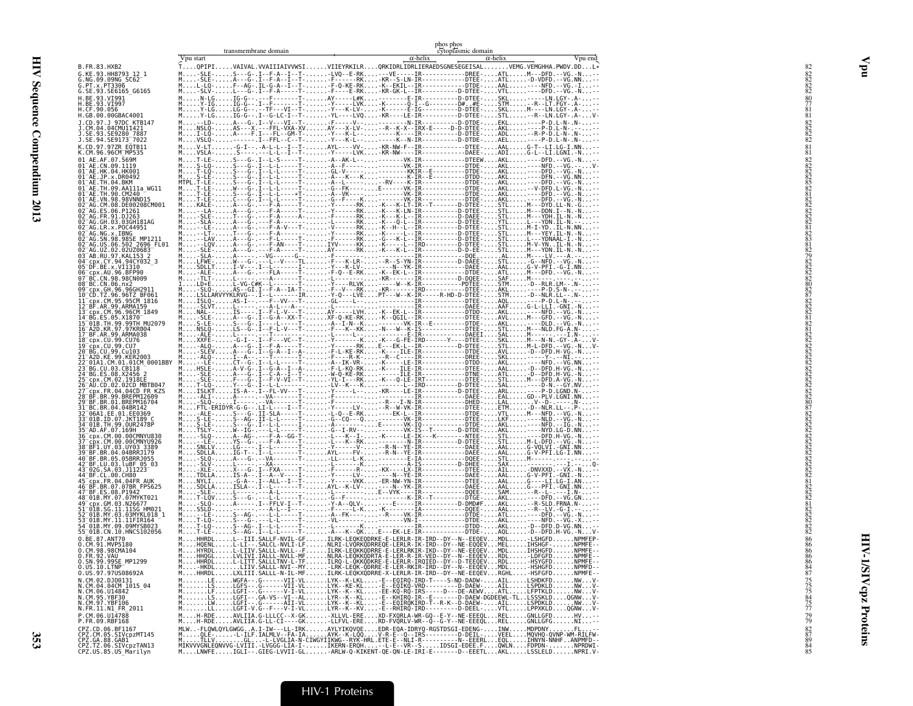```
                                                              phos phos
                              transmembrane domain           cytoplasmic domain
                                                         α-helix              α-helix
                          Vpu start                                                              Vpu end
B.FR.83.HXB2              T....QPIPI.....VAIVAL.VVAIIIAIVVWSI......VIIEYRKILR....QRKIDRLIDRLIERAEDSGNESEGEISAL.......VEMG.VEMGHHA.PWDV.DD...L*   82
G.KE.93.HH8793_12_1       M.....-SLE-.....S---G-.I--F-A--I--T-......-LVQ--E-RK....---VE------IR-----------DREE-....ATL.....M---DFD.--VG.-N...--   82
G.NG.09.09NG_SC62         M.....-SLE-.....A---G-.I--F-A--I--T-......-F------RK....-KR--S-LN-IR-----------DTEE-....ATL.....-D-VDFD.--VG.NN...--   82
G.PT.x.PT3306             M.....L-LQ-.....F--AG-.IL-G-A--I--T-......-F-Q-KE-RK....-K--EKIL--IR-----------DTDE-....AAL.....-----NFD.--VG.-I...--   82
G.SE.93.SE6165_G6165      M.....-SLV-.....L---I-.I--F-A----T-.......-F----E-RK....-KR-GK-L--IR---------D-DTEE-....VTL.....-----DFD.--VG.-N...--   82
H.BE.93.VI991             M.....N-LG......IG-G--.---F------T-.......AY-----L#K....--------E-IR----------D-DTEE-....SKL.........-LN.LGY-.A-...--   80
H.BE.93.VI997             M.....Y-IG......IG-G--.I--F------T-.......-Y------LVK....-K-------Q-I--G-------D#..#E-....STM......-R--LT.FGY-.A-...--   77
H.CF.90.056               M.....Y-LG......LG-G--.--TF----VI--T-......-Y----K-LV-....-K------E-IG---------D-DTEE-....SKL.....M----LN.LGY-.A-...--   81
H.GB.00.00GBAC4001        M.....Y-LG......IG-G--.I--G-LC-I--T-......-YL-----LVQ....-KR-----LE-IR---------D-DTEE-....STL.....--R--LN.LGY-.A-...V-   81
J.CD.97.J_97DC_KTB147     M......-LD-.....A---G-.I--V---VI--T-......-F------V-....---------IR----------D-DTDE-....EKL.......----P-D.L-N-.N-...--   82
J.CM.04.04CMU11421        M.....NSLQ-.....AS---X-.---FFL-VXA-XV......AY----X-LV-....--R--K-X--IRX-E-----D-D-DTEE-....AKL.......----P-D.L-N-.--...--   82
J.SE.93.SE9280_7887       M.....I-LQ-.....A---F.I--F---GM-T-.......-Y----K-L-....--------I--IR----------D-DTDE-....AKL.......--R-P-D.L-N-.N-...--   82
J.SE.94.SE9173_7022       M.....VSLQ-.....------.I--FFL--C--T-......-Y----K-L-....---------K--N-IR----------D-DTDE-....AEL.......----P-D.L-N-.N-...--   82
K.CD.97.97ZR_EQTB11       M.....V-LT......-G-I---.-A-L-L--I--T-......AYL-----VV-....-KR-NW-F--IR-----------DTEE-....AAL.....G-T--LI.LG-I.NN...--   81
K.CM.96.96CM_MP535        M.....VSLA-.....S---G-.I--L-L--I--T-......-Y------LVK....-KR-NW---IR-----------DAEE-....ADI.....G-L--LI.LGNI.-N...--   81
01_AE.AF.07.569M          M.....T-LE-.....S---G-.I--L-S----T-......-A--AK-L-....---------VK-IR-----------DTEEW....AKL.......----DFD.--VG.-N...--   82
01_AE.CN.09.1119          M.....S-LQ-.....S---G-.I--L-L----T-......-A--F-----.........VK-IR-----------DTDE-....AKL.......----NFD.--VG.-...V-   82
01_AE.HK.04.HK001         M.....T-LQ-.....S---G-.I--L-L----T-......-GL-V-----.........KKIR--E---------DTDE-....AKL.......----DFD.--VG.-N...--   82
01_AE.JP.x.DR0492         M.....S-LE-.....S---G-.I--L-L----T-......-A---K--K-.........K-IR--E---------DTDD-....AKL.......----DFN.--VG.NN...--   82
01_AE.TH.04.BKM           MTPL.T-LE-.....S---G-.I--L-L----T-......-A--L-------.-RV----K-IR-----------DTDE-....AKL.......----DFD.--VG.-N...--   85
01_AE.TH.09.AA111a_WG11   M.....T-LE-.....W---G-.I--L-L----T-......-G--FK-----.E------VK-IR-----------DTDE-....AKL......--V-DFD.L-VG.-N...--   82
01_AE.TH.90.CM240         M.....T-LQ-.....S---G-.I--L-L---*T-......-A--VK-----.........VK-IR-----------DTDE-....AKL.......----DFD.--VG.-N...--   82
01_AE.VN.98.98VNND15      M.....T-LE-.....C---G-.I--L-L----T-......-G--F----K.........VK-IR-----------DTDE-....AKL.......----DFD.--VG.-N...--   81
02_AG.CM.08.DE00208CM001  M.....KALE-.....A---G-.---F-A----T-......-Y------RK....-K---K-LT-IR--T------D-DTEE-....STL.....M---DYD.LL-N.-G...--   82
02_AG.ES.06.P1261         M.....-LA-......A---G-.---F-A----T-......-Y------RK....-K---K-LN-IR---------D-DTEE-....STL.....M---DDN.I--N.-N...--   82
02_AG.FR.91.DJ263         M.....-SLE-.....T---G-.---F-A----A-T-......-F------RK....-K---K-L--IR---------D-DAEE-....STL.....M---YDH.IL-N.-N...--   82
02_AG.GH.03.03GH181AG     M.....-SLA-.....A---G-.---F-A----T-......-F------RK....-K---Q-L--IR---------D-DTEE-....YTL.....L---YDN.IL-N.-N...--   82
02_AG.LR.x.POC44951       M.....-LE-......A---G-.---F-A-V--T-......-V------RK....-K--H--L--IR---------D-DTEE-....STL.....M-I-YD..IL-N.NN...--   82
02_AG.NG.x.IBNG           M.....-LT-......T---G-.---F-A----T-......-Y------RK....-K-----L--IR---------D-DTEE-....STL.....M---YEY.IL-N.-N...--   81
02_AG.SN.98.98SE_MP1211   M.....-LAV......A---G-.---F-L----T-......-F------RK....-G---K-L--IR---------D-DTEE-....STL.....L---YDNAAL-I.-N...--   82
02_AG.US.06.502_2696_FL01 M.....-LQV......A---G-.---F-AN---T-......IYV-----KK....-K---K-L--IRD--------D-DTEE-....STL.....M-V-YN..IL-N.-N...--   83
02_AG.UZ.02.02UZ0683      M.....-SLE-.....A---G-.---F-A----T-......AY------RK....-K---K-L--IR---------D-D-EE-....STL.....M---YDN.IL-N.-N...--   81
03_AB.RU.97.KAL153_2      M.....-SLA-.....A-------.--VG-----G-......-F------------........IR-----------DQE-.....AL......M---LV.---A.-N...--   82
04_cpx.CY.94.94CY032_3    M.....LFWE-.....W---G-.-L-V----TL......-F---K-LR-....--R--S-YN-IR---------D-DAEE-....STL.......-G--NFD.--VG.-N...--   79
05_DF.BE.x.VI1310         M.....SDLLT.....I-V---.I--L------I-......-Y---K-LV-....------N--YK-IR-----------DAEE-....AAL.....G-V-PFI.-G-I.NN...--   82
06_cpx.AU.96.BFP90        M.....-ALE-.....A---G-.--FLA-----T-......-F-Q--E-RK....-K--EK-L--IR-----------DTDE-....ATL.....M---DFD.--VG.-N...--   82
07_BC.CN.98.98CN009       M.....-TLT-.....L---G-.---A------T-......L-------KR....---------IR---------D-DQEE-....SAF.....M---...........-...--   82
08_BC.CN.06.nx2           I.....LD*E......L-VG-C#K-.L-----T-......-Y------RLVK....-----W--K-IR-----------PDTEE-....STM.....-D--RLR.LM--.-N-...--   82
09_cpx.GH.96.96GH2911     M.....-SLQ-.....AS--GI.I--F-A--IA-T-......-F-V---RK....-KR----IRD-----------DTEE-....AKL.......--P-D.S-N-.-....--   80
10_CD.TZ.96.96TZ_BF061    M.....LSLLARVYYKLRVG-.I---L------IR......-Y-Q---LVE....PT---W--K-IR------R-HD-D-DTEE-....STM.....-D--NLR.LL--.N-...--   82
11_cpx.CM.95.95CM_1816    M.....ISLQ-.....AS-I--.---F--VV---T-......-GL----L---.........IR-----------DTEE-....AQL.......--P-D.L-N-.-...--   87
12_BF.AR.99.ARMA159       M.....-SLYT.....L-----.--A-L--A-----......-L------------.........IR-----------DAEE-....AAF.....G-L-LLI.-GNI.-N...--   82
13_cpx.CM.96.96CM_1849    M.....NAL--.....IS----.I--F-L-V---T-......AY-----LVH....-K--EK-L--IR-----------DTDD-....AKL.......----NFD.--VG.-N...--   82
14_BG.ES.05.X1870         M.....-SLE-.....A---G-.I--G-A--XX-T-......XF-Q-KE-RK....-K--QGIL--IR-----------DTEE-....AVL.....M---GFD.--VG.-N...--   82
15_01B.TH.99.99TH_MU2079  M.....S-LE-.....S---G-.I--L-L----T-......-A--I-N--K....----VK-IR--E---------DTDE-....AKL.......----DLD.--VG.-N...--   81
16_A2D.KR.97.97KR004      M.....NSLQ-.....LS--G-.I--F--V---T-......-F---K--KK....-N---W--K-IS-----------DTEE-....STL.....M---NLD.FG-A.N-...--   82
17_BF.AR.99.ARMA038       M.....-ALE-.....L-----.---T------T-......-L------L-....--------E-IR-----------DAEEI....SAL.....M-----------I.N-...--   81
18_cpx.CU.99.CU76         M.....XXFE-.....-G-I--.I--F---VC--T-......-Y------K....-K--G-FE-IRD-------Y---DTEE-....SKL.....M---N-N.-GY-.A-...V-   82
19_cpx.CU.99.CU7          M.....-ALQ-.....A---G-.I--F-A----T-......-Y------RK....E---EK-L--IR---------D-DTEE-....STL.....M-L-DFD.--VG.-N...V-   82
20_BG.CU.99.Cu103         M.....-SLEV.....A---G-.I--G-A--I--A-......-F-LKE-RK....-K----ILE-IR-----------DTDE-....AVL.....-D--DFD.H-VG.-N...--   82
21_A2D.KE.99.KER2003      M.....-ALQ-.....I--A---.--T------T-......-F------R-K....-R---C--K-IR-----------DREE-....SKL.......---Y---NI.-...--   82
22_01A1.CM.01.01CM_0001BBY M.....--LE-....CT--G-.I--L-L----T-......-A--IK-VR-....-K---VK-IR-----------DTDD-....AKL.......----NFD.--VG.NN...--   82
23_BG.CU.03.CB118         M.....HSLE-.....A-V-G-.I--G-A--I--A-......-F-L-KQ-RK....-K----ILE-IR-----------DTEE-....AAL.....-D--DFD.H-VG.-N...--   82
24_BG.ES.08.X2456_2       M.....-SLE-.....A---G-.I--G-A--I--T-......-W-Q-KE-RK....-K---Q-LE-IR-----------DTNE-....ATL.....-D--DFD.H-VG.-N...--   82
25_cpx.CM.02.1918LE       M.....-SLE-.....F---G-.I--F-V-VI--T-......-YL-I---RK....-K---Q-LE-IRT----------DTEE-....STL.....M---DFD.A-VG.-N...--   82
26_AU.CD.02.02CD_MBTB047  M.....T-LQ-.....Y---G-.I--L-L--------......-LV--K---K........-------IR----------D-DTDE-....SAL.......---D-N.--GY.NV...--   82
27_cpx.FR.04.04CD_FR_KZS  M.....ISLKT.....IS-A--.I--FL-VV---T-......-Y------L---....-KR-----LE-IR---------D-DTEE-....ARL.......----P-D.LGND.N-...--   82
28_BF.BR.99.BREPM12609    M.....-ALI-.....A-----.-VA-------T-......-F-------------.........IR-----------DAEE-....EAL.....GD--PLV.LGNI.NN...--   82
29_BF.BR.01.BREPM16704    M.....-SLQ-.....I-----.-VA-------T-......-F-------------.-R---I-N-IR-----------DHED-....LAL.......V--D-.----N-...--   80
31_BC.BR.04.04BR142       M.....FTL-ERIDYR-G-G--.LI-L-----I--T-......-Y------LV-....--R--W-VK-IR-----------DTEE-....ETM.....-D--NLR.LL--.P-...--   87
32_06A1.EE.01.EE0369      M.....-ALE-.....S---G-.II-SLA----T-......-L-Q--E-RK....---EK-L--IR-----------DTEE-....VTL.....M---NFD.--VG.-N...--   82
33_01B.ID.07.JKT189_C     M.....S-LE-.....S--AG-.II-L-L----T-......-G--CQ--Q-....---------VK-IR-----------DTEE-....LKF.......----NLD.--VG.-N...--   82
34_01B.TH.99.OUR2478P     M.....S-LE-.....S---G-.I--L-L----T-......-A------------.E------VK-IQ-----------DTDE-....AKL.......----NFD.--IG.-N...--   82
35_AD.AF.07.169H          M.....TSLY-.....W--IG-.---L-L----T-......-G--I-RV--.---------VK-IS--T-------D-DTDE-....AKL.......----NYD.LG-D.NN...--   82
36_cpx.CM.00.00CMNYU830   M.....-SLQ-.....A--AG-.---F-A--GG-T-......-L---K--I-....-K------LE-IK---K--------NTEE-....STL.......----DFD.H-VG.-N...--   82
37_cpx.CM.00.00CMNYU926   M.....--LE-.....IS--G-.---F-A----T-......-L---K--RK....-K------N-IR---------D-DTEE-....STL.....M-L-DFD.--VG.-N...--   82
38_BF1.UY.03.UY03_3389    M.....SNLLV.....LG----.I--L------T-......-Y-----V----.-R-N--YE-IR-----------DAEE-....AAL.....G-VQLVI.-GNI.NN...--   82
39_BF.BR.04.04BRRJ179     M.....SDLLA.....IG-T--.I--L------T-......AYL-----FV-....-R-N--YE-IR-----------DAEE-....AAL.....G-V-PFI.LG-I.NN...--   82
40_BF.BR.05.05BRRJ055     M.....-SLQ-.....A---G-.--VA------T-......-LL----L-K-........-E-IA-----------DQEE-....STL.....M---------.-------...--   82
42_BF.LU.03.luBF_05_03    M.....-SLV-.....L-------.-XA--------T-......-L------------.........A-IS---------D-DHEE-....SAX..........------I.-...Q-   82
43_02G.SA.03.J11223       M.....-XLE-.....X---G-.I--FXA----T-......-F------R-....-KX---LX-IR-----------DTEE-....AIL.......-DNVXXD.--VX.-N...--   82
44_BF.CL.00.CH80          M.....TDLLA.....IS-A--.I--A--V---T-......-Y------LV-....------N--YE-IR-----------DAEE-....AAL.....G-V-PFI.-GNI.-N...--   82
45_cpx.FR.04.04FR_AUK     M.....NYLI......-G-A--.I--ALL--I--T-......-Y------VKK....-ER-NW-YN-IR-----------DAEE-....AAL.....G----LI.LG-I.AN...--   81
46_BF.BR.07.07BR_FPS625   M.....SDLLA.....ISLA--.I--L------T-......AYL--K-LV-....------N--YK-IR-----------DAEE-....AAL.....G---PFI.-GNI.NN...--   82
47_BF.ES.08.P1942         M.....S-LE-.....A-----.--A-L------T-......-L-------K--....E--VYK---IR-----------DQEE-....SAM.......--R-L-.----I.N-...--   82
48_01B.MY.07.07MYKT021    M.....T-LQV.....S---G-.---L-L----T-......-G--F------K........K-IR--T--------DTGE-....AKL.......----DFD.--VG.GN...--   82
49_cpx.GM.03.N26677       M.....-SLQ-.....A-----.I--FFLV-I--T-......-Y-A--QLV-.....---E-------IR---------D-DMD#F....AKL.......--R-SLD.FRNA.N-...--   81
51_01B.SG.11.11SG_HM021   M.....SSLQ-.....--------.-A-L-I------T-......-F------L-K-.-K------IR----------D-DQEE-....AAL.......--R-LV.-G-I.--...--   82
52_01B.MY.03.03MYKL018_1  M.....--LE-.....S--AG-.---L-L----T-......-A--FK------.--R----VK-IR-----------DTDE-....AKL.......----DFD.--VG.-N...--   82
53_01B.MY.11.11FIR164     M.....T-LQ-.....S---G-.---L-L----T-......-VL--------...-----------VN-I-----------DTDE-....AKL.......----NFD.--VG.-X...--   82
54_01B.MY.09.09MYSB023    M.....T-LQ-.....S--AG-.I--L-L----T-......-L----------.K------------IR------------DTDD-....AKL.......-D--DFD.D-VG.NN...--   82
55_01B.CN.10.HNCS102056   M.....T-LE-.....S--AG-.I--L-L----T-......-A---K--QK.....E---EK-LE-IR-----------DTGE-....AQL.......-D--DFD.H-VG.-N...V-   82
O.BE.87.ANT70             M....HHRDL......L--III.SALLF-NVIL-GF......ILRK-LEQKQDRKE-E-LERLR-IR-IRD--DY--N--EEQEV...MDL.....-LSHGFD......NPMFEP-   86
O.CM.91.MVP5180           M....HHRDL......L-LI--.SALCL-NVLI-LF......NLRI-LVQRKQDRKE-E-LERLR-IR-IRD--DY--NE-EQEV...MEL.....IHSHGF-......NPMFE--   86
O.CM.98.98CMA104          M....HYRDL......L-LIIV.SALLL-NVLL--F......ILRK-LEQKKQDRKE-E-LERLRKIR-IKD--DY--NE-EEQEV...MDL.....IHSHGFD......NPMFE--   86
O.FR.92.VAU               M....HHQGL......LVLIVI.IALLL-NVLL-MF......NLRA-LEQKKQDRTA-E-LER-R-IR-VED--DY--N--EEQEV...RDL.....-LDFGFD......NPMFE--   86
O.SN.99.99SE_MP1299       M....HHRDL......L-LITT.SALLLTNV-L-TF......ILRQ-L-QKKQDKRE-E-LERLR-IRQIED--DY--D-TEEQEV...RDL.....-HSYGFD......NPMFE--   86
O.US.10.LTNP              M.....-HKDL.....LIIV.SALLL-NVI--MY......-LRK-LEQK-QDRRE-E-LER-RKIR-IRD--DY--NE-EEQEV...MDL.....-HSHGFD......NPMFD--   84
O.US.97.97US08692A        M....HHRDL......LXLIII.SALLL-N-IL-MF......ILRK-LEQKXQDRE-X-LERLR-IR-IRD--DY--NE-EEQEV...RGHL....-HSFGFD......NPMFE--   87
N.CM.02.DJO0131           M.........LE.....WGFA--.G------VII-VL......LYK--K-LKL....-E--EQIRQ-IRD-T----S-ND-DADW-....AIL.....LSHDKFD......NW...V-   75
N.CM.04.04CM_1015_04      M.........LS.....LGFS--.G------VII-VL......LYK--KE-KL....-E--EQIKQ-VRD----------D-DAEW-....AIL.....LSPDKLD......NW...V-   75
N.CM.06.U14842            M.........LF.....LGFI--.G------V-I-VL......LYK--K--KL....-EE-KQ-RQ-IRS------D---DE-AEWV....ATL.....LFPTKLD......NW...V-   75
N.CM.95.YBF30             M.........LS.....LGFI--.GA-VS--VI--AL......LYR--K--KL....-E--KHIRQ-IR--E-------D-DAEW-DGDEEWL-TL...LSSSKLD....QGNW...V-   84
N.CM.97.YBF106            M.........LW.....LGFI--.G------AII-VL......LYK--K--KL....-E--EQIRQKIRD-T--R-K---D-DAEW-....AIL.....LSPDKLD......NW...V-   75
N.FR.11.N1_FR_2011        M.........LL.....LGFI-V.G--F---V-I-VL......LYR--K--KV....-E--RHIRQ-IRD----------D-DEEL-....VTL.....LPPXKLD....QGNW...V-   77
P.CM.06.U14788            M....H-RDE.....AVLIIA.G-LLLCC--X-GK.......-XLLVL-ERE....XD-FXQRLA-WR-GQ--E-Y--NE-EEEQL...REL.....GNLLGFD......HV...--   79
P.FR.09.RBF168            M....H-RDE.....AVLIIA.G-LL-CI---GK.......-LLFVL-ERE....RD-FVQRLV-WR--Q--G-Y--NE-EEEQL...REL.....GNLLGFG......NI...--   79
CPZ.CD.06.BF1167          MLW..-FLQWLQYLGWGG..A.I-IW---LL-IRK.......AYLYIKQVQE....EDR-EQA-IDRYQ-RGSTDSGI-EDENG-....INW.....MDPDNY.........FL...--   82
CPZ.CM.05.SIVcpzMT145     M....QLE-.......I--ILF.IALMLV--FA-IA......AYK--K-LQQ....V-R-E--Q--IRS---------D-DEIL-....VEEL....MQVHQ-QVNP-WM-RILFW-   87
CPZ.GA.88.GAB1            M....TLLV..........GL..-L-LVGLIA-N-CIWGYIIKWG--RYK-HRL.ETE-E--NLI-R---------N--EEERL...EQL.....IHNYN-NNHF..ANPMFD--   89
CPZ.TZ.06.SIVcpzTAN13     MIKVVVGNLEQNVVG-LVIII..LVGGG-LIA-I......IKERN-EROH.....-L-E---VR--S----IDSGI-EDEE.F....QWLN....FDPDN-.........NPRDWI-   84
CPZ.US.85.US_Marilyn      M....LNWFE.....IGLI---.GIEG-LVVI-GL.......-ARLW-Q-KIKENT-QE-QN-LE-IRI-E-------D--EEETL...AKL.....LSSLELD......NPRI.V-   85
```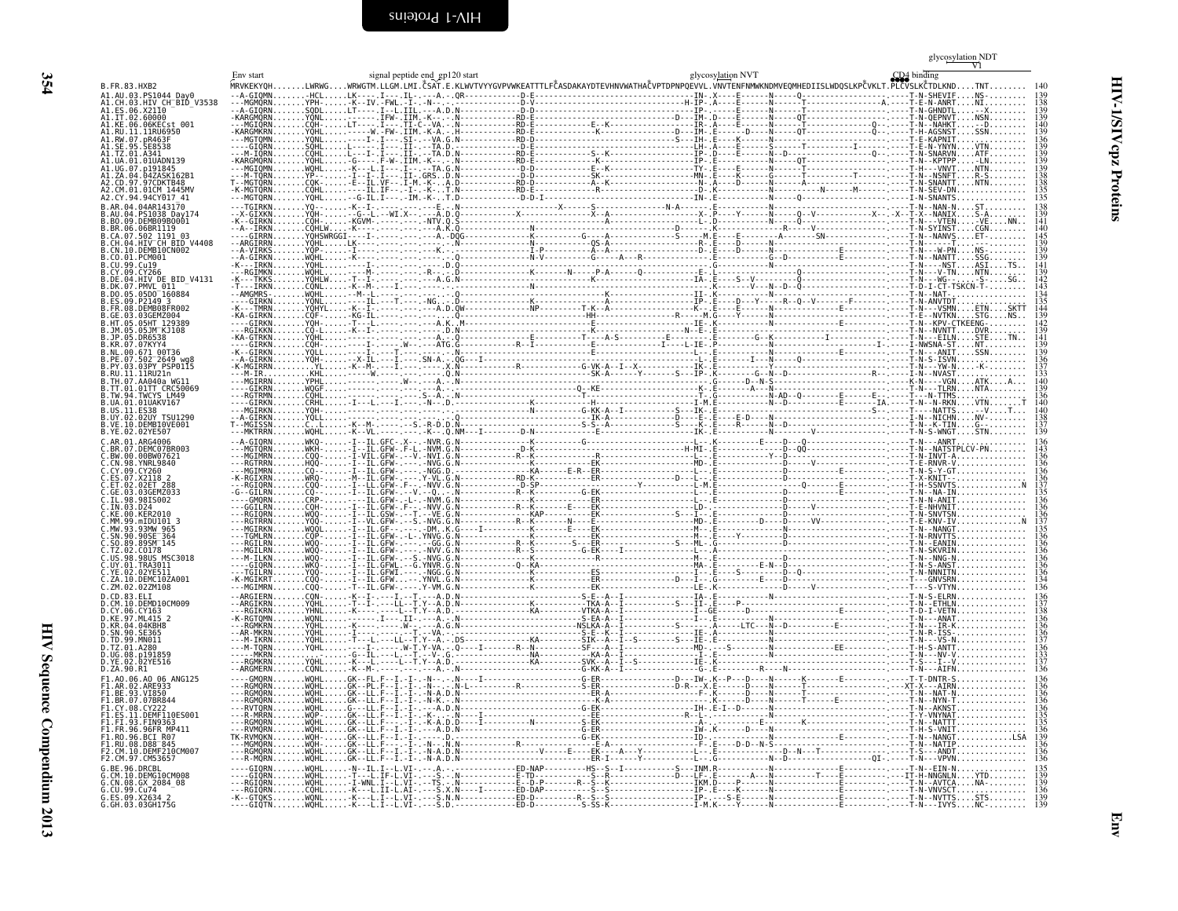# HIV-1/SIVcpz Proteins

## Env

```
                          Env start         signal peptide end  gp120 start                                              glycosylation NVT                                            CD4 binding     glycosylation NDT
                                                                                                                                                                                                          V1
B.FR.83.HXB2               MRVKEKYQH.......LWRWG....WRWGTM.LLGM.LMI.CSAT.E.KLWVTVYYGVPVWKEATTTLFCASDAKAYDTEVHNVWATHACVPTDPNPQEVVL.VNVTENFNMWKNDMVEQMHEDIISLWDQSLKPCVKLT.PLCVSLKCTDLKND....TNT........  140
A1.AU.03.PS1044_Day0                                                                                                                                                                                     139
A1.CH.03.HIV_CH_BID_V3538                                                                                                                                                                                138
A1.ES.06.X2110                                                                                                                                                                                           139
A1.IT.02.60000                                                                                                                                                                                           139
A1.KE.06.06KECst_001                                                                                                                                                                                     140
A1.RU.11.11RU6950                                                                                                                                                                                        139
A1.RW.07.pR463F                                                                                                                                                                                          136
A1.SE.95.SE8538                                                                                                                                                                                          139
A1.TZ.01.A341                                                                                                                                                                                            139
A1.UA.01.01UADN139                                                                                                                                                                                       139
A1.UG.07.p191845                                                                                                                                                                                         139
A1.ZA.04.04ZASK162B1                                                                                                                                                                                     138
A2.CD.97.97CDKTB48                                                                                                                                                                                       138
A2.CM.01.01CM_1445MV                                                                                                                                                                                     135
A2.CY.94.94CY017_41                                                                                                                                                                                      135
B.AR.04.04AR143170                                                                                                                                                                                       138
B.AU.04.PS1038_Day174                                                                                                                                                                                    139
B.BO.09.DEMB09BO001                                                                                                                                                                                      141
B.BR.06.06BR1119                                                                                                                                                                                         140
B.CA.07.502_1191_03                                                                                                                                                                                      145
B.CH.04.HIV_CH_BID_V4408                                                                                                                                                                                 139
B.CN.10.DEMB10CN002                                                                                                                                                                                      139
B.CO.01.PCM001                                                                                                                                                                                           139
B.CU.99.Cu19                                                                                                                                                                                             141
B.CY.09.CY266                                                                                                                                                                                            139
B.DE.04.HIV_DE_BID_V4131                                                                                                                                                                                 142
B.DK.07.PMVL_011                                                                                                                                                                                         143
B.DO.05.05DO_160884                                                                                                                                                                                      134
B.ES.09.P2149_3                                                                                                                                                                                          135
B.FR.08.DEMB08FR002                                                                                                                                                                                      144
B.GE.03.03GEMZ004                                                                                                                                                                                        139
B.HT.05.05HT_129389                                                                                                                                                                                      142
B.JM.05.05JM_KJ108                                                                                                                                                                                       139
B.JP.05.DR6538                                                                                                                                                                                           141
B.KR.07.07KYY4                                                                                                                                                                                           139
B.NL.00.671_00T36                                                                                                                                                                                        139
B.PE.07.502_2649_wg8                                                                                                                                                                                     136
B.PY.03.03PY_PSP0115                                                                                                                                                                                     137
B.RU.11.11RU21n                                                                                                                                                                                          133
B.TH.07.AA040a_WG11                                                                                                                                                                                      140
B.TT.01.01TT_CRC50069                                                                                                                                                                                    139
B.TW.94.TWCYS_LM49                                                                                                                                                                                       136
B.UA.01.01UAKV167                                                                                                                                                                                        140
B.US.11.ES38                                                                                                                                                                                             140
B.UY.02.02UY_TSU1290                                                                                                                                                                                     140
B.VE.10.DEMB10VE001                                                                                                                                                                                      138
B.YE.02.02YE507                                                                                                                                                                                          139
C.AR.01.ARG4006                                                                                                                                                                                          136
C.BR.07.DEMC07BR003                                                                                                                                                                                      143
C.BW.00.00BW07621                                                                                                                                                                                        136
C.CN.98.YNRL9840                                                                                                                                                                                         136
C.CY.09.CY260                                                                                                                                                                                            136
C.ES.07.X2118_2                                                                                                                                                                                          136
C.ET.02.02ET_288                                                                                                                                                                                         137
C.GE.03.03GEMZ033                                                                                                                                                                                        135
C.IL.98.98IS002                                                                                                                                                                                          136
C.IN.03.D24                                                                                                                                                                                              136
C.KE.00.KER2010                                                                                                                                                                                          136
C.MM.99.mIDU101_3                                                                                                                                                                                        137
C.MW.93.93MW_965                                                                                                                                                                                         135
C.SN.90.90SE_364                                                                                                                                                                                         136
C.SO.89.89SM_145                                                                                                                                                                                         136
C.TZ.02.CO178                                                                                                                                                                                            136
C.US.98.98US_MSC3018                                                                                                                                                                                     136
C.UY.01.TRA3011                                                                                                                                                                                          136
C.YE.02.02YE511                                                                                                                                                                                          136
C.ZA.10.DEMC10ZA001                                                                                                                                                                                      134
C.ZM.02.02ZM108                                                                                                                                                                                          136
D.CD.83.ELI                                                                                                                                                                                              136
D.CM.10.DEMD10CM009                                                                                                                                                                                      137
D.CY.06.CY163                                                                                                                                                                                            138
D.KE.97.ML415_2                                                                                                                                                                                          136
D.KR.04.04KBH8                                                                                                                                                                                           136
D.SN.90.SE365                                                                                                                                                                                            136
D.TD.99.MN011                                                                                                                                                                                            137
D.TZ.01.A280                                                                                                                                                                                             136
D.UG.08.p191859                                                                                                                                                                                          133
D.YE.02.02YE516                                                                                                                                                                                          137
D.ZA.90.R1                                                                                                                                                                                               136
F1.AO.06.AO_06_ANG125                                                                                                                                                                                    136
F1.AR.02.ARE933                                                                                                                                                                                          136
F1.BE.93.VI850                                                                                                                                                                                           136
F1.BR.07.07BR844                                                                                                                                                                                         136
F1.CY.08.CY222                                                                                                                                                                                           136
F1.ES.11.DEMF110ES001                                                                                                                                                                                    135
F1.FI.93.FIN9363                                                                                                                                                                                         135
F1.FR.96.96FR_MP411                                                                                                                                                                                      136
F1.RO.96.BCI_R07                                                                                                                                                                                         139
F1.RU.08.D88_845                                                                                                                                                                                         136
F2.CM.10.DEMF210CM007                                                                                                                                                                                    136
F2.CM.97.CM53657                                                                                                                                                                                         136
G.BE.96.DRCBL                                                                                                                                                                                            135
G.CM.10.DEMG10CM008                                                                                                                                                                                      139
G.CN.08.GX_2084_08                                                                                                                                                                                       139
G.CU.99.Cu74                                                                                                                                                                                             136
G.ES.09.X2634_2                                                                                                                                                                                          139
G.GH.03.03GH175G                                                                                                                                                                                         139
```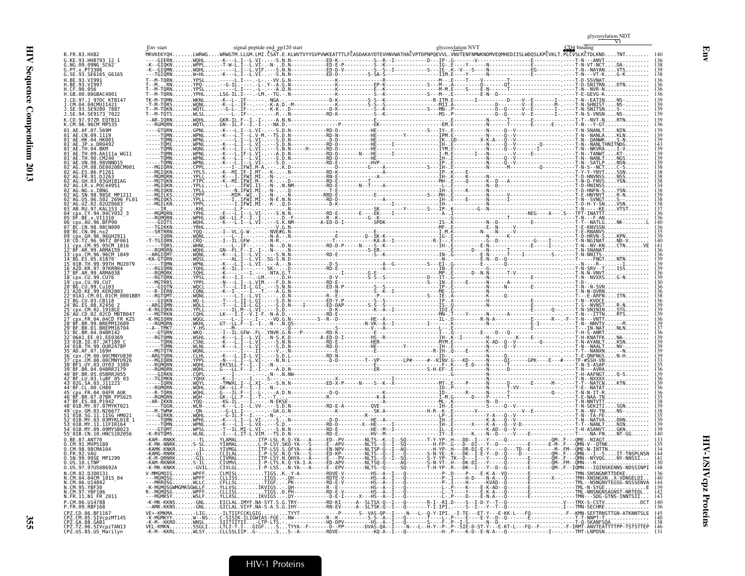```
                                                                                                          glycosylation NDT
      Env start              signal peptide end gp120 start                          glycosylation NVT                    V1
                                                                                                          CD4 binding
B.FR.83.HXB2               MRVKEKYQH.......LWRWG....WRWGTM.LLGM.LMI.CSAT.E.KLWVTVYYGVPVWKEATTTLFCASDAKAYDTEVHNVWATHACVPTDPNPQEVVL.VNVTENFNMWKNDMVEQMHEDIISLWDQSLKPCVKLT.PLCVSLKCTDLKND....TNT........ 140
G.KE.93.HH8793_12_1        ----GIERN.......WQHL....-K-.-L.I--L.VI-.-.-S.N.N------------ED-K-----------S--R--I-----------D---IP-.G-------V-----------------------E---------.------T-N---ANVT.......... 136
G.NG.09.09NG_SC62          -K--GIQKN.......WPPL....-T-W-L.I--L.VI-.-N-.D.N-------------E-D-E-P------------S--K--------------------IG.-E----Y-------N------------------E---------.------T-N-VT-NCT.....DA........ 138
G.PT.x.PT3306              -K--GIQMN.......WQHL....-----L.I--L.VIF.---S.N.N------------ED-D-V-----------S--S--I-----------S---IE-.K--V---S-----N------------------EG---------.------T-N--NAYAN.....VTS........ 139
G.SE.93.SE6165_G6165       ----TGIQRN......W+HL....-K---L.I--L.VI-.---S.N.N------------ED-D----------S-SA-S-----------------IIM.E----Y-------N------------------E---------.------T-N---VT-K.....G-K........ 138
H.BE.93.VI991              T--M-TQRN.......YPSL....------L.I----.-L-.--VV.G.N----------------K--------------------------------M--.E----T----V-----------T------------------------T-D-SSVNAT.................. 136
H.BE.93.VI997              T--M-..RN.......YPQ-....--G-IL.---.-L-.Y--A.G.N----------------K-----------EP-K-----------S---M--.E----S---E-N-----------------------------------T-D-SNITRN.....DTN........ 136
H.CF.90.056                T--M-TQRN.......YPSL....------L.I----.-L-.---A.Q.N----------------K-----------S--K-----------------M-M.E----S---E-N-----------------------------------T-N--NVR-N.................. 136
H.GB.00.00GBAC4001         T--M-TQRN.......YPHL....LSG-IL.I---.-LM.--TG.-N----------------K-----------S--K-----------S---M--.E--------E-N-D----------------------------------T-E-GEVG-K.................. 136
J.CD.97.J_97DC_KTB147      TK-M-TQMN.......WKNL....-K--L-.IF-.-.---NGA.---------------D-K-----------S-S--K-----------R-ITM.E-------I--------D----V--E--------I-------T-N--EATIN.....NS......... 139
J.CM.04.04CMU11421         -T-M-TQRS.......WQNL....-K--L-.IF-.-.---K-A.D.-M----------------K-----------S-S--------------MII.A---------------D--------V--E-------M-------T-N-SHNIST.....NS......... 139
J.SE.93.SE9280_7887        T--M-TQKN.......WQTL....--G-L-.IF-.-.---K-K.--D.-S--------------K-----------S--MN-.P-------------------D--Q------V--E--------I--------T-N-SNITSN.....S.......... 139
J.SE.94.SE9173_7022        T--M-TQTS.......WLSL....---L-.IF-.-.---R.-N----------------RD-K-----------------------MS-.P-------------------D--Q------V--E--------I--------T-N-S-VNSN.....NS......... 139
K.CD.97.97ZR_EQTB11        --AR-IQRN.......WQHL....GKR-IL.F--I.-I-.---A.N.N------------------------------------------------N-------T--------E--------.------T-T--NVT-N.....RTN........ 139
K.CM.96.96CM_MP535         -RGMQRN.........WQTL....GN--IL.F--I.-I-.---NA.D.-------------P----------EK--------------------EM.E------N-------T---------E--------E------T-N---Y-GT.................. 136
01_AE.AF.07.569M           ----GTQRN.......GPNL....-K---L.I--L.VI-.---S.D.N------------RD-D-----------HE-------------S---IY-.E--------------N----Q--V-----------------------T-N-SNANLT.....NIN........ 139
01_AE.CN.09.1119           ----TQMN........WPNL....-K---L.I--L.V-M.--TS.D.N------------RD-N-----------HE----------Y----------IPM.E--------------N-----Q--V--------------------T-N--NANLA.....KLN........ 139
01_AE.HK.04.HK001          ----TQMN........WPNL....-K--..-------S.D.N------------D-D-----------HE-------------------IK.GD-------X-K-A--Q--V----------------------T-N--QANWK.....S-N........ 139
01_AE.JP.x.DR0492          ----TQMI........WPNL....-K---L.I--L.VI-.---S.D.N------------RD-D-----------HE--------I---------IH.E--------------N------Q--V-------Q--------T-N--NANLTHNITNDG...... 143
01_AE.TH.04.BKM            ----TQMN........WQNL....-K---L.I--L.VI-.---S.N.N-----H------RD-D-----------HE--------I---------IYM.E--------------N------Q--V-------I--------T-N--NKVRA.....I-V........ 139
01_AE.TH.09.AA111a_WG11    ----TQMN........WPNL....-K---L.IF-L.VI-.---A.D.N------------RD-D-----N---HE----------I---------I-M.E-------I---N------------V------E--------T-N--TANWT.....KT-........ 139
01_AE.TH.90.CM240          ----TQMN........WPNL....-K---L.I--L.VI-.---S.D.N------------RD-E-----------HE-----------------IP.E--------------N------Q--V-----------------T-N--NANLT.....NGS........ 139
01_AE.VN.98.98VNND15       ----TQMN........WPNL....-K---L.I--L.VI-.---S.D.-------------RD-E-----------HVP-----------------IP-.E--------------N------Q--V-----------------T-N--SATLP.....NSN........ 139
02_AG.CM.08.DE00208CM001   ---MGIQRN.......CPPL....--I-.IFWI.M-A.---K.D----------------D-----------G----A-----------S---IH-.E--------------N---------M-------Q--------T-N-S--NCT.....C-S........ 138
02_AG.ES.06.P1261          ---MGIQKN.......YPLS....--K--MI.IF.MT-.-K-.--N.N------------RD-K-----------------------------IP-.K------E-----------------------------------T-Y-Y-YNYT.....SSN........ 138
02_AG.FR.91.DJ263          ---MGMQRN.......YPLL....--K--I.IFWI.MI-.-N-.---.N------------RN-E-----------------A-----------IH-.K------K-----N-------------------------------T-D-HNVNSS.....NSS........ 138
02_AG.GH.03.03GH181AG      ---MGTQKN.......FTPC....--K--MI.IFWI.M-.--K-.--D.N------------RD-E--------T--------------------MH-.E-----Q------K--D---A--------------------------T-N-Q-FNVS.....YSN........ 138
02_AG.LR.x.POC44951        ---MGIQKN.......YPLL....--L--.IFWI.II--.-N-.N.NM-----------RD-E-----N--T-------------------I-E.-------------N-------V-----------------------T-D-HNINSS.................. 134
02_AG.NG.x.IBNG            ---MGIQKN.......YPLL....------N.IFWI.MI-.-N-.---Q.----------T-E----------------------------IH.-E------K-----N------------------------------T-D-HNFN-S.....YSN........ 138
02_AG.SN.98.98SE_MP1211    ---MGILKS.......CPPF....---MIM--WI.-I-.-N-.N.N------------RRD-E-----------E----------S---MH-.-E------N-----N-------V----------------------T-E-HNYNYT.....R-N........ 138
02_AG.US.06.502_2696_FL01  ---MGIQKS.......YPLL....--K--IFWI.MI--.N-E.N.N------------RD-D-----------------------------IH-.E------K-----N-------------------------------T-N--SVNGT.....S.......... 138
02_AG.UZ.02.02UZ0683       ---MGILKN.......YPPL....-----I.IFWI.MI-.-K-.Q.D----------------D-K-----------------I---------IH.-E------------N-------------------------------T-D-H-Y-SN.....VSN........ 138
03_AB.RU.97.KAL153_2       ----IR..........KHL.....-------L.F-.---.-.N----------------------SK-------Y----S---IP-.G-------G--N---------------------------------------T-N----KE.....VTST....... 137
04_cpx.CY.94.94CY032_3     ---MGMQRN.......YPHL....-K---L.I--L.VI-.---S.N.N------------RD-E------E---EK---I----------A-.I------------------------------NEG----A---S---TFT-INATT.................. 136
05_DF.BE.x.VI1310          ---RGMQRN.......WPHL....GK--LL.F--I.-I-.---D.-F------------R--K-----------G--K-------------------------------------------------------------T-T---F-AN.................. 136
06_cpx.AU.96.BFP90         ---GIQTS........WPNL....-K---L.I--L.VI-.---S.K.NM-----------A-ED-D-I----------SPDK-----------IS-.K--------N--D--------E-------------------T-T--NATLG.....NK.........L 140
07_BC.CN.98.98CN009        ---TGIKKN.......YPNL....------------V.G.N------------------------------------------------MF.E-----------E--N-----V--------------------------T-E-KNVSSN.................. 136
08_BC.CN.06.nx2            ---SRTRRN.......YQQ-....-I--VL.G-W.-----NVE#G.N------------------------------------------I-M.K------N------N---V---------------------------T-E-RNANVS.................. 135
09_cpx.GH.96.96GH2911      ----IQRN........WQNL....-K---L.I---.--N-A.-.N---------------E--------Q--SK-K--------------IH.E------------K-------------------------------T-D-HRVN-S.....KPN........ 139
10_CD.TZ.96.96TZ_BF061     -T-TGIQRN.......CRQ-....--I--IL.GFW-.-----N-R.------------------T----------KA-A--I----------R-I.-E------------G--D---------G----I-----------T-N-NGINAT.....ND-V....... 140
11_cpx.CM.95.95CM_1816     ----TQRS........WHNL....------L.IF-.-.---N-.D.N------------RD-D-P-----N---S---------------IH.-E---------E-N---------E------I-------------T-N--NV-KN.....CTN.......VE 141
12_BF.AR.99.ARMA159        ---RGMQRN.......WPHL....GN--FL.F--I.-I-.---N-.---------------------------S-ER-----------------IH-.-E---D-----N-------------------------------T-N-SNANT.................. 136
13_cpx.CM.96.96CM_1849     --ARGIQMT.......WQNL....-K---L.I--L.VI-.---S.N.N------------RD-E-----------S-----------------IN-.G------E------N------T---I-------S--------T-N-NNITS-.................. 136
14_BG.ES.05.X1870          -KA-GTQRN.......WQSL....---AL.I--L.VI-.SG-S.N.D--------------------------------------------N-.--------E-N--D--Q--------------------------T-----FNGT.....NTN........ 139
15_01B.TH.99.99TH_MU2079   ----TQMN........WPNL....-K---L.I--L.VI-.---A.-N-----------D-S-------------A--G----S-------EI-.G--------E--------Q--------------------------------N-----R----.......... 139
16_A2D.KR.97.97KR004       ---RGIQRN.......YQHL....-K--IL.I--L.---SK.---.D-------------RD-E-----------A----------------IN-.E------------N----------------------------T-N-SRV--T.....ISS........ 139
17_BF.AR.99.ARMA038        ---RGMQRK.......SQHL....-K------.-----NTA.G.T---------I----G-E--------------------------MP-.E------D--N-N------T-V-----------------------T-N-N-VNVT.................. 136
18_cpx.CU.99.CU76          ---RGTQRN.......YPSL....--K-I.I---.-LM.---.D.H-------------D-V-------S-S-S-----------------IT-.G------------N-------------------------------T-N--NVXXS.....G-N........ 139
19_cpx.CU.99.CU7           ---MGTRRS.......YPPL....-N---L.I--L.VIM.---F.D.N------------RD-E-----------S--------------IN-.E------E------N--------------------------------T-D-............... 130
20_BG.CU.99.Cu103          ----GIQTN.......WQCL....-T---L.II-L.GI-.--S.N.N------------ED-N-P-----S--S--------------IP-.E-------N-------E---------------------------T-N--N-SVN.................. 136
21_A2D.KE.99.KER2003       ---R.IERN.......CQNL....-K---L.I---T.---A.G.N------------RD-N-----------------------------ME-.G------------N---------V---------------------T-N-N-QVRN.................. 136
22_01A1.CM.01.01CM_0001BBY ---RGTQMT.......WQNL....------L.I--L.VI-.-----------------E------------------------------SIE-.A-----K-----N------------------------------T----E-ARFN.....ITN........ 138
23_BG.CU.03.CB118          ---GIQKN........WQ-L....-T---L.II-L.GI-.---S.D.N-----------ED-Y-P-----S--S--------------IP-.X------------N------------------------------T-N--KVDCE.................. 136
24_BG.ES.08.X2456_2        --ARGIQRN.......WQLL....-T---L.II-L.GI-.---S.D.N---I------RD-DAP-------S--S--------------IH.-E----------H-------------------------------T-S--NVNST.....R-N........ 136
25_cpx.CM.02.1918LE        -K-RGIQKN.......YPLL....----IL.M--L.VI-.---S.D.-------------D-K-----------K--A--I-----------IDI.E------------N-------------------------------T-N-SNININ.....STG........ 139
26_AU.CD.02.02CD_MBTB047   ---MGTRKN.......CQHL....LK---I.I--V.I-F.-N-A.D.-------------RD-E----------------------------MN-.T-----Y-------N---------------------------T-N---ITTN.....RTS........ 139
27_cpx.FR.04.04CD_FR_KZS   -K-MGIQRN.......WQGL....-K---L.I--L.---.-VQ.G.N-----------S--R--D----------HE--A-----------IL-.D------R-N--A------------------R---F---T-N---VNTT.................. 136
28_BF.BR.99.BREPM12609     ---RGMQRN.......WKHL....GT--LL.F--I.-I-.-N-.-N.QS--------------------------N-VK--A--I-----------E------------N----------E-I--------T-N--NNVTV.....--M........ 139
29_BF.BR.01.BREPM16704     --A--TMKT.......Y-HS....----M-.---.-.----------------------------S-----------V-----E-----------E------------------------------------------T-N--IN-NAT.....NLN........ 137
31_BC.BR.04.04BR142        ---GTQRN........WKQ-....--I-IL.GFW.-FL.-YNVR.G.N---P------RD-K---------E-----------------I---Q-------E---D--Q-------------------------------T-H-S-ANRT.................. 136
32_06A1.EE.01.EE0369       ---RGTQMN.......WSHL....-K---L.I--L.VI-.---N-S.K.D---------A-ED-D-I-----------HS--R-----------IH-.K--I---------H---------K---E----------T-H-KNATFK.....NA-........ 139
33_01B.ID.07.JKT189_C      ----TQMN........CSNL....-K---L.I--L.VI-.---S.N.N------------RD-E-----------HER---------------MYM.E---------K-AD--Q--V-------Q-------------T-N-AYANLT.....KSN........ 139
34_01B.TH.99.OUR2478P      ----TQMN........WLNL....-K---L.I--L.VI-.---S.D.N------------RD-E-----------HE--------Y-------IH-.E--------------N------Q--V-------------------T-N--NAALT.....NV-........ 139
35_AD.AF.07.169H           ---MGTQTN.......WQNL....------I.---.II-.---S.N.N-------------E---------------------------R-IH.Q.-----E------K-------------------------------T-T--NANXN.....--N........ 139
36_cpx.CM.00.00CMNYU830    --ARGTQRN.......CLHL....-K---L.II-L.VI-.---S.D.L-----------RD-N------------------------------ID-.E------------N-------------------------------T-E-QNFNGS.....N-H........ 139
37_cpx.CM.00.00CMNYU926    ---MGIQRN.......YPPL....-N----L.I--L.VI-.---N.N.I------------D-D-----------T--VP-------LP#-----#--KIDV.G---KD-----N-----QI----GPK----E--#---TF-#SSH-VN.................. 133
38_BF1.UY.03.UY03_3389     ---RGMQRN.......WQHL....EKCSLL.F--I.-I-.-N-.---------------------------------E------------------F-.K-----E-D-----N------T-------------------T-N-S-ASAP.................. 135
39_BF.BR.04.04BRRJ179      ---RGMQRN.......WQHL....G---LL.F--I.-I-.---A.D.N----------------------ER-----------------S-H-EF-.E-----------------N-----------------------T-N---AVRA.................. 136
40_BF.BR.05.05BRRJ055      ---GIRKN........COPL....---------.-N---N.NW------------------------------------------------------------------------------------------------T-H-AAFNGT.....Q-S........ 136
42_BF.LU.03.luBF_05_03     ---TGIMKN.......YQHX....-K--I-.---.-I-.---S--------------------------X-------I------------------------------------------------------------T-N--NXXXX.................. 136
43_02G.SA.03.J11223        ----IQRN........WQYL....-TMWXL.I--L.XI-.---S.N.N-----------ED-X-P-----N---S--K--X----------MT-.E------N-------D------E-----M-------T-T--NATCN.....KTN........ 139
44_BF.CL.00.CH80           ---RGMQRN.......WQHL....GK--LL.F--I.-I-.---N------------------------------------------ID-.P-------N-----------T-VV-------------------------T-E--NATAT.................. 136
45_cpx.FR.04.04FR_AUK      ---R-TQRN.......WQHL....G---IL.F--L.--.---A.D.N-------------D-Q------------------------------ID-.------R-----N------------------------Q------T-N-N-IT-R.................. 136
46_BF.BR.07.07BR_FPS625    ---RGMQRN.......WQH-....GK--LL.F--I.-I-.-T-.--------------------------K-A----------------I-M.G------D----P------T-------------------------T-E-NAA-TN.................. 135
47_BF.ES.08.P1942          --AR-IKKN.......YQQ-....--KG-I.---.---N-EKSE------------------------A-------------------ML-.N--D---------------------------------------T-N-NNTVTT.................. 138
48_01B.MY.07.07MYKT021     ----TQGN........WLN-....-K---L.I--L.VV-.---S.D.N------------RD-E-A-----------QVE----------IH-.E-----------S-----Q--V--------------------------T-N-SEKITI.....SGN........ 139
49_cpx.GM.03.N26677        ---M-TWM#.......-QN-....--G-LL.I------.---GA.G.N----------------K-----------SK-A-----------H-R-.K--E-------V-------------V--E------------T-N--NV-TN.....NS-........ 138
51_01B.SG.11.11SG_HM021    ----GIRKN.......WQHL....-K-.-L.I------.---N------------------------------------------IH-.E------------Y-A---Q--V---------------------------T-A-N--TA-FE.................. 135
52_01B.MY.03.03MYKL018_1   ----TQMN........WPHL....-K---L.I--L.VI-.---S.-N------------D-D-----------HE--A----------IH-.E------------K-A---Q--V---------------------------T-N--NATVA.....DHN........ 139
53_01B.MY.11.11FIR164      ----TQMN........WPNL....-K---L.I--L.VX-.---S.D.N------------RD-D-----X--HE-----I----------IH.-E-------X---K-AD--Q--V-D-------------------T-T--NANLT.....NIN........ 139
54_01B.MY.09.09MYSB023     ---GTQMT........WPSL....-T--IL.MI-L.VI-.---S.D.N------------RD-E-----------HE--M----------IH-.E--------------K-AD--Q--V-------------------T-H-ASANVT.....GKN........ 139
55_01B.CN.10.HNCS102056    ---K-RVTQMS.....WLNL....-I---L.IT-L.VIM.--TS.D.N------------RD-E-----------HV--M----------IY-.E-------K----N--D--Q--V------E---------------T-N--NA-FN.....NT-GG...... 140
O.BE.87.ANT70              -KAM--RNKK.......--TL....YLAMAL.......ITP-LSL.R.Q-YA---A-----ED--PV-------NLTS--K--I--SQ-------T-Y-YP-.H---DD--I----Y---Q----------E-------QM-.F---QME--NIAGT............ 133
O.CM.91.MVP5180            -K-MK-NRRK.......S-SL....YIAMAL.......L-P-LSY.SKQ-YA---S-----E--APV-------NLTS--Q--I--SQ-------H-FP-.E---D--DI----Y---Q--------E-M--F---QMN-V--QTNK............ 135
O.CM.98.98CMA104           -KAMK-KNKR.......--IL....YIVMGL.......ITP-LSS.S.QFYA---A-----EN-NPV-------NLTSP-Q--I--AQ-------H-YP-.H---DR-DI-E-Y------Q---TD--E-------M-.FM--QME-N-INTTN............ 134
O.FR.92.VAU               -KAMG-RNRK.......-GI-....CLILAL.......I-P-LSC.N.Q-YA---S-----ED-KP-------NLTS--Q--I--SQ-------S-N-YE-.K---DK--I-E-Y--D--Q----D-----------QM-.F---QMN---I--S....IT-TNSPLNSN 144
O.SN.99.99SE_MP1299        -K-M-QRNRK.......-GIL....CIVMAL.......ITP-LSY.N.QHYA---A-----E---PV-------NLTS--Q--I--SQ-------S-Y-YP-.TK--D---I--Y------Q--------E-------QM-.F---QMN--NYVQG.....NY-NNSSI... 141
O.US.10.LTNP               -KAM-RKNRR.......S-IL....CIVMVL.......I-P-LTS.K.Q-YA-I-A-----ED-APV-------NLTSQ-Q-----AQ-------S-N-YT-.H---DK-DI----Y-----Q-----E-------QM-.FM--QMN--H.................. 130
O.US.97.97US08692A         -K-MK-KNKK.......-GVIL...CIVLGL.......I-P-LSS..N-YA---A-----E--EPV-------NLTS--Q-----SQ-------T-H-YP-.R---DK--I---Y--D--Q--------E-------QM-.F--IQMN---IQINSKENNS-NDSSINPI 148
N.CM.02.DJO0131            V-MMGMQIG.......WPFF....CLMISL.........TIGS..K.-Y-A----------RDVE-V-----------HS--A--I---Q-----------P-.D----P----E-K-A--VQ-------E-----------------TMN-SNSNGNRTTDEKE......... 136
N.CM.04.04CM_1015_04       ---MGMQSG.......WPFF....CLLISS........IIGS...QH----------RDTE-V----------HS--A--I---Q------------P-.I----H-D----N-A---Q------E------X-------TMH-XNSNGXN..X-VDNGELDI... 140
N.CM.06.U14842             ---MRRQSG.......WLLC....CFLLSL........TIGF...PK----------RD-E-V----------HS--A--I---Q------------P-.I-----H------KVAD--Q------E--------------TML--NSNGNVTEGSG-NSSSENVA 144
N.CM.95.YBF30              -K-MGMQSGWMGMKSGWLLF....YLLVSL........IKVIGS...QH----------R--E-----------HS--A--I---Q------------L-.P----K----E-K-AD--Q------E--------------TML-N-SYGE................E 139
N.CM.97.YBF106             R--MGMQSG.......WPFF....CLLISL........TIGS..D.PH----------RD-E-V----------HS--A--I---Q------------L-.T----Y---E-K-A--Q------E-------------------TML-NNSNGNSAGNST-NRTEDL... 142
N.FR.11.N1_FR_2011         ---MGMKSY.......WSLF....YLLXSL........IKVIGS...QY----------D-E-I-----X---HS--A--I---Q------------L-.P----D----E-N-A--Q------E--------------TMN---SDG-GTNS-INNTSII... 143
P.CM.06.U14788             -K-MK-KKNS......-GNL....EICLAL.IMYF.NA-SYT.S.G.TRY----------RD-KI-----A--SLTSX-Q--I---Q-------R-I--RI.D----S--I-D-Y--T--Q--------E--------V---TMA-S-CSTV..............DCT 140
P.FR.09.RBF168             --AMK-KKNS......-GNL....GICLAL.VIYF.NA-S-A.S.G.IHY----------RN-EV----A--SLTSK-Q--I---Q-------T-I-IPI.----S--I---Y--T--Q--------E--------I---TMN-SECHRE.................. 136
CPZ.CD.06.BF1167           VE+-KMKMA.......-LIG....ILTIIFCCKLGIG.........TYYT------------P-------S--VAS-QP--I----N---L--Q-Y-IPI.-I-TE---ET-Y---E-KK-L---FQ----------F--KMN-SEFTRNSTTGN-ATKNNTSLE 145
CPZ.CM.05.SIVcpzMT145      -K-MGMKYY.......W--NS....C-SISIK-ILIGWIAS-FGE.-NW-----------R-K----------S-S--A--I---Q------T-----L-.P----E----E-Y--D--Q-------E--------------T-T-NNPT-T.................. 140
CPZ.GA.88.GAB1             -K-M--KKRD......WNSL....SIITIITII....LTP-LTS.---------------HD-DPV-----------HS--A--I---Q------S----F-.P--I-S-------N-D-----E-------------------T-Q-SKANFSQA................ 138
CPZ.TZ.06.SIVcpzTAN13      VEL-KMKN........-SSGLI...-TLI-T-I.-GIGF.....S...TYYA--F-------D--PP---------DVAS--QA--I---N---L--H-Y--P-.IE-SIE-D-ST-Y---E-KT-L---FQ--F-------F-IRMT-ANVTEATTTTPP-TSTSTTEP 146
CPZ.US.85.US_Marilyn       -K-M--KKRL.......WLSY....CLLSSLIIP..G-......S...S--A-----------RDVE------------KQ-A--I---Q----------H-.P---K-D--E-N-A--Q----------I-------.----TMT-LNPDSN.................. 131
```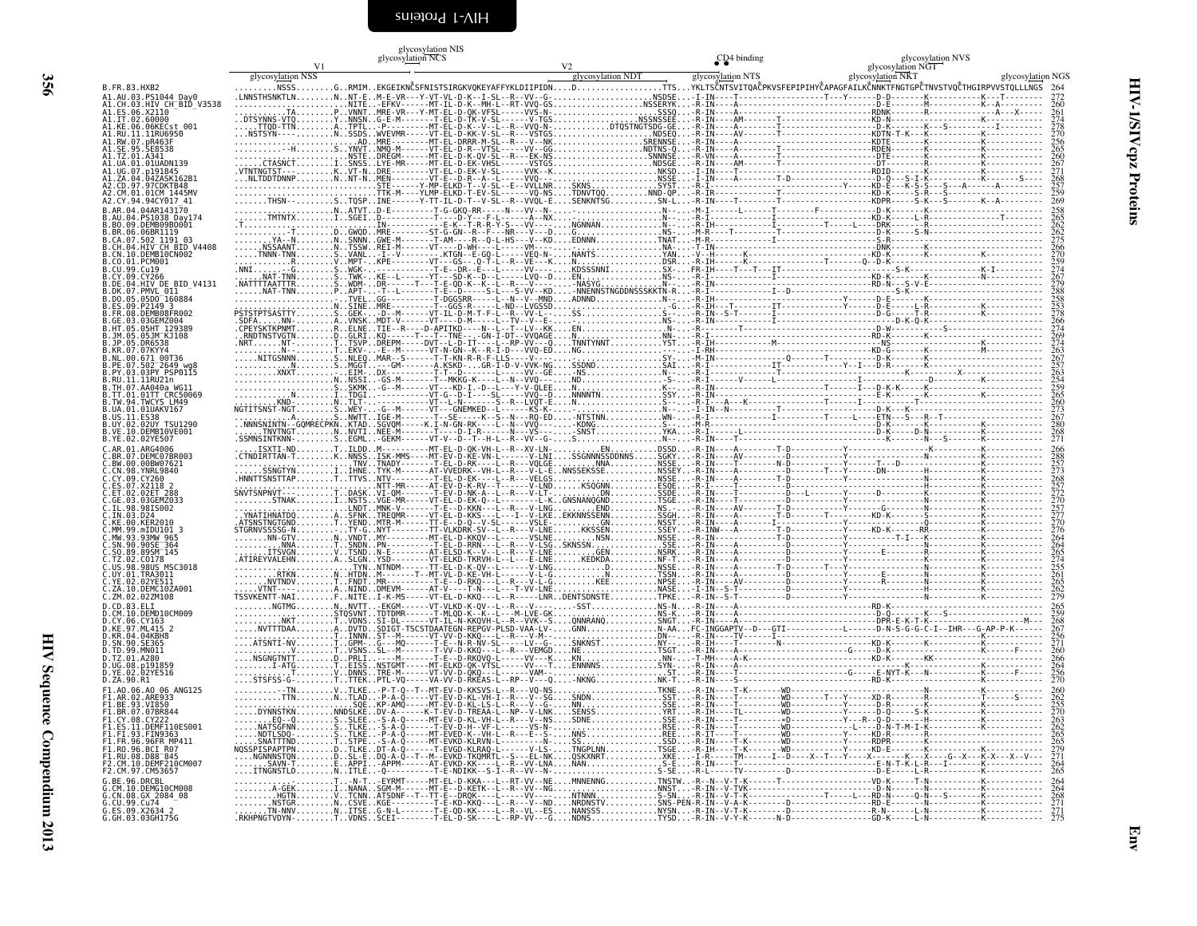```
                                   glycosylation NIS
                                   glycosylation NCS                                         CD4 binding                       glycosylation NVS
                 V1                                                    V2                                                      glycosylation NGT
        glycosylation NSS                                    glycosylation NDT          glycosylation NTS                  glycosylation NKT                  glycosylation NGS
B.FR.83.HXB2                  .........NSSS........G..RMIM..EKGEIKNCSFNISTSIRGKVQKEYAFFYKLDIIPIDN....D...............TTS...YKLTSCNTSVITQACPKVSFEPIPIHYCAPAGFAILKCNNKTFNGTGPCTNVSTVQCTHGIRPVVSTQLLLNGS  264

A1.AU.03.PS1044_Day0          .LNNSTHSNKTLN........N..NT-E..M-E-VR---Y-VT-VL-D-K--I-SL--R--VV--G-..................NSDSE...I-IN----T--------------------T---Y------D-D-------K-----------K---T-------  272
A1.CH.03.HIV_CH_BID_V3538     ....................NITE..-EFKV------MT-IL-D-K--MH-L--RT-VVQ-GS..............NSSERYK...-R-IN----A----------------------------------D-E-------H-----------K--A---------  260
A1.ES.06.X2110                ..........TA........P..VNNT..MRE-VR---Y-MT-EL-D-QK-VFSL-----VVS-N-................SSSQ...R-IN----A-----------------------------RDNK-------R-----------K------A---X----  261
A1.IT.02.60000                ..DTSYNNS-VTQ.......Y..NNSN..G-E-M-------VT-IL-D-TK-V-SL-----V-TGS..............NSSNSSEE...R-IN----AM--------T-----------------------KD-N-------K-----------K-----------  274
A1.KE.06.06KECst_001          .....TTQD-TTN........A..TPTL..-P--------MT-EL-D-K--V--L--R--VVQ-N-..........DTQSTNGTSDG-GE...R-IN----A--------T---------------------D-K--------K---S---------I---------  278
A1.RU.11.11RU6950             ....NSTSYN----.......N..SSDS..WVEVMR------VT-EL-D-KK-V-SL--R--VSTGS..............NDSEQ...R-IN----AV-------T----------------------KDTN-T-K--------K-----------K-----------  270
A1.RW.07.pR463F               ...........AD.......AD..MRE---------MT-EL-DRRR-M-SL--R--V--NK.................SRENNSE...R-IN----A--------T----------------------D-T-------K-----------K-----------  256
A1.SE.95.SE8538               ..........-H........S..YNVT..NMQ-M------VT-EL-D-R--VTSL-----VV--GG..............NDTNS-Q...R-IN----A--------T----------------------RDEN-------K-----------K-----------  265
A1.TZ.01.A341                 ...................NSTE..DREGM-----MT-EL-D-QV-SL--R---EK-NS.................SNNNSE...R-VN----A--------T----------------------DTE--------K-----------K-----------  260
A1.UA.01.01UADN139            ......CTASNCT.......I..SNSS..LYE-MR-----MT-EL-D-EK-VHSL-----VSTGS...............NDSGE...R-IN----AM-------T----------------------DT--------K-----------K-----------  267
A1.UG.07.p191845              .VTNTNGTST---.......K..VT-N..DRE---------VT-EL-D-EK-V-SL-----VVK--K..............NKSD...I-IN----T--------------------------------RDID-------K-----------K-----------  271
A1.ZA.04.04ZASK162B1          ...NLTDDTDNNP.......N..NT-N..MEN---------VT-EL-D-QV-SL--R--VQ-.................NSSE...R-IN----A--------T-D-----------------------D-Q----S-I-K-----------K------S----  268
A2.CD.97.97CDKTB48            ....................STE-------Y-MP-ELKD-T--V-SL--E--VVLLNR....SKNS.............SYST...R-I----------------------------------Y------KD-E----K-S-S---S---A--------A-------  257
A2.CM.01.01CM_1445MV          ....................TTK-M-----YLMP-ELKD-T-EV-SL-----VQ-NS...TDNVTQQ.........NND-QP...R-IR----------------------------------------KD-K-------S-R---S----------------  259
A2.CY.94.94CY017_41           .......THSN--.......S..TQSP..INE-------Y-TT-IL-D-T--V-SL--R--VYQL-E....SENKNTSG.......SN-L...R-IN----T---------------------------KDPR-------S-K---S-----------K--A--------  269

B.AR.04.04AR143170            ..................N..ATVT..D-E---------T-G-GKQ-RR----N---VV--N-...........................N--...-M-I----------L--------T------F-----------D-K-------K-----------N-----------  258
B.AU.04.PS1038_Day174         .......TMTNTX.......I..SGEI..D-----------T----D-Y---F-L------A--NX..........................N--...-R-I-----------I--------------------------KD-K-------L-R-------------T--------  265
B.BO.09.DEMB09BO001           .T..................IN--------------E-K--T-R-R-Y-S--VV------...NGNNAN.........................N--...-R-IH---------------I--------T-----L-----DRK--------K-----------------------  262
B.BR.06.06BR1119              .......-T...........D..GWQD..MRE--------ST-G-GN--R--F---NR----V----D-..G......................NS-...-M-R----T---------T---------------------D-K-----S-N-----------------------  262
B.CA.07.502_1191_03           .......YA--N........N..SNNN..GWE-M-------T-AM----R--Q-L-HS---V--KD....EDNNN...................TNAT...-M-R---------------------------------------S-R-------------------------------  275
B.CH.04.HIV_CH_BID_V4408      ......NSSAANT.......N..TSSW..REI-M------VT----D-WH---L-------VM--.............................NA-...-T-IN-------------------------------------DNK--------K-----------------------  266
B.CN.10.DEMB10CN002           .....TNNN-TTN.......S..VANL..-I--V-------KTGN--E-GQ-L-----VEQ-N-....NANTS....................YAN...-V--H---------K-------------------------KD-N-------K-----------N-----------  270
B.CO.01.PCM001                ............R.......V..MPT-..KPE--------VT---GS--.Q-T-L--R--VE---K....N.......................DSR...-R-IH------K-----------------T-----Q--D-K-----------------------------------  259
B.CU.99.Cu19                  .NNI..........G.....S..WGK-..-----------T-E--DR--E--L------VV---....KDSSSNNI..................SX-...FR-IH----T----T---IT-------------------------S-K-----------K-I--------------  274
B.CY.09.CY266                 ........NAT-TNN.....S..TWK-..KE--L------VT---SD-K--D--L-----VQ-..D...EN.......................NS-...-R-I--------------------------------------KD-K-------K-----------N-----------  267
B.DE.04.HIV_DE_BID_V4131      .NATTTTAATTTR.......S..WDM-..DR-----T---T-E-QD-K--K--L--R--V--......-NASYG....................N--...-R-IN-------------------------------------RD-N---S-V-E-----------------------  279
B.DK.07.PMVL_011              .......NAT-TNN......P..APT-..-T--L-------T-E--D----S-L---S-VV--KD....NNENNSTNGDDNSSSKKTN-R...R-I-------------I--D----------------------------S-K-------------------------------  288
B.DO.05.05DO_160884           ..................T..TVEL..GG------------I-DGGSRR---------N--V--MND....ADNND.....................N--...-R-IH-----------------------------Y-------D-E-------K-----------N-----------  258
B.ES.09.P2149_3               ..................N..SINE..MRE-----------T--GGS-R-----L-ND--LVGSSD.............................-G...-R-IH-----T-------IT-----------------Y-------D-E-----L-R-----------K-----------  253
B.FR.08.DEMB08FR002           PSTSTPTSASTTY.......S..GEK-..-D--M------VT-IL-D-M-T-F-L--R--VV-L--...SS..........................N-...-R-IN--S-T-----------I--------------------D-G-------T-R-----------K-----------  278
B.GE.03.03GEMZ004             .SDFA.....NN-.......A..VNSK..MDT-V-------VT----D-M-----L--TV---V--...........................NS-...-R-IN-------------------I-----------------------D-K-Q-K-------------------------  266
B.HT.05.05HT_129389           .CPEYSKTKPNMT.......R..ELNE..TIE--R----D-APITKD----N--L--T--LV--KK....EN.......................N--...-R------T-----------------------------------D-W-----------S-------------------  274
B.JM.05.05JM_KJ108            ..RNDTNSTVGTN.......D..GLRI..KQ------T---T--TNE-----GN-I-DT--VVQAGE....N........................NN-...-R-IN-----------------------------------RD-K---------------K-----------------  269
B.JP.05.DR6538                .NRT........NT-.....T..TSVP..DREPM-----DVT--L-D-IT--L--RP-VV---Q....TNNTYNNT...................YST...-R-IN-----------M-------------------------NS--------------------------------  274
B.KR.07.07KYY4                ...........N--......T..EKV-..-E--M------VT-N-GN--K--R-I-D---VVQ-ED....NG........................--I...I-RH-------------------------------------KD-G-------K-----------M-----------  263
B.NL.00.671_00T36             .....NITGSNNN.......S..NLEQ..MAR--S------T-T-KN-R-R-F-LLS---V-----...........................SY-...-M-IN---------------------Q-------T------------D-K-------K-----------N-----------  267
B.PE.07.502_2649_wg8          ..............N.....S..MGGT..---GM-------A-KSD---GR-I-D-V-VVK-NG....SSDND.....................SAI...-R-I-----------T---------IT----------Y---I--D-R--------K-----------------------  257
B.PY.03.03PY_PSP0115          .........XNXT.......T..EIM-..DX---------T-T--D---L-----VV--GE....-NS.........................N--...-R-I----------T-------------------------------------K-------X-----------------  263
B.RU.11.11RU21n               ..................N..NSSI..-GS-M-------T--MKKG-K-----N--VVQ-----...ND...........................-S-...-R-I-----V------L------------------I----------D-----------K-----------K-----------  254
B.TH.07.AA040a_WG11           ..................S..SKMK..-G--M------VT---KD-I.-D--L---Y-V-QLEE....N............................N--...-R-IN----------------------T---------I---D-K-K-----K-----------N-----------  259
B.TT.01.01TT_CRC50069         ..........N.......I..TDGI..------------VT-G--D-I---SL-----VVQ--D....NNNNTN....................SSY...-R-IN----------------------------------------E-K-------K-----------------------  265
B.TW.94.TWCYS_LM49            .........KND-.......N..TLT-..-----------VT--L-N-----S--R--LVQT-E....N...........................N--...-R-I--A---K----------------T------S--------KD-R---------------------------------  260
B.UA.01.01UAKV167             NGTITSNST-NGT.......S..WEY-..-G--M-------VT---GNEMKED--L-----KS-K-...............................N--...I-IN--N------T-------------------------------------D-K----K-----------------------  273
B.US.11.ES38                  ...........A.......S..NWTT..IGE-M-------T--SE-----K--S--N--RQ-ED....NTSTNN....................WN-...-R-I--------------I---------T------L-----ETN---S---R--T-----------------------  267
B.UY.02.02UY_TSU1290          ..NNNSNINTN--GQMRECPKN..KTAD..SGVQM------K.I-N-GN-RK----L--N--VVQ-...KDNG........................N--...-R-I--------------------------------------D-K-------K-----------------------  280
B.VE.10.DEMB10VE001           ......TNVTNGT.......N..NVTI..NEE-M-------T--D-I-R----N---VS--...-SNST.............................YKA...-R-I-----L---------------------------------D-K-------D-N---------K-------------  268
B.YE.02.02YE507               .SSMNSINTKNN-.......S..EGML..-GEKM------VT-V--D--T--H-L--VV--G-....S...........................N--...-R-I-------------------------------------------K-------N---S-------K-----------  271

C.AR.01.ARG4006               ......ISXTI-ND......T..ILDD..M-------MT-EL-D-QK-VH-L--R--XV-LN-.............EN.........DSSD...-R-IN----A-----------T-D-------------Y----------K----------------------  266
C.BR.07.DEMC07BR003           .CTNDIRTTAN-T.......K..NNSS..ISK-MMS-----YT-EV-D-KE-VH-L-----V-LNI..SSGNNNNSSDDNNS......SSGY...-R-IN----AV---------T-D-------------Y-------N-------K-----------  288
C.BW.00.00BW07621             .......................TNV..TNADY-------T-EL-D-RK---L--R--VQLGE...........NNA.........NSSE...-R-IN----T---------N-D-------------Y-------T---D-------K-----------  257
C.CN.98.YNRL9840              .......SSNGTYN......I..IHNE..TYK-M------AT-VVEDRK--VH-L--R--V-L-E..NNSSEKSSE..............NSSEY...-R-IN----A--------------D-------T---Y-------DN-------H-----------  273
C.CY.09.CY260                 .HNNTTSNSTTAP.......T..TTVS..NTV--------T-EL-D-EK---L--R--VELGS...............................NSSE...-R-IN----A--------T-D-------------------------------H-----------  268
C.ES.07.X2118_2               ..................NTT-MR------AT-EV-D-K-RV--T-----V-LND.......KSQGNN...................ESQE...-R-I-----T--------------------------------------K-----------  257
C.ET.02.02ET_288              SNVTSNPNVT----......I..DASK..VI-QM-------T-EV-D-NK-A---L--R--V-LT-.........DN................SSDE...-R-IN----T-------------D--L--------Y-------D-------K-----------  272
C.GE.03.03GEMZ033             .......STNAK........I..NSTS..VGE-MR-----VT-EL-D-EK-Q-----L--K..GNSNANQGND......................TSGE...-R-IN----A----------T-D-------------------------N-----------  270
C.IL.98.98IS002               ..................LNDT..MNK-V--------T-E--D-KKN---L--R--V-LNG...........END.................NS-...-R-IN----AV--------T-D---------------G---------N-----------  257
C.IN.03.D24                   .YNATIHNATDQ........A..SFNK..TREQMR-----VT-EL-D-KKS-----I--V-LKE..EKKNNSSENN...................SSGH...-R-IN----A--------T-D-------T--------KD-K-----------K-----------  277
C.KE.00.KER2010               .ATSNSTNGTGND.......T..YEND..MTR-M------TT-E--D-Q---V-SL-----VSLE................................NSSE...-R-IN----A----------I--------------Y-----------N-----------  270
C.MM.99.mIDU101_3             STGRNVSSSSG-N.......--TY-G..NYT-------TT-VLKDRK-SV--L--R--V-LNE....KKSSEN..................SSEY...-R-INW---A---------T-D-------------Y-------KD-K------RR-----------  276
C.MW.93.93MW_965              .......NN-GTV.......N..VNDT..MY---------MT-EL-D-KKQV--L--R--VSLNE..........NSN.................NSSE...-R-IN----A---------T-D----------------------T-I---K-----------  264
C.SN.90.90SE_364              ..........NNA.......T..SNDN..PN---------T-EL-D-RRN---L--R--L-SG.SKNSSN...........................SSE...-R-IN----A--------------D-------------------------K-----------  264
C.SO.89.89SM_145              ........ITSVGN......V..TSND..N-E---------AT-ELSD-K--V--L--R--V-LNE.......GEN.................NSRK...-R-IN----A----------------D-------------Y--------E-------K-----------  265
C.TZ.02.CO178                 .ATIREYVALEHN.......A..SLGN..YSD--------VT-ELKD-TKRVH-L-----E-LNE.......KEDKDA................NF-T...-R-IN----A----------------D-------------------------K-----------  274
C.US.98.98US_MSC3018          ..................TYN.NTNDM--------T-EL-D-K-QV-L-----V-LNQ...............................NSSE...-R-IN----A-----------T-D------T-----------------------K-----------  255
C.UY.01.TRA3011               .........RTKN.......N..HTDN..M--------T--MT-VL-D-KE-VH-L-----V-L-G.............N...............TSSN...-R-IN----A--------------D---------Y--------E-------K-----------  261
C.YE.02.02YE511               .........NVTNDV.....T..FNDT..MR--------T-E--D-RKQ--L--R--V-L-G.............KEE...............NPSE...-R-IN----AV--------------D---------Y--------R-------K-----------  265
C.ZA.10.DEMC10ZA001           .......VTNT---......A..NIND..DMEVM------AT-V----T-N-L-----T-VV-LNE................................NASE...-R-IN----A----------------D-------------Y----------------K-----------  262
C.ZM.02.02ZM108               TSSVKENTT-NAI.......F..NITE..I-K-MS-----VT-EL-D-KKQ---L--R--RNR..DENTSDNSTE....................TPKE...-R-IN--S-T-------------D------------Y-----------N-----------  279

D.CD.83.ELI                   ........NGTMG.......N..NVTT..-EKGM------VT-VLKD-K-QV-L-R---V-----SST.............................NS-N...-R-IN-----------------------------------RD-K-----------------------------  265
D.CM.10.DEMD10CM009           ..........STQSVNT....T..TDTDMR------T-MLQD-K--K--L--M-LVE-GK...................................NS-K...-R-IN-----------------------------------D-Q---------K---S---------------  259
D.CY.06.CY163                 .........NKT........T..VDNS..SI-DL------VT-IL-N-KKQVH-L--R--VVK--S...QNNRANQ.....................SNGT...-R-IN-----------------------------------DPR-E-K-T-K---------------M---  268
D.KE.97.ML415_2               .....NVTTTDAA.......A..DVTD..SDIGT-TSCSTDAATEGN-REPGV-PLSD-VAA-LV-.....GNN..........................N-AA...FC-INGGAPTV--D---GTI------------------L------D-N-S-G-G-C-I--IHR---G-AP-P-K-----  267
D.KR.04.04KBHB                ..................T..INNN..ST--M-------VT-VV-D-KKQ--L--R--V-M-............................DN-...-R-IH----------------------------------------------K-----------  256
D.SN.90.SE365                 .....ATSNTI-NV......T..GPM-..G---MQ-------T-E--N-RV-SL-----LV--G-...SNKNST.......................NY-...-R-IN--------N-------------------------KD-K-------K-----------K-----------  271
D.TD.99.MN011                 ..........V.........T..VSNS..SL--M-------T-VV-D-KKQ---L--R--VEMGD.........NE......................TSGT...-R-IN-----------------------G-----D-K------------------K-----F-----  260
D.TZ.01.A280                  .....NSGNGTNT-......D..PRLI..-----M-----T--RKQVQ-L-----VV--K-.....KN..........................NN-K...-R-I-------A--K-------------------------------KD-K--------KK-----------  266
D.UG.08.p191859               ........I-ATG.......T..EISS..NSTGMT-----MT-ELKD-QK-VTSL-----VV---T...ENNNNS.......................SYN-...-R-IN-------------------------------------KD-K-------------------------  264
D.YE.02.02YE516               ........T...........V..DNNS..TRE-M------VT-VV-D-QKQ------VAM-.................................ST...-R-IN----T----------------------------G-----E-NYT-K---K-----------F-----  256
D.ZA.90.R1                    ......STSFSS-G-.....T..TTEK..PTL-VQ----VT--I--RKEAS-L---RP--V---Q...NKNG.......................NK-V...-R-IN--S-------------------------------D-K---------------------------  270

F1.AO.06.AO_06_ANG125         ........--TN........V..TLKE..-P-T-Q--T--MT-EV-D-KKSVS-L--R---VQ-NS...............................TKNE...-R-IN----T-K-------WD----------------------N-----------K-----------  260
F1.AR.02.ARE933               .........TTN........N..TLAD..-P-A-Q-----VT-EV-D-KL-VH-I--R--V--SG....SNDN.......................SST...-R-IN----T---------WD------T---Y------XD-R--------R-----------T-----S----  262
F1.BE.93.VI850                ..................SQE..KP-AMQ------MT-EV-D-KL-SL--R---V--G-..........NN..........................SSE...-R-IN----T---------WD----------------------N-----------K-----------  255
F1.BR.07.07BR844              .....DYNNSTKN.......NNDSLKE..DV-A------K-T-EV-D-TREAA-L--NP--V-LNK....SENSS......................YRT...-R-IN----TL--------WD------------Y------D-Q------S-K-----------K-----------  270
F1.CY.08.CY222                .......EQ--Q........S..SLEE..-S-A-Q-----MT-EV-D-KL-VH-L--R---V--NS....SDNE.......................SSE...-R-IN----T---------+D----------Y---R--Q-D-------H-----------K-----------  263
F1.ES.11.DEMF110ES001         .....NATSGFNN.......S..TLKE..-S-A-Q------T-EV-D-H--VF-L-----VS-N-................................RSE...-R-IN----T---------WD-------------L----D-N-T-M-I-K-----------K-----------  262
F1.FI.93.FIN9363              .....NDTLSDQ-.......S..TLKE..-P-A-Q-----MT-EVED-K--L--R---E--S-.....NNS.........................REE...-R-IT----T---------WD----------------------KD-R-------K-----------K-----------  265
F1.FR.96.96FR_MP411           .....SNATTTND.......T..STPE..-S-A-Q-----MT-EVKD-KLRVN-L----N-....SS.............................SSD...-R-IN----T---------WD------------Y------RDPR-------R-----------K-----------  265
F1.RO.96.BCI_R07              NQSSPISPAPTPN.......D..TLKE..DT-A-Q-----T-EVGD-KLRAQ-L-----V-LS.....TNGPLNN.....................TSGE...-R-IH----T-K-------WD---------Y-------KD-E-------K-----------K-----------  279
F1.RU.08.D88_845              .....NGNNNSTQN......D..SL-E..DQ-A-Q--T--M--EVKD-TKQMRTL---S---EL-NK....QSKXNRT.................XKE...-I-R------TM-------I--D---X--T---Y---X--------K---X-----G--X---K-X---X--V--  271
F2.CM.10.DEMF210CM007         ........SAVN-T......E..APPI..-APPM-------AT-EVKD-KK----L--R--VV-LNA....NAN.......................S-E...-R-IN----T---------------------------------E-N-T-K-L-R--I------K-----------  264
F2.CM.97.CM53657              .....ITNGNSTLD......N..ITLE..-Q---------T-E-NDIKK--S-I--R--VV--N..................................S-SE...-R-IN----T-------D---------------------D-E-------L-R-----------K-----------  265

G.BE.96.DRCBL                 ...........T-N-T....EYRMT------MT-EL-D-KKA---L--RT-VV--NE....MNNENNG...........................TNSTW...-R--N--V-T-K-------T-----------------VD-K--------T-N-----------K-----------  264
G.CM.10.DEMG10CM008           ........A-GEK.......I..NANA..SGM-M-----MT-E--D-KETK--L--R--VV--NG.................................NNST...-R-IN--V-TVK-------------------------D-N--------K-N-----------K-----------  264
G.CN.08.GX_2084_08            ........HGTN........V..TCNN..ATSDNF--T--TT-E-DRQK--------L--R--VV--...NTNNN.......................TSSE...-R-IN--V-T-K---------------------L---RD-N-------Q-N---S-------K-----------  268
G.CU.99.Cu74                  .........NSTGR......N..CSVE..KGE-------T-E-KD-KKQ---L--R--V--ND...NRDNSTV...................SNS-PEN-R-IN--V-A-K-------------D-----------RD-E-------L-N-----------K-----------  271
G.ES.09.X2634_2               ........TN-NNV......N..ITSE..G-N-L-------T-E-QD-KK----L--R--VL--ES....NANSSS.....................NYSN...-R-IN--V-T-K-------D-------------------R-N-------L-N-----------K-----------  271
G.GH.03.03GH175G              .RKHPNGTVDYN-.......T..VDNS..SCEI-------T-EL-D-SK----L--RP-VV--G....NDNS.......................TYSD...-R-IN--V-Y-K-------N-D------------------GD-K-------L-N-----------K-----------  275
```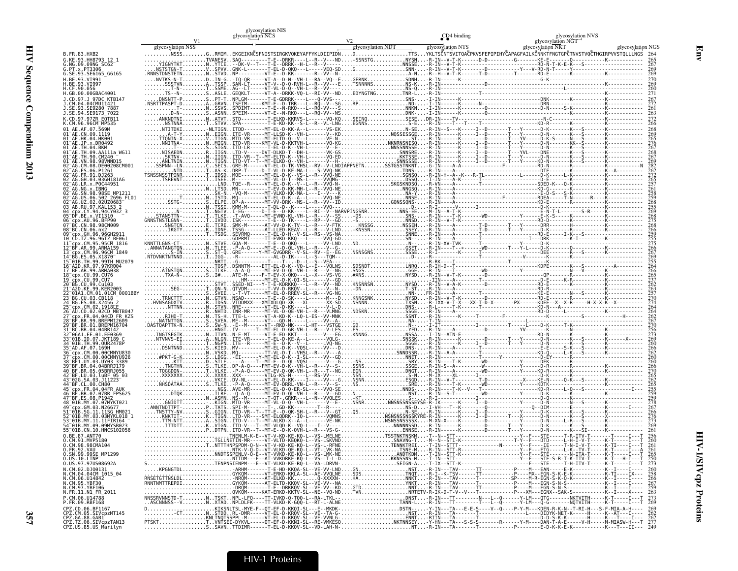**Env**

**HIV-1/SIVcpz Proteins**

Alignment annotations: V1; V2; glycosylation NSS; glycosylation NIS; glycosylation NCS; glycosylation NDT; glycosylation NTS; CD4 binding; glycosylation NVS; glycosylation NGT; glycosylation NKT; glycosylation NGS

```
B.FR.83.HXB2                 .........NSSS........G..RMIM..EKGEIKNCSFNISTSIRGKVQKEYAFFYKLDIIPIDN....D..................TTS...YKLTSCNTSVITQACPKVSFEPIPIHYCAPAGFAILKCNNKTFNGTGPCTNVSTVQCTHGIRPVVSTQLLLNGS  264
G.KE.93.HH8793_12_1          265
G.NG.09.09NG_SC62            267
G.PT.x.PT3306                269
G.SE.93.SE6165_G6165         268
H.BE.93.VI991                270
H.BE.93.VI997                269
H.CF.90.056                  260
H.GB.00.00GBAC4001           271
J.CD.97.J_97DC_KTB147        267
J.CM.04.04CMU11421           272
J.SE.93.SE9280_7887          261
J.SE.94.SE9173_7022          263
K.CD.97.97ZR_EQTB11          272
K.CM.96.96CM_MP535           266
01_AE.AF.07.569M             268
01_AE.CN.09.1119             269
01_AE.HK.04.HK001            265
01_AE.JP.x.DR0492            276
01_AE.TH.04.BKM              267
01_AE.TH.09.AA111a_WG11      268
01_AE.TH.90.CM240            267
01_AE.VN.98.98VNND15         269
02_AG.CM.08.DE00208CM001     282
02_AG.ES.06.P1261            262
02_AG.FR.91.DJ263            272
02_AG.GH.03.03GH181AG        265
02_AG.LR.x.POC44951          257
02_AG.NG.x.IBNG              261
02_AG.SN.98.98SE_MP1211      258
02_AG.US.06.502_2696_FL01    259
02_AG.UZ.02.02UZ0683         268
03_AB.RU.97.KAL153_2         255
04_cpx.CY.94.94CY032_3       269
05_DF.BE.x.VI1310            268
06_cpx.AU.96.BFP90           275
07_BC.CN.98.98CN009          268
08_BC.CN.06.nx2              266
09_cpx.GH.96.96GH2911        259
10_CD.TZ.96.96TZ_BF061       255
11_cpx.CM.95.95CM_1816       275
12_BF.AR.99.ARMA159          266
13_cpx.CM.96.96CM_1849       267
14_BG.ES.05.X1870            269
15_01B.TH.99.99TH_MU2079     255
16_A2D.KR.97.97KR004         264
17_BF.AR.99.ARMA038          266
18_cpx.CU.99.CU76            265
19_cpx.CU.99.CU7             237
20_BG.CU.99.Cu103            262
21_A2D.KE.99.KER2003         263
22_01A1.CM.01.01CM_0001BBY   261
23_BG.CU.03.CB118            270
24_BG.ES.08.X2456_2          274
25_cpx.CM.02.1918LE          264
26_AU.CD.02.02CD_MBTB047     264
27_cpx.FR.04.04CD_FR_KZS     262
28_BF.BR.99.BREPM12609       267
29_BF.BR.01.BREPM16704       270
31_BC.BR.04.04BR142          256
32_06A1.EE.01.EE0369         273
33_01B.ID.07.JKT189_C        269
34_01B.TH.99.OUR2478P        260
35_AD.AF.07.169H             266
36_cpx.CM.00.00CMNYU830      262
37_cpx.CM.00.00CMNYU926      260
38_BF1.UY.03.UY03_3389       260
39_BF.BR.04.04BRRJ179        266
40_BF.BR.05.05BRRJ055        270
42_BF.LU.03.luBF_05_03       265
43_02G.SA.03.J11223          262
44_BF.CL.00.CH80             265
45_cpx.FR.04.04FR_AUK        255
46_BF.BR.07.07BR_FPS625      259
47_BF.ES.08.P1942            258
48_01B.MY.07.07MYKT021       278
49_cpx.GM.03.N26677          267
51_01B.SG.11.11SG_HM021      266
52_01B.MY.03.03MYKL018_1     276
53_01B.MY.11.11FIR164        273
54_01B.MY.09.09MYSB023       269
55_01B.CN.10.HNCS102056      261
O.BE.87.ANT70                256
O.CM.91.MVP5180              260
O.CM.98.98CMA104             261
O.FR.92.VAU                  261
O.SN.99.99SE_MP1299          265
O.US.10.LTNP                 260
O.US.97.97US08692A           273
N.CM.02.DJO0131              260
N.CM.04.04CM_1015_04         258
N.CM.06.U14842               266
N.CM.95.YBF30                267
N.CM.97.YBF106               259
N.FR.11.N1_FR_2011           263
P.CM.06.U14788               273
P.FR.09.RBF168               269
CPZ.CD.06.BF1167             269
CPZ.CM.05.SIVcpzMT145        262
CPZ.GA.88.GAB1               262
CPZ.TZ.06.SIVcpzTAN13        277
CPZ.US.85.US_Marilyn         249
```

HIV-1 Proteins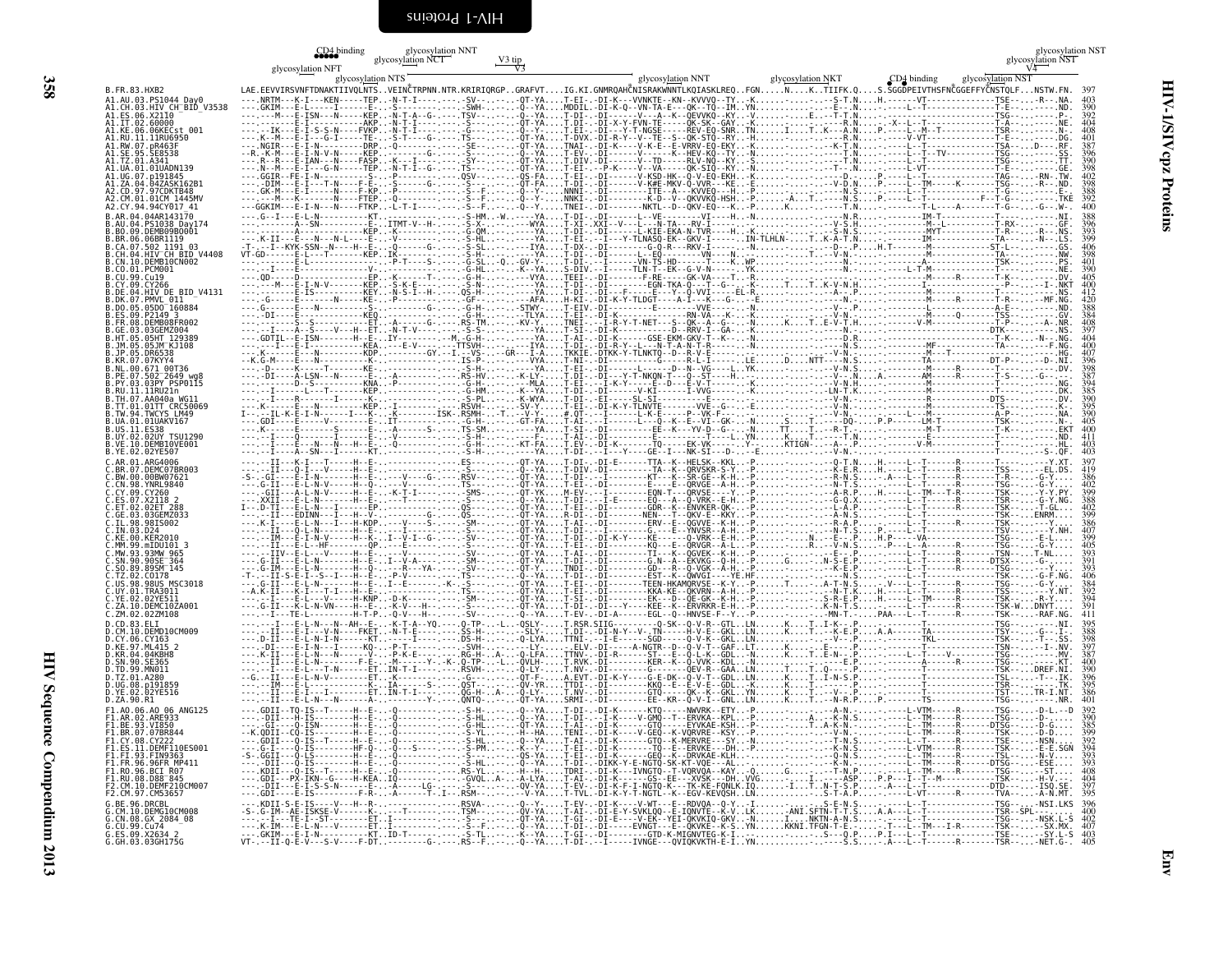## HIV-1/SIVcpz Proteins — Env

Annotations: CD4 binding; glycosylation NFT; glycosylation NTS; glycosylation NCT; glycosylation NNT; V3 tip; V3; glycosylation NNT; glycosylation NKT; CD4 binding; glycosylation NST; glycosylation NST; glycosylation NST; V4

```
B.FR.83.HXB2                 LAE.EEVVIRSVNFTDNAKTIIVQLNTS..VEINCTRPNN.NTR.KRIRIQRGP..GRAFVT....IG.KI.GNMRQAHCNISRAKWNNTLKQIASKLREQ..FGN.....N....K..TIIFK.Q....S.SGGDPEIVTHSFNCGGEFFYCNSTQLF...NSTW.FN.  397
A1.AU.03.PS1044_Day0         397
A1.CH.03.HIV_CH_BID_V3538    390
A1.ES.06.X2110               392
A1.IT.02.60000               404
A1.KE.06.06KECst_001         408
A1.RU.11.11RU6950            401
A1.RW.07.pR463F              387
A1.SE.95.SE8538              396
A1.TZ.01.A341                390
A1.UA.01.01UADN139           398
A1.UG.07.p191845             402
A1.ZA.04.04ZASK162B1         398
A2.CD.97.97CDKTB48           388
A2.CM.01.01CM_1445MV         392
A2.CY.94.94CY017_41          400
B.AR.04.04AR143170           388
B.AU.04.PS1038_Day174        396
B.BO.09.DEMB09BO001          393
B.BR.06.06BR1119             399
B.CA.07.502_1191_03          406
B.CH.04.HIV_CH_BID_V4408     398
B.CN.10.DEMB10CN002          401
B.CO.01.PCM001               390
B.CU.99.Cu19                 405
B.CY.09.CY266                400
B.DE.04.HIV_DE_BID_V4131     412
B.DK.07.PMVL_011             420
B.DO.05.05DO_160884          388
B.ES.09.P2149_3              384
B.FR.08.DEMB08FR002          408
B.GE.03.03GEMZ004            397
B.HT.05.05HT_129389          404
B.JM.05.05JM_KJ108           400
B.JP.05.DR6538               407
B.KR.07.07KYY4               396
B.NL.00.671_00T36            398
B.PE.07.502_2649_wg8         387
B.PY.03.03PY_PSP0115         394
B.RU.11.11RU21n              385
B.TH.07.AA040a_WG11          390
B.TT.01.01TT_CRC50069        395
B.TW.94.TWCYS_LM49           390
B.UA.01.01UAKV167            405
B.US.11.ES38                 400
B.UY.02.02UY_TSU1290         401
B.VE.10.DEMB10VE001          403
B.YE.02.02YE507              403
C.AR.01.ARG4006              397
C.BR.07.DEMC07BR003          419
C.BW.00.00BW07621            386
C.CN.98.YNRL9840             402
C.CY.09.CY260                399
C.ES.07.X2118_2              388
C.ET.02.02ET_288             402
C.GE.03.03GEMZ033            399
C.IL.98.98IS002              386
C.IN.03.D24                  407
C.KE.00.KER2010              399
C.MM.99.mIDU101_3            405
C.MW.93.93MW_965             393
C.SN.90.90SE_364             391
C.SO.89.89SM_145             393
C.TZ.02.CO178                406
C.US.98.98US_MSC3018         384
C.UY.01.TRA3011              392
C.YE.02.02YE511              394
C.ZA.10.DEMC10ZA001          391
C.ZM.02.02ZM108              411
D.CD.83.ELI                  395
D.CM.10.DEMD10CM009          398
D.CY.06.CY163                398
D.KE.97.ML415_2              397
D.KR.04.04KBH8               387
D.SN.90.SE365                400
D.TD.99.MN011                390
D.TZ.01.A280                 396
D.UG.08.p191859              395
D.YE.02.02YE516              398
D.ZA.90.R1                   401
F1.AO.06.AO_06_ANG125        392
F1.AR.02.ARE933              390
F1.BE.93.VI850               385
F1.BR.07.07BR844             399
F1.CY.08.CY222               392
F1.ES.11.DEMF110ES001        394
F1.FI.93.FIN9363             393
F1.FR.96.96FR_MP411          393
F1.RO.96.BCI_R07             408
F1.RU.08.D88_845             404
F2.CM.10.DEMF210CM007        397
F2.CM.97.CM53657             395
G.BE.96.DRCBL                396
G.CM.10.DEMG10CM008          400
G.CN.08.GX_2084_08           402
G.CU.99.Cu74                 407
G.ES.09.X2634_2              403
G.GH.03.03GH175G             405
```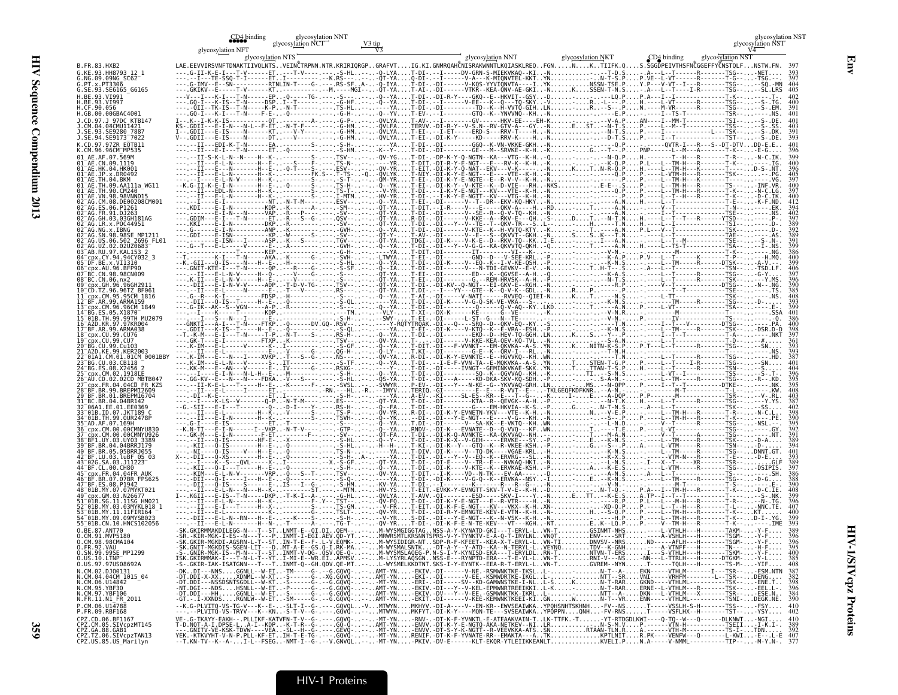**HIV Sequence Compendium 2013** — **Env** — **HIV-1/SIVcpz Proteins**

Annotations above the alignment: CD4 binding; glycosylation NNT; glycosylation NCT; glycosylation NFT; glycosylation NTS; V3 tip; V3; glycosylation NNT; glycosylation NKT; CD4 binding; glycosylation NST; glycosylation NST; glycosylation NST; V4

```
B.FR.83.HXB2              LAE.EEVVIRSVNFTDNAKTIIVQLNTS..VEINCTRPNN.NTR.KRIRIQRGP..GRAFVT....IG.KI.GNMRQAHCNISRAKWNNTLKQIASKSLREQ..FGN......N....K..TIIFK.Q....S.SGGDPEIVTHSFNCGGEFFYCNSTQLF...NSTW.FN.  397
G.KE.93.HH8793_12_1       393
G.NG.09.09NG_SC62         397
G.PT.x.PT3306             397
G.SE.93.SE6165_G6165      405
H.BE.93.VI991             402
H.BE.93.VI997             400
H.CF.90.056               391
H.GB.00.00GBAC4001        401
J.CD.97.J_97DC_KTB147     401
J.CM.04.04CMU11421        403
J.SE.93.SE9280_7887       391
J.SE.94.SE9173_7022       393
K.CD.97.97ZR_EQTB11       401
K.CM.96.96CM_MP535        396
01_AE.AF.07.569M          399
01_AE.CN.09.1119          400
01_AE.HK.04.HK001         396
01_AE.JP.x.DR0492         405
01_AE.TH.04.BKM           397
01_AE.TH.09.AA111a_WG11   400
01_AE.TH.90.CM240         397
01_AE.VN.98.98VNND15      400
02_AG.CM.88.DE00208CM001  412
02_AG.ES.06.P1261         394
02_AG.FR.91.DJ263         402
02_AG.GH.03.03GH181AG     397
02_AG.LR.x.POC44951       389
02_AG.NG.x.IBNG           392
02_AG.SN.98.98SE_MP1211   389
02_AG.US.06.502_2696_FL01 391
02_AG.UZ.02.02UZ0683      399
03_AB.RU.97.KAL153_2      386
04_cpx.CY.94.94CY032_3    400
05_DF.BE.x.VI1310         399
06_cpx.AU.96.BFP90        406
07_BC.CN.98.98CN009       397
08_BC.CN.06.nx2           396
09_cpx.GH.96.96GH2911     390
10_CD.TZ.96.96TZ_BF061    385
11_cpx.CM.95.95CM_1816    408
12_BF.AR.99.ARMA159       393
13_cpx.CM.96.96CM_1849    393
14_BG.ES.05.X1870         401
15_01B.TH.99.99TH_MU2079  386
16_A2D.KR.97.97KR004      400
17_BF.AR.99.ARMA038       398
18_cpx.CU.99.CU76         397
19_cpx.CU.99.CU7          361
20_BG.CU.99.Cu103         393
21_A2D.KE.99.KER2003      393
22_01A1.CM.01.01CM_0001BBY 387
23_BG.CU.03.CB118         401
24_BG.ES.08.X2456_2       404
25_cpx.CM.02.1918LE       396
26_AU.CD.02.02CD_MBTB047  395
27_cpx.FR.04.04CD_FR_KZS  395
28_BF.BR.99.BREPM12609    406
29_BF.BR.01.BREPM16704    403
31_BC.BR.04.04BR142       387
32_06A1.EE.01.EE0369      402
33_01B.ID.07.JKT189_C     398
34_01B.TH.99.OUR2478P     390
35_AD.AF.07.169H          395
36_cpx.CM.00.00CMNYU830   392
37_cpx.CM.00.00CMNYU926   391
38_BF1.UY.03.UY03_3389    393
39_BF.BR.04.04BRRJ179     394
40_BF.BR.05.05BRRJ055     401
41_CD.BR.03.luBF_05_03    393
43_02G.SA.03.J11223       389
44_BF.CL.00.CH80          397
45_cpx.FR.04.04FR_AUK     386
46_BF.BR.07.07BR_FPS625   388
47_BF.ES.08.P1942         390
48_01B.MY.07.07MYKT021    393
49_cpx.GM.03.N26677       399
51_01B.SG.11.11SG_HM021   396
52_01B.MY.03.03MYKL018_1  393
53_01B.MY.11.11FIR164     400
54_01B.MY.09.09MYSB023    399
55_01B.CN.10.HNCS102056   393
O.BE.87.ANT70             389
O.CM.91.MVP5180           396
O.CM.98.98CMA104          396
O.FR.92.VAU               395
O.SN.99.99SE_MP1299       400
O.US.10.LTNP              385
O.US.97.97US08692A        408
N.CM.02.DJO0131           387
N.CM.04.04CM_1015_04      382
N.CM.06.U14842            398
N.CM.95.YBF30             396
N.CM.97.YBF106            384
N.FR.11.N1_FR_2011        390
P.CM.06.U14788            410
P.FR.09.RBF168            402
CPZ.CD.06.BF1167          410
CPZ.CM.05.SIVcpzMT145     389
CPZ.GA.88.GAB1            392
CPZ.TZ.06.SIVcpzTAN13     407
CPZ.US.85.US_Marilyn      377
```

HIV-1 Proteins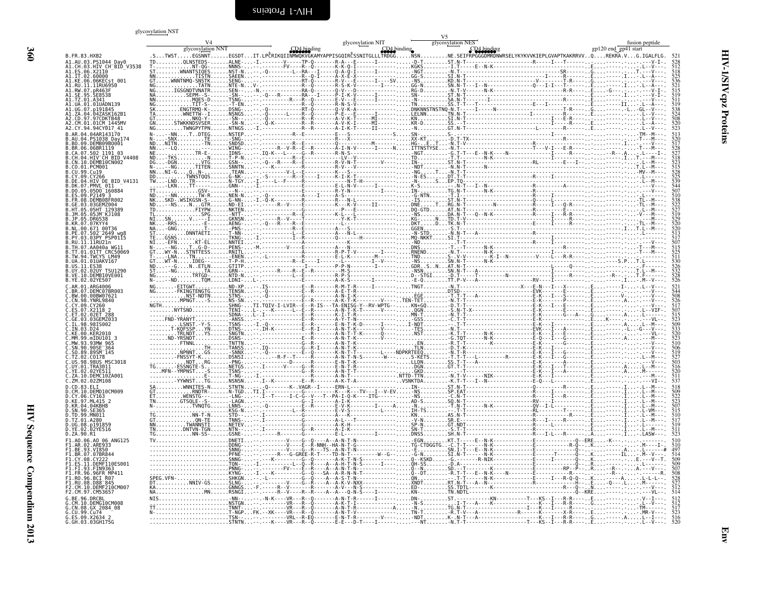# HIV-1/SIVcpz Proteins — Env

```
                glycosylation NST
                          V4                                   glycosylation NIT        V5
                glycosylation NNT           CD4 binding                    CD4 binding   glycosylation NES   CD4 binding        gp120 end  gp41 start    fusion peptide

B.FR.83.HXB2              .S...TWST.....EGSNNT......EGSDT...IT.LPCRIKQIINMWQKVGKAMYAPPISGQIRCSSNITGLLLTRDGG.....NSN.........NE.SEIFRPGGGDMRDNWRSELYKYKVVKIEPLGVAPTKAKRRVV..Q....REKRA.V...G.IGALFLG.  521
A1.AU.03.PS1044_Day0                                                                                                       528
A1.CH.03.HIV_CH_BID_V3538                                                                                                  512
A1.ES.06.X2110                                                                                                             518
A1.IT.02.60000                                                                                                             525
A1.KE.06.06KECst_001                                                                                                       536
A1.RU.11.11RU6950                                                                                                          521
A1.RW.07.pR463F                                                                                                            515
A1.SE.95.SE8538                                                                                                            519
A1.TZ.01.A341                                                                                                              511
A1.UA.01.01UADN139                                                                                                         519
A1.UG.07.p191845                                                                                                           536
A1.ZA.04.04ZASK162B1                                                                                                       524
A2.CD.97.97CDKTB48                                                                                                         508
A2.CM.01.01CM_1445MV                                                                                                       520
A2.CY.94.94CY017_41                                                                                                        523
B.AR.04.04AR143170                                                                                                         513
B.AU.04.PS1038_Day174                                                                                                      520
B.BO.09.DEMB09BO001                                                                                                        517
B.BR.06.06BR1119                                                                                                           528
B.CA.07.502_1191_03                                                                                                        527
B.CH.04.HIV_CH_BID_V4408                                                                                                   518
B.CN.10.DEMB10CN002                                                                                                        523
B.CO.01.PCM001                                                                                                             515
B.CU.99.Cu19                                                                                                               526
B.CY.09.CY266                                                                                                              525
B.DE.04.HIV_DE_BID_V4131                                                                                                   539
B.DK.07.PMVL_011                                                                                                           544
B.DO.05.05DO_160884                                                                                                        507
B.ES.09.P2149_3                                                                                                            510
B.FR.08.DEMB08FR002                                                                                                        538
B.GE.03.03GEMZ004                                                                                                          522
B.HT.05.05HT_129389                                                                                                        527
B.JM.05.05JM_KJ108                                                                                                         519
B.JP.05.DR6538                                                                                                             529
B.KR.07.07KYY4                                                                                                             520
B.NL.00.671_00T36                                                                                                          520
B.PE.07.502_2649_wg8                                                                                                       513
B.PY.03.03PY_PSP0115                                                                                                       517
B.RU.11.11RU21n                                                                                                            507
B.TH.07.AA040a_WG11                                                                                                        515
B.TT.01.01TT_CRC50069                                                                                                      525
B.TW.94.TWCYS_LM49                                                                                                         511
B.UA.01.01UAKV167                                                                                                          530
B.US.11.ES38                                                                                                               526
B.UY.02.02UY_TSU1290                                                                                                       532
B.VE.10.DEMB10VE001                                                                                                        528
B.YE.02.02YE507                                                                                                            526
C.AR.01.ARG4006                                                                                                            521
C.BR.07.DEMC07BR003                                                                                                        544
C.BW.00.00BW07621                                                                                                          508
C.CN.98.YNRL9840                                                                                                           526
C.CY.09.CY260                                                                                                              517
C.ES.07.X2118_2                                                                                                            507
C.ET.02.02ET_288                                                                                                           515
C.GE.03.03GEMZ033                                                                                                          523
C.IL.98.98IS002                                                                                                            509
C.IN.03.D24                                                                                                                533
C.KE.00.KER2010                                                                                                            520
C.MM.99.mIDU101_3                                                                                                          523
C.MW.93.93MW_965                                                                                                           510
C.SN.90.90SE_364                                                                                                           506
C.SO.89.89SM_145                                                                                                           519
C.TZ.02.C0178                                                                                                              527
C.US.98.98US_MSC3018                                                                                                       503
C.UY.01.TRA3011                                                                                                            516
C.YE.02.02YE511                                                                                                            520
C.ZA.10.DEMC10ZA001                                                                                                        511
C.ZM.02.02ZM108                                                                                                            537
D.CD.83.ELI                                                                                                                518
D.CM.10.DEMD10CM009                                                                                                        509
D.CY.06.CY163                                                                                                              522
D.KE.97.ML415_2                                                                                                            523
D.KR.04.04KBH8                                                                                                             507
D.SN.90.SE365                                                                                                              515
D.TD.99.MN011                                                                                                              510
D.TZ.01.A280                                                                                                               517
D.UG.08.p191859                                                                                                            519
D.YE.02.02YE516                                                                                                            511
D.ZA.90.R1                                                                                                                 523
F1.AO.06.AO_06_ANG125                                                                                                      510
F1.AR.02.ARE933                                                                                                            510
F1.BE.93.VI850                                                                                                             497
F1.BR.07.07BR844                                                                                                           514
F1.CY.08.CY222                                                                                                             509
F1.ES.11.DEMF110ES001                                                                                                      509
F1.FI.93.FIN9363                                                                                                           507
F1.FR.96.96FR_MP411                                                                                                        508
F1.RO.96.BCI_R07                                                                                                           528
F1.RU.08.D88_845                                                                                                           527
F2.CM.10.DEMF210CM007                                                                                                      512
F2.CM.97.CM53657                                                                                                           514
G.BE.96.DRCBL                                                                                                              512
G.CM.10.DEMG10CM008                                                                                                        512
G.CN.08.GX_2084_08                                                                                                         517
G.CU.99.Cu74                                                                                                               523
G.ES.09.X2634_2                                                                                                            516
G.GH.03.03GH175G                                                                                                           520
```

HIV Sequence Compendium 2013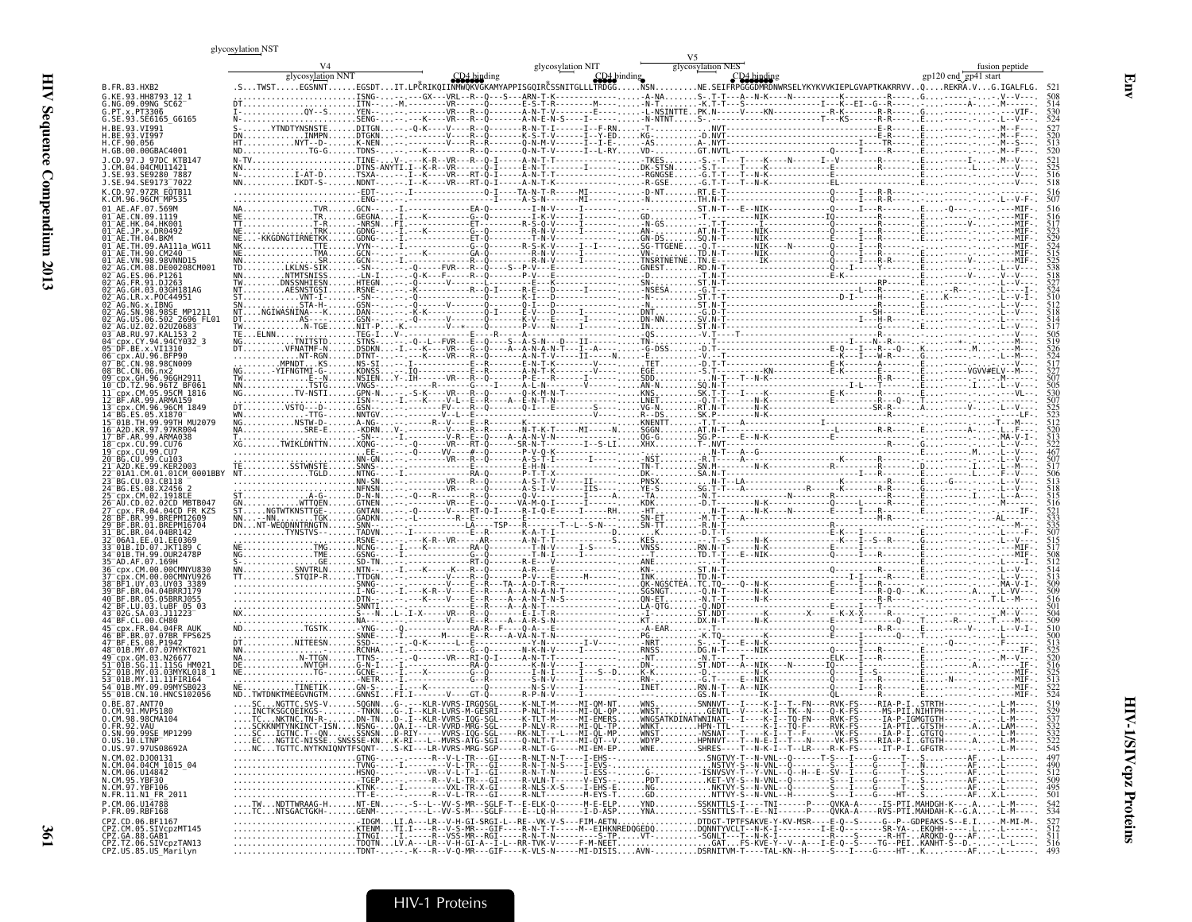```
                                      glycosylation NST
                                                                                                              V5
                              V4                                              glycosylation NIT     glycosylation NES                            fusion peptide
                         glycosylation NNT                          CD4 binding          CD4 binding            CD4 binding                 gp120 end  gp41 start
B.FR.83.HXB2             .S...TWST.....EGSNNT......EGSDT...IT.LPCRIKQIINMWQKVGKAMYAPPISGQIRCSSNITGLLLTRDGG.....NSN.........NE.SEIFRPGGGDMRDNWRSELYKYKVVKIEPLGVAPTKAKRRVV..Q....REKRA.V...G.IGALFLG.  521
```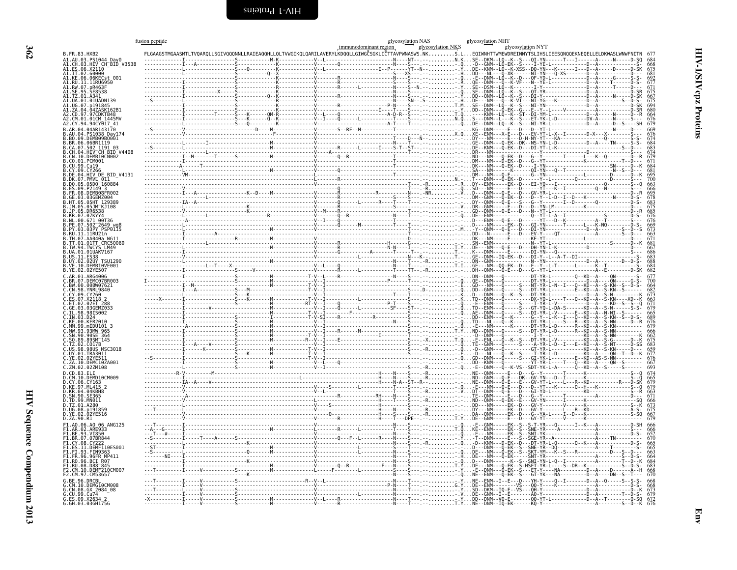# HIV-1/SIVcpz Proteins — Env

```
                 fusion peptide                                                                 immunodominant region   glycosylation NAS  glycosylation NKS  glycosylation NHT  glycosylation NYT
B.FR.83.HXB2            FLGAAGSTMGAASMTLTVQARQLLSGIVQQQNNLLRAIEAQQHLLQLTVWGIKQLQARILAVERYLKDQQLLGIWGCSGKLICTTAVPWNASWS.NK.........S.L...EQIWNHTTWMEWDREINNYTSLIHSLIEESQNQQEKNEQELLELDKWASLWNWFNITN  677
A1.AU.03.PS1044_Day0                                                                                                                                                                                          684
A1.CH.03.HIV_CH_BID_V3538                                                                                                                                                                                     668
A1.ES.06.X2110                                                                                                                                                                                                675
A1.IT.02.60000                                                                                                                                                                                                681
A1.KE.06.06KECst_001                                                                                                                                                                                          692
A1.RU.11.11RU6950                                                                                                                                                                                             677
A1.RW.07.pR463F                                                                                                                                                                                               671
A1.SE.95.SE8538                                                                                                                                                                                               675
A1.TZ.01.A341                                                                                                                                                                                                 667
A1.UA.01.01UADN139                                                                                                                                                                                            675
A1.UG.07.p191845                                                                                                                                                                                              694
A1.ZA.04.04ZASK162B1                                                                                                                                                                                          680
A2.CD.97.97CDKTB48                                                                                                                                                                                            664
A2.CM.01.01CM_1445MV                                                                                                                                                                                          676
A2.CY.94.94CY017_41                                                                                                                                                                                           679
B.AR.04.04AR143170                                                                                                                                                                                            669
B.AU.04.PS1038_Day174                                                                                                                                                                                         676
B.BO.09.DEMB09BO001                                                                                                                                                                                           674
B.BR.06.06BR1119                                                                                                                                                                                              684
B.CA.07.502_1191_03                                                                                                                                                                                           683
B.CH.04.HIV_CH_BID_V4408                                                                                                                                                                                      674
B.CN.10.DEMB10CN002                                                                                                                                                                                           679
B.CO.01.PCM001                                                                                                                                                                                                671
B.CU.99.Cu19                                                                                                                                                                                                  684
B.CY.09.CY266                                                                                                                                                                                                 681
B.DE.04.HIV_DE_BID_V4131                                                                                                                                                                                      695
B.DK.07.PMVL_011                                                                                                                                                                                              700
B.DO.05.05DO_160884                                                                                                                                                                                           663
B.ES.09.P2149_3                                                                                                                                                                                               666
B.FR.08.DEMB08FR002                                                                                                                                                                                           695
B.GE.03.03GEMZ004                                                                                                                                                                                             678
B.HT.05.05HT_129389                                                                                                                                                                                           683
B.JM.05.05JM_KJ108                                                                                                                                                                                            675
B.JP.05.DR6538                                                                                                                                                                                                685
B.KR.07.07KYY4                                                                                                                                                                                                676
B.NL.00.671_00T36                                                                                                                                                                                             676
B.PE.07.502_2649_wg8                                                                                                                                                                                          669
B.PY.03.03PY_PSP0115                                                                                                                                                                                          673
B.RU.11.11RU21n                                                                                                                                                                                               663
B.TH.07.AA040a_WG11                                                                                                                                                                                           671
B.TT.01.01TT_CRC50069                                                                                                                                                                                         681
B.TW.94.TWCYS_LM49                                                                                                                                                                                            667
B.UA.01.01UAKV167                                                                                                                                                                                             686
B.US.11.ES38                                                                                                                                                                                                  683
B.UY.02.02UY_TSU1290                                                                                                                                                                                          688
B.VE.10.DEMB10VE001                                                                                                                                                                                           684
B.YE.02.02YE507                                                                                                                                                                                               682
C.AR.01.ARG4006                                                                                                                                                                                               677
C.BR.07.DEMC07BR003                                                                                                                                                                                           700
C.BW.00.00BW07621                                                                                                                                                                                             664
C.CN.98.YNRL9840                                                                                                                                                                                              682
C.CY.09.CY260                                                                                                                                                                                                 673
C.ES.07.X2118_2                                                                                                                                                                                               663
C.ET.02.02ET_288                                                                                                                                                                                              671
C.GE.03.03GEMZ033                                                                                                                                                                                             679
C.IL.98.98IS002                                                                                                                                                                                               665
C.IN.03.D24                                                                                                                                                                                                   689
C.KE.00.KER2010                                                                                                                                                                                               676
C.MM.99.mIDU101_3                                                                                                                                                                                             679
C.MW.93.93MW_965                                                                                                                                                                                              666
C.SN.90.90SE_364                                                                                                                                                                                              662
C.SO.89.89SM_145                                                                                                                                                                                              675
C.TZ.02.CO178                                                                                                                                                                                                 683
C.US.98.98US_MSC3018                                                                                                                                                                                          659
C.UY.01.TRA3011                                                                                                                                                                                               672
C.YE.02.02YE511                                                                                                                                                                                               676
C.ZA.10.DEMC10ZA001                                                                                                                                                                                           667
C.ZM.02.02ZM108                                                                                                                                                                                               693
D.CD.83.ELI                                                                                                                                                                                                   674
D.CM.10.DEMD10CM009                                                                                                                                                                                           665
D.CY.06.CY163                                                                                                                                                                                                 679
D.KE.97.ML415_2                                                                                                                                                                                               679
D.KR.04.04KBH8                                                                                                                                                                                                663
D.SN.90.SE365                                                                                                                                                                                                 671
D.TD.99.MN011                                                                                                                                                                                                 666
D.TZ.01.A280                                                                                                                                                                                                  673
D.UG.08.p191859                                                                                                                                                                                               675
D.YE.02.02YE516                                                                                                                                                                                               667
D.ZA.90.R1                                                                                                                                                                                                    679
F1.AO.06.AO_06_ANG125                                                                                                                                                                                         666
F1.AR.02.ARE933                                                                                                                                                                                               666
F1.BE.93.VI850                                                                                                                                                                                                652
F1.BR.07.07BR844                                                                                                                                                                                              670
F1.CY.08.CY222                                                                                                                                                                                                665
F1.ES.11.DEMF110ES001                                                                                                                                                                                         665
F1.FI.93.FIN9363                                                                                                                                                                                              663
F1.FR.96.96FR_MP411                                                                                                                                                                                           664
F1.RO.96.BCI_R07                                                                                                                                                                                              684
F1.RU.08.D88_845                                                                                                                                                                                              683
F2.CM.10.DEMF210CM007                                                                                                                                                                                         668
F2.CM.97.CM53657                                                                                                                                                                                              670
G.BE.96.DRCBL                                                                                                                                                                                                 668
G.CM.10.DEMG10CM008                                                                                                                                                                                           668
G.CN.08.GX_2084_08                                                                                                                                                                                            673
G.CU.99.Cu74                                                                                                                                                                                                  679
G.ES.09.X2634_2                                                                                                                                                                                               672
G.GH.03.03GH175G                                                                                                                                                                                              676
```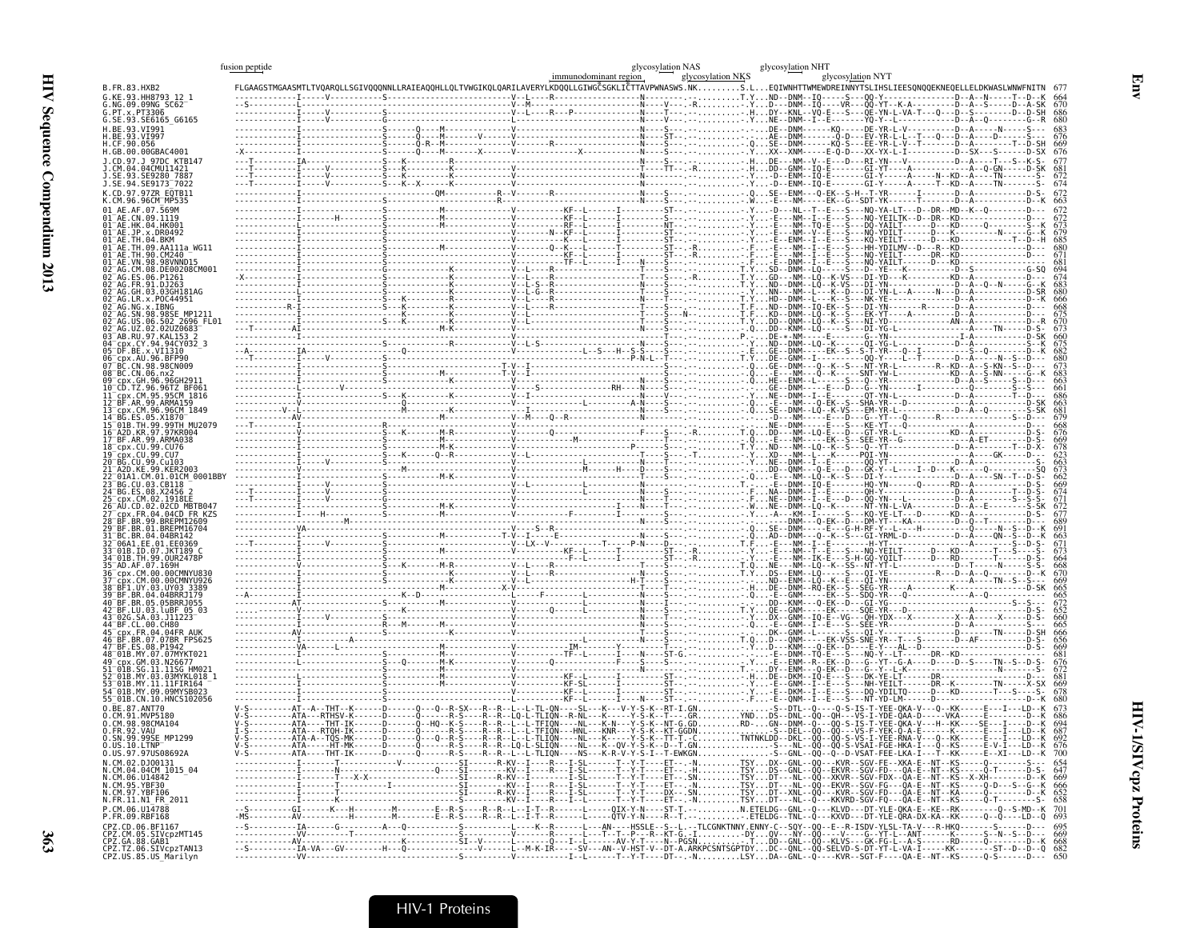```
                    fusion peptide                                          immunodominant region   glycosylation NAS   glycosylation NKS   glycosylation NHT   glycosylation NYT

B.FR.83.HXB2                 FLGAASTMGAASMTLTVQARQLLSGIVQQQNNLLRAIEAQQHLLQLTVWGIKQLQARILAVERYLKDQQLLGIWGCSGKLICTTAVPWNASWS.NK.........S.L...EQIWNHTTWMEWDREINNYTSLIHSLIEESQNQQEKNEQELLELDKWASLWNWFNITN  677
G.KE.93.HH8793_12_1          664
G.NG.09.09NG_SC62            670
G.PT.x.PT3306                669
G.SE.93.SE6165_G6165         680
H.BE.93.VI991                683
H.BE.93.VI997                676
H.CF.90.056                  669
H.GB.00.00GBAC4001           676
J.CD.97.J_97DC_KTB147        677
J.CM.04.04CMU11421           681
J.SE.93.SE9280_7887          672
J.SE.94.SE9173_7022          674
K.CD.97.97ZR_EQTB11          672
K.CM.96.96CM_MP535           663
01_AE.AF.07.569M             672
01_AE.CN.09.1119             672
01_AE.HK.04.HK001            673
01_AE.JP.x.DR0492            679
01_AE.TH.04.BKM              685
01_AE.TH.09.AA111a_WG11      680
01_AE.TH.90.CM240            671
01_AE.VN.98.98VNND15         681
02_AG.CM.08.DE00208CM001     694
02_AG.ES.06.P1261            674
02_AG.FR.91.DJ263            683
02_AG.GH.03.03GH181AG        680
02_AG.LR.x.POC44951          666
02_AG.NG.x.IBNG              668
02_AG.SN.98.98SE_MP1211      675
02_AG.US.06.502_2696_FL01    670
02_AG.UZ.02.02UZ0683         673
03_AB.RU.97.KAL153_2         660
04_cpx.CY.94.94CY032_3       673
05_DF.BE.x.VI1310            682
06_cpx.AU.96.BFP90           680
07_BC.CN.98.98CN009          673
08_BC.CN.06.nx2              683
09_cpx.GH.96.96GH2911        663
10_CD.TZ.96.96TZ_BF061       661
11_cpx.CM.95.95CM_1816       686
12_BF.AR.99.ARMA159          663
13_cpx.CM.96.96CM_1849       681
14_BG.ES.05.X1870            679
15_01B.TH.99.99TH_MU2079     668
16_A2D.KR.97.97KR004         676
17_BF.AR.99.ARMA038          669
18_cpx.CU.99.CU76            678
19_cpx.CU.99.CU7             623
20_BG.CU.99.Cu103            663
21_A2D.KE.99.KER2003         673
22_01A1.CM.01.01CM_0001BBY   662
23_BG.CU.03.CB118            669
24_BG.ES.08.X2456_2          674
25_cpx.CM.02.1918LE          671
26_AU.CD.02.02CD_MBTB047     672
27_cpx.FR.04.04CD_FR_KZS     677
28_BF.BR.99.BREPM12609       689
29_BF.BR.01.BREPM16704       691
31_BC.BR.04.04BR142          663
32_06A1.EE.01.EE0369         671
33_01B.ID.07.JKT189_C        673
34_01B.TH.99.OUR2478P        664
35_AD.AF.07.169H             668
36_cpx.CM.00.00CMNYU830      670
37_cpx.CM.00.00CMNYU926      669
38_BF1.UY.03.UY03_3389       666
39_BF.BR.04.04BRRJ179        665
40_BF.BR.05.05BRRJ055        672
42_BF.LU.03.luBF_05_03       652
43_02G.SA.03.J11223          660
44_BF.CL.00.CH80             665
45_cpx.FR.04.04FR_AUK        666
46_BF.BR.07.07BR_FPS625      656
47_BF.ES.08.P1942            669
48_01B.MY.07.07MYKT021       681
49_cpx.GM.03.N26677          676
51_01B.SG.11.11SG_HM021      672
52_01B.MY.03.03MYKL018_1     681
53_01B.MY.11.11FIR164        669
54_01B.MY.09.09MYSB023       678
55_01B.CN.10.HNCS102056      680
O.BE.87.ANT70                673
O.CM.91.MVP5180              694
O.CM.98.98CMA104             694
O.FR.92.VAU                  687
O.SN.99.99SE_MP1299          692
O.US.10.LTNP                 676
O.US.97.97US08692A           700
N.CM.02.DJO0131              654
N.CM.04.04CM_1015_04         647
N.CM.06.U14842               651
N.CM.95.YBF30                666
N.CM.97.YBF106               652
N.FR.11.N1_FR_2011           658
P.CM.06.U14788               701
P.FR.09.RBF168               699
CPZ.CD.06.BF1167             695
CPZ.CM.05.SIVcpzMT145        669
CPZ.GA.88.GAB1               668
CPZ.TZ.06.SIVcpzTAN13        682
CPZ.US.85.US_Marilyn         650
```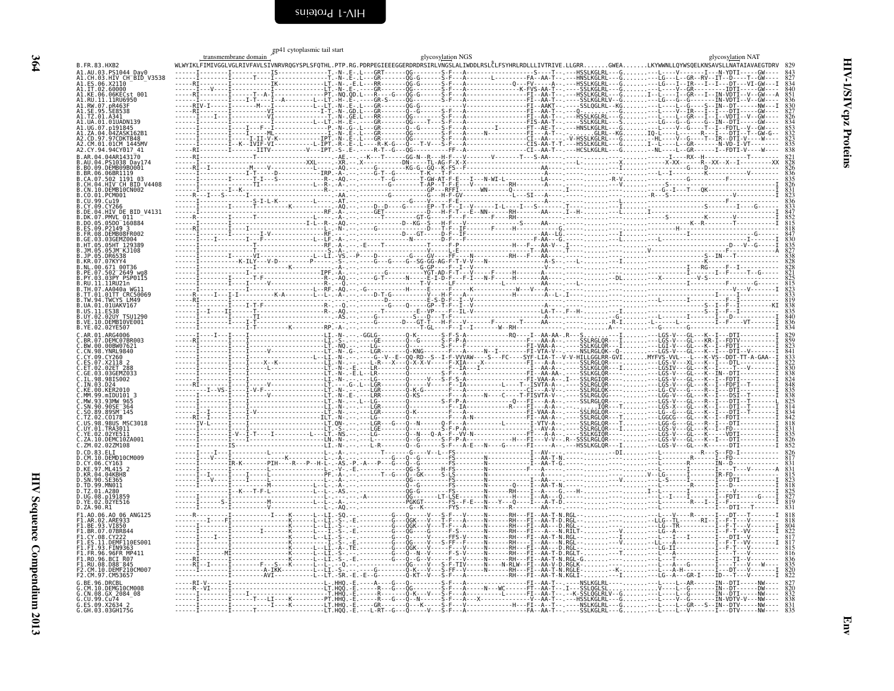| Sequence | transmembrane domain / gp41 cytoplasmic tail start / glycosylation NGS / glycosylation NAT | Position |
|---|---|---|
| B.FR.83.HXB2 | WLWYIKLFIMIVGGLVGLRIVFAVLSIVNRVRQGYSPLSFQTHL.PTP.RG.PDRPEGIEEEGGERDRDRSIRLVNGSLALIWDDLRSLCLFSYHRLRDLLLIVTRIVE.LLGRR.......GWEA.......LKYWWNLLQYWSQELKNSAVSLLNATAIAVAEGTDRV | 829 |
| A1.AU.03.PS1044_Day0 | | 843 |
| A1.CH.03.HIV_CH_BID_V3538 | | 827 |
| A1.ES.06.X2110 | | 834 |
| A1.IT.02.60000 | | 840 |
| A1.KE.06.06KECst_001 | | 851 |
| A1.RU.11.11RU6950 | | 836 |
| A1.RW.07.pR463F | | 830 |
| A1.SE.95.SE8538 | | 827 |
| A1.TZ.01.A341 | | 826 |
| A1.UA.01.01UADN139 | | 834 |
| A1.UG.07.p191845 | | 853 |
| A1.ZA.04.04ZASK162B1 | | 826 |
| A2.CD.97.97CDKTB48 | | 823 |
| A2.CM.01.01CM_1445MV | | 835 |
| A2.CY.94.94CY017_41 | | 838 |
| B.AR.04.04AR143170 | | 821 |
| B.AU.04.PS1038_Day174 | | 828 |
| B.BO.09.DEMB09BO001 | | 826 |
| B.BR.06.06BR1119 | | 836 |
| B.CA.07.502_1191_03 | | 835 |
| B.CH.04.HIV_CH_BID_V4408 | | 826 |
| B.CN.10.DEMB10CN002 | | 831 |
| B.CO.01.PCM001 | | 823 |
| B.CU.99.Cu19 | | 836 |
| B.CY.09.CY266 | | 833 |
| B.DE.04.HIV_DE_BID_V4131 | | 847 |
| B.DK.07.PMVL_011 | | 852 |
| B.DO.05.05DO_160884 | | 815 |
| B.ES.09.P2149_3 | | 818 |
| B.FR.08.DEMB08FR002 | | 847 |
| B.GE.03.03GEMZ004 | | 830 |
| B.HT.05.05HT_129389 | | 835 |
| B.JM.05.05JM_KJ108 | | 827 |
| B.JP.05.DR6538 | | 838 |
| B.KR.07.07KYY4 | | 828 |
| B.NL.00.671_00T36 | | 828 |
| B.PE.07.502_2649_wg8 | | 821 |
| B.PY.03.03PY_PSP0115 | | 825 |
| B.RU.11.11RU21n | | 815 |
| B.TH.07.AA040a_WG11 | | 823 |
| B.TT.01.01TT_CRC50069 | | 833 |
| B.TW.94.TWCYS_LM49 | | 819 |
| B.UA.01.01UAKV167 | | 838 |
| B.US.11.ES38 | | 835 |
| B.UY.02.02UY_TSU1290 | | 840 |
| B.VE.10.DEMB10VE001 | | 836 |
| B.YE.02.02YE507 | | 834 |
| C.AR.01.ARG4006 | | 829 |
| C.BR.07.DEMC07BR003 | | 839 |
| C.BW.00.00BW07621 | | 823 |
| C.CN.98.YNRL9840 | | 841 |
| C.CY.09.CY260 | | 833 |
| C.ES.07.X2118_2 | | 822 |
| C.ET.02.02ET_288 | | 830 |
| C.GE.03.03GEMZ033 | | 838 |
| C.IL.98.98IS002 | | 824 |
| C.IN.03.D24 | | 848 |
| C.KE.00.KER2010 | | 835 |
| C.MM.99.mIDU101_3 | | 838 |
| C.MW.93.93MW_965 | | 825 |
| C.SN.90.90SE_364 | | 814 |
| C.SO.89.89SM_145 | | 834 |
| C.TZ.02.CO178 | | 842 |
| C.US.98.98US_MSC3018 | | 818 |
| C.UY.01.TRA3011 | | 831 |
| C.YE.02.02YE511 | | 835 |
| C.ZA.10.DEMC10ZA001 | | 826 |
| C.ZM.02.02ZM108 | | 852 |
| D.CD.83.ELI | | 826 |
| D.CM.10.DEMD10CM009 | | 817 |
| D.CY.06.CY163 | | 831 |
| D.KE.97.ML415_2 | | 831 |
| D.KR.04.04KBH8 | | 815 |
| D.SN.90.SE365 | | 823 |
| D.TD.99.MN011 | | 818 |
| D.TZ.01.A280 | | 825 |
| D.UG.08.p191859 | | 827 |
| D.YE.02.02YE516 | | 819 |
| D.ZA.90.R1 | | 831 |
| F1.AO.06.AO_06_ANG125 | | 818 |
| F1.AR.02.ARE933 | | 818 |
| F1.BE.93.VI850 | | 804 |
| F1.BR.07.07BR844 | | 822 |
| F1.CY.08.CY222 | | 817 |
| F1.ES.11.DEMF110ES001 | | 817 |
| F1.FI.93.FIN9363 | | 815 |
| F1.FR.96.96FR_MP411 | | 816 |
| F1.RO.96.BCI_R07 | | 836 |
| F1.RU.08.D88_845 | | 835 |
| F2.CM.10.DEMF210CM007 | | 820 |
| F2.CM.97.CM53657 | | 822 |
| G.BE.96.DRCBL | | 827 |
| G.CN.10.DEMG10CM008 | | 820 |
| G.CN.08.GX_2084_08 | | 832 |
| G.CU.99.Cu74 | | 836 |
| G.ES.09.X2634_2 | | 831 |
| G.GH.03.03GH175G | | 835 |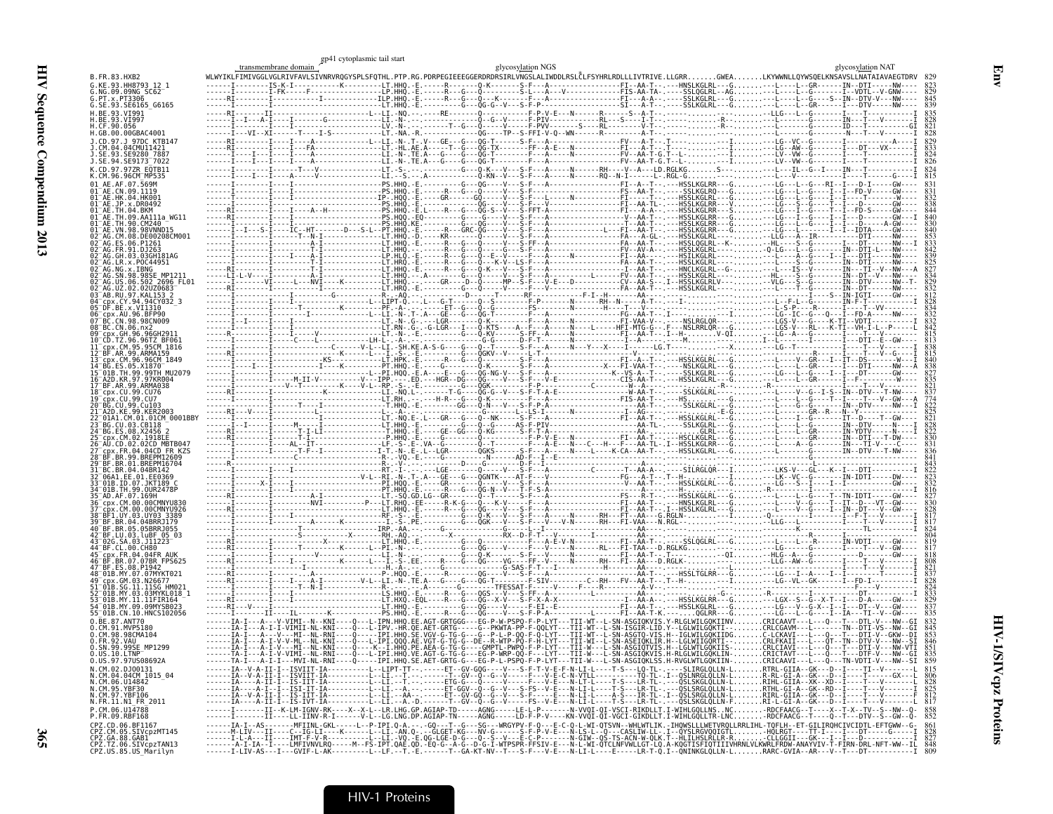# Env

## HIV-1/SIVcpz Proteins

Annotations above the alignment: transmembrane domain; gp41 cytoplasmic tail start; glycosylation NGS; glycosylation NAT

Note: apart from the reference sequence (B.FR.83.HXB2), the aligned sequence characters were not legible enough to transcribe reliably. Only the sequence names and the end positions are given for those rows.

```
B.FR.83.HXB2                 WLWYIKLFIMIVGGLVGLRIVFAVLSIVNRVRQGYSPLSFQTHL.PTP.RG.PDRPEGIEEEGGERDRDRSIRLVNGSLALIWDDLRSLCLFSYHRLRDLLLIVTRIVE.LLGRR.......GWEA.......LKYWWNLLQYWSQELKNSAVSLLNATAIAVAEGTDRV  829
G.KE.93.HH8793_12_1          829
G.NG.09.09NG_SC62            829
G.PT.x.PT3306                845
G.SE.93.SE6165_G6165         839
H.BE.93.VI991                835
H.BE.93.VI997                828
H.CF.90.056                  821
H.GB.00.00GBAC4001           828
J.CD.97.J_97DC_KTB147        829
J.CM.04.04CMU11421           833
J.SE.93.SE9280_7887          824
J.SE.94.SE9173_7022          826
K.CD.97.97ZR_EQTB11          824
K.CM.96.96CM_MP535           815
01_AE.AF.07.569M             831
01_AE.CN.09.1119             831
01_AE.HK.04.HK001            832
01_AE.JP.x.DR0492            838
01_AE.TH.04.BKM              844
01_AE.TH.09.AA111a_WG11      840
01_AE.TH.90.CM240            830
01_AE.VN.98.98VNND15         840
02_AG.CM.08.DE00208CM001     853
02_AG.ES.06.P1261            833
02_AG.FR.91.DJ263            842
02_AG.GH.03.03GH181AG        839
02_AG.LR.x.POC44951          825
02_AG.NG.x.IBNG              827
02_AG.SN.98.98SE_MP1211      834
02_AG.US.06.502_2696_FL01    829
02_AG.UZ.02.02UZ0683         832
03_AB.RU.97.KAL153_2         812
04_cpx.CY.94.94CY032_3       828
05_DF.BE.x.VI1310            834
06_cpx.AU.96.BFP90           832
07_BC.CN.98.98CN009          832
08_BC.CN.06.nx2              842
09_cpx.GH.96.96GH2911        815
10_CD.TZ.96.96TZ_BF061       813
11_cpx.CM.95.95CM_1816       836
12_BF.AR.99.ARMA159          815
13_cpx.CM.96.96CM_1849       840
14_BG.ES.05.X1870            838
15_01B.TH.99.99TH_MU2079     827
16_A2D.KR.97.97KR004         835
17_BF.AR.99.ARMA038          821
18_cpx.CU.99.CU76            837
19_cpx.CU.99.CU7             774
20_BG.CU.99.Cu103            822
21_A2D.KE.99.KER2003         825
22_01A1.CM.01.01CM_0001BBY   821
23_BG.CU.03.CB118            826
24_BG.ES.08.X2456_2          832
25_cpx.CM.02.1918LE          830
26_AU.CD.02.02CD_MBTB047     831
27_cpx.FR.04.04CD_FR_KZS     836
28_BF.BR.99.BREPM12609       841
29_BF.BR.01.BREPM16704       843
31_BC.BR.04.04BR142          822
32_06A1.EE.01.EE0369         823
33_01B.ID.07.JKT189_C        832
34_01B.TH.99.OUR2478P        816
35_AD.AF.07.169H             827
36_cpx.CM.00.00CMNYU830      830
37_cpx.CM.00.00CMNYU926      828
38_BF1.UY.03.UY03_3389       817
39_BF.BR.04.04BRRJ179        817
40_BF.BR.05.05BRRJ055        824
42_BF.LU.03.luBF_05_03       804
43_02G.SA.03.J11223          819
44_BF.CL.00.CH80             817
45_cpx.FR.04.04FR_AUK        818
46_BF.BR.07.07BR_FPS625      808
47_BF.ES.08.P1942            821
48_01B.MY.07.07MYKT021       837
49_cpx.GM.03.N26677          828
51_01B.SG.11.11SG_HM021      821
52_01B.MY.03.03MYKL018_1     833
53_01B.MY.11.11FIR164        829
54_01B.MY.09.09MYSB023       833
55_01B.CN.10.HNCS102056      835
O.BE.87.ANT70                832
O.CM.91.MVP5180              845
O.CM.98.98CMA104             853
O.FR.92.VAU                  846
O.SN.99.99SE_MP1299          851
O.US.10.LTNP                 835
O.US.97.97US08692A           859
N.CM.02.DJO0131              815
N.CM.04.04CM_1015_04         806
N.CM.06.U14842               828
N.CM.95.YBF30                825
N.CM.97.YBF106               812
N.FR.11.N1_FR_2011           817
P.CM.06.U14788               858
P.FR.09.RBF168               852
CPZ.CD.06.BF1167             861
CPZ.CM.05.SIVcpzMT145        828
CPZ.GA.88.GAB1               827
CPZ.TZ.06.SIVcpzTAN13        848
CPZ.US.85.US_Marilyn         809
```

HIV-1 Proteins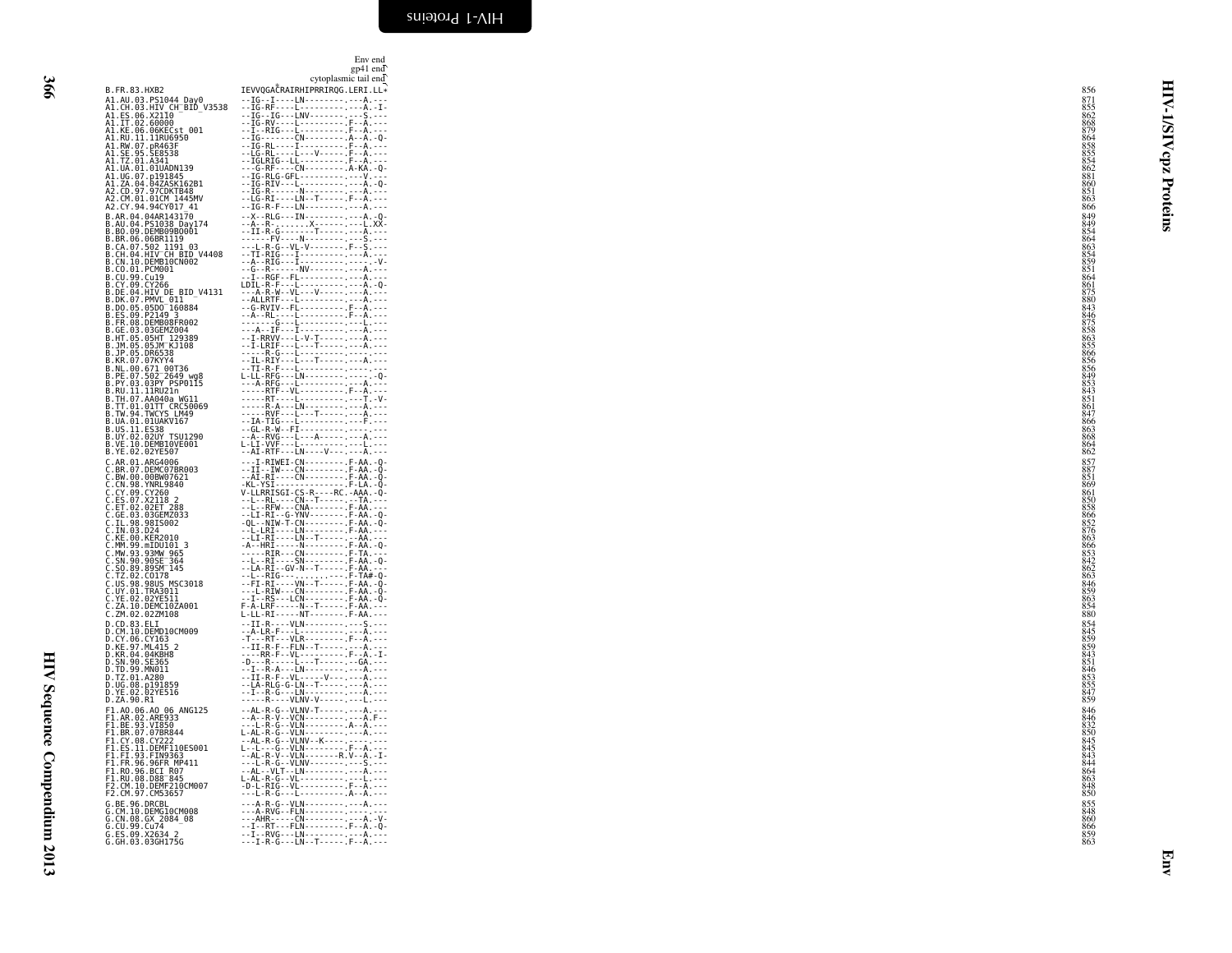```
                                   Env end
                                  gp41 end
                            cytoplasmic tail end
B.FR.83.HXB2                IEVVQGACRAIRHIPRRIRQG.LERI.LL*     856
A1.AU.03.PS1044_Day0        --IG--I----LN--------.---A.---     871
A1.CH.03.HIV_CH_BID_V3538   --IG-RF----L---------.---A.-I-     855
A1.ES.06.X2110              --IG--IG---LNV-------.---S.---     862
A1.IT.02.60000              --IG-RV----L---------.F--A.---     868
A1.KE.06.06KECst_001        --I--RIG---L---------.F--A.---     879
A1.RU.11.11RU6950           --IG-------CN--------.A--A.-Q-     864
A1.RW.07.pR463F             --IG-RL----I---------.F--A.---     858
A1.SE.95.SE8538             --LG-RL----L---V-----.F--A.---     855
A1.TZ.01.A341               --IGLRIG--LL---------.F--A.---     854
A1.UA.01.01UADN139          ---G-RF----CN--------.A-KA.-Q-     862
A1.UG.07.p191845            --IG-RLG-GFL---------.---V.---     881
A1.ZA.04.04ZASK162B1        --IG-RIV---L---------.---A.-Q-     860
A2.CD.97.97CDKTB48          --IG-R------N--------.---A.---     851
A2.CM.01.01CM_1445MV        --LG-RI----LN--T-----.F--A.---     863
A2.CY.94.94CY017_41         --IG-R-F---LN--------.---A.---     866
B.AR.04.04AR143170          --X--RLG---IN--------.---A.-Q-     849
B.AU.04.PS1038_Day174       --A--R-.......X------.---L.XX-     849
B.BO.09.DEMB09BO001         --II-R-G-------T-----.---A.---     854
B.BR.06.06BR1119            ------FV----N--------.---S.---     864
B.CA.07.502_1191_03         ---L-R-G--VL-V-------.F--S.---     863
B.CH.04.HIV_CH_BID_V4408    --TI-RIG---I---------.---A.---     854
B.CN.10.DEMB10CN002         --A--RIG---I---------.------V-     859
B.CO.01.PCM001              --G--R------NV-------.---A.---     851
B.CU.99.Cu19                --I--RGF--FL---------.---A.---     864
B.CY.09.CY266               LDIL-R-F---L---------.---A.-Q-     861
B.DE.04.HIV_DE_BID_V4131    ---A-R-W--VL---V-----.---A.---     875
B.DK.07.PMVL_011            --ALLRTF---L---------.---A.---     880
B.DO.05.05DO_160884         --G-RVIV--FL---------.F--A.---     843
B.ES.09.P2149_3             --A--RL----L---------.F--A.---     846
B.FR.08.DEMB08FR002         -------G---L---------.---L.---     873
B.GE.03.03GEMZ004           ---A--IF---I---------.---A.---     858
B.HT.05.05HT_129389         --I-RRVV---L-V-T-----.---A.---     863
B.JM.05.05JM_KJ108          --I-LRIF---L---T-----.---A.---     855
B.JP.05.DR6538              -----R-G---L---------.---.----     866
B.KR.07.07KYY4              --IL-RIY---L---T-----.---A.---     856
B.NL.00.671_00T36           --TI-R-F---L---------.-------     856
B.PE.07.502_2649_wg8        L-LL-RFG---LN--------.------Q-     849
B.PY.03.03PY_PSP0115        ---A-RFG---L---------.---A.---     853
B.RU.11.11RU21n             -----RTF--VL---------.F--A.---     843
B.TH.07.AA040a_WG11         -----RT----L---------.---T.-V-     851
B.TT.01.01TT_CRC50069       -----R-A---LN--------.---A.---     861
B.TW.94.TWCYS_LM49          -----RVF---L---T-----.---A.---     847
B.UA.01.01UAKV167           --IA-TIG---L---------.---F.---     866
B.US.11.ES38                --GL-R-W--FI---------.---.----     863
B.UY.02.02UY_TSU1290        --A--RVG---L---A-----.---A.---     868
B.VE.10.DEMB10VE001         L-LI-VVF---L---------.---L.---     864
B.YE.02.02YE507             --AI-RTF---LN----V---.---A.---     862
C.AR.01.ARG4006             ---I-RIWEI-CN--------.F-AA.-Q-     857
C.BR.07.DEMC07BR003         --II--IW---CN--------.F-AA.-Q-     887
C.BW.00.00BW07621           --AI-RI----CN--------.F-AA.-Q-     851
C.CN.98.YNRL9840            -KL-YSI--------------.F-LA.-Q-     869
C.CY.09.CY260               V-LLRRISGI-CS-R---RC.-AAA.-Q-     861
C.ES.07.X2118_2             --L--RL----CN--T-----.--TA.---     850
C.ET.02.02ET_288            --L--RFW---CNA-------.F-AA.---     858
C.GE.03.03GEMZ033           --LI-RI--G-YNV-------.F-AA.-Q-     866
C.IL.98.98IS002             -QL--NIW-T-CN--------.F-AA.-Q-     852
C.IN.03.D24                 --L-LRI----LN--------.F-AA.---     876
C.KE.00.KER2010             --LI-RI----LN--T-----.--AA.---     863
C.MM.99.mIDU101_3           -A--HRI-----N--------.F-AA.-Q-     866
C.MW.93.93MW_965            -----RIR---CN--------.F-TA.---     853
C.SN.90.90SE_364            --L--RI----SN--------.F-AA.-Q-     842
C.SO.89.89SM_145            --LA-RI--GV-N--T-----.F-AA.---     862
C.TZ.02.CO178               --L--RIG---.....-.---.F-TA#-Q-     863
C.US.98.98US_MSC3018        --FI-RI----VN--T-----.F-AA.-Q-     846
C.UY.01.TRA3011             ---L-RIW---CN--------.F-AA.-Q-     859
C.YE.02.02YE511             ---I--RS---LCN-------.F-AA.-Q-     863
C.ZA.10.DEMC10ZA001         F-A-LRF-----N--T-----.F-AA.---     854
C.ZM.02.02ZM108             L-LL-RI-----NT-------.F-AA.---     880
D.CD.83.ELI                 --II-R----VLN--------.---S.---     854
D.CM.10.DEMD10CM009         --A-LR-F---L---------.---A.---     845
D.CY.06.CY163               -T---RT---VLR--------.F--A.---     859
D.KE.97.ML415_2             --II-R-F--FLN--T-----.---A.---     859
D.KR.04.04KBH8              ----RR-F--VL---------.F--A.-I-     843
D.SN.90.SE365               -D---R-----L---T-----.--GA.---     851
D.TD.99.MN011               --I--R-A---LN--------.---A.---     846
D.TZ.01.A280                --II-R-F--VL-----V---.---A.---     853
D.UG.08.p191859             --LA-RLG-G-LN--T-----.---A.---     855
D.YE.02.02YE516             --I--R-G---LN--------.---A.---     847
D.ZA.90.R1                  -----R----VLNV-V-----.---L.---     859
F1.AO.06.AO_06_ANG125       --AL-R-G--VLNV-T-----.---A.---     846
F1.AR.02.ARE933             --A--R-V--VCN--------.---A.F--     846
F1.BE.93.VI850              ---L-R-G--VLN--------.A--A.---     832
F1.BR.07.07BR844            L-AL-R-G--VLN--------.---A.---     850
F1.CY.08.CY222              --AL-R-G--VLNV--K----.---.----     845
F1.ES.11.DEMF110ES001       L--L---G--VLN--------.F--A.---     845
F1.FI.93.FIN9363            --AL-R-V--VLN-------R.V--A.-I-     843
F1.FR.96.96FR_MP411         ---L-R-G--VLNV-------.---S.---     844
F1.RO.96.BCI_R07            --AL--VLT--LN--------.---A.---     864
F1.RU.08.D88_845            L-AL-R-G--VL---------.---L.---     863
F2.CM.10.DEMF210CM007       -D-L-RIG--VL---------.F--A.---     848
F2.CM.97.CM53657            ---L-R-G---L---------.A--A.---     850
G.BE.96.DRCBL               ---A-R-G--VLN--------.---A.---     855
G.CM.10.DEMG10CM008         ---A-RVG--FLN--------.---.----     848
G.CN.08.GX_2084_08          ---AHR-----CN--------.---A.-V-     860
G.CU.99.Cu74                --I--RT---FLN--------.F--A.-Q-     866
G.ES.09.X2634_2             ---I--RVG---LN-------.---A.---     859
G.GH.03.03GH175G            ---I-R-G---LN--T-----.F--A.---     863
```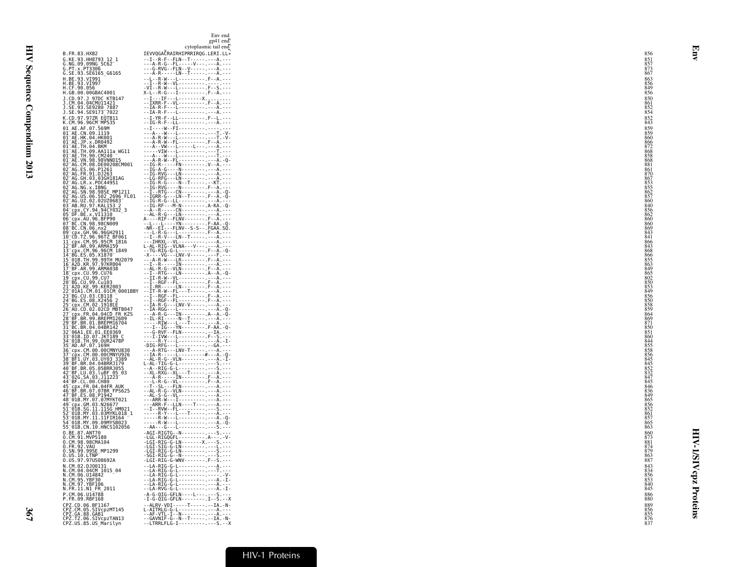```
                              Env end
                              gp41 end
                              cytoplasmic tail end
B.FR.83.HXB2                  IEVVQGACRAIRHIPRRIRQG.LERI.LL*          856
G.KE.93.HH8793_12_1           ---I--R-F--FLN--T------.---A.---        851
G.NG.09.09NG_SC62             ---A-R-G--FL-----V----.---A.---         857
G.PT.x.PT3306                 ---G-RVG--FLN--V------.---A.---         873
G.SE.93.SE6165_G6165          ---A-R-----LN--T------.---A.---         867
H.BE.93.VI991                 --L--R-W---L----------.F--A.---         863
H.BE.93.VI997                 --I--R-W--VL----------.----.---         856
H.CF.90.056                   -VI--R-W---L----------.F--S.---         849
H.GB.00.00GBAC4001            X-L--R-G---I----------.F--A.---         856
J.CD.97.J_97DC_KTB147         --I---IF---L--------X.....,....         850
J.CM.04.04CMU11421            --IXRR-F--VL----------.F--A.---         861
J.SE.93.SE9280_7887           --IA-R-F---L----------.---A.---         852
J.SE.94.SE9173_7022           --IA-R-F---L----------.---A.---         854
K.CD.97.97ZR_EQTB11           --I-YR-F--LL----------.F--L.---         852
K.CM.96.96CM_MP535            --IG-R-F--LL----------.---A.---         843
01_AE.AF.07.569M              --I----W--FI----------.-------          859
01_AE.CN.09.1119              ---A---W---L----------.---T.-V-         859
01_AE.HK.04.HK001             ---A-R-W---L----------.---T.-V-         860
01_AE.JP.x.DR0492             ---A-R-W--FL----------.F--A.---         866
01_AE.TH.04.BKM               ---A--VW---L-----L----.---A.---         872
01_AE.TH.09.AA111a_WG11       -----VIW---L----------.---T.---         868
01_AE.TH.90.CM240             ---A---W---L----------.---T.---         858
01_AE.VN.98.98VNND15          ---A-R-W--FL----------.---A.-Q-         868
02_AG.CM.08.DE00208CM001      --IG-R-----FN---------.V--A.---         881
02_AG.ES.06.P1261             --IG-A-G---N----------.---A.---         861
02_AG.FR.91.DJ263             --IG-RVG---LN---------.---A.---         870
02_AG.GH.03.03GH181AG         --LG-RFG---LN---------.---A.---         867
02_AG.LR.x.POC44951           --IG-R-G----N--T------.--KT.---         853
02_AG.NG.x.IBNG               --IG-RVG---N----------.F--A.---         855
02_AG.SN.98.98SE_MP1211       --I--RTG---CN---------.---A.-Q-         862
02_AG.US.06.502_2696_FL01     --IGRR-G---LN--T------.F--A.-Q-         857
02_AG.UZ.02.02UZ0683          --IG-R-G--LL----------.---A.---         860
03_AB.RU.97.KAL153_2          --IG-RF---M-N---------.A-KA.-Q-         840
04_cpx.CY.94.94CY032_3        --A--R-----CN---------.---A.---         856
05_DF.BE.x.VI1310             --AL-R-G---LN---------.---A.---         862
06_cpx.AU.96.BFP90            A----RIF--FLNV--------.F--A.---         860
07_BC.CN.98.98CN009           --L---L-----YN--------.F-AA.-Q-         860
08_BC.CN.06.nx2               -NR--EI---FLNV--S-S---.FGAA.SQ.         869
09_cpx.GH.96.96GH2911         ---L-R-G---L----------.F--A.---         843
10_CD.TZ.96.96TZ_BF061        --I--R-V---LN--T------.---A.---         841
11_cpx.CM.95.95CM_1816        ---IHRXL--VL----------.---A.---         866
12_BF.AR.99.ARMA159           L-AL-RIG--VLNA---V----.---A.---         843
13_cpx.CM.96.96CM_1849        --TG-RIG-G-L----------.F--A.-Q-         868
14_BG.ES.05.X1870             -X----VG---LNV-V------.---F.---         866
15_01B.TH.99.99TH_MU2079      ---A-R-W---LR---------.F--A.---         855
16_A2D.KR.97.97KR004          --I--R-----IN---------.---A.---         863
17_BF.AR.99.ARMA038           --AL-R-G--VLN---------.F--A.---         849
18_cpx.CU.99.CU76             --I--RTG---LN---------.A--A.-Q-         865
19_cpx.CU.99.CU7              --II-R-W--VL----------.---A.---         802
20_BG.CU.99.Cu103             --I--RGF--FL----------.F--A.---         850
21_A2D.KE.99.KER2003          --I-RR-----LN---------.F--A.---         853
22_01A1.CM.01.01CM_0001BBY    --IT-R-W--FL---T------.---A.---         849
23_BG.CU.03.CB118             --I--RGF--FL----------.F--A.---         856
24_BG.ES.08.X2456_2           --I--RGF--FL----------.F--A.---         850
25_cpx.CM.02.1918LE           --IA-R-G---LNV-V------.---A.---         858
26_AU.CD.02.02CD_MBTB047      --IA-RGG---L----------.---A.-Q-         859
27_cpx.FR.04.04CD_FR_KZS      ---A-R-G---IN---------.A--A.-Q-         864
28_BF.BR.99.BREPM12609        --IL-RI-----N--T------.---A.---         869
29_BF.BR.01.BREPM16704        -----RIW---L---T------.---A.---         871
31_BC.BR.04.04BR142           ---I--IG---YN---------.F-AA.-Q-         850
32_06A1.EE.01.EE0369          ---G-RVF--FLN---------.--IA.---         851
33_01B.ID.07.JKT189_C         ---I-IVW---L----------.F--S.---         860
34_01B.TH.99.OUR2478P         -----R-Y---L----------.---A.-I-         844
35_AD.AF.07.169H              -DIG-RFG---L----------.--GA.---         855
36_cpx.CM.00.00CMNYU830       ---A-RTG---LNV-T------.---A.---         858
37_cpx.CM.00.00CMNYU926       --IA-R-----L----------#---A.-Q-         856
38_BF1.UY.03.UY03_3389        --AL-R-G--VLN---------.---A.-I-         845
39_BF.BR.04.04BRRJ179         L-AL-TIG-G-L----------.---S.---         845
40_BF.BR.05.05BRRJ055         --A--RIG-G-L----------.---S.---         852
42_BF.LU.03.luBF_05_03        --XL-RXG--XL---T------.---A.---         832
43_02G.SA.03.J11223           ---A-R-----IN---------.F--A.---         847
44_BF.CL.00.CH80              ---L-R-G--VL----------.F--A.---         845
45_cpx.FR.04.04FR_AUK         --T--SL---FLN---------.---A.---         846
46_BF.BR.07.07BR_FPS625       --AL-R-G--VLN---------.---A.---         836
47_BF.ES.08.P1942             --AL-S-G--VL----------.---A.---         849
48_01B.MY.07.07MYKT021        ---ARR-W---I----------.---A.---         865
49_cpx.GM.03.N26677           ---ARR-F--LLN----T----.---A.---         856
51_01B.SG.11.11SG_HM021       --I--RVW--FL----------.---S.---         852
52_01B.MY.03.03MYKL018_1      -----R-Y---L---T------.---A.---         861
53_01B.MY.11.11FIR164         -----R-W---L----------.---A.-Q-         857
54_01B.MY.09.09MYSB023        -----R-W---L----------.---A.-Q-         865
55_01B.CN.10.HNCS102056       --AA---G---L----------.---S.---         863
O.BE.87.ANT70                 -AGI-RIGTG--N---------.---S.---         860
O.CM.91.MVP5180               -LGL-RIGQGFL----------.A---.-V-         873
O.CM.98.98CMA104              -LGI-RIG-G-LN-------X.---S.---          881
O.FR.92.VAU                   -LGI-SIG-G-LN---------.---L.---         874
O.SN.99.99SE_MP1299           -LGI-RIG-G-LN---------.---S.---         879
O.US.10.LTNP                  -SGI-RIG-G--N---------.---S.---         863
O.US.97.97US08692A            -LGI-RIG-G-WNV--------.F--S.---         887
N.CM.02.DJO0131               --LA-RIG-G-L----------.---A.---         843
N.CM.04.04CM_1015_04          --LA-RIG-G-L----------.---T.---         834
N.CM.06.U14842                --LA-RIG-G-L----------.-----V-          856
N.CM.95.YBF30                 --LA-RIG-G-L----------.---A.-I-         853
N.CM.97.YBF106                --LA-RIG-G-L----------.---A.---         840
N.FR.11.N1_FR_2011            --LA-RVG-G-L----------.---A.-I-         845
P.CM.06.U14788                -A-G-QIG-GFLN----L----.---S.---         886
P.FR.09.RBF168                -I-G-QIG-GFLN---------.I--S.--X         880
CPZ.CD.06.BF1167              --ALRV-VDI-----T------.--IA.-N-         889
CPZ.CM.05.SIVcpzMT145         L-AITRLG-G-L----------.---A.---         856
CPZ.GA.88.GAB1                --AF-VTL-I--N---------.---A.---         855
CPZ.TZ.06.SIVcpzTAN13         --GAVNIF-G--N--T------.--IA.-N-         876
CPZ.US.85.US_Marilyn          --LTRRLFLG-I----------.---S.--X         837
```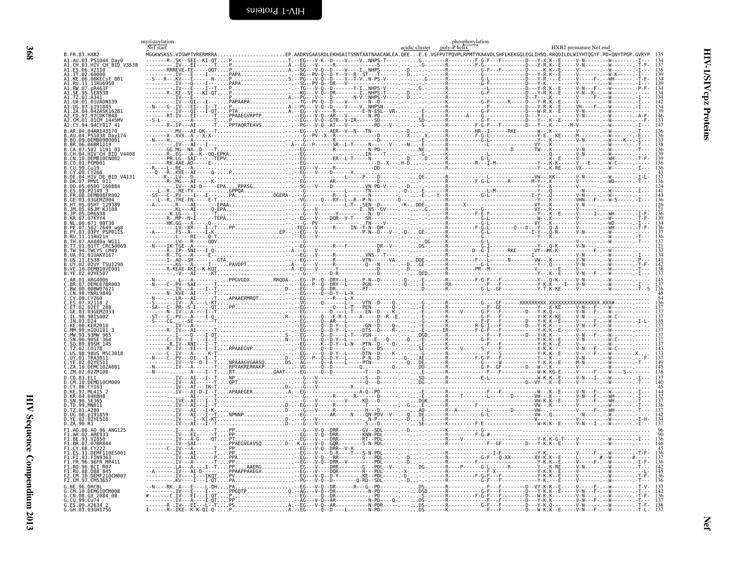Annotations above the alignment: myristoylation, Nef start, acidic cluster, poly-P helix, phosphorylation, HXB2 premature Nef end

```
B.FR.83.HXB2                 MGGKWSKSS.VIGWPTVRERMRRA.......................EP.AADRVGAASRDLEKHGAITSSNTAATNAACAWLEA.QEE...E.E.VGFPVTPQVPLRPMTYKAAVDLSHFLKEKGGLEGLIHSQ.RRQDILDLWIYHTQGYF.PD*QNYTPGP.GVRYP  135

A1.AU.03.PS1044_Day0         134
A1.CH.03.HIV_CH_BID_V3538    137
A1.ES.06.X2110               135
A1.IT.02.60000               136
A1.KE.06.06KECst_001         134
A1.RU.11.11RU6950            139
A1.RW.07.pR463F              134
A1.SE.95.SE8538              134
A1.TZ.01.A341                134
A1.UA.01.01UADN139           142
A1.UG.07.p191845             134
A1.ZA.04.04ZASK162B1         139
A2.CD.97.97CDKTB48           146
A2.CM.01.01CM_1445MV         133
A2.CY.94.94CY017_41          142

B.AR.04.04AR143170           136
B.AU.04.PS1038_Day174        136
B.BO.09.DEMB09BO001          133
B.BR.06.06BR1119             138
B.CA.07.502_1191_03          136
B.CH.04.HIV_CH_BID_V4408     139
B.CN.10.DEMB10CN002          139
B.CO.01.PCM001               136
B.CU.99.Cu19                 136
B.CY.09.CY266                 43
B.DE.04.HIV_DE_BID_V4131     137
B.DK.07.PMVL_011             136
B.DO.05.05DO_160884          124
B.ES.09.P2149_3              141
B.FR.08.DEMB08FR002          143
B.GE.03.03GEMZ004            136
B.HT.05.05HT_129389          126
B.JM.05.05JM_KJ108           121
B.JP.05.DR6538               136
B.KR.07.07KYY4               139
B.NL.00.671_00T36            134
B.PE.07.502_2649_wg8         136
B.PY.03.03PY_PSP0115         137
B.RU.11.11RU21n              136
B.TH.07.AA040a_WG11          137
B.TT.01.01TT_CRC50069        121
B.TW.94.TWCYS_LM49           137
B.UA.01.01UAKV167            134
B.US.11.ES38                 141
B.UY.02.02UY_TSU1290         142
B.VE.10.DEMB10VE001          138
B.YE.02.02YE507              137

C.AR.01.ARG4006              145
C.BR.07.DEMC07BR003          137
C.BW.00.00BW07621            136
C.CN.98.YNRL9840              45
C.CY.09.CY260                 54
C.ES.07.X2118_2              136
C.ET.02.02ET_288             137
C.GE.03.03GEMZ033            137
C.IL.98.98IS002              137
C.IN.03.D24                  135
C.KE.00.KER2010              137
C.MM.99.mIDU101_3            137
C.MW.93.93MW_965             137
C.SN.90.90SE_364             137
C.SO.89.89SM_145             137
C.TZ.02.CO178                143
C.US.98.98US_MSC3018         133
C.UY.01.TRA3011              137
C.YE.02.02YE511              149
C.ZA.10.DEMC10ZA001          145
C.ZM.02.02ZM108              138

D.CD.83.ELI                  137
D.CM.10.DEMD10CM009          140
D.CY.06.CY163                 45
D.KE.97.ML415_2              144
D.KR.04.04KBH8               137
D.SN.90.SE365                137
D.TD.99.MN011                136
D.TZ.01.A280                 137
D.UG.08.p191859              142
D.YE.02.02YE516              134
D.ZA.90.R1                   137

F1.AO.06.AO_06_ANG125         96
F1.AR.02.ARE933               90
F1.BE.93.VI850               136
F1.BR.07.07BR844             146
F1.CY.08.CY222                45
F1.ES.11.DEMF110ES001        136
F1.FI.93.FIN9363             137
F1.FR.96.96FR_MP411          136
F1.RO.96.BCI_R07             142
F1.RU.08.D88_845             145
F2.CM.10.DEMF210CM007        136
F2.CM.97.CM53657             136

G.BE.96.DRCBL                137
G.CM.10.DEMG10CM008          142
G.CN.08.GX_2084_08           136
G.CU.99.Cu74                 137
G.ES.09.X2634_2              138
G.GH.03.03GH175G             137
```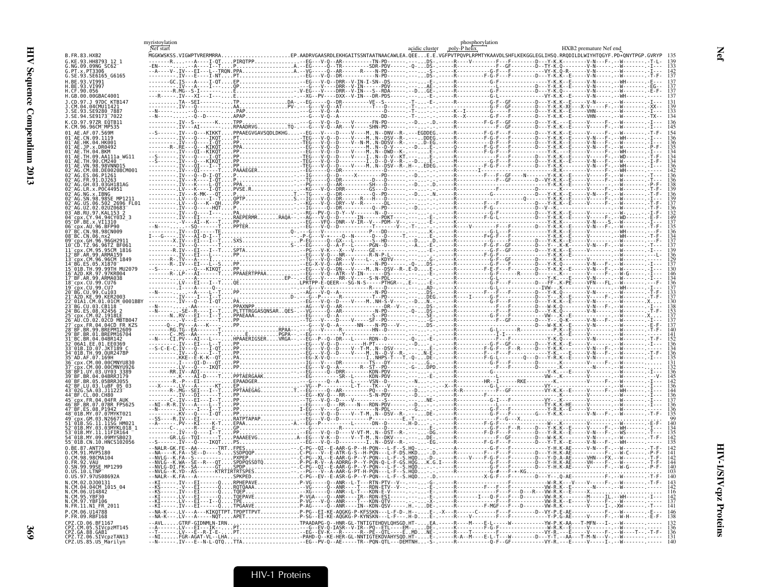# HIV-1/SIVcpz Proteins — Nef

```
                          myristoylation                                                                              phosphorylation
                          Nef start                                                                 acidic cluster   poly-P helix                     HXB2 premature Nef end

B.FR.83.HXB2              MGGKWSKSS.VIGWPTVRERMRRA.......................EP.AADRVGAASRDLEKHGAITSSNTAATNAACAWLEA.QEE...E.E.VGFPVTPQVPLRPMTYKAAVDLSHFLKEKGGLEGLIHSQ.RRQDILDLWIYHTQGYF.PD*QNYTPGP.GVRYP  135
G.KE.93.HH8793_12_1       -------R......-A----I-QT....PIRQTPP..............-EG----V-Q--AR---------TN-PD-------.-----DS-.------R-----V---------F----F--------D---Y-K.K---------V-N-----F-.--W---------T-L-  139
G.NG.09.09NG_SC62         -EN------.....-A----I--T....P...................A.--EG-----Q--TR--------SDR-PDV------.-Q---DS-.-----R---------------F--GF---------D---TY-K.Q---------V-N-----.--W----------I---  133
G.PT.x.PT3306             --A----V-.IV---EI---L--TRQN.PPA..................A.--VG-----Q--AR-------R----N-PD-------.-----DS-.------R-----------G-F---F---------VY-K.Q-R-------V-N-----.--W----------I---  142
G.SE.93.SE6165_G6165      ---------.IV---E----I-NT....PT...................--EG----V-Q--DR-----------D-PD-------.-----DS-.------R-----------F-G-F---F---------D---Y-K.K---E-----V-N-----.--W----------T-F-  137
H.BE.93.VI991             -------GC.IS----A----I-QT....EP....................--EG----V-Q--DRR--V-IN-I-SN--DS-------.-----E-.------R-----------G-F---------------Y-K.K---E-----V-N-----.--WH---------E---  137
H.BE.93.VI997             ---------.IV---A----I-------.QP....................--G-----V-----DRR--V-IN-------PDV------.-----AE-.------R---------------------------D---Y-K.K---E-----V-N-----.--W----------EG-  137
H.CF.90.056               ---------R.MG---S-I-------.EP....................V-EG-----V-Q--DRR--V-IN---S--RDA-------D--GE-.------R-----------G-F----------------Y-K.Q---E-----V-N-----.--W----------E-F-  137
H.GB.00.00GBAC4001        ---R-----.IV---XI---I-------.E.....................--XG--PV-----DXX--V-IN---DR-PDS------.-----E-.------R-----------G-L--------------VY-K.K---E-----V-N-----.--WH---------I---  137
J.CD.97.J_97DC_KTB147     ---------TA--SEI--------T...TP...................DA..--EG-----Q--DR----------VE--S--------.-T-----E-.------R-----------G-F--GF---------D---Y-K.K---E-----V-N-----.--W----------I---  131
J.CM.04.04CMU11421        ---------.IV---Q-------------.AA.................PV-.---G--V-Q--AT-----------T----D-------.-T-----------------------G-F--GF---------D---Y-K.K-XE---X-V-----F-.--W----------XX-  139
J.SE.93.SE9280_7887       --N------.---------Q--------.PAP...................--G-----V-Q--AR-----------D-----------.-T-----K-I-----------G-F---F---------D---Y-K.K---E-----VHN-----.--W----------I---  133
J.SE.94.SE9173_7022       --N------.-----Q--D---------.APAP..................--G-----V-Q--------------DD---------.-T-----R--X--------G-F---F---------D---Y-K.K---E-----VHN-----.--W----------TX-  134
K.CD.97.97ZR_EQTB11       ---------.IV--S------K-----.TPP....................--G-----V-Q--D---V-------FN-PD------.--D----D.------R-----------F-G-F--GF---------D---Y-K.--E-----V-----F-.--W----------I---  136
K.CM.96.96CM_MP535        ---------.IV---AI----------.RPAADRVG.......TQ-.---G---V-Q--AR--V------SHN-PD--------.--D----------R-----------F---F--GF---------D---Y-K.K---E-----V-----F-.--W----------I---  145
01_AE.AF.07.569M          --S------.IV---Q---KIKKT....PPAAEGVGAVSQDLDKHG.....-EG---V-----D----V----M..N--DNV--R-.----EGDDEG.------R-----------F-G-F---F---------D---Y-K.K---E-----V-N-----F-.--W----------T-F-  154
01_AE.CN.09.1119          ---------.IV---Q----IKQT....PT.....................TEG---V-Q--D-----V----M..N--DSV--R-.----DDEG.------R-----------F-G-F---F---------D---Y-K.K---E-----V-N-----F-.--WH---------I---  136
01_AE.HK.04.HK001         ---------.IV---Q---I-QT....PP.....................TEG---V-Q--D-----V--N-M..N-DDSV--R-.----D-EG.------R-----------D-F---F---------D---Y-K.K---E-----V-N-----F-.--W----------I---  136
01_AE.JP.x.DR0492         ---------R..RE--Q---KIKQT....PPA...................TEG---V-Q--D---------M..N--D-V--------D--E-.------R-----------F-G-F---F---------D---Y-K.K---E-----V-N-----F-.--W----------P-F-  135
01_AE.TH.04.BKM           ---------.IV---QI--KIKQT....PP.....................TEG---V-Q--D-----V----M..N--DWD--K-.-----E-.------R-----------F-G-F---F---------D---Y-K.----E-----V-N-----F-.--WH---------I---  134
01_AE.TH.09.AA111a_WG11   --S------.IV---Q----I-QT....PP.....................TEG---V-Q--D-----V----I..N--D-V--KT-.-----E-.------R-----------------F---------D---Y-K.K---E-----V-N-----F-.--WD---------T-F-  134
01_AE.TH.90.CM240         --S------.IV---Q---KIKQT....PP.....................TEG---V-Q--D-----V----I..D--D-V--R-.--D--E-.------R-----------------F---------D---Y-K.K---E-----V-N-----F-.--W----------I---  134
01_AE.VN.98.98VNND15      ---------.IV---QI---I--T....PP.....................TEG---V-Q--D-----V----M..N--DSV--R-.-H---EDEG.------R-----------F-G-F---F---------D---Y-K.K---E-----V-N-----F-.--WH---------I---  136
02_AG.CM.08.DE00208CM001  ---------.IV---QI-------T....PAAAEGER.............-EG-----Q--DR----------------D------.---------------------I--------------------------R-K.K---E-----V-----F-.--WH---------I---  142
02_AG.ES.06.P1261         ---------.IV---Q--D-I-QT....PP....................-IG-----Q--D----X-------PD-------.--D--------R-----------------F---------D---Y-K.K---E-----V-----F-.--W----------T---  136
02_AG.FR.91.DJ263         ---------.IV---K----I-QT....PP....................-TG-----Q--DR---------D---D-------.---------------R-----------F--GF---------D--VY-K.K---E-----V-----F-.--W----------T---  136
02_AG.GH.03.03GH181AG     ---------.IV---K----L-QT....PPA...................-PG-----Q--AR---------SH---D-------.--D--.D.------------------------------------Y-K.K---E-----V-----F-.--W----------P-F-  138
02_AG.LR.x.POC44951       ---------.IV---K----I-QT....PVSE.R................-KEG---V-Q--DRR---------GS---D-------.------------------------------------------D---Y-K.K---E-----V-----F-.--W----------T-F-  139
02_AG.NG.x.IBNG           ---------.IV---K-MK---QT....P.................T..-TG-----Q--DR---------Q--PD-------.--D---N.------R-----------G-F---F---------D---Y-K.K---E-----V-N-----F-.--W----------T-F-  136
02_AG.SN.98.98SE_MP1211   ---------.LV---Q----I--T....QPTP.................S..-IG-----Q--DR---------R---H--D------------------R-----------------Q--------D---Y-K.K---E-----V-----F-.--W----------I---  139
02_AG.US.06.502_2696_FL01 ---------.LV---Q---K--QH....PP....................-KEG---V-Q--DRY--V--R-----DL-------.---------------R-----------------------------Y-K.K---E-----V-----F-.--W----------T-F-  137
02_AG.UZ.02.02UZ0683      ---------.IV---Q-----HQT....P.....................-IG-----Q--DR----------Q--PD-------.--------------R-----------F-G-------------D-V--K.--------------V-----F-.--W----------T-F-  136
03_AB.RU.97.KAL153_2      ---------.IV---Q-----I-----.PA...................-RG--PV-Q-D-Y--V-------N-D------.-----------------------------------------------D---Y-K.K---E-----V-----F-.--W----------I-F-  132
04_cpx.CY.94.94CY032_3    ---------.IV---EI-------T....RAEPERMR........RAQA-...-EG--V-Q--D------IN-------PDKT-------E-.------R-----------F-G-L-----------D---Y-K.K---E-----V-----F-.--WD---------T-F-  149
05_DF.BE.x.VI1310         ---------.V----AI--K---T....PP....................-EG---VFQ--DNR--V-IR--V---PDM--V-------.-----------R-----------------------------Y-K.K---E-----V-N----S-.--W----------I---  137
06_cpx.AU.96.BFP90        --N------.---SG----K---T....PPTER.................-EG---V-Q--D----------R----------V--T-----.-T-----E--V------------------F---------D---Y-K.K---E-----V-N-----F-.--W----------T-F-  135
07_BC.CN.98.98CN009       ---------.IV---DI------TE.........................Q-.---G--V--------------P---DD------.-------K.------R-----------G-L---F---------D---Y-R.K---E-----V-----F-.--WH---------I---  136
08_BC.CN.06.nx2           I---G----.IV---AI-D-I--T...........................-P-G---V-----Q--N------D---D----T-.------E.------R-----------F+G-F---F---------D---Y-R.K---E-----V-----F-.--WH---------T-F-  134
09_cpx.GH.96.96GH2911     ---------X.IV---EI-----T....SXS.....................P-EG-----Q-GX--G---S--HD-------.--D----D.------R-----------------------------D---Y-K.K---E-----V-----F-.--W----------I-F-  137
10_CD.TZ.96.96TZ_BF061    ---------.IV---EI---T--T....................S-.---EG-----Q-A-F--L-----PGN--D-------.--A-----E-.------R-----------F-G-F---F---------D---Y-K.K---E-----V-N-----F-.--W----------T-F-  137
11_cpx.CM.95.95CM_1816    ---------R.IV---EI---I--T....SPTA...................-PG---V-K---X---V-----GE-------.---------------R-----------G-F--GF---------D---Y-K.K---E-----V-----F-.--W----------T-F-  139
12_BF.AR.99.ARMA159       ---------.IV---EI---L--T....PP....................-EG---V-Q--NR---------R-N-P-L-.-----------------R-----------------F--------------Y-K.K---E-----V-----F-.--W----------L-  136
13_cpx.CM.96.96CM_1849    ---------R.TV---A----I-------.....................-TG---V-Q--DR---V-----L---KDYV-------.---------------G-F--GF---------D---Y-K.----------V-----F-.--W----------I---  129
14_BG.ES.05.X1870         ---------R..IV---EI---L--S....PP....................-EG-X-V-Q--AR--V---------N-PD--------.--Q----DS-.------R-----------G-F---F---------D---Y-K.Q---E-----V-N-----F-.--W----------I-F-  137
15_01B.TH.99.99TH_MU2079  --S------.IV---Q---KIKQT....PP...................-EG---V-Q--DN---V----M..N--DSV--R-.E-D-----E-.------R-----------------F---------D---Y-K.K---E-----V-N-----F-.--W----------I---  130
16_A2D.KR.97.97KR004      ---------R..LP---AI-------T....PPAAERTPPAA.........--EG---V-Q--ATR--V-IN--------DS------.---------------R-----------G-F-----R-----D---Y-K.K---E-----V-----F-.--W-G-------I---  146
17_BF.AR.99.ARMA038       ---------.IV---EI---------T..................EP-...-EG---V----RR---V-----S-N-PDL------.-------------------------------------------Y-K.--E-----V-----F-.--W----------I---  134
18_cpx.CU.99.CU76         ---------.LV---EI---I--T....QE.....................LPRTPP-E-QEER---SG-N-S-----PTHGR---.-E-----E-.------R-----------G-F---F---------D---FF-.K-PE-----VFN----FL-.--W----------I---  136
19_cpx.CU.99.CU7          ---------.I----A----Q-----...........................-----V------------R-------D-------.----AD-.------X-----------G-L-----------IVW--.K-------------V-------.--WH---------I---  137
20_BG.CU.99.Cu103         --N------.-----A----L--T....PP....................-AG----V-Q--A---------N-PD------.----E-.------R-----------F---F---------D---Y-K.Q---E-----V-N-----F-.--W----------T-F-  133
21_A2D.KE.99.KER2003      ---------.IV---I----I--T......................D.....-G--P-----R---------T---PD------.----DEG.------R----I-----G-F---F---------D---Y-K.Q---E-----V-N-----F-.--W----------T-F-  137
22_01A1.CM.01.01CM_0001BBY---------.IV---Q----I-QT....PA.....................-EG---V-Q--D-----V----M..NH-S-V------D--N.------R-----------G-F---F---------D---Y-K.K---E-----V-N-----F-.--W----------X---  130
23_BG.CU.03.CB118         -N-------.-----A----L--T....PPAXNPP.................-AG---V-Q--AR---------DR--V-------DS-.------R-----------F---F---------D---W-K.Q---E-----V-N-----F-.--W----------I---  138
24_BG.ES.08.X2456_2       -N-------.-SE--R----I--T....PLTTTRGGASQNSAR..QES-..-VG-----Q--AR------------N-PD------Q---DS-.------R-----------F---F---------D---Y-K.Q---E-----V-N-----F-.--W----------T-F-  153
25_cpx.CM.02.1918LE       ---------N..RV---EI---I--T....PPAEAAA...................-EG-----Q--A-----------S--PD-------E-.------R-----------G-F---F---------VW--K.K---E-----V-----F-.--W----------X---  137
26_AU.CD.02.02CD_MBTB047  ---------.IV---E----I--T....PP....................-TG---V-----D---V-----SF--PD-------.-SE-.------R-----------F--GF---------D---Y--.Q-K---E-----V-N-----F-.--W----------I---  137
27_cpx.FR.04.04CD_FR_KZS  ---------Q-..PV--A----K-----.PP.....................-G---V-Q--A-------NN---N-PD---V-----DS-.------R-----------------F---------D---W-K.K---E-----V-----F-.--W----------E-F-  137
28_BF.BR.99.BREPM12609    ---------RG.TG--EA-------T.......................RPAA-.---G---V----R--------HN-D--------.--------R-----------G-L-----R-----------P-K.E---E-----V-----F-.--W----------I---  140
29_BF.BR.01.BREPM16704    ---------C..MS--AA-------T.......E............PGPA-..--EG-----------Y----------------.---------------I-I-----------------------K--E-----V-----F-.--W----------I---  141
31_BC.BR.04.04BR142       --N----CI.PV---AI---L--T....HPAAERIGSER.......VRGA-...--EG---P-Q--DR---L-----RDN--D------Q---E-.------R-----------F---F---------D---Y-K.Q---E-----V-N-----F-.--W----------T-F-  152
32_06A1.EE.01.EE0369      ---------.IV---EI---L--T....PP....................-EG---V-Q--D---------H-PT--------.----D---E.------R-----------G-F--GF---------D---Y-K.K---E-----V-N-----F-.--W----------I---  136
33_01B.ID.07.JKT189_C     --S-C-E-C.IV---Q---I-QT....PP....................-EG---V-Q--D------V--T-M..N--DSV--R-.---E-.------R-----------F-G-F--R-----D---Y-K.K---E-----V-N-----F-.--W----------I---  134
34_01B.TH.99.OUR2478P     ---------.IV---Q---I-QT....PP....................-EG---V-Q--D------V----M..N--D-V--R-.--DE-.------R-----------F-G-F---F---------D---Y-K.K---E-----V-N-----F-.--W----------T-F-  136
35_AD.AF.07.169H          ---------.KKE--E-K-K--QT....PA...................-EG-X-V-Q-----------I..NHPS-T---T.-Q---DE-.------R-----------F-G-L-------Q--D---Y-R.K---E-----V-N-----F-.--W----------I---  135
36_cpx.CM.00.00CMNYU830   ---------.I-----QI-D---QT....PP....................-IG----V---DR---------TS--DY--------.G---------R------------------D-------K-------V-----F-.--W----------I---  131
37_cpx.CM.00.00CMNYU926   ---------.LV---Q---IKQT....PP....................-EG---V-Q-A--------R--ST--PD--------.DPD-.------R-------------------------N----------V-----F-.--W----------I---  132
38_BF1.UY.03.UY03_3389    ---------RR.IV---ADI--------.....................-EG-----Q--DRR---------KDN-PDV--------------------------------------------Y-K.K---E-----V-----F-.--W----------I---  136
39_BF.BR.04.04BRRJ179     ---------.K---AI-D---T....PPTAERGAAK...............-EG-------SR--L-----KDN-PDV--------.-----E-.------R-----------------------VW--K.--E-----V-----F-.--W----------V-  145
40_BF.BR.05.05BRRJ055     ---------.R--P---EI-------.EPAADGER...............-G----A--D------V-----VSN--D--V-------N.------R------HR-I-----RKE-------K.--E-----V-----F-.--W----------I---  142
42_BF.LU.03.luBF_05_03    --X------.LV---AV-----KT....EP.....................VG-P-----------L-T----TK--V------.--X--R-----------G-L-----------------VY---------------V-----F-.--W----------I---  136
43_02G.SA.03.J11223       ---------R..MG--SEI---I--T....PPTAAEGAG...........T..-EG---V-Q--AR---------PQ--D-------.--D-------R-R-----------F--GF---------VY-K.K---E-----V-----F-.--WH---------I---  144
44_BF.CL.00.CH80          ---------.IV---DI--------.PP.....................-EG---KV-Q--RR---------S-N-PDV---------.---------------------------------------------------V-----F-.--W----------I---  136
45_cpx.FR.04.04FR_AUK     ---------C..IV---EI---I--T....PP....................-TG---V-Q--D---------S-------.--NE-.------R-----------G-I--F-----------VY-K.--E-----V-----F-.--W----------I---  137
46_BF.BR.07.07BR_FPS625   --NI--R-R.IV---A-----L--T....PP....................-EG-----Q---RR----N---RDN-PDV--------.--D----------R--------------------------TY-K.K-HE-----V-----F-.--W----------I---  136
47_BF.ES.08.P1942         --N------.IV---I----I--T....PP.....................-IEG---V---G---------N-PDL------.--G-----------R-----------------F---------Q-----K.K---E-----V-----F-.--W----------I---  136
48_01B.MY.07.07MYKT021    ---------.KV---Q---I-QT....PP....................-EG---V-Q--D-----V--T-M..N--DSV--R-.--DE-.------R-----------G-F---F---------G---Y-K.K---E-----V-N-----F-.--W----------T-F-  135
49_cpx.GM.03.N26677       --SS-----R.IV---EI--------.RATPTAPAP................-EG---V-Q--D-------------P---------E-T-.------------G-F---G---X-----------------------------------------  90
51_01B.SG.11.11SG_HM021   --A------.PV---KI---K-T....EPAA......................A.--EG--P-------------L------DN--D-------.H-D---------R-----------F-G-F---F---------D---Y-K.K---E-----V-N-----F-.--W----------E-F-  140
52_01B.MY.03.03MYKL018_1  ---------C-......R---E---..GP....................-G-----------R---------------------.---------R-----------F-G-F--R-----D---Y-K.K---E-----V-N-----F-.--WH---------I---  134
53_01B.MY.11.11FIR164     ---------.IV---Q---I--T....PP.....................-EG---V-Q--D---V-VT-M..N--DST--R-.----DG-.------R-----------F-D-F---F---------D---Y-K.K---E-----V-N-----F-.--WS---------T---  135
54_01B.MY.09.09MYSB023    ---------GR.LG--TQI------T....PAAAEEVG.............A-EG---V-K-D------V--T-M..N--DKV--------DE-.------R-----------------F--GF---------DW--K.K---E-----V-N-----F-.--W----------I---  135
55_01B.CN.10.HNCS102056   --S------.IV---Q---IKQT....PS......................-EG---V-Q--D------I..N--D-V--R-.-----EG-.------R-----------F-G-F---F---------D---Y-K.K---E-----V-N-----F-.--WH---------I---  135
O.BE.87.ANT70             --NALR-GK.FE--AA-------TRT..FPES.................C-PG--QI--E-AAR-G-P--H-PQN---L-F--S.HQ-.-----------E-------------F-------------Y-H.K-AE-----V-N---F-.--W----------T-F-  142
O.CM.91.MVP5180           --NA----K.FA--SE--D---S.....SSDPQQP................C-PG--V--E-ATR-G-S--H-PQN---L-F--DS.HKD--E------------R-----------F-------------Y-H.K-AE-----V-N-----F-.--C-------P-F-  141
O.CM.98.98CMA104          --NVLG--K.FA--S----------..PXPEP...................C-PG--XL--E-AAR-G-P--Y-PQN---L-F--S.HQD---D.------R------V---F-G-F---F---------D---Y-D.A-AE-----VHN---FX.--W----------T-F-  142
O.FR.92.VAU               --NVLG--K.WA--SE--R---QT....SPDPQSSDTQ..............P-PG-R-V--A-ADRRG-P--Y-PQN-Q-L-F-GS.HQG...K.G.I---R-----------F-G-F--------D---Y-H.K-AE-----VH---F-.--W----------T-F-  144
O.SN.99.99SE_MP1299       --NVLG-DI.FK--SA------GT....SPDP...................C-PG--QI--E-AAR-G-P--Y-PQN---L-F--S.HQD.---------R-----------------F---F---------D---Y-H.K-AE-----V-N-----F-.--W-G-------P-F-  140
O.US.10.LTNP              --NVLG-K.YD--AS-------KTRTIRTRTSPES...............-PG---V-A-AAR-G-PT-H-PQN---L-F--S.HQD..---------R-----------G-#---F-+-KG...........................................  103
O.US.97.97US08692A        --NALR--K.FA----A-----------.SPKPED................C-PG--EV--E-ASR-G-P--Y-PQN---L-F--S.HQD.---D.------R-----------X-G-F---F---------D---Y-.Q-AE---------F-.--W----------T-F-  140
N.CM.02.DJO0131           --KI-----.IV---EI-----Q....RPHEPAVE................P-VG-----Q--ANR--L-T---RTN-PTV--V-.------G-.------R-------------------------W-R.K---V-----V-----F-.--W----------T-F-  143
N.CM.04.04CM_1015_04      --KS-----.-V---EI-----Q....RQTQAAA.................--VG-----Q--ANR-----T--RDN-ETV--V-.------E-.------R-----------F---F---------VW-R.K---E-----V-N--------------------  142
N.CM.06.U14842            --KS-----.IV---EI-----Q....TQEP....................--XG-----Q--ANR--L-T---KDN-E-V-------.------E-.------R-----------F--F--D---R----VW-R.K---E-----X.........................  116
N.CM.95.YBF30             --KI-----.LV---EI-----Q....TQEPAVE.................P-VGA----Q--ANR---IR--RDN-ESI-----.------E-.------R-------I---Q-F---F---D------VW-R.K---E-----M-----IL.--WH---------I---  142
N.CM.97.YBF106            --KI-----.LV---EI---I--Q....TPE....................P-VG----V-Q--ANR----T---KDN-QTV------.--X---------R-----------F---F---------VW-R.K---E-----V-----F-.--W----------I---  137
N.FR.11.N1_FR_2011        --KI-----.IV---EI-----Q....TPGAAVE.................P-AG-----Q--ANR--IN--KDN-QSV------.H.---DE-.------R-----------F-MGF---F---D------VW-R.K---E-----V-----I-.-XW---------T---  141
P.CM.06.U14788            --NA-K---.LV---A---KIKQTTPT.TPDPTTPVT..............P-PG--EI-KE-AQGKG-P-KFSSKN---L-F-D-.H.-----E-.-X---R-------C-------F----F-------D--VY-P.E-AE-----------F-.--W----------E---  146
P.FR.09.RBF168            --NA-K---.LV---A----NQT....APET....................P-SG--EI-KE-AQGKG-P-KYNSKN---L-F--H-D.-----E-.------R-----------G-F---F-------D--Y-P.G-AE-----V-----F-.--W-H-------E-F-  138
CPZ.CD.06.BF1167          --AVL----.GTRF-GIDNMLN-IRN.......................TPAADAPG-Q--HNR-GL-TNTIGTEHDVLQHSGD.HT----.EA------R----M---E-L------W----------YW-P.K-AA---T-MFN---I-.--W----------  132
CPZ.CM.05.SIVcpzMT145     --A------.LV---EI---IK----.PT....................--EG-V-Q-IASR--V-IR--PQ---ETL----EM-.-----DE.------K-------F-G-F---------------W-R.K---E-----V-----F-.--W----------I---  136
CPZ.GA.88.GAB1            --T------.LV---E--R-I-E----.PT....................--EG--EV-K---R----R--PE---QTL-----E..MD..-NE-.------R---------T-----------------VY-R.--E-----V-----F-.--W-----T--.-T-F-  136
CPZ.TZ.06.SIVcpzTAN13     --NI-----.FGR-AGAT-VL--LHA.......................-PAHD-Q--KE-HER-GL-NNTIGTEKDVAHVSQD.HT----.S-------R-A--M---E-L-T---W----------D---V-T.--AA---T-M-N---I-.--W----------  131
CPZ.US.85.US_Marilyn      --N------.IV---E--N-L-QTQ...TTA...................-EG--PV-Q--AE----TR--PQN-QTL---DEMTNH.-----S-.------R-----------Q-F--GF---------VY-R.----E-----V-----I-.--W----------I---  140
```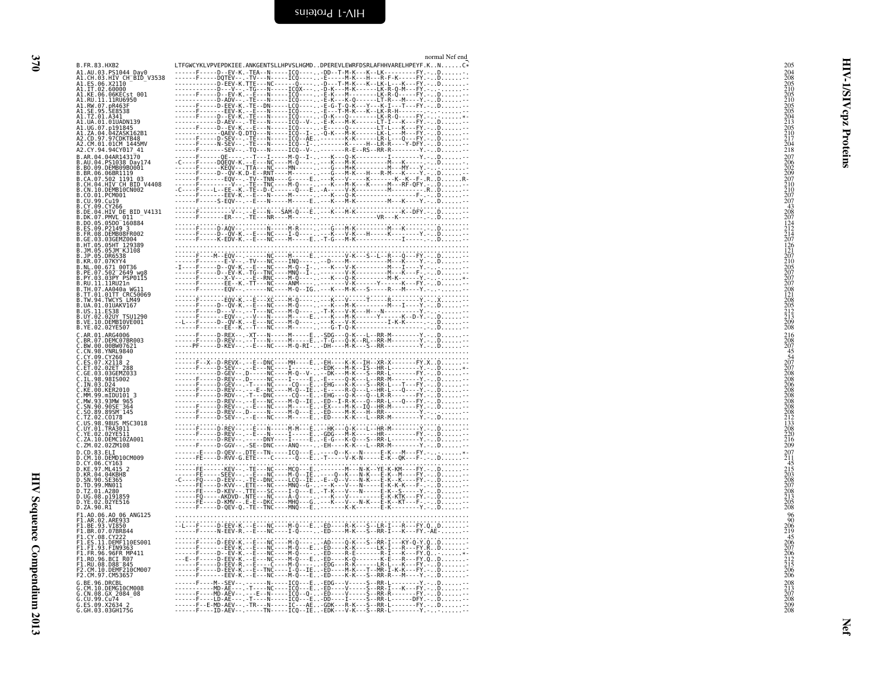```
                                                                                    normal Nef end
B.FR.83.HXB2              LTFGWCYKLVPVEPDKIEE.ANKGENTSLLHPVSLHGMD..DPEREVLEWRFDSRLAFHHVARELHPEYF.K..N......C*   205
A1.AU.03.PS1044_Day0      ------F-----D--EV-K.-TEA--N-----ICQ----..-DD--T-M-K---K--LK---------FY.-..D.......-   204
A1.CH.03.HIV_CH_BID_V3538 ------F-----DQTEV--.-TV---N-----ICQ----..-E-----M-K---H---R-F-K-----FY.-..D.......-   208
A1.ES.06.X2110            ------------D-EEV-K.TTE---NC------Q----..-D---T-M-K---K--LK-L---K---FY.-..D.......-   205
A1.IT.02.60000            ------F-----D---V---.-TG--N-----ICQX---..-D-K---M-K-------LK-R-Q-M---FY.-..-......-   210
A1.KE.06.06KECst_001      ------F-----D--EV-K.--E---N-----ICQ----..-E-K---M---------LK-R-Q-----FY.-..D.......-   205
A1.RU.11.11RU6950         ------------D-ADV---.-TE---N-----ICQ----..-E-K---K-Q------LT-R---M---Y.-..D.......-   210
A1.RW.07.pR463F           ------F-----D-EEV-K.-TE--DN-----LCQ----..-E-G-T-Q-K---Y---K-I---T---FY.-..D.......-   205
A1.SE.95.SE8538           ------F-----D-KEV-K.--E---N-----ICQ----..-E---T-M-K---K--LK-R-H------.-..-.......-   205
A1.TZ.01.A341             ------F-----D--EV-K.-TE---N-----ICQ----..-D-K---Q-K-------LK-R-Q-----FY.-..-......*-  204
A1.UA.01.01UADN139        ------------D-AEV--.-TE---N-----ICQ--V-..-E-K---M-K-------LT-I---K---FY.-..D.......-   213
A1.UG.07.p191845          ------F-----D--EV-K.--E---N-----ICQ----..-E-----Q---------LT-L---K---FY.-..D.......-   205
A1.ZA.04.04ZASK162B1      ------F-----QAEV-Q.DTQ---N-----ICQ--I-..-Q-K---M-K-------LK-L---M---FY.-..D.......-   210
A2.CD.97.97CDKTB48        ------F-----D-SEV--.-TE---N-----ICQ--AE..---------K-------LR-L---Q---FY.-..D.......-   217
A2.CM.01.01CM_1445MV      ------F-----N-SEV--.-TE---N-----ICQ--I-..---------K------H--LR-R----Y-DFY.-..D.......-   204
A2.CY.94.94CY017_41       ------F-----SEV--.-TQ---N-----ICQ--V-..---------R-E--RS--RR-R--------Y.-..D.......-   218
B.AR.04.04AR143170        ------F-------QE-------T---I-----M-Q--I-..---K---Q-K-----------I---------Y.-..D.......-   207
B.AU.04.PS1038_Day174     -C----F-----DQEQV-K.--E---NC----M-Q----..---K---M-K----------M---K-------.-..D.......-   206
B.BO.09.DEMB09BO001       ------F-------KEQV--.TTA---NC---MN-----..---G---M+K----------M---MY---Y.-..-.......-   202
B.BR.06.06BR1119          ------F-----D--QV-K.D-E--RNT----M------..---G---M-K---H---R-M---K---Y.-..D.......-   209
B.CA.07.502_1191_03       ------F-------EQV---.-TV--TNN----G-----E..---K---V-----K-------K--K--F-.R..D......R-   207
B.CH.04.HIV_CH_BID_V4408  ------F---------V--.-TE--TNC----M-Q----..---K---M-K----M----M---RF-QFY.-..D.......-   210
B.CN.10.DEMB10CN002       -C----F---L--EE--K.-TE--D-C------Q----E..-A-----V-K----------M----------.R..D.......-   210
B.CO.01.PCM001            ------F-------EEV-K.--E---N-----M------..---K---Q-K-------------F-.-..D.......-   207
B.CU.99.Cu19              ------F-----S-EQV--.--E---N-----M-----E..---K---M-K----------M---K---Y.-..D.......-   207
B.CY.09.CY266             ..................................................................................     43
B.DE.04.HIV_DE_BID_V4131  ------F---------V--.--E---N---SAM-Q---E..---K---M-K--------------K--DFY.-..D.......-   208
B.DK.07.PMVL_011          ------F-------ER---.-TE---NR----M-----..-----------------VR---K---------.-..D.......-   207
B.DO.05.05DO_160884       ..................................................................................    124
B.ES.09.P2149_3           ------F-----D-AQV--.-------N-----M-R----..---G---M-K----------M---K------.-..D.......-   212
B.FR.08.DEMB08FR002       ------F-----D--QV-K.--E---NC----I-Q----..---K---M-K---H---K----------Y.-..D.......-   214
B.GE.03.03GEMZ004         ------F-----K-EDV-K.--E---NC----M-----E..-T-G---M-K------------I---------.-..D.......-   207
B.HT.05.05HT_129389       ..................................................................................    126
B.JM.05.05JM_KJ108        ..................................................................................    121
B.JP.05.DR6538            ------F----M--EQV--.-------NC----M-----E..--------V-K---S--L--R---Q---FY.-..D.......-   207
B.KR.07.07KYY4            ------F-------E-V--.-TV---NC----INQ----..-D---M-----------M---K---Y.-..D.......-   210
B.NL.00.671_00T36         -I----F-----D--QV-K.--E---NC----M-Q--I-..---K---V-K----------M---I---Y.-..-.......-   205
B.PE.07.502_2649_wg8      ------F-----D-KEV-K.-TG--TNC----MNQ--I-..--------V-K----------M---K---F.-..D.......-   207
B.PY.03.03PY_PSP0115      ------F-------X-V--.--E--RNC----M-Q----..---K---Q-K----------M-K------Y.-..-......*-  207
B.RU.11.11RU21n           ------F-------EE--K.-TT---NC----ANM-----..--------V-K-------Y-----K---FY.-..D.......-   207
B.TH.07.AA040a_WG11       ------F-------EQV--.-------NC----M-Q--IG..---K---M-K---S------R---M---Y.-..D.......-   208
B.TT.01.01TT_CRC50069     ..................................................................................    121
B.TW.94.TWCYS_LM49        ------F-------EQV-K.--E---XC----M-Q----..---K---V-----T------R-------Y.-..X.......-   208
B.UA.01.01UAKV167         ------F-----D--QV-K.--E---NC----M-Q----..---K---M-K----------M---I---Y.-..D.......-   205
B.US.11.ES38              ------F-----D---V--.-T----NC----M-Q----..-T-K---V-K---H---N----------Y.-..-.......-   212
B.UY.02.02UY_TSU1290      ------F-------EQV--.--E---NC----M-----E..---K---M-K-------Y------K--D-Y.-..D.......-   213
B.VE.10.DEMB10VE001       --L---F-----D--QV-K.--E---NC----M-Q----..---K---V-K----------I-K-K------.-..D.......-   209
B.YE.02.02YE507           ------F-------EE--K.--T---NC----M-----..---G-T-Q-K------------------------.-..D.......-   208
C.AR.01.ARG4006           ------F-----D-REX---.-XT---N-----M-----E..-SDG---Q-K---L--RR-M--------Y.-..D.......-   216
C.BR.07.DEMC07BR003       ------F-----D-REV---.-T----N-----M-----E..-T-G---Q-K--RL--RR-M--------Y.-..D.......-   208
C.BW.00.00BW07621         -----PF-----D-KEV--.--E---NC----M-Q-RI-..-DH----M-K---S--RR-----------Y.-..D.......-   207
C.CN.98.YNRL9840          ..................................................................................     45
C.CY.09.CY260             ..................................................................................     54
C.ES.07.X2118_2           ------F--X--D-REVX--.--E--DNC----MH----E..-EH----K-K--IH--XR-X--------FY.X..D.......-   207
C.ET.02.02ET_288          ------F-----D-SEV---.--E---NC-----I-----..-EDK---M-K--IS--HR-L--------Y.-..D......*-  207
C.GE.03.03GEMZ033         ------F-----D-GEV---.-D-----NC----M-Q--V-..-DK---M-K---S--RR-L--------FY.-..D.......-   208
C.IL.98.98IS002           ------F-----D-REV---.D-----NC-----I-----E..-E-----Q-K-----L--RR-M--------Y.-..D.......-   208
C.IN.03.D24               ------F-----D-GEV---.-T----NC-----CQ---E..-EHG---K-K---S--RR-L----T---FY.-..D.......-   206
C.KE.00.KER2010           ------F-----D-REV---.--E---NC----M-Q--IE..-E-----R-Q---L--HR-L---Q---Y.-..D.......-   208
C.MM.99.mIDU101_3         ------F-----D-RDV---.-T---DNC-----CQ---E..-EHG---Q-K---Q--LR-R--------FY.-..D.......-   208
C.MW.93.93MW_965          ------------D-REV---.--E---NC----M-Q--IE..-ED--I-R-K---Q--RR-L---Q---FY.-..D.......-   208
C.SN.90.90SE_364          ------F-----D-REV---.--E---NC----M-----E..-EX----M-K--IQ--HR-M--------FY.-..D.......-   208
C.SO.89.89SM_145          ------F-----D-REV---.D-----N-----M-Q---E..-ED----M-K---H--RR----------Y.-..-.......-   208
C.TZ.02.C0178             ------F-----D-SEV---.--E---NC----M-----E..-ED----K-K---L--RR-M--------Y.-..D.......-   212
C.US.98.98US_MSC3018      ..................................................................................    133
C.UY.01.TRA3011           ------F-----D-REV---.--E---N-----M-M---E..--HK---Q-K---L--HR-M--------Y.-..D.......-   208
C.YE.02.02YE511           ------F-----D-REV---.--E---N-----I-----E..-GDG---M-K------HR----------FY.-..D.......-   220
C.ZA.10.DEMC10ZA001       ------F-----D-REV---.------DNY-----I----E..-E-G---K-Q---S--RR-L--------Y.-..D.......-   216
C.ZM.02.02ZM108           ------F-----D-GGV---.-SE--DNC----ANQ-----..-EH----K-K---L--RR-M--------Y.-..D.......-   209
D.CD.83.ELI               -------E----D-QEV--.DTE--TN-----ICQ---E..----Q--K---N------E-K---M---FY.-..-......*-  207
D.CM.10.DEMD10CM009       ------FE----D-RVV-G.ETE---C------Q----E..-T-----V-K-N------E-K--QK---F.-..D.......-   211
D.CY.06.CY163             ..................................................................................     45
D.KE.97.ML415_2           ------FE------KEV---.-TE---NC----MCQ---E..------M---N-K--YE-K-KM----FY.-..D.......-   215
D.KR.04.04KBH8            ------FE------SEEV---.-TE---NC----M-Q--IE..----Q--K---N-K---E-K--M----FY.-..D.......-   203
D.SN.90.SE365             -C----FQ----D-EEV---.-TE-DNC-----LCQ--IE..-E--Q--V---N-K---E-K--K----FY.-..D.......-   208
D.TD.99.MN011             ------FE----D-KVV---.ETE---NC----MNQ--G-..--K---V---N-----E-K-K-K---F-.-..D.......-   207
D.TZ.01.A280              ------FE----D-KEV---.TTE---SC-----I-Q---E..-T-K---V---N------E-K---S-----Y.-..D.......-   208
D.UG.08.p191859           ------FQ-----AKDVD-.NTE---NC----A-Q----..---K---V-----------E-K-KTK---FY.-..D.......-   213
D.YE.02.02YE516           ------FE----D-KMV--.E-E--DKC----MHQ---G..--K---V---N-K---E-K--KT---F-.-..D.......-   205
D.ZA.90.R1                ------F-----D-QEV-Q.-TE--TNC----MNQ---E..-------K-K-------E-K---------Y.-..D.......-   208
F1.AO.06.AO_06_ANG125     ..................................................................................     96
F1.AR.02.ARE933           ..................................................................................     90
F1.BE.93.VI850            --L---F-----D-EEV-K.--E---NC----M-Q---E..-ED----R-K---S--LR-I---R---FY.Q..D.......-   206
F1.BR.07.07BR844          ------F-----N-EEV-R.--E---NC-----I-Q----..-ED----M-K---S--RR-I---K---FY.-AE.......-   219
F1.CY.08.CY222            ..................................................................................     45
F1.ES.11.DEMF110ES001     ------F-----D-EEV-K.--E---NC----M-Q-----..-AD----Q-K---S--RR-I---KY-Q-Y.Q..D.......-   206
F1.FI.93.FIN9363          ------F-------EEV-K.--E---NC----M-Q---E..-ED----K-K-------LK-I---R---FY.R..D.......-   207
F1.FR.96.96FR_MP411       ------F-----D--EV-K.--E---NC----M-Q----..-ED----R-E--------R-I---K---FY.Q..-......*-  206
F1.RO.96.BCI_R07          ---E--F-----D-EEV-K.--E---NC----M-Q---E..-ED----K-Q-------K-E---R---FY.Q..D.......-   212
F1.RU.08.D88_845          ------F-----D-EEV-R.--E---C-----M-Q----..-EDG---R-K-------LR-L---K---FY.-..D.......-   215
F2.CM.10.DEMF210CM007     ------F-----D-EEV-K.--E--TNC----I-Q--IE..-ED----M-K---T--MR-I-K-K---FY.-..D.......-   206
F2.CM.97.CM53657          ------F-------EEV-K.--E---NC----M-Q---E..-ED----K-K---S--RR-R---M---Y.-..D.......-   206
G.BE.96.DRCBL             ------F----M--SEV---.-------N-----ICQ---E..-EDG---V-----S--RR-L--------Y.-..D.......-   208
G.CM.10.DEMG10CM008       -----------MD-AE---.-T----NC-----ICQ---E..-ED----V-----S--RR-I---K---FY.-..D.......-   213
G.CN.08.GX_2084_08        ------F----MD-AEV---.--E--N-----ICQ--Q-..-ED----V-----S--RR-R--------FY.-..D.......-   207
G.CU.99.Cu74              ------F-----LD-AE---.-T----N-----ICQ---E..-DD----I-----S--RR-L------DFY.-..D.......-   208
G.ES.09.X2634_2           ------F--E-MD-AEV---.-TR---N-----IC---AE..-GDK---R-K---S--RR-L--------FY.-..D.......-   209
G.GH.03.03GH175G          ------F-----ID-AEV---.------TN-----ICQ--IE..-EDK---V-K---S--RR-L--------Y.-..-......-   208
```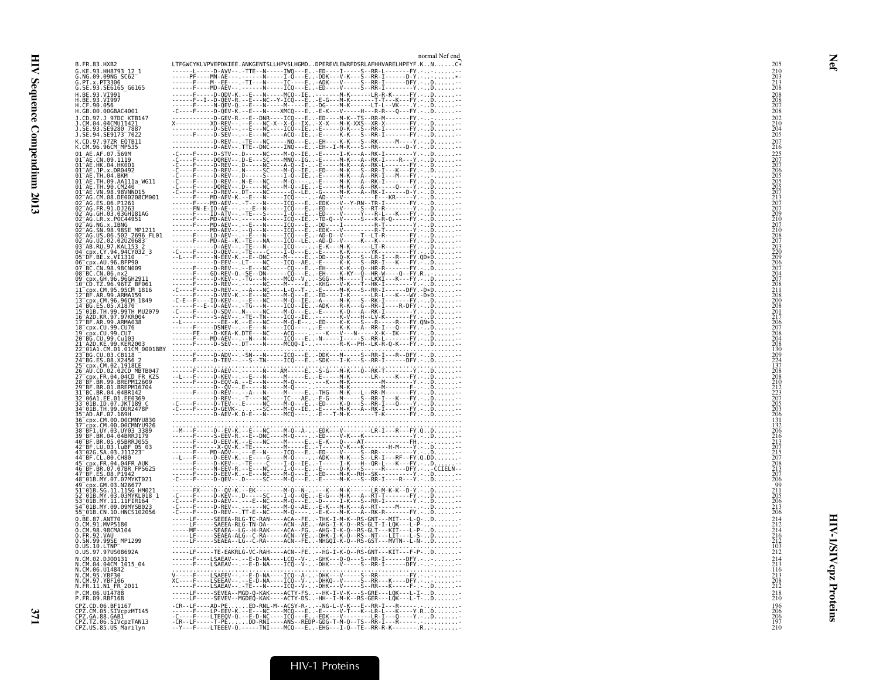normal Nef end

```
B.FR.83.HXB2                  LTFGWCYKLVPVEPDKIEE.ANKGENTSLLHPVSLHGMD..DPEREVLEWRFDSRLAFHHVARELHPEYF.K..N......C*   205
G.KE.93.HH8793_12_1           ------L-----D-AVV--.-TTE--N-----IWQ---E..-ED----I-----S--RR-L--------FY.-..-......--   210
G.NG.09.09NG_SC62             -----PF----MN-AE---.------N-----I-Q---E..-DDK---V-K---S--RR-I-------D-Y.-..-......+-   203
G.PT.x.PT3306                 ------F----M--EE---.-TI---N-----IC----E..-ADK---V-----S--RR-I-------DFY.-..D......--   213
G.SE.93.SE6165_G6165          ------F----MD-AEV--.------N-----ICQ---E..-ED----V-----S--RR-I--------Y.-..D......--   208
H.BE.93.VI991                 ------F-----D-QDV-K.--E---N-----MCQ--IE..--------M-K------LR-R-K-----FY.-..D......--   208
H.BE.93.VI997                 ------F--I--D-QEV-R.--E---NC--Y-ICQ---E..-E-G----M-K-------T-T---K---FY.-..D......--   208
H.CF.90.056                   ------F-----N-QEV-Q.--E---N-----M-----E..-DG-----M-K-------LT-L--VK---Y.-..D......--   207
H.GB.00.00GBAC4001            -C----F-----D-QEV-K.--E---N-----XMCQ---E..-E-K---V-----H---R-R---Q---FY.-..D......--   208
J.CD.97.J_97DC_KTB147         -----------D-GEV-R.--E--DNR-----ICQ---E..-ED----M-K--TS--RR-M--------FY.-..-......--   202
J.CM.04.04CMU11421            X----------XD-REV--.--E---NC-X--X-Q--IX..-X-X---M-K-XXS--XR-X--------FY.-..D......--   210
J.SE.93.SE9280_7887           ------------D-SEV--.--E---NC-----ICQ--IE..-E-----Q-K---S--RR-I--------FY.-..D......--   204
J.SE.94.SE9173_7022           ------F-----D-SEV--.--E---NC-----ACQ--IE..-E-----K-K---S--RR-I--------FY.-..D......--   205
K.CD.97.97ZR_EQTB11           ------------D-REV--.-TE---NC-----NQ----E..-EH----K-K---S--RK------M----Y.-..D......--   207
K.CM.96.96CM_MP535            ------------D-AEV--.-TTE--DNC----INQ---E..-EH--I-M-K---S--RR-------D-Y.-..D......--   216
01_AE.AF.07.569M              -C----F-----D-STV--.D-----NC-----M-Q--IE..-E-----I-K---A--RK-I--------Y.-..D......--   225
01_AE.CN.09.1119              -C----F-----DQREV--.D-E---SC-----MNQ--IG..-E-----M-K---A--RK-I-----R---Y.-..D......--   207
01_AE.HK.04.HK001             -C----F-----D-REV--.D-----NC-----A-Q--I-..-E-----M-K---A--RK-L--------FY.-..D......--   207
01_AE.JP.x.DR0492             -C----F-----D-REV--.N-----SC-----M-Q--IE..-ED----M-K---S--RR-I---K---FY.-..D......--   206
01_AE.TH.04.BKM               -C----F-----D-REV--.D-----S-----I-Q--IE..-E-----M-K---A--RR-I---M---FY.-..-......--   205
01_AE.TH.09.AA111a_WG11       -C----F-----D-REV--.N-E---NC-----M-Q----..-E-----M-K---A--RK-I--------FY.-..D......--   205
01_AE.TH.90.CM240             -C----F-----DQREV--.D-----NC-----M-Q--IE..-E-----M-K---A--RK-----Q----Y.-..D......--   205
01_AE.VN.98.98VNND15          -C----F-----D-REV--.DT----NC-----Q--LE..-G-----M-K---A--RK-I------D-Y.-..D......--   207
02_AG.CM.88.DE00208CM001      ------F----MD-AEV-K.--E---N-----ICQ-----..AD----V------------E---KR----Y.-..D......--   213
02_AG.ES.06.P1261             ------F----MD-AEV--.-T----N-----ICQ---E..-EDK---V--Y-RN--TR-I--------FY.-..D......--   207
02_AG.FR.91.DJ263             ------FN-E-ID-AE---.--E--N-----ICQ---E..-ED----V------S--RT-R--------Y.-..D......--   207
02_AG.GH.03.03GH181AG         ------F----ID-ATV--.-TE---S-----I-Q---E..-ED----V-----Y---R-L----K---FY.-..D......--   209
02_AG.LR.x.POC44951           ------F----MD-AEV--.------N-----ICQ--IE..-TD-Q--V-----S---K-R-Q-----FY.-..D......--   210
02_AG.NG.x.IBNG               ------F----MD-AEV--.--E---N-----ICQ---E..-DD----I-----------R-T--------Y.-..D......--   207
02_AG.SN.98.98SE_MP1211       ------------MD-AEV--.--Q---N-----ICQ---E..-EDK---V-----------R-T--------Y.-..D......--   210
02_AG.US.06.502_2696_FL01     ------F----LD-AEV--.--E---N-----ICQ---E..-AD-D--V-----T-LT-R--------FY.-..D......--   208
02_AG.UZ.02.02UZ0683          ------F----MD-AE--K.-TE---NA----ICQ--LE..-AD-D--V-----K---K---------FY.-..D......--   207
03_AB.RU.97.KAL153_2          ------------D-AEV--.-TE---N-----ICQ-----..-E-K---M-K-------LT-R--------FY.-..D......--   203
04_cpx.CY.94.94CY032_3        -C----F-----D-QEV--.-TE---C-----I-Q---E..-E-----K-K-------YK----------FY.-..D......--   220
05_DF.BE.x.VI1310             --L---F-----N-EEV-K.--E--DNC-----M-----E..-DD----Q-K---S--LR-I---R---FY.QD+D......--   209
06_cpx.AU.96.BFP90            ------------D-EEV--.LT----NC-----ICQ--AE..-E-----K-K---S--RR-I---K---FY.-..D......--   206
07_BC.CN.98.98CN009           ------F-----D-REV--.--E---NC-----CQ---E..-EH----K-K---Q--HR-R--------FY.-..D......--   207
08_BC.CN.06.nx2               ------F----GD-REV-Q.-SE--DN-----CQ---E..-EH----K-KY--Q--HR-W----Q--FY.R..-......--   204
09_cpx.GH.96.96GH2911         ------F-----D-KEV--.-TG---N-----MCQ--V-..-SGG---M-----T--LKXI---K---FY.-..D......--   207
10_CD.TZ.96.96TZ_BF061        ------F-----D-REV--.------NC-----M----E..-KHG---V-K---T--HK-I--------Y.-..D......--   208
11_cpx.CM.95.95CM_1816        -C----F-----D-REV--.--A---NC-----L-Q--T-..-E-----M-K---S--RR-I-------DFY.-D+D......--   211
12_BF.AR.99.ARMA159           ------F-----D-VEV-K.--E---NC-----M-Q---E..-ED---I-K---S--LR-L---K---WY.-D+D......--   208
13_cpx.CM.96.96CM_1849        -C-E--F----ID-KEV--.--E---NC-----M-Q--IE..-A-----M-K---S--RR-I--------FY.-..D......--   200
14_BG.ES.05.X1870             ------F--E--D-AEV--.-TG---N-----ICQ--IE..-ADK---R-K---G--RR-I-----R-DFY.-..D......--   208
15_01B.TH.99.99TH_MU2079      -C----F-----D-SDV--.N-----NC-----M-Q---E..-E-----K-Q---A--RK-I--------FY.-..D......--   201
16_A2D.KR.97.97KR004          ------F-----S-AEV--.-TE--TN-----ICQ--IE..-------K-V---H--LV-K--------FY.-..D......--   217
17_BF.AR.99.ARMA038           --L---------EE-.K.--E---NC-----M-Q-E-..-ED----K-K---S---R-------R---FY.QN+D......--   206
18_cpx.CU.99.CU76             ------F-----DSNEV--.--E---N-----ICQ-----..-E-----K-K---A--RR-I---Q---FY.-..D......--   207
19_cpx.CU.99.CU7              ------FE----D-KEA-K.DTE---NC-----ACQ-----..--K---V----N-----X-K--IK---FY.-..D......--   208
20_BG.CU.99.Cu103             ------F----MD-AEV--.--N---N-----ICQ---E..-N-----I-----S--RR-I--------FY.-..D......--   204
21_A2D.KE.99.KER2003          ------F-----D-SEV--.DT----N-----MCQQ-I-..-------R-K--PH--LK-R-Q-K---FY.-..D......--   208
22_01A1.CM.01.01CM_0001BBY    ...................................................................................   130
23_BG.CU.03.CB118             ------F-----D-ADV--.-SN---N-----ICQ---E..-DDK---M-----S--RR-I---R--DFY.-..D......--   209
24_BG.ES.08.X2456_2           ------F-----D-TEV--.--S--TN-----ICQ---E..-SDK---I-K---S--RR-I-------DFY.-..D......--   224
25_cpx.CM.02.1918LE           ...................................................................................   137
26_AU.CD.02.02CD_MBTB047      ------F-----D-AEV--.------N-----AM-----E..-S-G---M-K---Q--RK-T--------Y.-..D......--   208
27_cpx.FR.04.04CD_FR_KZS      --L---F-----D-KEV--.--E---N-----M-Q---E..-E-----M-K-------LR-----K---FY.-..D......--   208
28_BF.BR.99.BREPM12609        ------F-----D-EQV-A.--E---N-----M-Q-----..-----K---M-K-----------M-------Y.-..D......--   210
29_BF.BR.01.BREPM16704        ------------D--QV--.E-----N-----M-Q-----..-----------M-K-----------M-------F.-..D......--   212
31_BC.BR.04.04BR142           ------F-----D-REV--.--A---N-----M-----E..-THG---M-K---L--RR-M--------FY.-..D......--   223
32_06A1.EE.01.EE0369          ------------D-REV--.-T----NC-----IC---AE..-E-G---M-----S--RR-I---K---FY.-..D......--   207
33_01B.ID.07.JKT189_C         -C----F-----D-TEV--.E-----NC-----M-Q---E..-ED----K-Q---S--RR-I---Q----Y.-..D......--   205
34_01B.TH.99.OUR2478P         -C----F-----D-GEVK-.------SC-----M-Q--IE..-E-----M-K---A--RK-I--------FY.-..D......--   203
35_AD.AF.07.169H              ------------D-AEV-K.D-E---N-----MCQ-----..-E---T-M-K--------T-K--------FY.-..D......--   206
36_cpx.CM.00.00CMNYU830       ...................................................................................   131
37_cpx.CM.00.00CMNYU926       ...................................................................................   132
38_BF1.UY.03.UY03_3389        --M---F-----D--EV-K.--E---NC-----M-Q--A-..-EDK---V---------LR-I---R---FY.Q..D......--   206
39_BF.BR.04.04BRRJ179         ------F-----S-EEV-R.--E--DNC-----M-Q-----..-ED----V-K---K------------------Y.-..D......--   216
40_BF.BR.05.05BRRJ055         ------F-----D-EEV-R.--E---NC-----M-----E..-E-K---Q---AT------------FH.-..-......--   213
42_BF.LU.03.luBF_05_03        ------F-----X-QV-K.-TE---------M-----E..-T-----V-K---K--------H-M----Y.-..D......--   207
43_02G.SA.03.J11223           ------F----MD-ADV--.----E--N-----ICQ---E..-ED----V-----S--RR-------------Y.-..D......--   215
44_BF.CL.00.CH80              --L---F-----D-EEV-K.--E---G-----M-Q-----..-ADK---M-K---S--LR-I---RF--FY.Q.DD......--   207
45_cpx.FR.04.04FR_AUK         ------F-----D-KEV--.-TE---C-----I-Q--IE..-T-----I-K---H--QR-L---K---FY.-..D......--   208
46_BF.BR.07.07BR_FPS625       ------F-----N-EEV-R.--E---NC-----I-Q---E..-E-----Q-K---S--------R------DFY.-..-CCIELN--   213
47_BF.ES.08.P1942             ------F-----D-EEV-K.--E---NC-----M-Q---E..-ED----M-K--RH--SK-------------Y.-..D......--   207
48_01B.MY.07.07MYKT021        -C----F-----D-QEV--.D-----SC-----M-Q--IE..-E-----M-K---S--RR-I-----R---Y.-..D......--   206
49_cpx.GM.03.N26677           ...................................................................................   99
51_01B.SG.11.11SG_HM021       ------FX----D--QV-K.--EK---------M-Q--N-..----K---M-K---------LR-M-K-K--D-Y.-..D......--   211
52_01B.MY.03.03MYKL018_1      -C----F-----D-KEV--.D-----SC-----I-Q--QE..-E-G---M-K---A--RT-T--------FY.-..D......--   205
53_01B.MY.11.11FIR164         -C----F-----D-AEV--.---E--NC-----M-Q---E..-D-----I-K---S--RR-I--------Y.-..D......--   206
54_01B.MY.09.09MYSB023        -C----F-----D-REV--.--E---NC-----M-Q--AE..-E-K---M-K---A--RT-------M------Y.-..D......--   213
55_01B.CN.10.HNCS102056       -C----F-----D-REV--.TT-E--NC-----M-Q-----..-E-K---M-K---A--RK-R-------FY.-..D......--   206
O.BE.87.ANT70                 ------LF-----SEEEA-RLG-TC-RAN----ACA--FE..-THK-I-M-K--RS-GNT---MIT---L-Q-..D.......--   214
O.CM.91.MVP5180               ------LF-----SAEEA-RLG-TN-DA-----ACN--AE..-AHG-I-K-Q--RS-GLT-I-LQK---L-P-..........--   212
O.CM.98.98CMA104              ------MF-----SEAEA--LG--H-RAK----ACA--FG..-AHG-I-K-Q--RS-GLT---KIT---L-P-..D.......--   214
O.FR.92.VAU                   ------LF-----SEAEA-ALG--C-RA-----ACN--YE..-QHK-I-K-Q--RS--NT---LIT---L-S-..D.......--   216
O.SN.99.99SE_MP1299           ------LF-----SEAEA--LG--C-RA-----ACN--FE..-NHGQI-K-Q--RS-GST---MVTN--L-N-..D.......--   212
O.US.10.LTNP                  ...................................................................................   103
O.US.97.97US08692A            ------LF-----TE-EAKRLG-VC-RAH----ACN--FE..--HG-I-K-Q--RS-GNT---KIT---F-P-..D.......--   212
N.CM.02.DJO0131               ------F-----LSAEAV--.--E-D-NA----LCQ--V-..-GHK---Q-Q---S--RR-I-------DFY.-..-......--   214
N.CM.04.04CM_1015_04          ------F-----LSAEAV--.--E-D-NA----ICQ--V-..-DHK---V-----S--RR-I-------DFY.-..D......--   213
N.CM.06.U14842                ...................................................................................   116
N.CM.95.YBF30                 V-----F-----LSAEEV--.--E-D-NA----ICQ--A-..-DHK---V-----S--RR-----------FY.-..-......--   213
N.CM.97.YBF106                XC----F-----LSEEAV--.--E-D-NA----ICQ--V-..-DHKQ--V-----S--RR---K----DFY.-..D......--   208
N.FR.11.N1_FR_2011            ------F-----LSAEAV--.-TE---N-----ICQ--V-..-DHK---V-----S--RR---K-----F-.-..D......--   212
P.CM.06.U14788                ------LF-----SEVEA--MGD-Q-KAK----ACTY-FS..--HK-I-V-K---S-GRE---LQK---L-I-..D.......--   218
P.FR.09.RBF168                ------LF-----SEVEV--MGDEQ-KAK----ACTY-DS..-HH--I-M-K--RS-GER---LQK---L-T-..D.......--   210
CPZ.CD.06.BF1167              -CR--LF----AD-PE.....ED-RNL-M--ACSY-R-..--NG-L-V-K---E--RR-I----R------....-......--   196
CPZ.CM.05.SIVcpzMT145         ------F----LP-EEV-K.--E---NC-----MCQ---E..-E-----V-T---K--LR-L----K----Y.R..D......--   206
CPZ.GA.88.GAB1                -C----F----LTEEQV-Q.--E-D-NC-----ICQ---E..-EDK---V-----------LR-I----Q----Y.-..D......--   206
CPZ.TZ.06.SIVcpzTAN13         -CR--LF----T-PE.....DD-RNI---ANS--REDP-GDG-T-M-Q--TS--RR-I---R-----....-......--   197
CPZ.US.85.US_Marilyn          --Y---F----LTEEEV-Q.-----TNI-----MCQ---E..-EHG---I-Q--TE--RR-R-K------.R..-......--   210
```